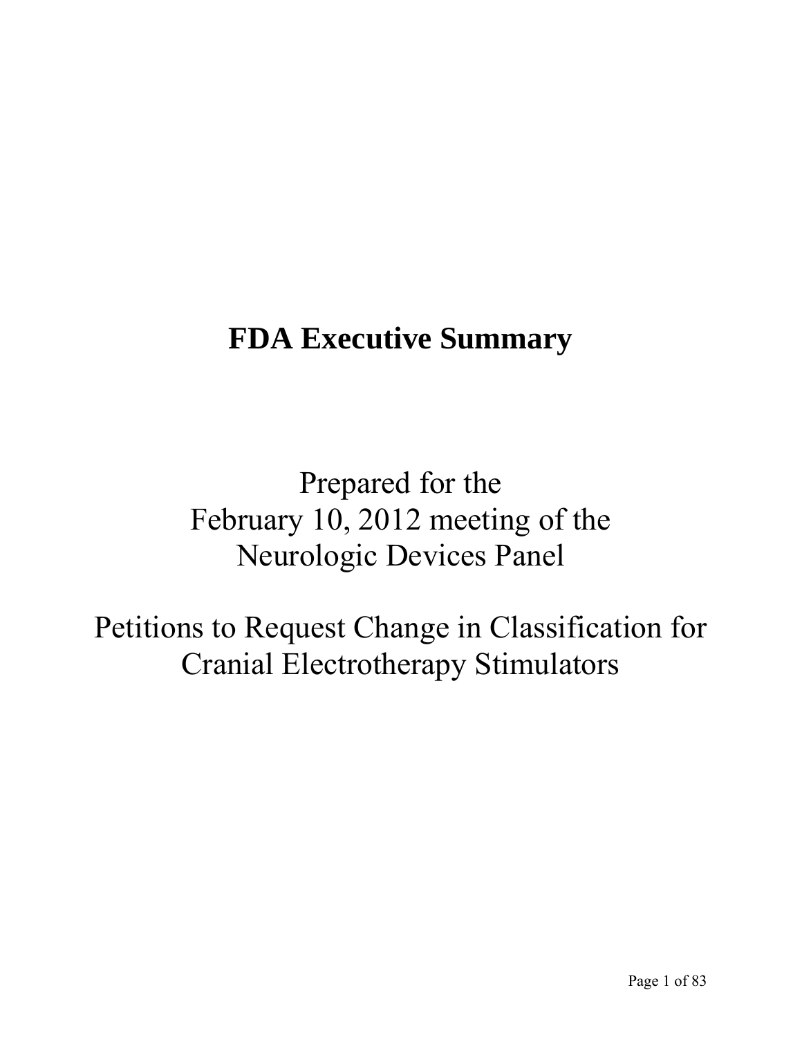# FDA Executive Summary

Prepared for the
February 10, 2012 meeting of the
Neurologic Devices Panel

Petitions to Request Change in Classification for
Cranial Electrotherapy Stimulators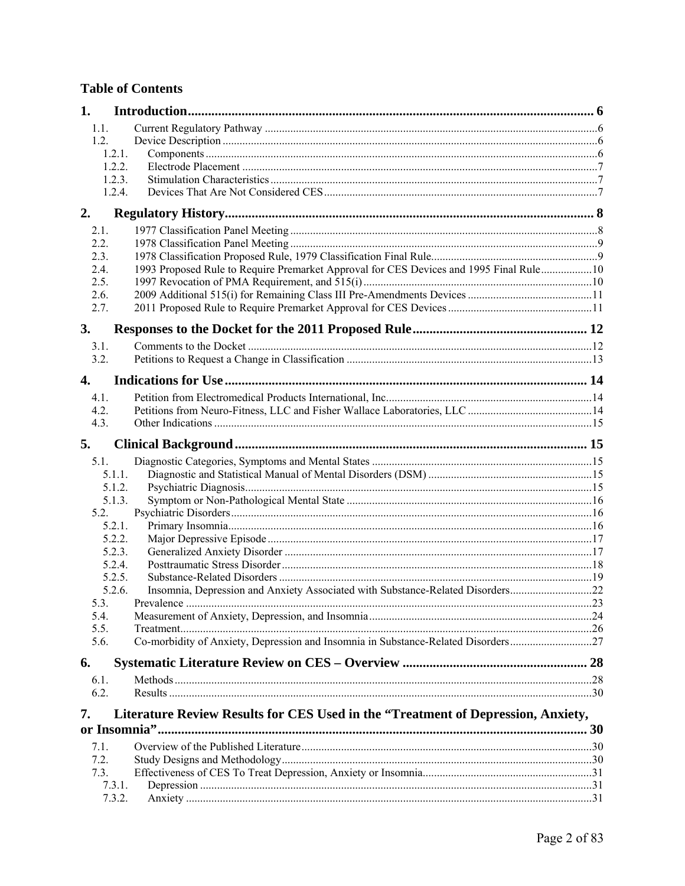## Table of Contents

**1. Introduction** ........ 6

- 1.1. Current Regulatory Pathway ........ 6
- 1.2. Device Description ........ 6
  - 1.2.1. Components ........ 6
  - 1.2.2. Electrode Placement ........ 7
  - 1.2.3. Stimulation Characteristics ........ 7
  - 1.2.4. Devices That Are Not Considered CES ........ 7

**2. Regulatory History** ........ 8

- 2.1. 1977 Classification Panel Meeting ........ 8
- 2.2. 1978 Classification Panel Meeting ........ 9
- 2.3. 1978 Classification Proposed Rule, 1979 Classification Final Rule ........ 9
- 2.4. 1993 Proposed Rule to Require Premarket Approval for CES Devices and 1995 Final Rule ........ 10
- 2.5. 1997 Revocation of PMA Requirement, and 515(i) ........ 10
- 2.6. 2009 Additional 515(i) for Remaining Class III Pre-Amendments Devices ........ 11
- 2.7. 2011 Proposed Rule to Require Premarket Approval for CES Devices ........ 11

**3. Responses to the Docket for the 2011 Proposed Rule** ........ 12

- 3.1. Comments to the Docket ........ 12
- 3.2. Petitions to Request a Change in Classification ........ 13

**4. Indications for Use** ........ 14

- 4.1. Petition from Electromedical Products International, Inc. ........ 14
- 4.2. Petitions from Neuro-Fitness, LLC and Fisher Wallace Laboratories, LLC ........ 14
- 4.3. Other Indications ........ 15

**5. Clinical Background** ........ 15

- 5.1. Diagnostic Categories, Symptoms and Mental States ........ 15
  - 5.1.1. Diagnostic and Statistical Manual of Mental Disorders (DSM) ........ 15
  - 5.1.2. Psychiatric Diagnosis ........ 15
  - 5.1.3. Symptom or Non-Pathological Mental State ........ 16
- 5.2. Psychiatric Disorders ........ 16
  - 5.2.1. Primary Insomnia ........ 16
  - 5.2.2. Major Depressive Episode ........ 17
  - 5.2.3. Generalized Anxiety Disorder ........ 17
  - 5.2.4. Posttraumatic Stress Disorder ........ 18
  - 5.2.5. Substance-Related Disorders ........ 19
  - 5.2.6. Insomnia, Depression and Anxiety Associated with Substance-Related Disorders ........ 22
- 5.3. Prevalence ........ 23
- 5.4. Measurement of Anxiety, Depression, and Insomnia ........ 24
- 5.5. Treatment ........ 26
- 5.6. Co-morbidity of Anxiety, Depression and Insomnia in Substance-Related Disorders ........ 27

**6. Systematic Literature Review on CES – Overview** ........ 28

- 6.1. Methods ........ 28
- 6.2. Results ........ 30

**7. Literature Review Results for CES Used in the "Treatment of Depression, Anxiety, or Insomnia"** ........ 30

- 7.1. Overview of the Published Literature ........ 30
- 7.2. Study Designs and Methodology ........ 30
- 7.3. Effectiveness of CES To Treat Depression, Anxiety or Insomnia ........ 31
  - 7.3.1. Depression ........ 31
  - 7.3.2. Anxiety ........ 31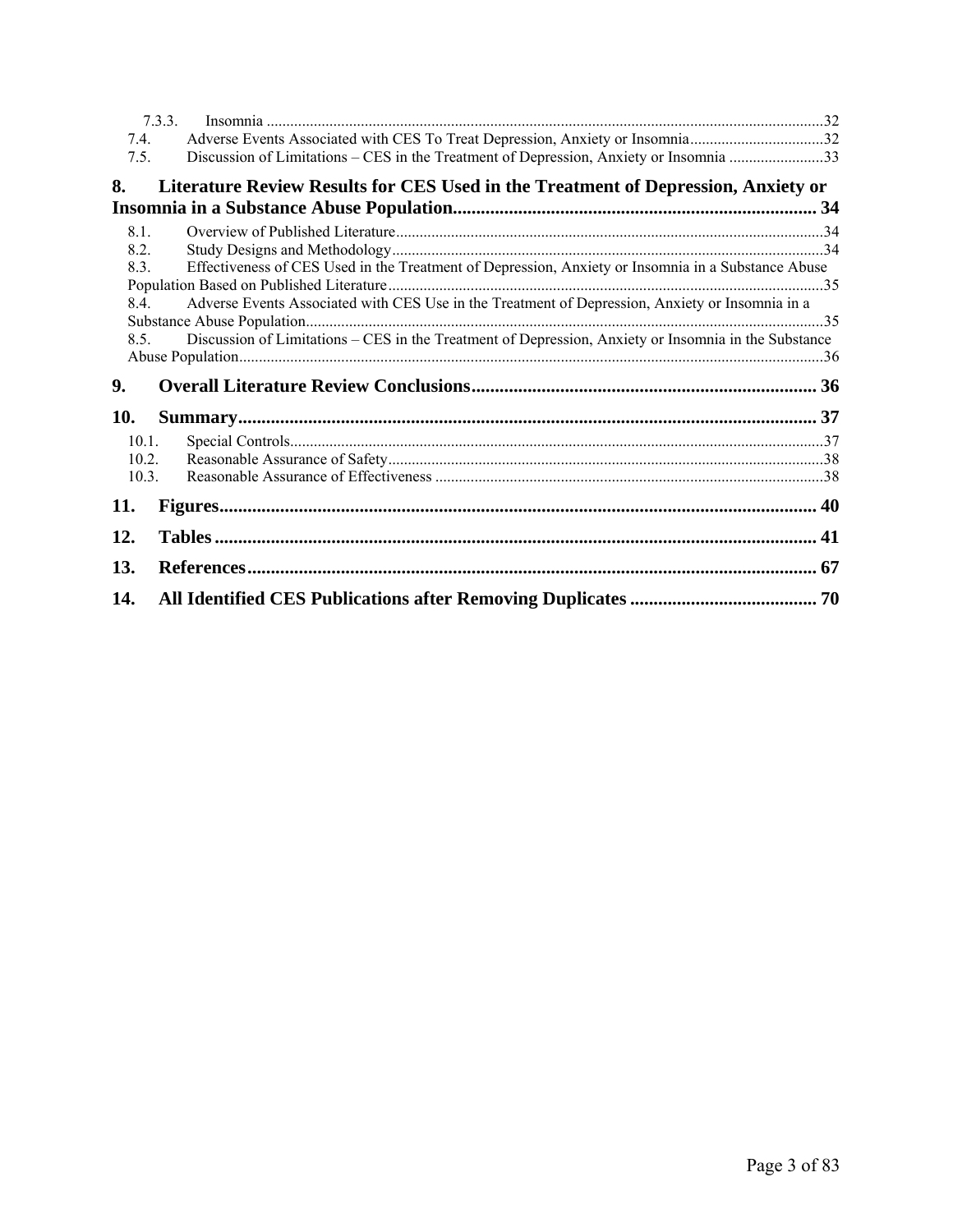7.3.3. Insomnia ............................................................................................................................................32
7.4. Adverse Events Associated with CES To Treat Depression, Anxiety or Insomnia..................................32
7.5. Discussion of Limitations – CES in the Treatment of Depression, Anxiety or Insomnia ........................33

**8. Literature Review Results for CES Used in the Treatment of Depression, Anxiety or Insomnia in a Substance Abuse Population............................................................................ 34**

8.1. Overview of Published Literature............................................................................................................34
8.2. Study Designs and Methodology.............................................................................................................34
8.3. Effectiveness of CES Used in the Treatment of Depression, Anxiety or Insomnia in a Substance Abuse Population Based on Published Literature.............................................................................................................35
8.4. Adverse Events Associated with CES Use in the Treatment of Depression, Anxiety or Insomnia in a Substance Abuse Population...................................................................................................................................35
8.5. Discussion of Limitations – CES in the Treatment of Depression, Anxiety or Insomnia in the Substance Abuse Population...................................................................................................................................................36

**9. Overall Literature Review Conclusions.......................................................................... 36**

**10. Summary............................................................................................................................ 37**

10.1. Special Controls......................................................................................................................................37
10.2. Reasonable Assurance of Safety.............................................................................................................38
10.3. Reasonable Assurance of Effectiveness ..................................................................................................38

**11. Figures................................................................................................................................ 40**

**12. Tables ................................................................................................................................. 41**

**13. References.......................................................................................................................... 67**

**14. All Identified CES Publications after Removing Duplicates ........................................ 70**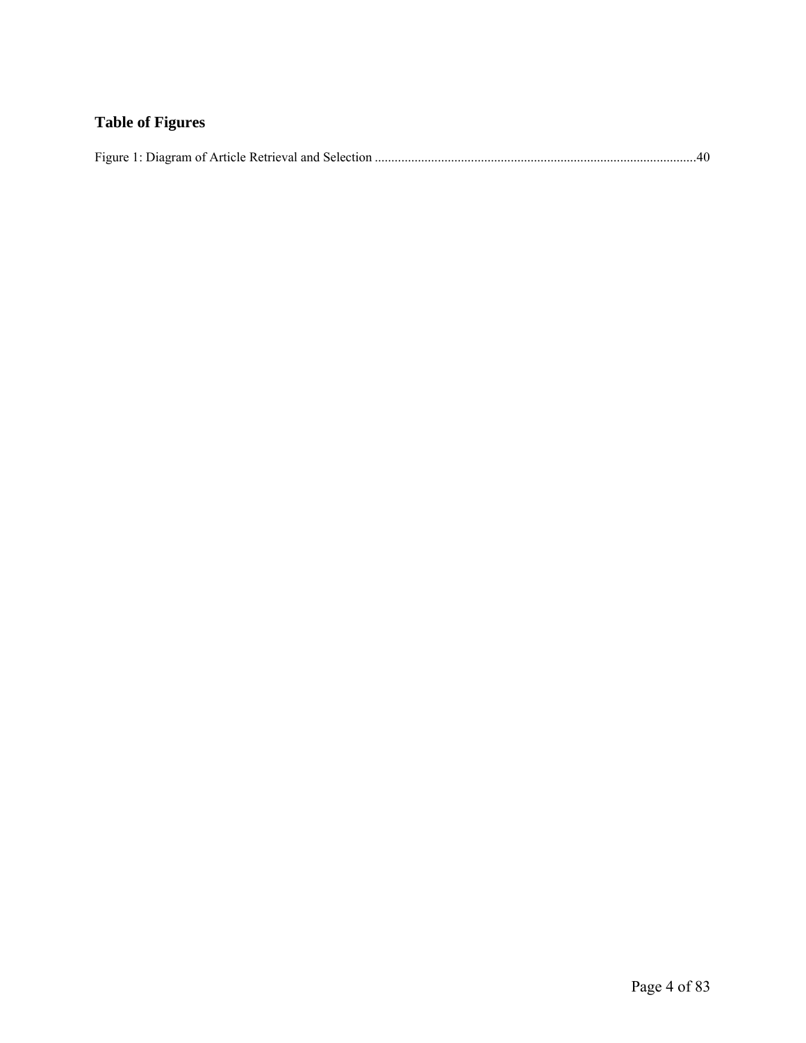## Table of Figures

Figure 1: Diagram of Article Retrieval and Selection ................................................................................................40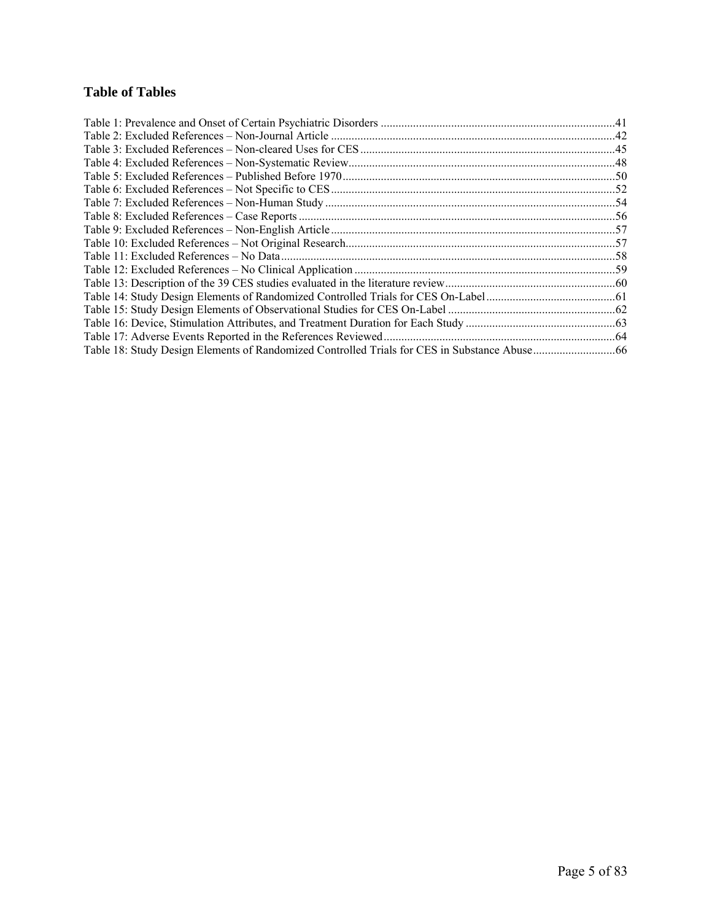## Table of Tables

Table 1: Prevalence and Onset of Certain Psychiatric Disorders ....................................................................................41
Table 2: Excluded References – Non-Journal Article ......................................................................................................42
Table 3: Excluded References – Non-cleared Uses for CES ..........................................................................................45
Table 4: Excluded References – Non-Systematic Review...............................................................................................48
Table 5: Excluded References – Published Before 1970..................................................................................................50
Table 6: Excluded References – Not Specific to CES ......................................................................................................52
Table 7: Excluded References – Non-Human Study ........................................................................................................54
Table 8: Excluded References – Case Reports .................................................................................................................56
Table 9: Excluded References – Non-English Article ......................................................................................................57
Table 10: Excluded References – Not Original Research.................................................................................................57
Table 11: Excluded References – No Data........................................................................................................................58
Table 12: Excluded References – No Clinical Application ..............................................................................................59
Table 13: Description of the 39 CES studies evaluated in the literature review...............................................................60
Table 14: Study Design Elements of Randomized Controlled Trials for CES On-Label ..................................................61
Table 15: Study Design Elements of Observational Studies for CES On-Label ..............................................................62
Table 16: Device, Stimulation Attributes, and Treatment Duration for Each Study .........................................................63
Table 17: Adverse Events Reported in the References Reviewed....................................................................................64
Table 18: Study Design Elements of Randomized Controlled Trials for CES in Substance Abuse..................................66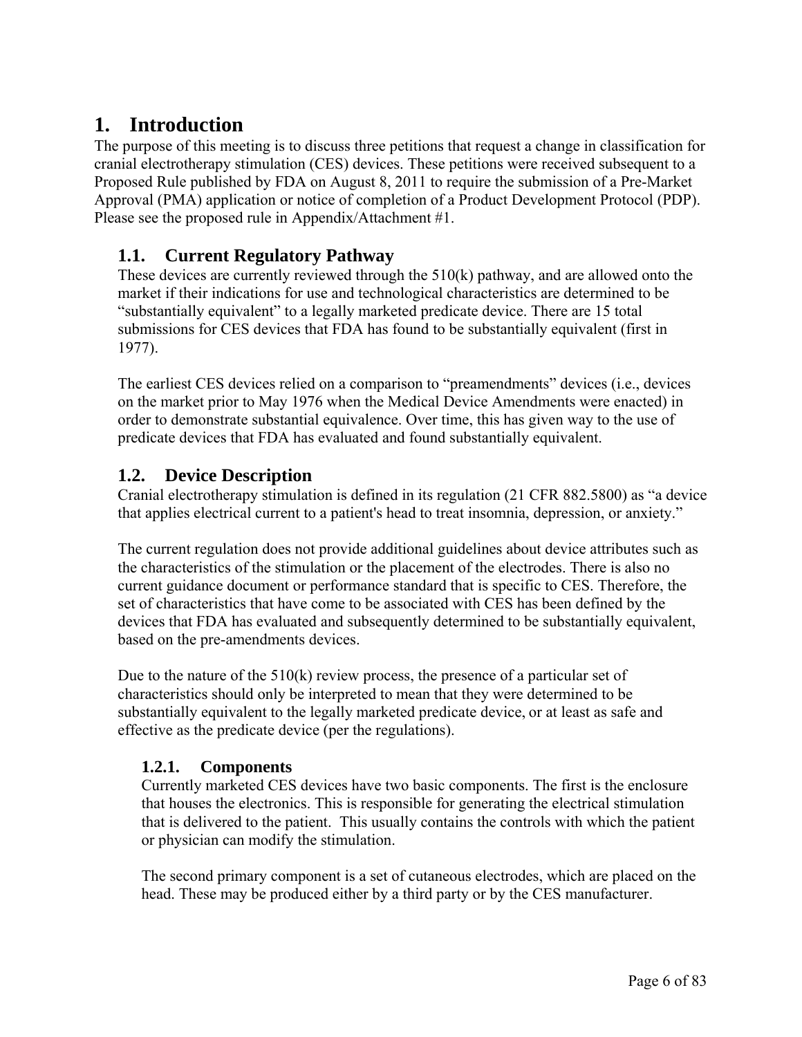# 1. Introduction

The purpose of this meeting is to discuss three petitions that request a change in classification for cranial electrotherapy stimulation (CES) devices. These petitions were received subsequent to a Proposed Rule published by FDA on August 8, 2011 to require the submission of a Pre-Market Approval (PMA) application or notice of completion of a Product Development Protocol (PDP). Please see the proposed rule in Appendix/Attachment #1.

## 1.1. Current Regulatory Pathway

These devices are currently reviewed through the 510(k) pathway, and are allowed onto the market if their indications for use and technological characteristics are determined to be "substantially equivalent" to a legally marketed predicate device. There are 15 total submissions for CES devices that FDA has found to be substantially equivalent (first in 1977).

The earliest CES devices relied on a comparison to "preamendments" devices (i.e., devices on the market prior to May 1976 when the Medical Device Amendments were enacted) in order to demonstrate substantial equivalence. Over time, this has given way to the use of predicate devices that FDA has evaluated and found substantially equivalent.

## 1.2. Device Description

Cranial electrotherapy stimulation is defined in its regulation (21 CFR 882.5800) as "a device that applies electrical current to a patient's head to treat insomnia, depression, or anxiety."

The current regulation does not provide additional guidelines about device attributes such as the characteristics of the stimulation or the placement of the electrodes. There is also no current guidance document or performance standard that is specific to CES. Therefore, the set of characteristics that have come to be associated with CES has been defined by the devices that FDA has evaluated and subsequently determined to be substantially equivalent, based on the pre-amendments devices.

Due to the nature of the 510(k) review process, the presence of a particular set of characteristics should only be interpreted to mean that they were determined to be substantially equivalent to the legally marketed predicate device, or at least as safe and effective as the predicate device (per the regulations).

### 1.2.1. Components

Currently marketed CES devices have two basic components. The first is the enclosure that houses the electronics. This is responsible for generating the electrical stimulation that is delivered to the patient. This usually contains the controls with which the patient or physician can modify the stimulation.

The second primary component is a set of cutaneous electrodes, which are placed on the head. These may be produced either by a third party or by the CES manufacturer.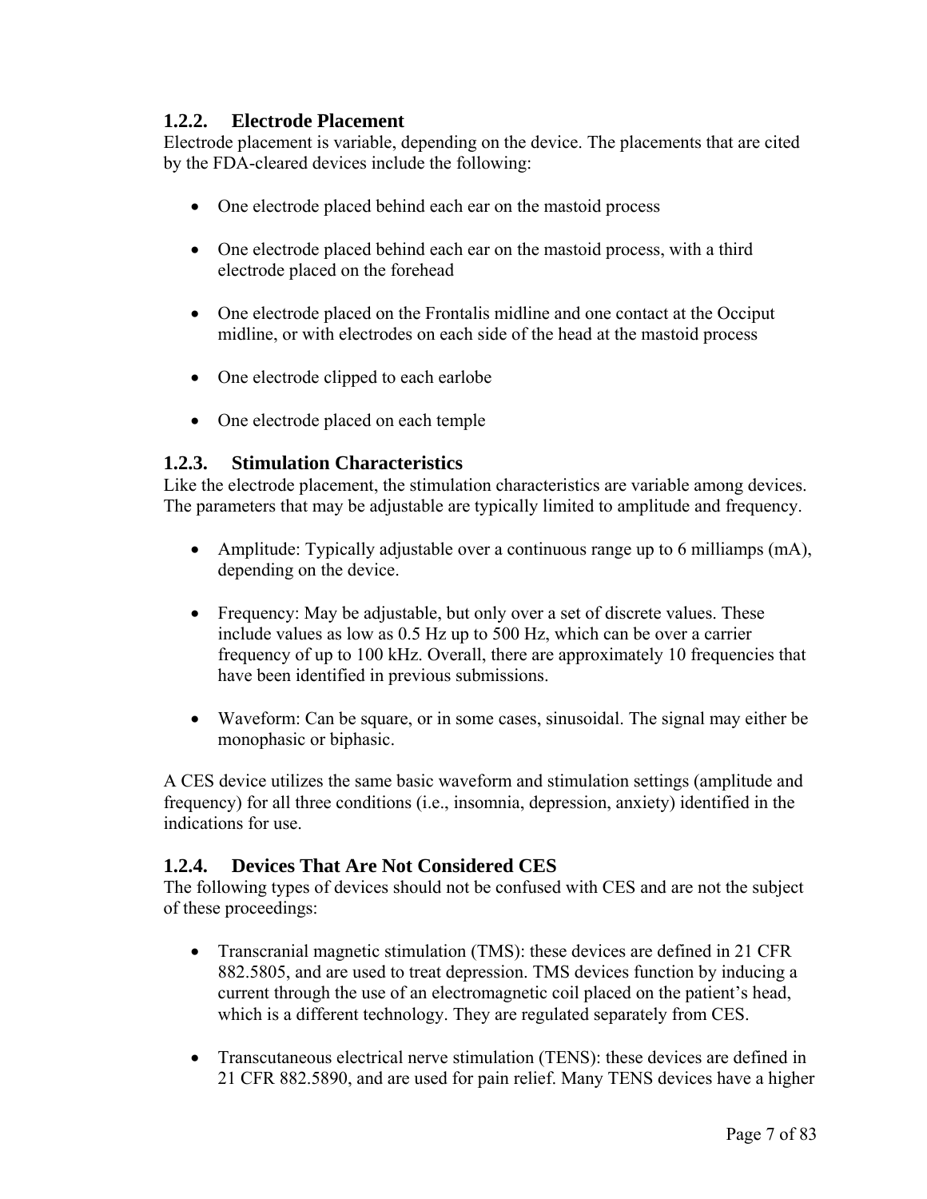### 1.2.2. Electrode Placement

Electrode placement is variable, depending on the device. The placements that are cited by the FDA-cleared devices include the following:

- One electrode placed behind each ear on the mastoid process
- One electrode placed behind each ear on the mastoid process, with a third electrode placed on the forehead
- One electrode placed on the Frontalis midline and one contact at the Occiput midline, or with electrodes on each side of the head at the mastoid process
- One electrode clipped to each earlobe
- One electrode placed on each temple

### 1.2.3. Stimulation Characteristics

Like the electrode placement, the stimulation characteristics are variable among devices. The parameters that may be adjustable are typically limited to amplitude and frequency.

- Amplitude: Typically adjustable over a continuous range up to 6 milliamps (mA), depending on the device.
- Frequency: May be adjustable, but only over a set of discrete values. These include values as low as 0.5 Hz up to 500 Hz, which can be over a carrier frequency of up to 100 kHz. Overall, there are approximately 10 frequencies that have been identified in previous submissions.
- Waveform: Can be square, or in some cases, sinusoidal. The signal may either be monophasic or biphasic.

A CES device utilizes the same basic waveform and stimulation settings (amplitude and frequency) for all three conditions (i.e., insomnia, depression, anxiety) identified in the indications for use.

### 1.2.4. Devices That Are Not Considered CES

The following types of devices should not be confused with CES and are not the subject of these proceedings:

- Transcranial magnetic stimulation (TMS): these devices are defined in 21 CFR 882.5805, and are used to treat depression. TMS devices function by inducing a current through the use of an electromagnetic coil placed on the patient's head, which is a different technology. They are regulated separately from CES.
- Transcutaneous electrical nerve stimulation (TENS): these devices are defined in 21 CFR 882.5890, and are used for pain relief. Many TENS devices have a higher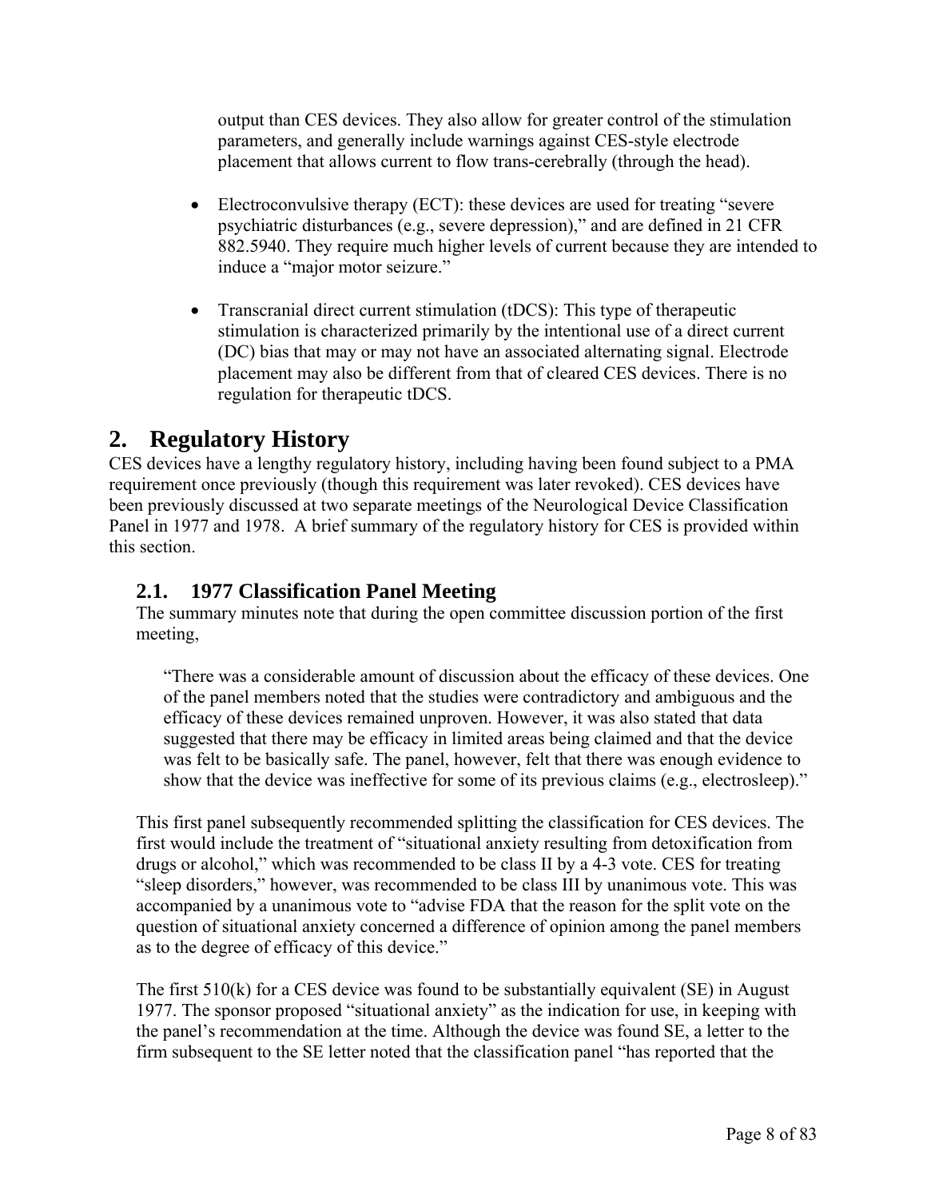output than CES devices. They also allow for greater control of the stimulation parameters, and generally include warnings against CES-style electrode placement that allows current to flow trans-cerebrally (through the head).

- Electroconvulsive therapy (ECT): these devices are used for treating "severe psychiatric disturbances (e.g., severe depression)," and are defined in 21 CFR 882.5940. They require much higher levels of current because they are intended to induce a "major motor seizure."

- Transcranial direct current stimulation (tDCS): This type of therapeutic stimulation is characterized primarily by the intentional use of a direct current (DC) bias that may or may not have an associated alternating signal. Electrode placement may also be different from that of cleared CES devices. There is no regulation for therapeutic tDCS.

# 2. Regulatory History

CES devices have a lengthy regulatory history, including having been found subject to a PMA requirement once previously (though this requirement was later revoked). CES devices have been previously discussed at two separate meetings of the Neurological Device Classification Panel in 1977 and 1978. A brief summary of the regulatory history for CES is provided within this section.

## 2.1. 1977 Classification Panel Meeting

The summary minutes note that during the open committee discussion portion of the first meeting,

> "There was a considerable amount of discussion about the efficacy of these devices. One of the panel members noted that the studies were contradictory and ambiguous and the efficacy of these devices remained unproven. However, it was also stated that data suggested that there may be efficacy in limited areas being claimed and that the device was felt to be basically safe. The panel, however, felt that there was enough evidence to show that the device was ineffective for some of its previous claims (e.g., electrosleep)."

This first panel subsequently recommended splitting the classification for CES devices. The first would include the treatment of "situational anxiety resulting from detoxification from drugs or alcohol," which was recommended to be class II by a 4-3 vote. CES for treating "sleep disorders," however, was recommended to be class III by unanimous vote. This was accompanied by a unanimous vote to "advise FDA that the reason for the split vote on the question of situational anxiety concerned a difference of opinion among the panel members as to the degree of efficacy of this device."

The first 510(k) for a CES device was found to be substantially equivalent (SE) in August 1977. The sponsor proposed "situational anxiety" as the indication for use, in keeping with the panel's recommendation at the time. Although the device was found SE, a letter to the firm subsequent to the SE letter noted that the classification panel "has reported that the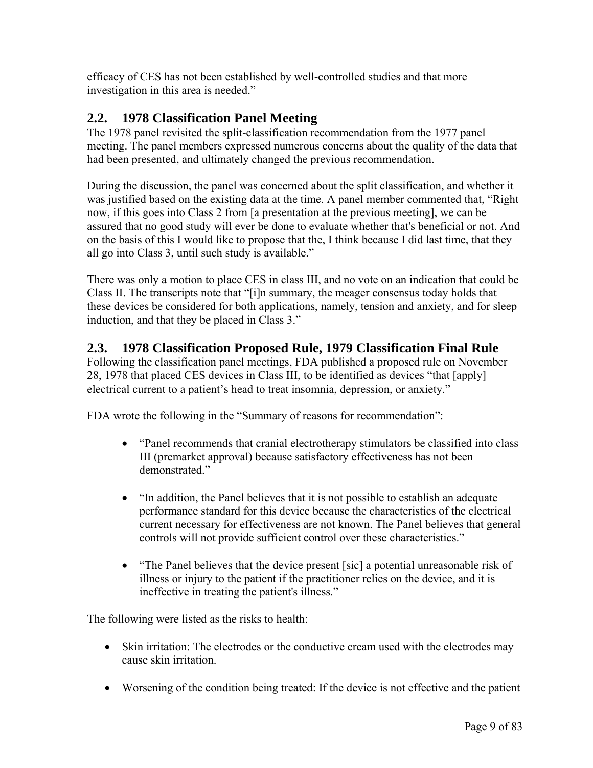efficacy of CES has not been established by well-controlled studies and that more investigation in this area is needed."

## 2.2. 1978 Classification Panel Meeting

The 1978 panel revisited the split-classification recommendation from the 1977 panel meeting. The panel members expressed numerous concerns about the quality of the data that had been presented, and ultimately changed the previous recommendation.

During the discussion, the panel was concerned about the split classification, and whether it was justified based on the existing data at the time. A panel member commented that, "Right now, if this goes into Class 2 from [a presentation at the previous meeting], we can be assured that no good study will ever be done to evaluate whether that's beneficial or not. And on the basis of this I would like to propose that the, I think because I did last time, that they all go into Class 3, until such study is available."

There was only a motion to place CES in class III, and no vote on an indication that could be Class II. The transcripts note that "[i]n summary, the meager consensus today holds that these devices be considered for both applications, namely, tension and anxiety, and for sleep induction, and that they be placed in Class 3."

## 2.3. 1978 Classification Proposed Rule, 1979 Classification Final Rule

Following the classification panel meetings, FDA published a proposed rule on November 28, 1978 that placed CES devices in Class III, to be identified as devices "that [apply] electrical current to a patient's head to treat insomnia, depression, or anxiety."

FDA wrote the following in the "Summary of reasons for recommendation":

- "Panel recommends that cranial electrotherapy stimulators be classified into class III (premarket approval) because satisfactory effectiveness has not been demonstrated."
- "In addition, the Panel believes that it is not possible to establish an adequate performance standard for this device because the characteristics of the electrical current necessary for effectiveness are not known. The Panel believes that general controls will not provide sufficient control over these characteristics."
- "The Panel believes that the device present [sic] a potential unreasonable risk of illness or injury to the patient if the practitioner relies on the device, and it is ineffective in treating the patient's illness."

The following were listed as the risks to health:

- Skin irritation: The electrodes or the conductive cream used with the electrodes may cause skin irritation.
- Worsening of the condition being treated: If the device is not effective and the patient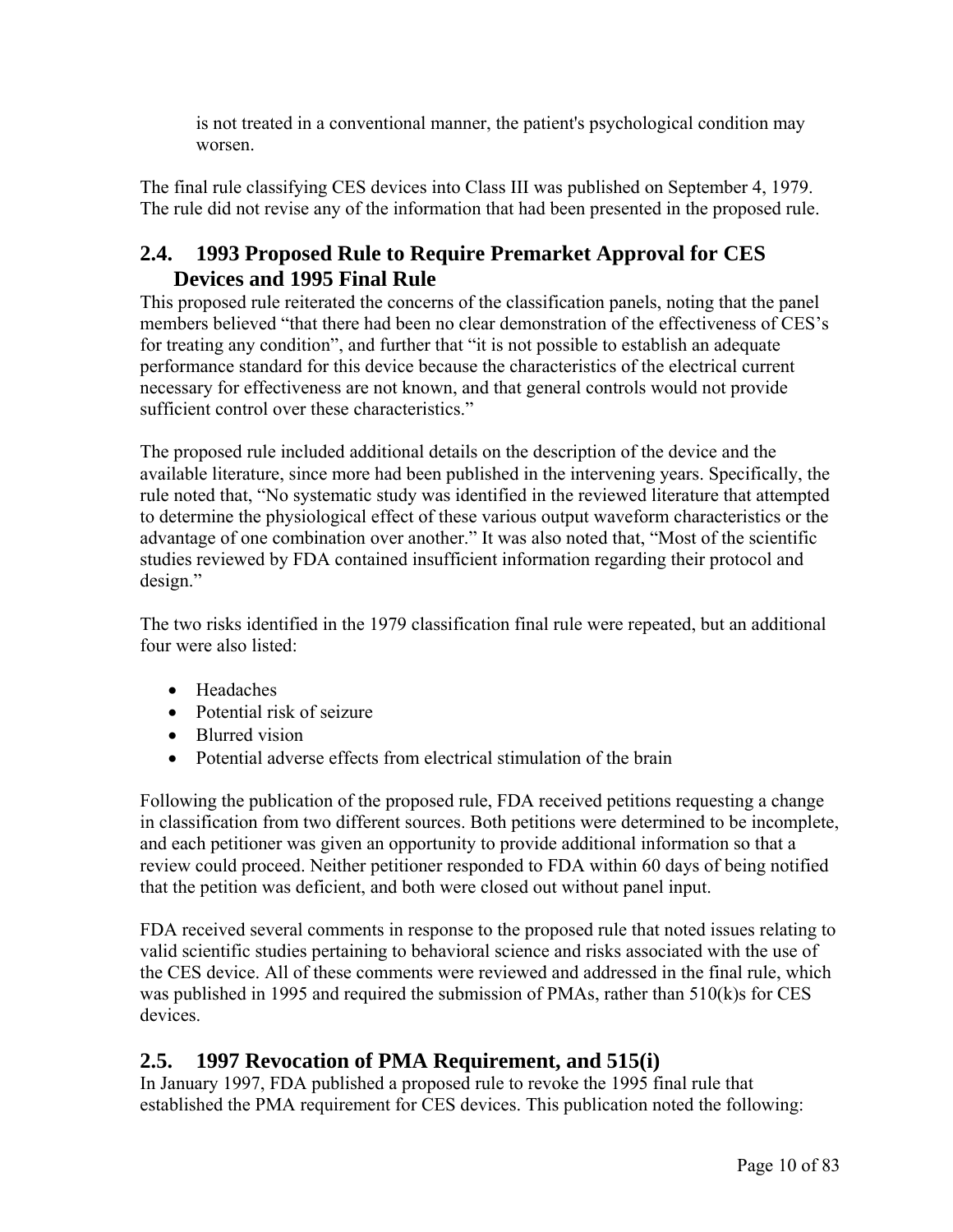is not treated in a conventional manner, the patient's psychological condition may worsen.

The final rule classifying CES devices into Class III was published on September 4, 1979. The rule did not revise any of the information that had been presented in the proposed rule.

## 2.4. 1993 Proposed Rule to Require Premarket Approval for CES Devices and 1995 Final Rule

This proposed rule reiterated the concerns of the classification panels, noting that the panel members believed "that there had been no clear demonstration of the effectiveness of CES's for treating any condition", and further that "it is not possible to establish an adequate performance standard for this device because the characteristics of the electrical current necessary for effectiveness are not known, and that general controls would not provide sufficient control over these characteristics."

The proposed rule included additional details on the description of the device and the available literature, since more had been published in the intervening years. Specifically, the rule noted that, "No systematic study was identified in the reviewed literature that attempted to determine the physiological effect of these various output waveform characteristics or the advantage of one combination over another." It was also noted that, "Most of the scientific studies reviewed by FDA contained insufficient information regarding their protocol and design."

The two risks identified in the 1979 classification final rule were repeated, but an additional four were also listed:

- Headaches
- Potential risk of seizure
- Blurred vision
- Potential adverse effects from electrical stimulation of the brain

Following the publication of the proposed rule, FDA received petitions requesting a change in classification from two different sources. Both petitions were determined to be incomplete, and each petitioner was given an opportunity to provide additional information so that a review could proceed. Neither petitioner responded to FDA within 60 days of being notified that the petition was deficient, and both were closed out without panel input.

FDA received several comments in response to the proposed rule that noted issues relating to valid scientific studies pertaining to behavioral science and risks associated with the use of the CES device. All of these comments were reviewed and addressed in the final rule, which was published in 1995 and required the submission of PMAs, rather than 510(k)s for CES devices.

## 2.5. 1997 Revocation of PMA Requirement, and 515(i)

In January 1997, FDA published a proposed rule to revoke the 1995 final rule that established the PMA requirement for CES devices. This publication noted the following: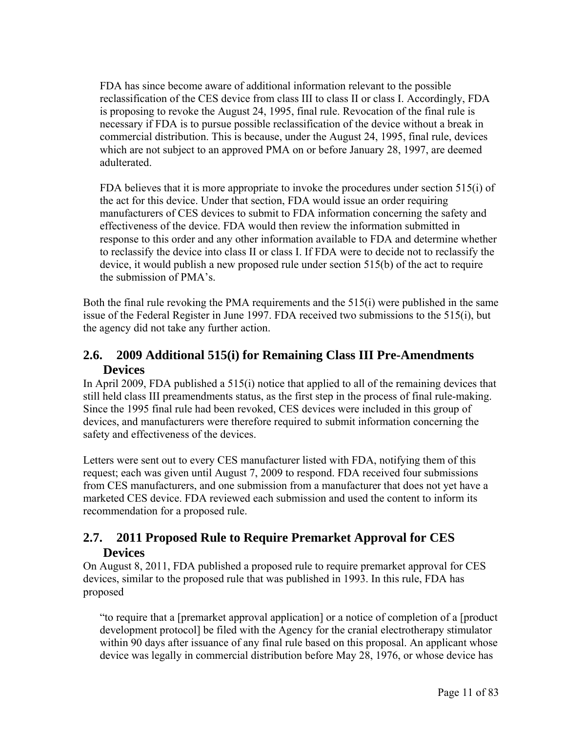> FDA has since become aware of additional information relevant to the possible reclassification of the CES device from class III to class II or class I. Accordingly, FDA is proposing to revoke the August 24, 1995, final rule. Revocation of the final rule is necessary if FDA is to pursue possible reclassification of the device without a break in commercial distribution. This is because, under the August 24, 1995, final rule, devices which are not subject to an approved PMA on or before January 28, 1997, are deemed adulterated.
>
> FDA believes that it is more appropriate to invoke the procedures under section 515(i) of the act for this device. Under that section, FDA would issue an order requiring manufacturers of CES devices to submit to FDA information concerning the safety and effectiveness of the device. FDA would then review the information submitted in response to this order and any other information available to FDA and determine whether to reclassify the device into class II or class I. If FDA were to decide not to reclassify the device, it would publish a new proposed rule under section 515(b) of the act to require the submission of PMA's.

Both the final rule revoking the PMA requirements and the 515(i) were published in the same issue of the Federal Register in June 1997. FDA received two submissions to the 515(i), but the agency did not take any further action.

## 2.6. 2009 Additional 515(i) for Remaining Class III Pre-Amendments Devices

In April 2009, FDA published a 515(i) notice that applied to all of the remaining devices that still held class III preamendments status, as the first step in the process of final rule-making. Since the 1995 final rule had been revoked, CES devices were included in this group of devices, and manufacturers were therefore required to submit information concerning the safety and effectiveness of the devices.

Letters were sent out to every CES manufacturer listed with FDA, notifying them of this request; each was given until August 7, 2009 to respond. FDA received four submissions from CES manufacturers, and one submission from a manufacturer that does not yet have a marketed CES device. FDA reviewed each submission and used the content to inform its recommendation for a proposed rule.

## 2.7. 2011 Proposed Rule to Require Premarket Approval for CES Devices

On August 8, 2011, FDA published a proposed rule to require premarket approval for CES devices, similar to the proposed rule that was published in 1993. In this rule, FDA has proposed

> "to require that a [premarket approval application] or a notice of completion of a [product development protocol] be filed with the Agency for the cranial electrotherapy stimulator within 90 days after issuance of any final rule based on this proposal. An applicant whose device was legally in commercial distribution before May 28, 1976, or whose device has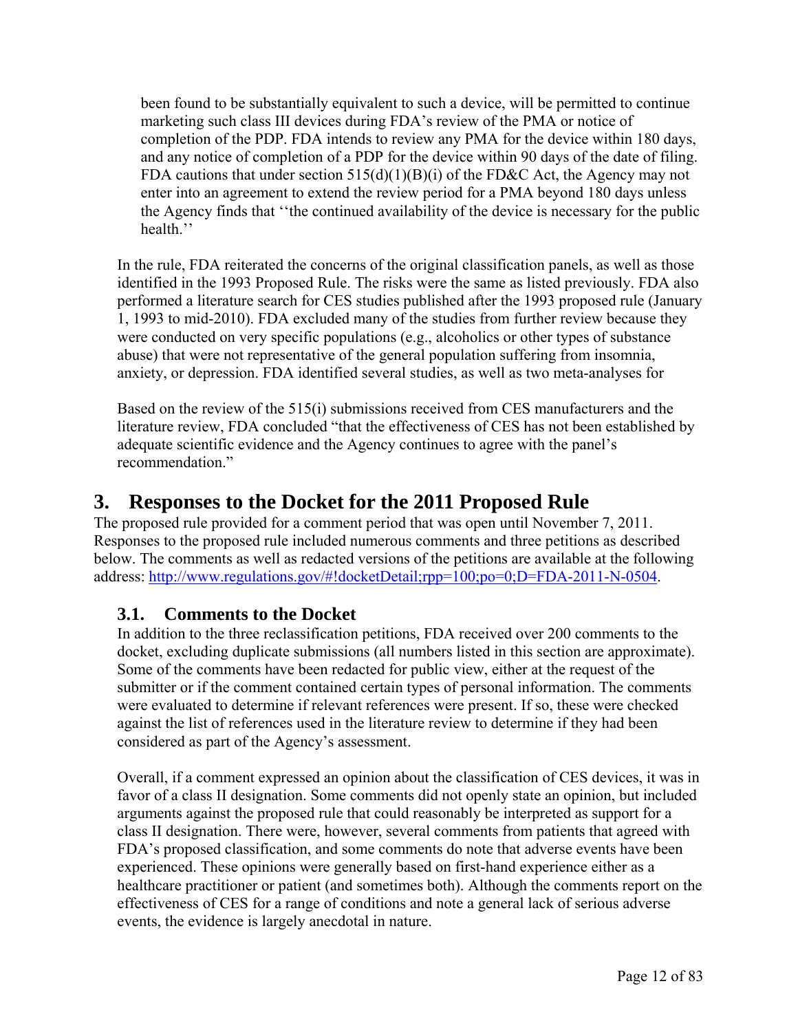been found to be substantially equivalent to such a device, will be permitted to continue marketing such class III devices during FDA's review of the PMA or notice of completion of the PDP. FDA intends to review any PMA for the device within 180 days, and any notice of completion of a PDP for the device within 90 days of the date of filing. FDA cautions that under section 515(d)(1)(B)(i) of the FD&C Act, the Agency may not enter into an agreement to extend the review period for a PMA beyond 180 days unless the Agency finds that ''the continued availability of the device is necessary for the public health.''

In the rule, FDA reiterated the concerns of the original classification panels, as well as those identified in the 1993 Proposed Rule. The risks were the same as listed previously. FDA also performed a literature search for CES studies published after the 1993 proposed rule (January 1, 1993 to mid-2010). FDA excluded many of the studies from further review because they were conducted on very specific populations (e.g., alcoholics or other types of substance abuse) that were not representative of the general population suffering from insomnia, anxiety, or depression. FDA identified several studies, as well as two meta-analyses for

Based on the review of the 515(i) submissions received from CES manufacturers and the literature review, FDA concluded "that the effectiveness of CES has not been established by adequate scientific evidence and the Agency continues to agree with the panel's recommendation."

# 3. Responses to the Docket for the 2011 Proposed Rule

The proposed rule provided for a comment period that was open until November 7, 2011. Responses to the proposed rule included numerous comments and three petitions as described below. The comments as well as redacted versions of the petitions are available at the following address: http://www.regulations.gov/#!docketDetail;rpp=100;po=0;D=FDA-2011-N-0504.

## 3.1. Comments to the Docket

In addition to the three reclassification petitions, FDA received over 200 comments to the docket, excluding duplicate submissions (all numbers listed in this section are approximate). Some of the comments have been redacted for public view, either at the request of the submitter or if the comment contained certain types of personal information. The comments were evaluated to determine if relevant references were present. If so, these were checked against the list of references used in the literature review to determine if they had been considered as part of the Agency's assessment.

Overall, if a comment expressed an opinion about the classification of CES devices, it was in favor of a class II designation. Some comments did not openly state an opinion, but included arguments against the proposed rule that could reasonably be interpreted as support for a class II designation. There were, however, several comments from patients that agreed with FDA's proposed classification, and some comments do note that adverse events have been experienced. These opinions were generally based on first-hand experience either as a healthcare practitioner or patient (and sometimes both). Although the comments report on the effectiveness of CES for a range of conditions and note a general lack of serious adverse events, the evidence is largely anecdotal in nature.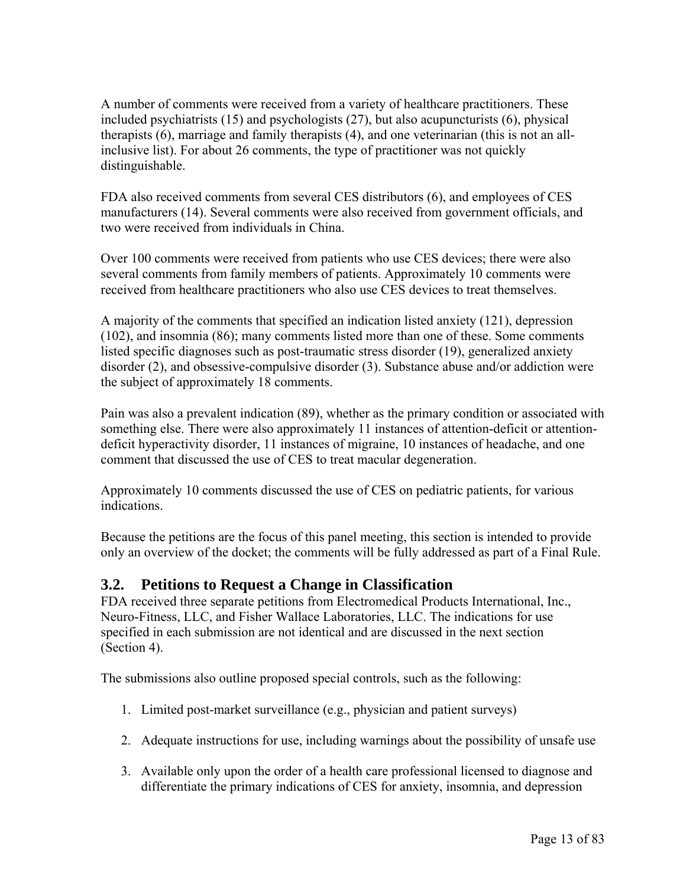A number of comments were received from a variety of healthcare practitioners. These included psychiatrists (15) and psychologists (27), but also acupuncturists (6), physical therapists (6), marriage and family therapists (4), and one veterinarian (this is not an all-inclusive list). For about 26 comments, the type of practitioner was not quickly distinguishable.

FDA also received comments from several CES distributors (6), and employees of CES manufacturers (14). Several comments were also received from government officials, and two were received from individuals in China.

Over 100 comments were received from patients who use CES devices; there were also several comments from family members of patients. Approximately 10 comments were received from healthcare practitioners who also use CES devices to treat themselves.

A majority of the comments that specified an indication listed anxiety (121), depression (102), and insomnia (86); many comments listed more than one of these. Some comments listed specific diagnoses such as post-traumatic stress disorder (19), generalized anxiety disorder (2), and obsessive-compulsive disorder (3). Substance abuse and/or addiction were the subject of approximately 18 comments.

Pain was also a prevalent indication (89), whether as the primary condition or associated with something else. There were also approximately 11 instances of attention-deficit or attention-deficit hyperactivity disorder, 11 instances of migraine, 10 instances of headache, and one comment that discussed the use of CES to treat macular degeneration.

Approximately 10 comments discussed the use of CES on pediatric patients, for various indications.

Because the petitions are the focus of this panel meeting, this section is intended to provide only an overview of the docket; the comments will be fully addressed as part of a Final Rule.

## 3.2. Petitions to Request a Change in Classification

FDA received three separate petitions from Electromedical Products International, Inc., Neuro-Fitness, LLC, and Fisher Wallace Laboratories, LLC. The indications for use specified in each submission are not identical and are discussed in the next section (Section 4).

The submissions also outline proposed special controls, such as the following:

1. Limited post-market surveillance (e.g., physician and patient surveys)
2. Adequate instructions for use, including warnings about the possibility of unsafe use
3. Available only upon the order of a health care professional licensed to diagnose and differentiate the primary indications of CES for anxiety, insomnia, and depression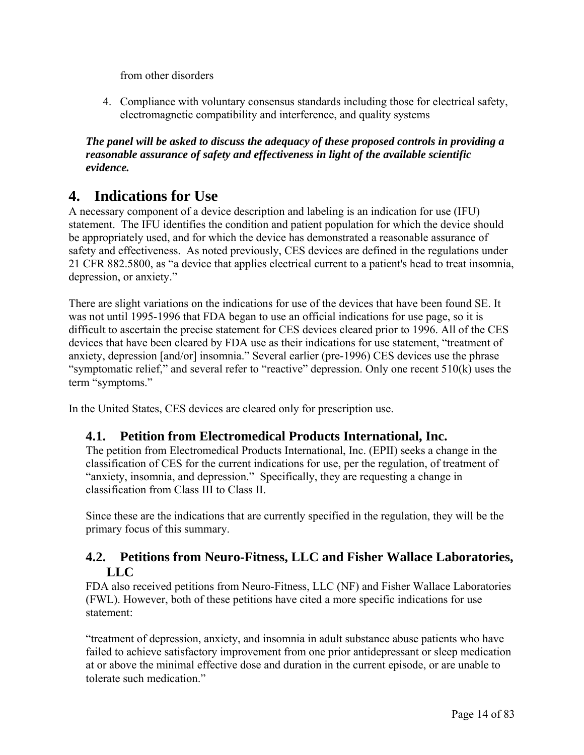from other disorders

4. Compliance with voluntary consensus standards including those for electrical safety, electromagnetic compatibility and interference, and quality systems

***The panel will be asked to discuss the adequacy of these proposed controls in providing a reasonable assurance of safety and effectiveness in light of the available scientific evidence.***

# 4. Indications for Use

A necessary component of a device description and labeling is an indication for use (IFU) statement. The IFU identifies the condition and patient population for which the device should be appropriately used, and for which the device has demonstrated a reasonable assurance of safety and effectiveness. As noted previously, CES devices are defined in the regulations under 21 CFR 882.5800, as "a device that applies electrical current to a patient's head to treat insomnia, depression, or anxiety."

There are slight variations on the indications for use of the devices that have been found SE. It was not until 1995-1996 that FDA began to use an official indications for use page, so it is difficult to ascertain the precise statement for CES devices cleared prior to 1996. All of the CES devices that have been cleared by FDA use as their indications for use statement, "treatment of anxiety, depression [and/or] insomnia." Several earlier (pre-1996) CES devices use the phrase "symptomatic relief," and several refer to "reactive" depression. Only one recent 510(k) uses the term "symptoms."

In the United States, CES devices are cleared only for prescription use.

## 4.1. Petition from Electromedical Products International, Inc.

The petition from Electromedical Products International, Inc. (EPII) seeks a change in the classification of CES for the current indications for use, per the regulation, of treatment of "anxiety, insomnia, and depression." Specifically, they are requesting a change in classification from Class III to Class II.

Since these are the indications that are currently specified in the regulation, they will be the primary focus of this summary.

## 4.2. Petitions from Neuro-Fitness, LLC and Fisher Wallace Laboratories, LLC

FDA also received petitions from Neuro-Fitness, LLC (NF) and Fisher Wallace Laboratories (FWL). However, both of these petitions have cited a more specific indications for use statement:

"treatment of depression, anxiety, and insomnia in adult substance abuse patients who have failed to achieve satisfactory improvement from one prior antidepressant or sleep medication at or above the minimal effective dose and duration in the current episode, or are unable to tolerate such medication."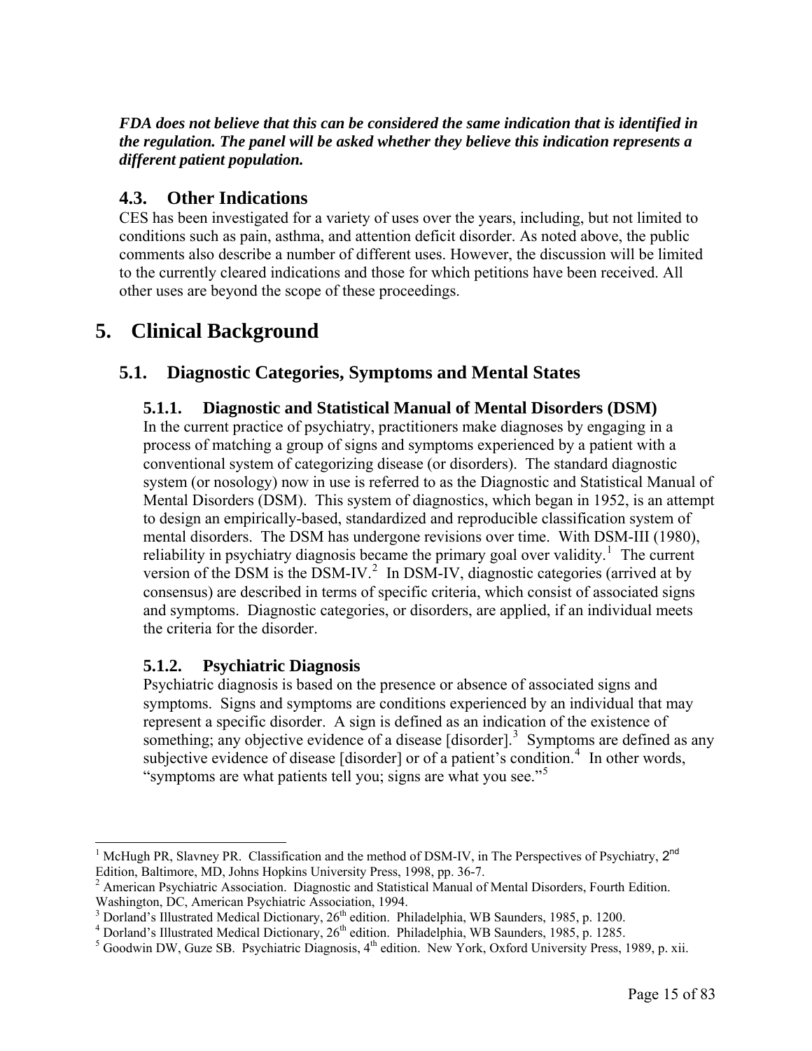***FDA does not believe that this can be considered the same indication that is identified in the regulation. The panel will be asked whether they believe this indication represents a different patient population.***

## 4.3. Other Indications

CES has been investigated for a variety of uses over the years, including, but not limited to conditions such as pain, asthma, and attention deficit disorder. As noted above, the public comments also describe a number of different uses. However, the discussion will be limited to the currently cleared indications and those for which petitions have been received. All other uses are beyond the scope of these proceedings.

# 5. Clinical Background

## 5.1. Diagnostic Categories, Symptoms and Mental States

### 5.1.1. Diagnostic and Statistical Manual of Mental Disorders (DSM)

In the current practice of psychiatry, practitioners make diagnoses by engaging in a process of matching a group of signs and symptoms experienced by a patient with a conventional system of categorizing disease (or disorders). The standard diagnostic system (or nosology) now in use is referred to as the Diagnostic and Statistical Manual of Mental Disorders (DSM). This system of diagnostics, which began in 1952, is an attempt to design an empirically-based, standardized and reproducible classification system of mental disorders. The DSM has undergone revisions over time. With DSM-III (1980), reliability in psychiatry diagnosis became the primary goal over validity.[1] The current version of the DSM is the DSM-IV.[2] In DSM-IV, diagnostic categories (arrived at by consensus) are described in terms of specific criteria, which consist of associated signs and symptoms. Diagnostic categories, or disorders, are applied, if an individual meets the criteria for the disorder.

### 5.1.2. Psychiatric Diagnosis

Psychiatric diagnosis is based on the presence or absence of associated signs and symptoms. Signs and symptoms are conditions experienced by an individual that may represent a specific disorder. A sign is defined as an indication of the existence of something; any objective evidence of a disease [disorder].[3] Symptoms are defined as any subjective evidence of disease [disorder] or of a patient's condition.[4] In other words, "symptoms are what patients tell you; signs are what you see."[5]

---

[1] McHugh PR, Slavney PR. Classification and the method of DSM-IV, in The Perspectives of Psychiatry, 2nd Edition, Baltimore, MD, Johns Hopkins University Press, 1998, pp. 36-7.

[2] American Psychiatric Association. Diagnostic and Statistical Manual of Mental Disorders, Fourth Edition. Washington, DC, American Psychiatric Association, 1994.

[3] Dorland's Illustrated Medical Dictionary, 26th edition. Philadelphia, WB Saunders, 1985, p. 1200.

[4] Dorland's Illustrated Medical Dictionary, 26th edition. Philadelphia, WB Saunders, 1985, p. 1285.

[5] Goodwin DW, Guze SB. Psychiatric Diagnosis, 4th edition. New York, Oxford University Press, 1989, p. xii.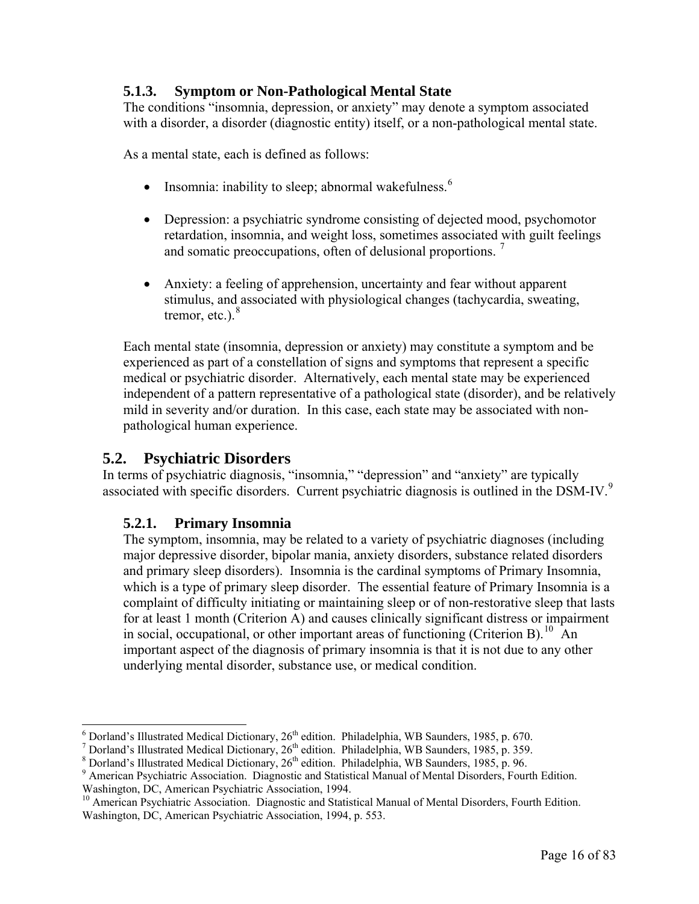### 5.1.3. Symptom or Non-Pathological Mental State

The conditions "insomnia, depression, or anxiety" may denote a symptom associated with a disorder, a disorder (diagnostic entity) itself, or a non-pathological mental state.

As a mental state, each is defined as follows:

- Insomnia: inability to sleep; abnormal wakefulness.[6]
- Depression: a psychiatric syndrome consisting of dejected mood, psychomotor retardation, insomnia, and weight loss, sometimes associated with guilt feelings and somatic preoccupations, often of delusional proportions. [7]
- Anxiety: a feeling of apprehension, uncertainty and fear without apparent stimulus, and associated with physiological changes (tachycardia, sweating, tremor, etc.).[8]

Each mental state (insomnia, depression or anxiety) may constitute a symptom and be experienced as part of a constellation of signs and symptoms that represent a specific medical or psychiatric disorder. Alternatively, each mental state may be experienced independent of a pattern representative of a pathological state (disorder), and be relatively mild in severity and/or duration. In this case, each state may be associated with non-pathological human experience.

## 5.2. Psychiatric Disorders

In terms of psychiatric diagnosis, "insomnia," "depression" and "anxiety" are typically associated with specific disorders. Current psychiatric diagnosis is outlined in the DSM-IV.[9]

### 5.2.1. Primary Insomnia

The symptom, insomnia, may be related to a variety of psychiatric diagnoses (including major depressive disorder, bipolar mania, anxiety disorders, substance related disorders and primary sleep disorders). Insomnia is the cardinal symptoms of Primary Insomnia, which is a type of primary sleep disorder. The essential feature of Primary Insomnia is a complaint of difficulty initiating or maintaining sleep or of non-restorative sleep that lasts for at least 1 month (Criterion A) and causes clinically significant distress or impairment in social, occupational, or other important areas of functioning (Criterion B).[10] An important aspect of the diagnosis of primary insomnia is that it is not due to any other underlying mental disorder, substance use, or medical condition.

---

[6] Dorland's Illustrated Medical Dictionary, 26th edition. Philadelphia, WB Saunders, 1985, p. 670.

[7] Dorland's Illustrated Medical Dictionary, 26th edition. Philadelphia, WB Saunders, 1985, p. 359.

[8] Dorland's Illustrated Medical Dictionary, 26th edition. Philadelphia, WB Saunders, 1985, p. 96.

[9] American Psychiatric Association. Diagnostic and Statistical Manual of Mental Disorders, Fourth Edition. Washington, DC, American Psychiatric Association, 1994.

[10] American Psychiatric Association. Diagnostic and Statistical Manual of Mental Disorders, Fourth Edition. Washington, DC, American Psychiatric Association, 1994, p. 553.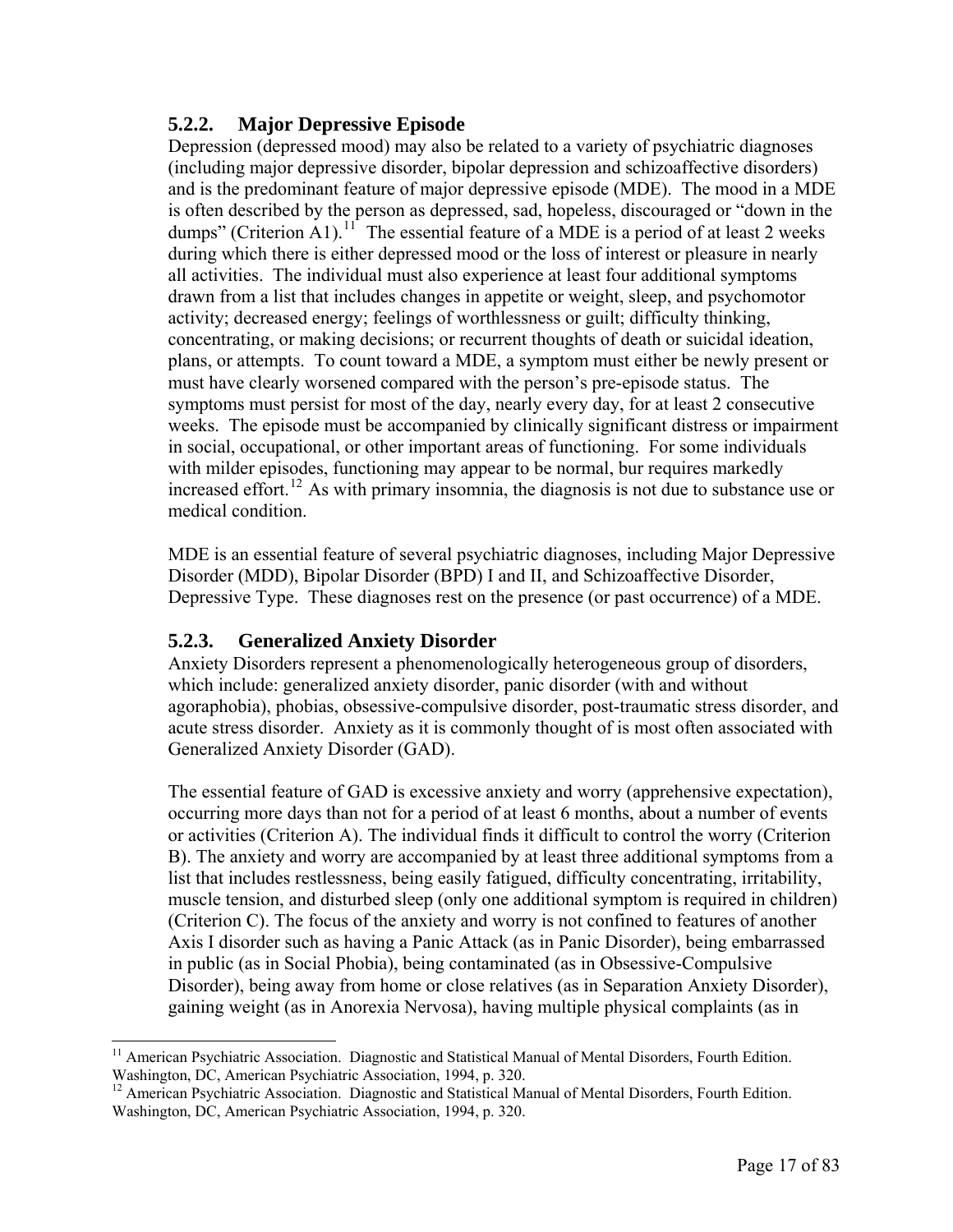### 5.2.2. Major Depressive Episode

Depression (depressed mood) may also be related to a variety of psychiatric diagnoses (including major depressive disorder, bipolar depression and schizoaffective disorders) and is the predominant feature of major depressive episode (MDE). The mood in a MDE is often described by the person as depressed, sad, hopeless, discouraged or "down in the dumps" (Criterion A1).[11] The essential feature of a MDE is a period of at least 2 weeks during which there is either depressed mood or the loss of interest or pleasure in nearly all activities. The individual must also experience at least four additional symptoms drawn from a list that includes changes in appetite or weight, sleep, and psychomotor activity; decreased energy; feelings of worthlessness or guilt; difficulty thinking, concentrating, or making decisions; or recurrent thoughts of death or suicidal ideation, plans, or attempts. To count toward a MDE, a symptom must either be newly present or must have clearly worsened compared with the person's pre-episode status. The symptoms must persist for most of the day, nearly every day, for at least 2 consecutive weeks. The episode must be accompanied by clinically significant distress or impairment in social, occupational, or other important areas of functioning. For some individuals with milder episodes, functioning may appear to be normal, bur requires markedly increased effort.[12] As with primary insomnia, the diagnosis is not due to substance use or medical condition.

MDE is an essential feature of several psychiatric diagnoses, including Major Depressive Disorder (MDD), Bipolar Disorder (BPD) I and II, and Schizoaffective Disorder, Depressive Type. These diagnoses rest on the presence (or past occurrence) of a MDE.

### 5.2.3. Generalized Anxiety Disorder

Anxiety Disorders represent a phenomenologically heterogeneous group of disorders, which include: generalized anxiety disorder, panic disorder (with and without agoraphobia), phobias, obsessive-compulsive disorder, post-traumatic stress disorder, and acute stress disorder. Anxiety as it is commonly thought of is most often associated with Generalized Anxiety Disorder (GAD).

The essential feature of GAD is excessive anxiety and worry (apprehensive expectation), occurring more days than not for a period of at least 6 months, about a number of events or activities (Criterion A). The individual finds it difficult to control the worry (Criterion B). The anxiety and worry are accompanied by at least three additional symptoms from a list that includes restlessness, being easily fatigued, difficulty concentrating, irritability, muscle tension, and disturbed sleep (only one additional symptom is required in children) (Criterion C). The focus of the anxiety and worry is not confined to features of another Axis I disorder such as having a Panic Attack (as in Panic Disorder), being embarrassed in public (as in Social Phobia), being contaminated (as in Obsessive-Compulsive Disorder), being away from home or close relatives (as in Separation Anxiety Disorder), gaining weight (as in Anorexia Nervosa), having multiple physical complaints (as in

---

[11] American Psychiatric Association. Diagnostic and Statistical Manual of Mental Disorders, Fourth Edition. Washington, DC, American Psychiatric Association, 1994, p. 320.

[12] American Psychiatric Association. Diagnostic and Statistical Manual of Mental Disorders, Fourth Edition. Washington, DC, American Psychiatric Association, 1994, p. 320.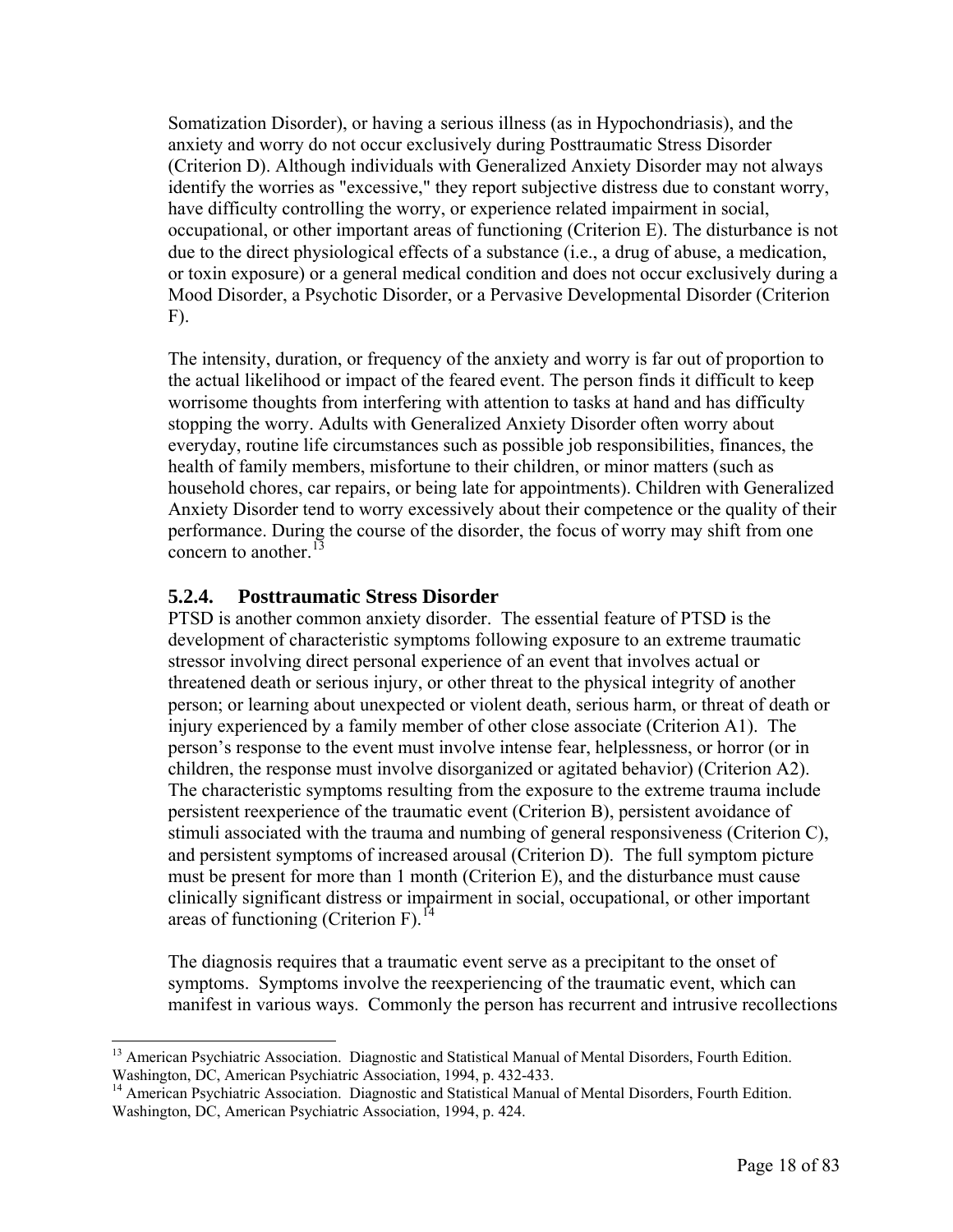Somatization Disorder), or having a serious illness (as in Hypochondriasis), and the anxiety and worry do not occur exclusively during Posttraumatic Stress Disorder (Criterion D). Although individuals with Generalized Anxiety Disorder may not always identify the worries as "excessive," they report subjective distress due to constant worry, have difficulty controlling the worry, or experience related impairment in social, occupational, or other important areas of functioning (Criterion E). The disturbance is not due to the direct physiological effects of a substance (i.e., a drug of abuse, a medication, or toxin exposure) or a general medical condition and does not occur exclusively during a Mood Disorder, a Psychotic Disorder, or a Pervasive Developmental Disorder (Criterion F).

The intensity, duration, or frequency of the anxiety and worry is far out of proportion to the actual likelihood or impact of the feared event. The person finds it difficult to keep worrisome thoughts from interfering with attention to tasks at hand and has difficulty stopping the worry. Adults with Generalized Anxiety Disorder often worry about everyday, routine life circumstances such as possible job responsibilities, finances, the health of family members, misfortune to their children, or minor matters (such as household chores, car repairs, or being late for appointments). Children with Generalized Anxiety Disorder tend to worry excessively about their competence or the quality of their performance. During the course of the disorder, the focus of worry may shift from one concern to another.[13]

### 5.2.4. Posttraumatic Stress Disorder

PTSD is another common anxiety disorder. The essential feature of PTSD is the development of characteristic symptoms following exposure to an extreme traumatic stressor involving direct personal experience of an event that involves actual or threatened death or serious injury, or other threat to the physical integrity of another person; or learning about unexpected or violent death, serious harm, or threat of death or injury experienced by a family member of other close associate (Criterion A1). The person's response to the event must involve intense fear, helplessness, or horror (or in children, the response must involve disorganized or agitated behavior) (Criterion A2). The characteristic symptoms resulting from the exposure to the extreme trauma include persistent reexperience of the traumatic event (Criterion B), persistent avoidance of stimuli associated with the trauma and numbing of general responsiveness (Criterion C), and persistent symptoms of increased arousal (Criterion D). The full symptom picture must be present for more than 1 month (Criterion E), and the disturbance must cause clinically significant distress or impairment in social, occupational, or other important areas of functioning (Criterion F).[14]

The diagnosis requires that a traumatic event serve as a precipitant to the onset of symptoms. Symptoms involve the reexperiencing of the traumatic event, which can manifest in various ways. Commonly the person has recurrent and intrusive recollections

---

[13] American Psychiatric Association. Diagnostic and Statistical Manual of Mental Disorders, Fourth Edition. Washington, DC, American Psychiatric Association, 1994, p. 432-433.

[14] American Psychiatric Association. Diagnostic and Statistical Manual of Mental Disorders, Fourth Edition. Washington, DC, American Psychiatric Association, 1994, p. 424.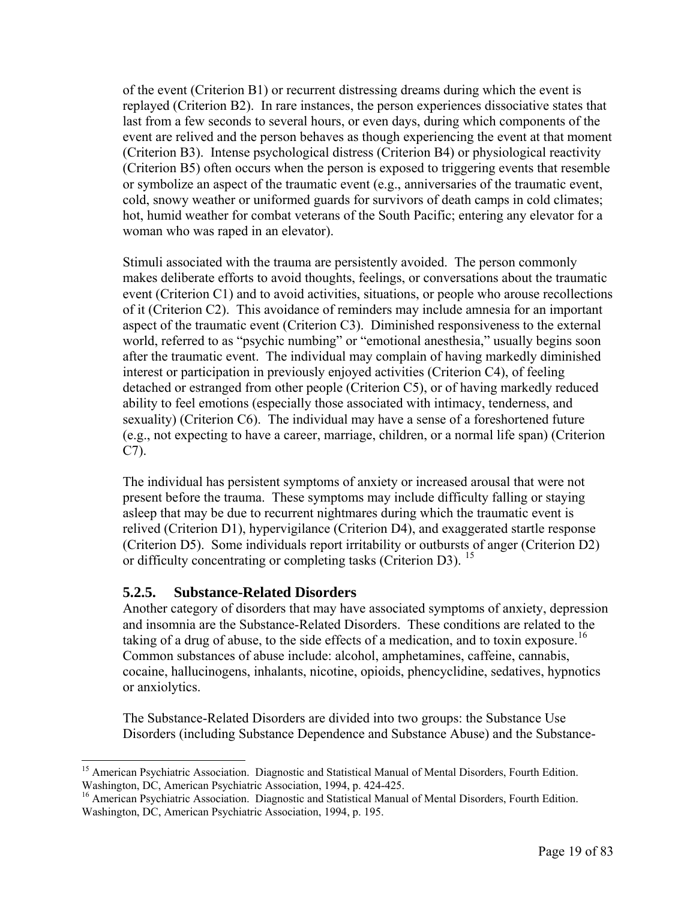of the event (Criterion B1) or recurrent distressing dreams during which the event is replayed (Criterion B2). In rare instances, the person experiences dissociative states that last from a few seconds to several hours, or even days, during which components of the event are relived and the person behaves as though experiencing the event at that moment (Criterion B3). Intense psychological distress (Criterion B4) or physiological reactivity (Criterion B5) often occurs when the person is exposed to triggering events that resemble or symbolize an aspect of the traumatic event (e.g., anniversaries of the traumatic event, cold, snowy weather or uniformed guards for survivors of death camps in cold climates; hot, humid weather for combat veterans of the South Pacific; entering any elevator for a woman who was raped in an elevator).

Stimuli associated with the trauma are persistently avoided. The person commonly makes deliberate efforts to avoid thoughts, feelings, or conversations about the traumatic event (Criterion C1) and to avoid activities, situations, or people who arouse recollections of it (Criterion C2). This avoidance of reminders may include amnesia for an important aspect of the traumatic event (Criterion C3). Diminished responsiveness to the external world, referred to as "psychic numbing" or "emotional anesthesia," usually begins soon after the traumatic event. The individual may complain of having markedly diminished interest or participation in previously enjoyed activities (Criterion C4), of feeling detached or estranged from other people (Criterion C5), or of having markedly reduced ability to feel emotions (especially those associated with intimacy, tenderness, and sexuality) (Criterion C6). The individual may have a sense of a foreshortened future (e.g., not expecting to have a career, marriage, children, or a normal life span) (Criterion C7).

The individual has persistent symptoms of anxiety or increased arousal that were not present before the trauma. These symptoms may include difficulty falling or staying asleep that may be due to recurrent nightmares during which the traumatic event is relived (Criterion D1), hypervigilance (Criterion D4), and exaggerated startle response (Criterion D5). Some individuals report irritability or outbursts of anger (Criterion D2) or difficulty concentrating or completing tasks (Criterion D3). [15]

### 5.2.5. Substance-Related Disorders

Another category of disorders that may have associated symptoms of anxiety, depression and insomnia are the Substance-Related Disorders. These conditions are related to the taking of a drug of abuse, to the side effects of a medication, and to toxin exposure.[16] Common substances of abuse include: alcohol, amphetamines, caffeine, cannabis, cocaine, hallucinogens, inhalants, nicotine, opioids, phencyclidine, sedatives, hypnotics or anxiolytics.

The Substance-Related Disorders are divided into two groups: the Substance Use Disorders (including Substance Dependence and Substance Abuse) and the Substance-

---

[15] American Psychiatric Association. Diagnostic and Statistical Manual of Mental Disorders, Fourth Edition. Washington, DC, American Psychiatric Association, 1994, p. 424-425.

[16] American Psychiatric Association. Diagnostic and Statistical Manual of Mental Disorders, Fourth Edition. Washington, DC, American Psychiatric Association, 1994, p. 195.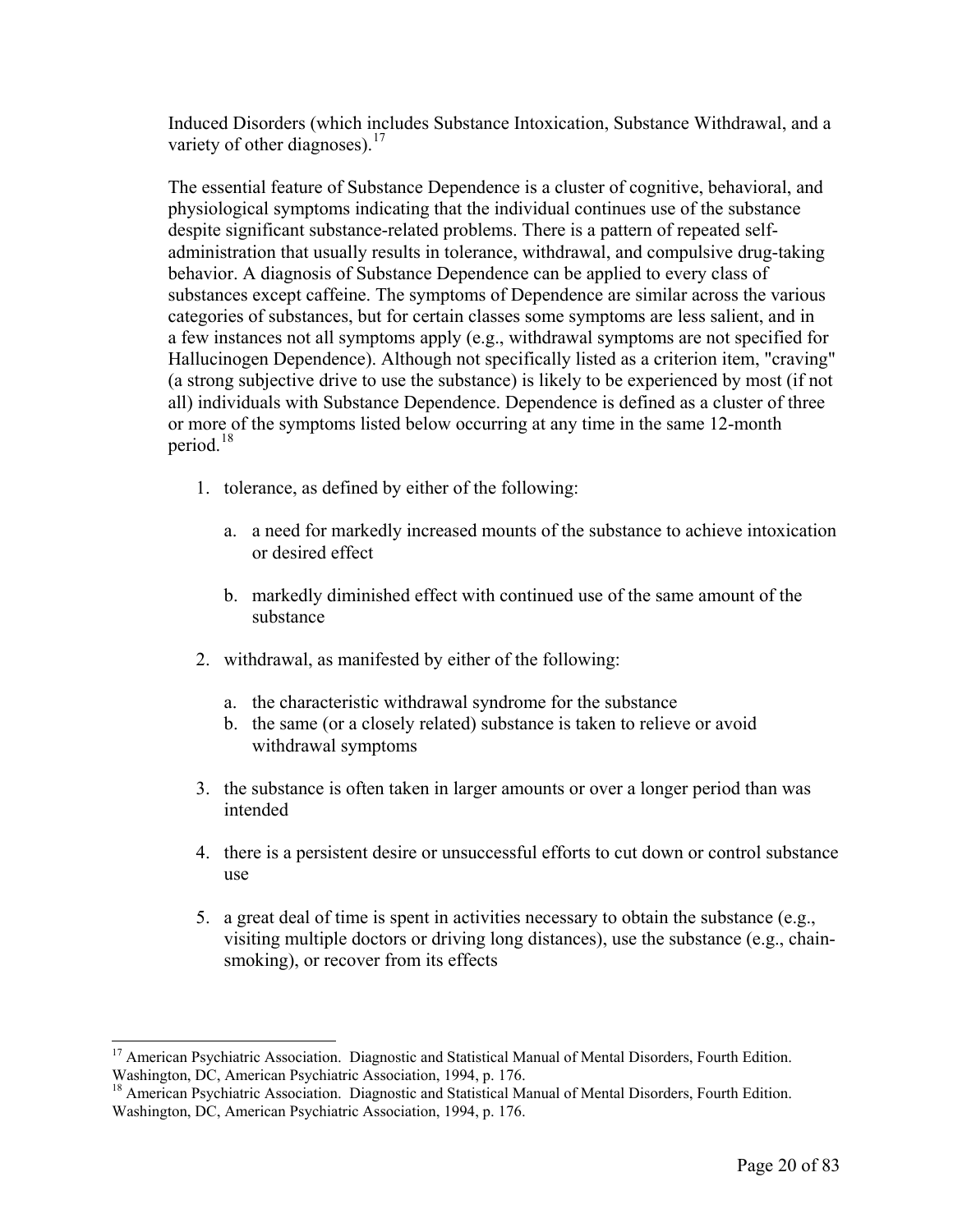Induced Disorders (which includes Substance Intoxication, Substance Withdrawal, and a variety of other diagnoses).[17]

The essential feature of Substance Dependence is a cluster of cognitive, behavioral, and physiological symptoms indicating that the individual continues use of the substance despite significant substance-related problems. There is a pattern of repeated self-administration that usually results in tolerance, withdrawal, and compulsive drug-taking behavior. A diagnosis of Substance Dependence can be applied to every class of substances except caffeine. The symptoms of Dependence are similar across the various categories of substances, but for certain classes some symptoms are less salient, and in a few instances not all symptoms apply (e.g., withdrawal symptoms are not specified for Hallucinogen Dependence). Although not specifically listed as a criterion item, "craving" (a strong subjective drive to use the substance) is likely to be experienced by most (if not all) individuals with Substance Dependence. Dependence is defined as a cluster of three or more of the symptoms listed below occurring at any time in the same 12-month period.[18]

1. tolerance, as defined by either of the following:

   a. a need for markedly increased mounts of the substance to achieve intoxication or desired effect

   b. markedly diminished effect with continued use of the same amount of the substance

2. withdrawal, as manifested by either of the following:

   a. the characteristic withdrawal syndrome for the substance
   b. the same (or a closely related) substance is taken to relieve or avoid withdrawal symptoms

3. the substance is often taken in larger amounts or over a longer period than was intended

4. there is a persistent desire or unsuccessful efforts to cut down or control substance use

5. a great deal of time is spent in activities necessary to obtain the substance (e.g., visiting multiple doctors or driving long distances), use the substance (e.g., chain-smoking), or recover from its effects

---

[17] American Psychiatric Association. Diagnostic and Statistical Manual of Mental Disorders, Fourth Edition. Washington, DC, American Psychiatric Association, 1994, p. 176.

[18] American Psychiatric Association. Diagnostic and Statistical Manual of Mental Disorders, Fourth Edition. Washington, DC, American Psychiatric Association, 1994, p. 176.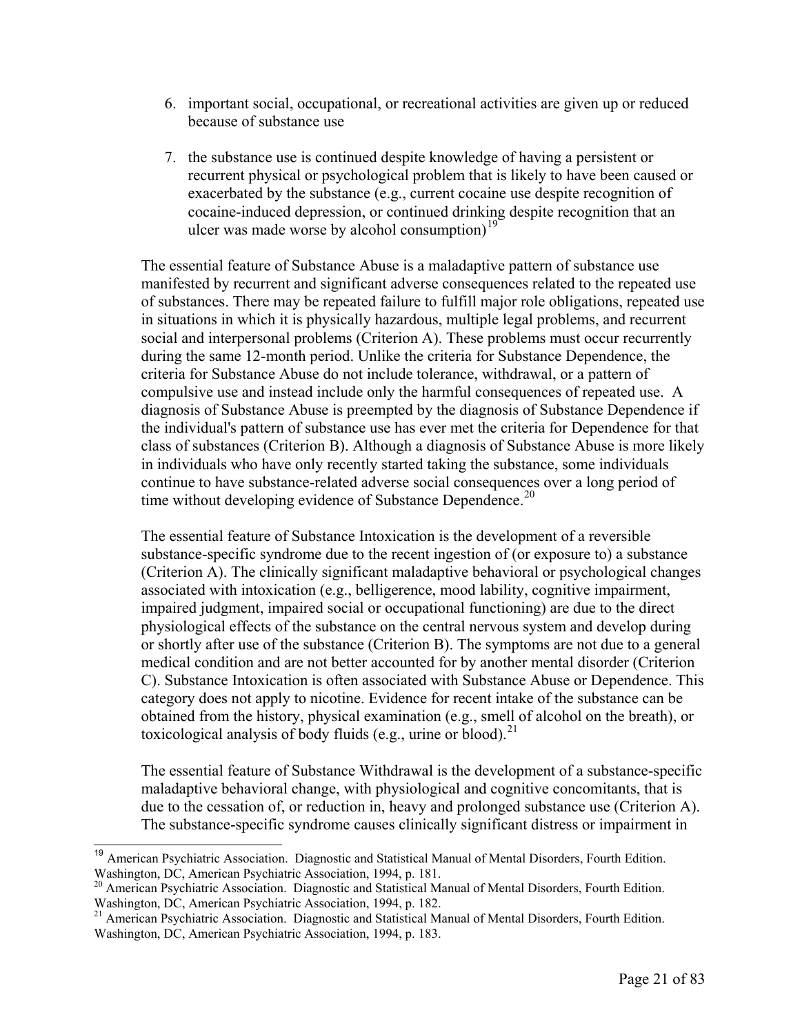6. important social, occupational, or recreational activities are given up or reduced because of substance use

7. the substance use is continued despite knowledge of having a persistent or recurrent physical or psychological problem that is likely to have been caused or exacerbated by the substance (e.g., current cocaine use despite recognition of cocaine-induced depression, or continued drinking despite recognition that an ulcer was made worse by alcohol consumption)[19]

The essential feature of Substance Abuse is a maladaptive pattern of substance use manifested by recurrent and significant adverse consequences related to the repeated use of substances. There may be repeated failure to fulfill major role obligations, repeated use in situations in which it is physically hazardous, multiple legal problems, and recurrent social and interpersonal problems (Criterion A). These problems must occur recurrently during the same 12-month period. Unlike the criteria for Substance Dependence, the criteria for Substance Abuse do not include tolerance, withdrawal, or a pattern of compulsive use and instead include only the harmful consequences of repeated use. A diagnosis of Substance Abuse is preempted by the diagnosis of Substance Dependence if the individual's pattern of substance use has ever met the criteria for Dependence for that class of substances (Criterion B). Although a diagnosis of Substance Abuse is more likely in individuals who have only recently started taking the substance, some individuals continue to have substance-related adverse social consequences over a long period of time without developing evidence of Substance Dependence.[20]

The essential feature of Substance Intoxication is the development of a reversible substance-specific syndrome due to the recent ingestion of (or exposure to) a substance (Criterion A). The clinically significant maladaptive behavioral or psychological changes associated with intoxication (e.g., belligerence, mood lability, cognitive impairment, impaired judgment, impaired social or occupational functioning) are due to the direct physiological effects of the substance on the central nervous system and develop during or shortly after use of the substance (Criterion B). The symptoms are not due to a general medical condition and are not better accounted for by another mental disorder (Criterion C). Substance Intoxication is often associated with Substance Abuse or Dependence. This category does not apply to nicotine. Evidence for recent intake of the substance can be obtained from the history, physical examination (e.g., smell of alcohol on the breath), or toxicological analysis of body fluids (e.g., urine or blood).[21]

The essential feature of Substance Withdrawal is the development of a substance-specific maladaptive behavioral change, with physiological and cognitive concomitants, that is due to the cessation of, or reduction in, heavy and prolonged substance use (Criterion A). The substance-specific syndrome causes clinically significant distress or impairment in

---

[19] American Psychiatric Association. Diagnostic and Statistical Manual of Mental Disorders, Fourth Edition. Washington, DC, American Psychiatric Association, 1994, p. 181.

[20] American Psychiatric Association. Diagnostic and Statistical Manual of Mental Disorders, Fourth Edition. Washington, DC, American Psychiatric Association, 1994, p. 182.

[21] American Psychiatric Association. Diagnostic and Statistical Manual of Mental Disorders, Fourth Edition. Washington, DC, American Psychiatric Association, 1994, p. 183.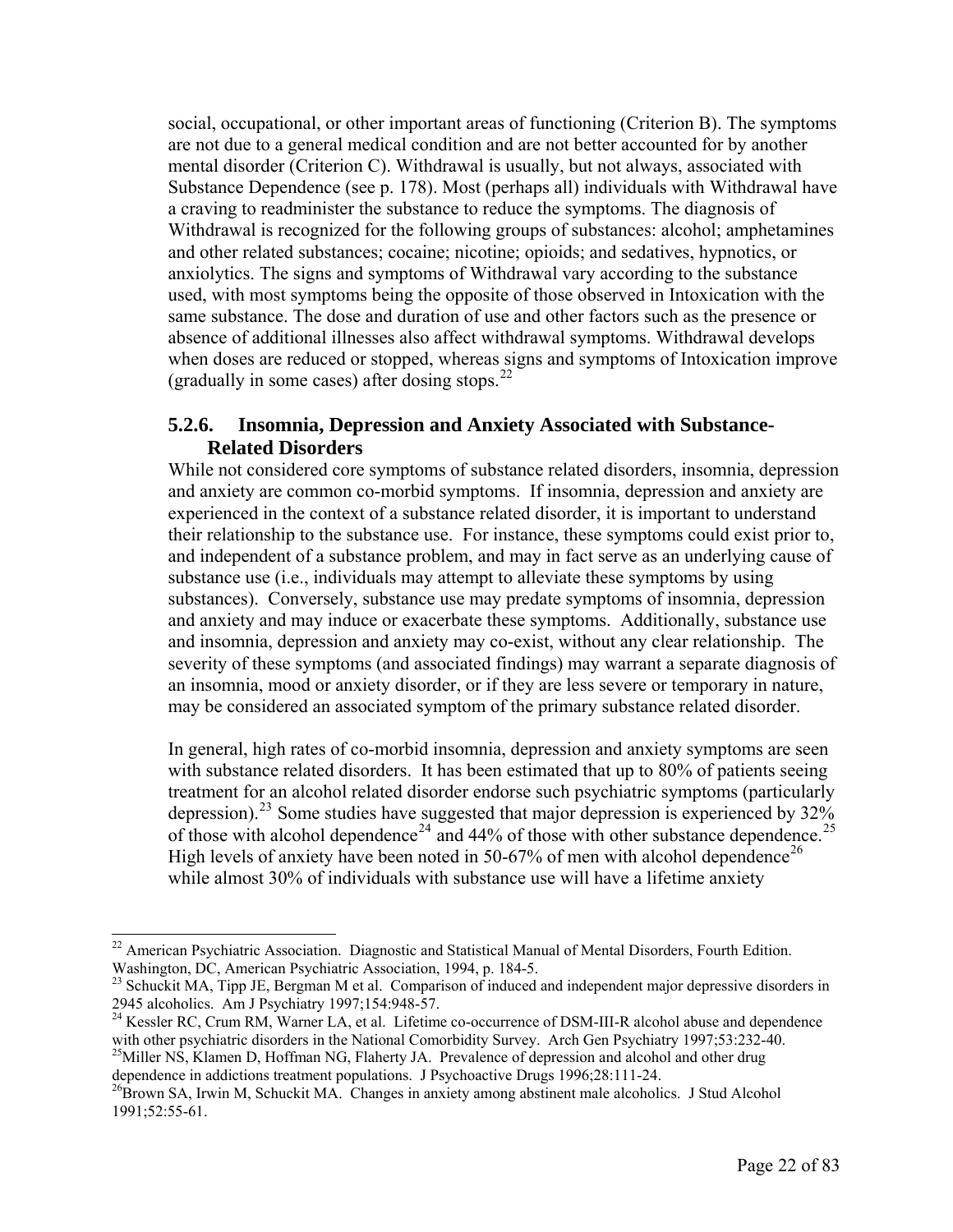social, occupational, or other important areas of functioning (Criterion B). The symptoms are not due to a general medical condition and are not better accounted for by another mental disorder (Criterion C). Withdrawal is usually, but not always, associated with Substance Dependence (see p. 178). Most (perhaps all) individuals with Withdrawal have a craving to readminister the substance to reduce the symptoms. The diagnosis of Withdrawal is recognized for the following groups of substances: alcohol; amphetamines and other related substances; cocaine; nicotine; opioids; and sedatives, hypnotics, or anxiolytics. The signs and symptoms of Withdrawal vary according to the substance used, with most symptoms being the opposite of those observed in Intoxication with the same substance. The dose and duration of use and other factors such as the presence or absence of additional illnesses also affect withdrawal symptoms. Withdrawal develops when doses are reduced or stopped, whereas signs and symptoms of Intoxication improve (gradually in some cases) after dosing stops.[22]

### 5.2.6. Insomnia, Depression and Anxiety Associated with Substance-Related Disorders

While not considered core symptoms of substance related disorders, insomnia, depression and anxiety are common co-morbid symptoms. If insomnia, depression and anxiety are experienced in the context of a substance related disorder, it is important to understand their relationship to the substance use. For instance, these symptoms could exist prior to, and independent of a substance problem, and may in fact serve as an underlying cause of substance use (i.e., individuals may attempt to alleviate these symptoms by using substances). Conversely, substance use may predate symptoms of insomnia, depression and anxiety and may induce or exacerbate these symptoms. Additionally, substance use and insomnia, depression and anxiety may co-exist, without any clear relationship. The severity of these symptoms (and associated findings) may warrant a separate diagnosis of an insomnia, mood or anxiety disorder, or if they are less severe or temporary in nature, may be considered an associated symptom of the primary substance related disorder.

In general, high rates of co-morbid insomnia, depression and anxiety symptoms are seen with substance related disorders. It has been estimated that up to 80% of patients seeing treatment for an alcohol related disorder endorse such psychiatric symptoms (particularly depression).[23] Some studies have suggested that major depression is experienced by 32% of those with alcohol dependence[24] and 44% of those with other substance dependence.[25] High levels of anxiety have been noted in 50-67% of men with alcohol dependence[26] while almost 30% of individuals with substance use will have a lifetime anxiety

---

[22] American Psychiatric Association. Diagnostic and Statistical Manual of Mental Disorders, Fourth Edition. Washington, DC, American Psychiatric Association, 1994, p. 184-5.

[23] Schuckit MA, Tipp JE, Bergman M et al. Comparison of induced and independent major depressive disorders in 2945 alcoholics. Am J Psychiatry 1997;154:948-57.

[24] Kessler RC, Crum RM, Warner LA, et al. Lifetime co-occurrence of DSM-III-R alcohol abuse and dependence with other psychiatric disorders in the National Comorbidity Survey. Arch Gen Psychiatry 1997;53:232-40.

[25] Miller NS, Klamen D, Hoffman NG, Flaherty JA. Prevalence of depression and alcohol and other drug dependence in addictions treatment populations. J Psychoactive Drugs 1996;28:111-24.

[26] Brown SA, Irwin M, Schuckit MA. Changes in anxiety among abstinent male alcoholics. J Stud Alcohol 1991;52:55-61.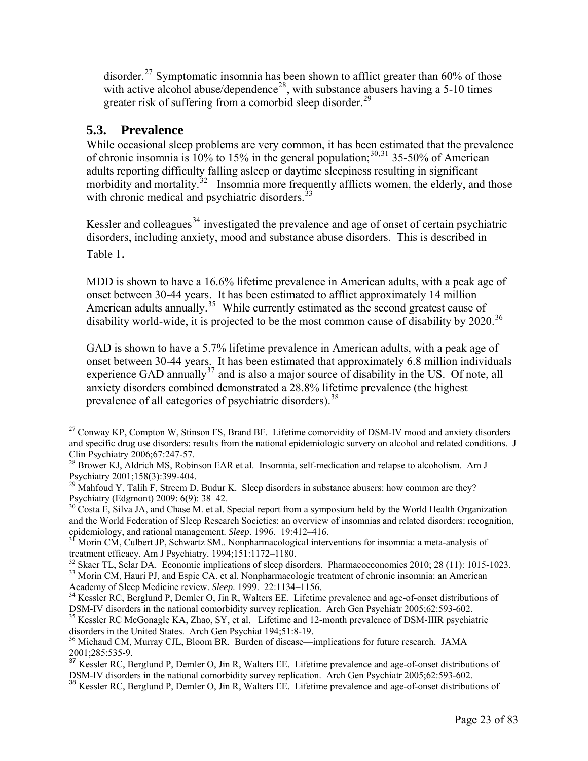disorder.[27] Symptomatic insomnia has been shown to afflict greater than 60% of those with active alcohol abuse/dependence[28], with substance abusers having a 5-10 times greater risk of suffering from a comorbid sleep disorder.[29]

## 5.3. Prevalence

While occasional sleep problems are very common, it has been estimated that the prevalence of chronic insomnia is 10% to 15% in the general population;[30,31] 35-50% of American adults reporting difficulty falling asleep or daytime sleepiness resulting in significant morbidity and mortality.[32] Insomnia more frequently afflicts women, the elderly, and those with chronic medical and psychiatric disorders.[33]

Kessler and colleagues[34] investigated the prevalence and age of onset of certain psychiatric disorders, including anxiety, mood and substance abuse disorders. This is described in Table 1.

MDD is shown to have a 16.6% lifetime prevalence in American adults, with a peak age of onset between 30-44 years. It has been estimated to afflict approximately 14 million American adults annually.[35] While currently estimated as the second greatest cause of disability world-wide, it is projected to be the most common cause of disability by 2020.[36]

GAD is shown to have a 5.7% lifetime prevalence in American adults, with a peak age of onset between 30-44 years. It has been estimated that approximately 6.8 million individuals experience GAD annually[37] and is also a major source of disability in the US. Of note, all anxiety disorders combined demonstrated a 28.8% lifetime prevalence (the highest prevalence of all categories of psychiatric disorders).[38]

---

[27] Conway KP, Compton W, Stinson FS, Brand BF. Lifetime comorvidity of DSM-IV mood and anxiety disorders and specific drug use disorders: results from the national epidemiologic survery on alcohol and related conditions. J Clin Psychiatry 2006;67:247-57.

[28] Brower KJ, Aldrich MS, Robinson EAR et al. Insomnia, self-medication and relapse to alcoholism. Am J Psychiatry 2001;158(3):399-404.

[29] Mahfoud Y, Talih F, Streem D, Budur K. Sleep disorders in substance abusers: how common are they? Psychiatry (Edgmont) 2009: 6(9): 38–42.

[30] Costa E, Silva JA, and Chase M. et al. Special report from a symposium held by the World Health Organization and the World Federation of Sleep Research Societies: an overview of insomnias and related disorders: recognition, epidemiology, and rational management. *Sleep*. 1996. 19:412–416.

[31] Morin CM, Culbert JP, Schwartz SM.. Nonpharmacological interventions for insomnia: a meta-analysis of treatment efficacy. Am J Psychiatry. 1994;151:1172–1180.

[32] Skaer TL, Sclar DA. Economic implications of sleep disorders. Pharmacoeconomics 2010; 28 (11): 1015-1023.

[33] Morin CM, Hauri PJ, and Espie CA. et al. Nonpharmacologic treatment of chronic insomnia: an American Academy of Sleep Medicine review. *Sleep*. 1999. 22:1134–1156.

[34] Kessler RC, Berglund P, Demler O, Jin R, Walters EE. Lifetime prevalence and age-of-onset distributions of DSM-IV disorders in the national comorbidity survey replication. Arch Gen Psychiatr 2005;62:593-602.

[35] Kessler RC McGonagle KA, Zhao, SY, et al. Lifetime and 12-month prevalence of DSM-IIIR psychiatric disorders in the United States. Arch Gen Psychiat 194;51:8-19.

[36] Michaud CM, Murray CJL, Bloom BR. Burden of disease—implications for future research. JAMA 2001;285:535-9.

[37] Kessler RC, Berglund P, Demler O, Jin R, Walters EE. Lifetime prevalence and age-of-onset distributions of DSM-IV disorders in the national comorbidity survey replication. Arch Gen Psychiatr 2005;62:593-602.

[38] Kessler RC, Berglund P, Demler O, Jin R, Walters EE. Lifetime prevalence and age-of-onset distributions of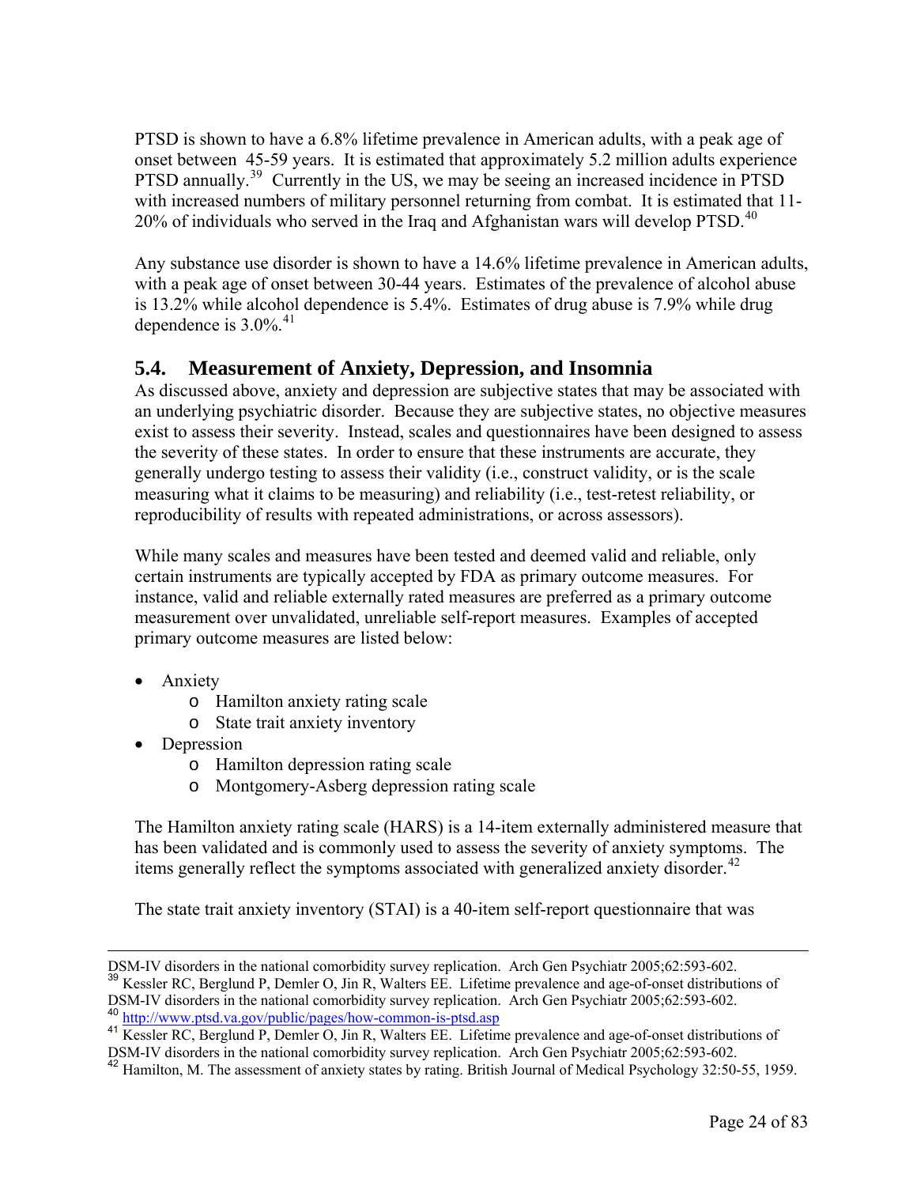PTSD is shown to have a 6.8% lifetime prevalence in American adults, with a peak age of onset between 45-59 years. It is estimated that approximately 5.2 million adults experience PTSD annually.[39] Currently in the US, we may be seeing an increased incidence in PTSD with increased numbers of military personnel returning from combat. It is estimated that 11-20% of individuals who served in the Iraq and Afghanistan wars will develop PTSD.[40]

Any substance use disorder is shown to have a 14.6% lifetime prevalence in American adults, with a peak age of onset between 30-44 years. Estimates of the prevalence of alcohol abuse is 13.2% while alcohol dependence is 5.4%. Estimates of drug abuse is 7.9% while drug dependence is 3.0%.[41]

## 5.4. Measurement of Anxiety, Depression, and Insomnia

As discussed above, anxiety and depression are subjective states that may be associated with an underlying psychiatric disorder. Because they are subjective states, no objective measures exist to assess their severity. Instead, scales and questionnaires have been designed to assess the severity of these states. In order to ensure that these instruments are accurate, they generally undergo testing to assess their validity (i.e., construct validity, or is the scale measuring what it claims to be measuring) and reliability (i.e., test-retest reliability, or reproducibility of results with repeated administrations, or across assessors).

While many scales and measures have been tested and deemed valid and reliable, only certain instruments are typically accepted by FDA as primary outcome measures. For instance, valid and reliable externally rated measures are preferred as a primary outcome measurement over unvalidated, unreliable self-report measures. Examples of accepted primary outcome measures are listed below:

- Anxiety
  - Hamilton anxiety rating scale
  - State trait anxiety inventory
- Depression
  - Hamilton depression rating scale
  - Montgomery-Asberg depression rating scale

The Hamilton anxiety rating scale (HARS) is a 14-item externally administered measure that has been validated and is commonly used to assess the severity of anxiety symptoms. The items generally reflect the symptoms associated with generalized anxiety disorder.[42]

The state trait anxiety inventory (STAI) is a 40-item self-report questionnaire that was

---

DSM-IV disorders in the national comorbidity survey replication. Arch Gen Psychiatr 2005;62:593-602.

[39] Kessler RC, Berglund P, Demler O, Jin R, Walters EE. Lifetime prevalence and age-of-onset distributions of DSM-IV disorders in the national comorbidity survey replication. Arch Gen Psychiatr 2005;62:593-602.

[40] http://www.ptsd.va.gov/public/pages/how-common-is-ptsd.asp

[41] Kessler RC, Berglund P, Demler O, Jin R, Walters EE. Lifetime prevalence and age-of-onset distributions of DSM-IV disorders in the national comorbidity survey replication. Arch Gen Psychiatr 2005;62:593-602.

[42] Hamilton, M. The assessment of anxiety states by rating. British Journal of Medical Psychology 32:50-55, 1959.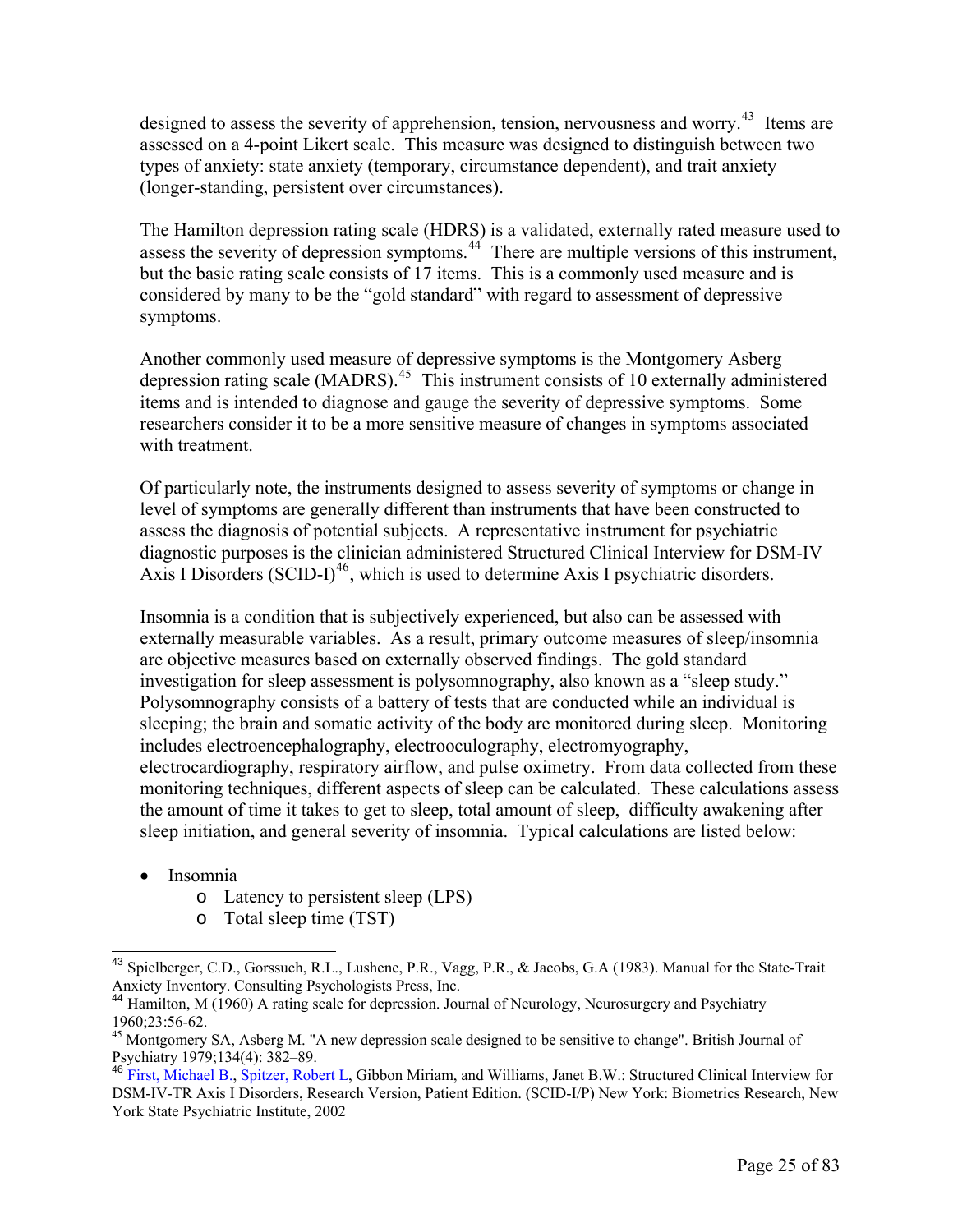designed to assess the severity of apprehension, tension, nervousness and worry.[43] Items are assessed on a 4-point Likert scale. This measure was designed to distinguish between two types of anxiety: state anxiety (temporary, circumstance dependent), and trait anxiety (longer-standing, persistent over circumstances).

The Hamilton depression rating scale (HDRS) is a validated, externally rated measure used to assess the severity of depression symptoms.[44] There are multiple versions of this instrument, but the basic rating scale consists of 17 items. This is a commonly used measure and is considered by many to be the "gold standard" with regard to assessment of depressive symptoms.

Another commonly used measure of depressive symptoms is the Montgomery Asberg depression rating scale (MADRS).[45] This instrument consists of 10 externally administered items and is intended to diagnose and gauge the severity of depressive symptoms. Some researchers consider it to be a more sensitive measure of changes in symptoms associated with treatment.

Of particularly note, the instruments designed to assess severity of symptoms or change in level of symptoms are generally different than instruments that have been constructed to assess the diagnosis of potential subjects. A representative instrument for psychiatric diagnostic purposes is the clinician administered Structured Clinical Interview for DSM-IV Axis I Disorders (SCID-I)[46], which is used to determine Axis I psychiatric disorders.

Insomnia is a condition that is subjectively experienced, but also can be assessed with externally measurable variables. As a result, primary outcome measures of sleep/insomnia are objective measures based on externally observed findings. The gold standard investigation for sleep assessment is polysomnography, also known as a "sleep study." Polysomnography consists of a battery of tests that are conducted while an individual is sleeping; the brain and somatic activity of the body are monitored during sleep. Monitoring includes electroencephalography, electrooculography, electromyography, electrocardiography, respiratory airflow, and pulse oximetry. From data collected from these monitoring techniques, different aspects of sleep can be calculated. These calculations assess the amount of time it takes to get to sleep, total amount of sleep, difficulty awakening after sleep initiation, and general severity of insomnia. Typical calculations are listed below:

- Insomnia
  - Latency to persistent sleep (LPS)
  - Total sleep time (TST)

---

[43] Spielberger, C.D., Gorssuch, R.L., Lushene, P.R., Vagg, P.R., & Jacobs, G.A (1983). Manual for the State-Trait Anxiety Inventory. Consulting Psychologists Press, Inc.

[44] Hamilton, M (1960) A rating scale for depression. Journal of Neurology, Neurosurgery and Psychiatry 1960;23:56-62.

[45] Montgomery SA, Asberg M. "A new depression scale designed to be sensitive to change". British Journal of Psychiatry 1979;134(4): 382–89.

[46] First, Michael B., Spitzer, Robert L, Gibbon Miriam, and Williams, Janet B.W.: Structured Clinical Interview for DSM-IV-TR Axis I Disorders, Research Version, Patient Edition. (SCID-I/P) New York: Biometrics Research, New York State Psychiatric Institute, 2002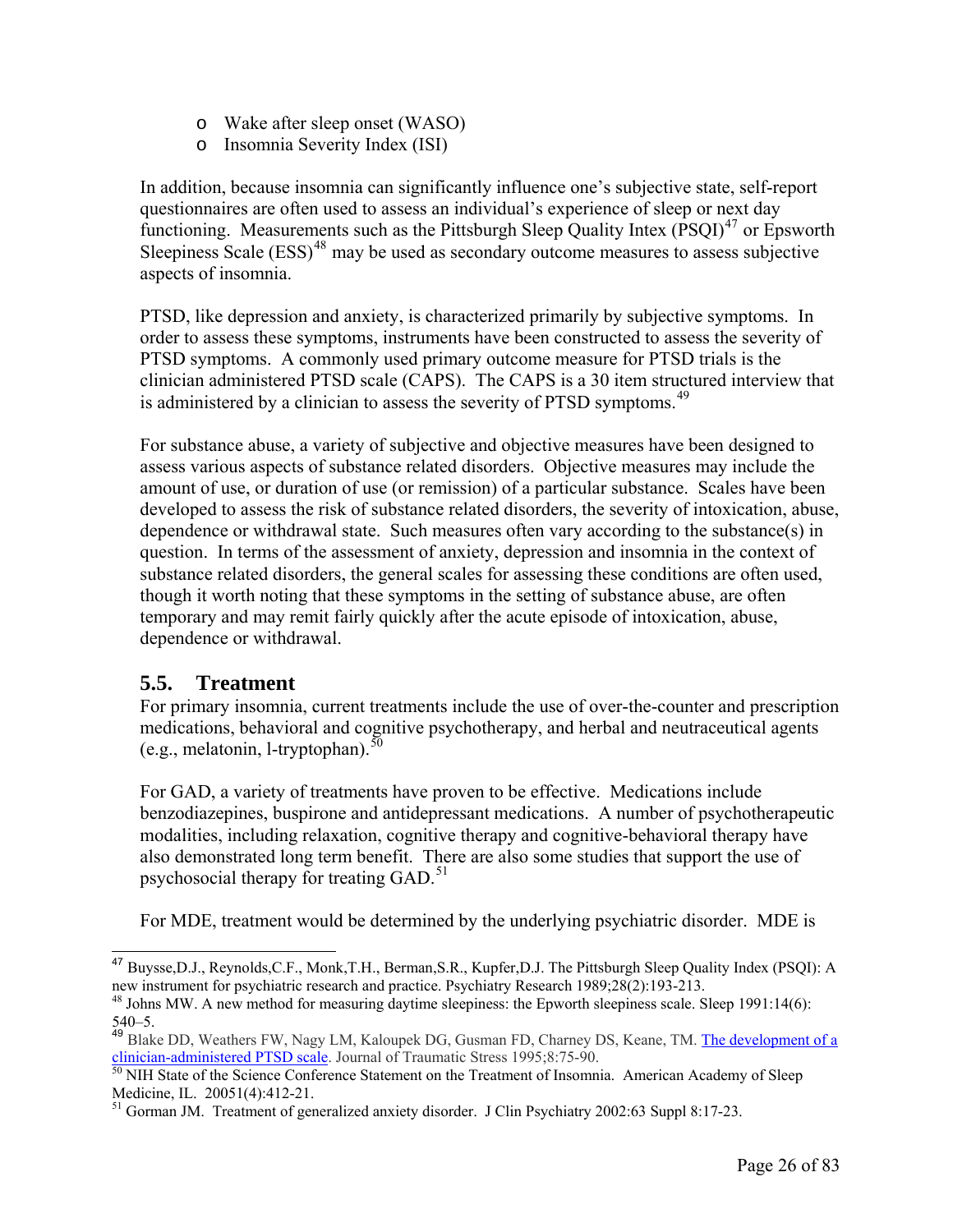- Wake after sleep onset (WASO)
- Insomnia Severity Index (ISI)

In addition, because insomnia can significantly influence one's subjective state, self-report questionnaires are often used to assess an individual's experience of sleep or next day functioning. Measurements such as the Pittsburgh Sleep Quality Intex (PSQI)[47] or Epsworth Sleepiness Scale (ESS)[48] may be used as secondary outcome measures to assess subjective aspects of insomnia.

PTSD, like depression and anxiety, is characterized primarily by subjective symptoms. In order to assess these symptoms, instruments have been constructed to assess the severity of PTSD symptoms. A commonly used primary outcome measure for PTSD trials is the clinician administered PTSD scale (CAPS). The CAPS is a 30 item structured interview that is administered by a clinician to assess the severity of PTSD symptoms.[49]

For substance abuse, a variety of subjective and objective measures have been designed to assess various aspects of substance related disorders. Objective measures may include the amount of use, or duration of use (or remission) of a particular substance. Scales have been developed to assess the risk of substance related disorders, the severity of intoxication, abuse, dependence or withdrawal state. Such measures often vary according to the substance(s) in question. In terms of the assessment of anxiety, depression and insomnia in the context of substance related disorders, the general scales for assessing these conditions are often used, though it worth noting that these symptoms in the setting of substance abuse, are often temporary and may remit fairly quickly after the acute episode of intoxication, abuse, dependence or withdrawal.

## 5.5. Treatment

For primary insomnia, current treatments include the use of over-the-counter and prescription medications, behavioral and cognitive psychotherapy, and herbal and neutraceutical agents (e.g., melatonin, l-tryptophan).[50]

For GAD, a variety of treatments have proven to be effective. Medications include benzodiazepines, buspirone and antidepressant medications. A number of psychotherapeutic modalities, including relaxation, cognitive therapy and cognitive-behavioral therapy have also demonstrated long term benefit. There are also some studies that support the use of psychosocial therapy for treating GAD.[51]

For MDE, treatment would be determined by the underlying psychiatric disorder. MDE is

---

[47] Buysse,D.J., Reynolds,C.F., Monk,T.H., Berman,S.R., Kupfer,D.J. The Pittsburgh Sleep Quality Index (PSQI): A new instrument for psychiatric research and practice. Psychiatry Research 1989;28(2):193-213.

[48] Johns MW. A new method for measuring daytime sleepiness: the Epworth sleepiness scale. Sleep 1991:14(6): 540–5.

[49] Blake DD, Weathers FW, Nagy LM, Kaloupek DG, Gusman FD, Charney DS, Keane, TM. The development of a clinician-administered PTSD scale. Journal of Traumatic Stress 1995;8:75-90.

[50] NIH State of the Science Conference Statement on the Treatment of Insomnia. American Academy of Sleep Medicine, IL. 20051(4):412-21.

[51] Gorman JM. Treatment of generalized anxiety disorder. J Clin Psychiatry 2002:63 Suppl 8:17-23.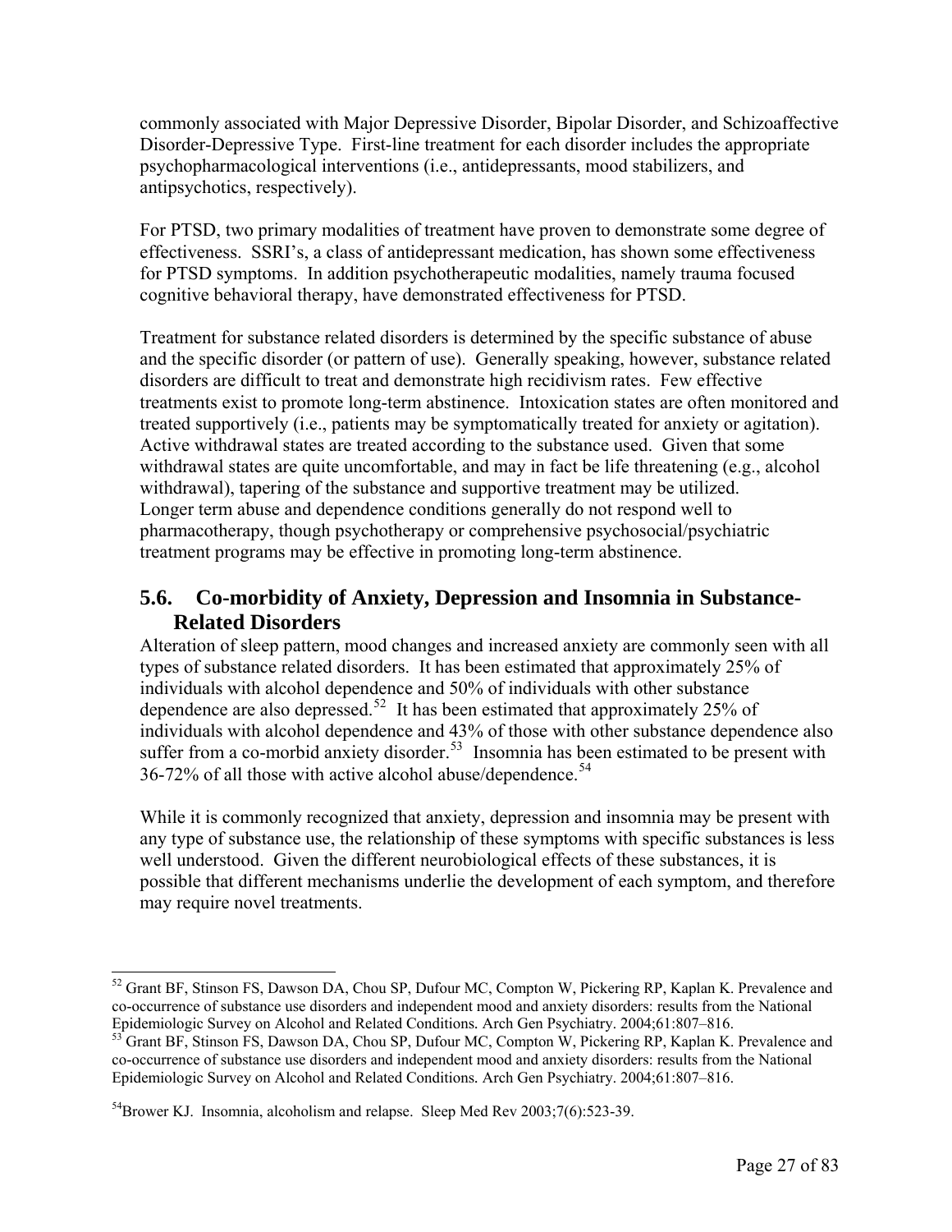commonly associated with Major Depressive Disorder, Bipolar Disorder, and Schizoaffective Disorder-Depressive Type. First-line treatment for each disorder includes the appropriate psychopharmacological interventions (i.e., antidepressants, mood stabilizers, and antipsychotics, respectively).

For PTSD, two primary modalities of treatment have proven to demonstrate some degree of effectiveness. SSRI's, a class of antidepressant medication, has shown some effectiveness for PTSD symptoms. In addition psychotherapeutic modalities, namely trauma focused cognitive behavioral therapy, have demonstrated effectiveness for PTSD.

Treatment for substance related disorders is determined by the specific substance of abuse and the specific disorder (or pattern of use). Generally speaking, however, substance related disorders are difficult to treat and demonstrate high recidivism rates. Few effective treatments exist to promote long-term abstinence. Intoxication states are often monitored and treated supportively (i.e., patients may be symptomatically treated for anxiety or agitation). Active withdrawal states are treated according to the substance used. Given that some withdrawal states are quite uncomfortable, and may in fact be life threatening (e.g., alcohol withdrawal), tapering of the substance and supportive treatment may be utilized. Longer term abuse and dependence conditions generally do not respond well to pharmacotherapy, though psychotherapy or comprehensive psychosocial/psychiatric treatment programs may be effective in promoting long-term abstinence.

## 5.6. Co-morbidity of Anxiety, Depression and Insomnia in Substance-Related Disorders

Alteration of sleep pattern, mood changes and increased anxiety are commonly seen with all types of substance related disorders. It has been estimated that approximately 25% of individuals with alcohol dependence and 50% of individuals with other substance dependence are also depressed.[52] It has been estimated that approximately 25% of individuals with alcohol dependence and 43% of those with other substance dependence also suffer from a co-morbid anxiety disorder.[53] Insomnia has been estimated to be present with 36-72% of all those with active alcohol abuse/dependence.[54]

While it is commonly recognized that anxiety, depression and insomnia may be present with any type of substance use, the relationship of these symptoms with specific substances is less well understood. Given the different neurobiological effects of these substances, it is possible that different mechanisms underlie the development of each symptom, and therefore may require novel treatments.

---

[52] Grant BF, Stinson FS, Dawson DA, Chou SP, Dufour MC, Compton W, Pickering RP, Kaplan K. Prevalence and co-occurrence of substance use disorders and independent mood and anxiety disorders: results from the National Epidemiologic Survey on Alcohol and Related Conditions. Arch Gen Psychiatry. 2004;61:807–816.

[53] Grant BF, Stinson FS, Dawson DA, Chou SP, Dufour MC, Compton W, Pickering RP, Kaplan K. Prevalence and co-occurrence of substance use disorders and independent mood and anxiety disorders: results from the National Epidemiologic Survey on Alcohol and Related Conditions. Arch Gen Psychiatry. 2004;61:807–816.

[54] Brower KJ. Insomnia, alcoholism and relapse. Sleep Med Rev 2003;7(6):523-39.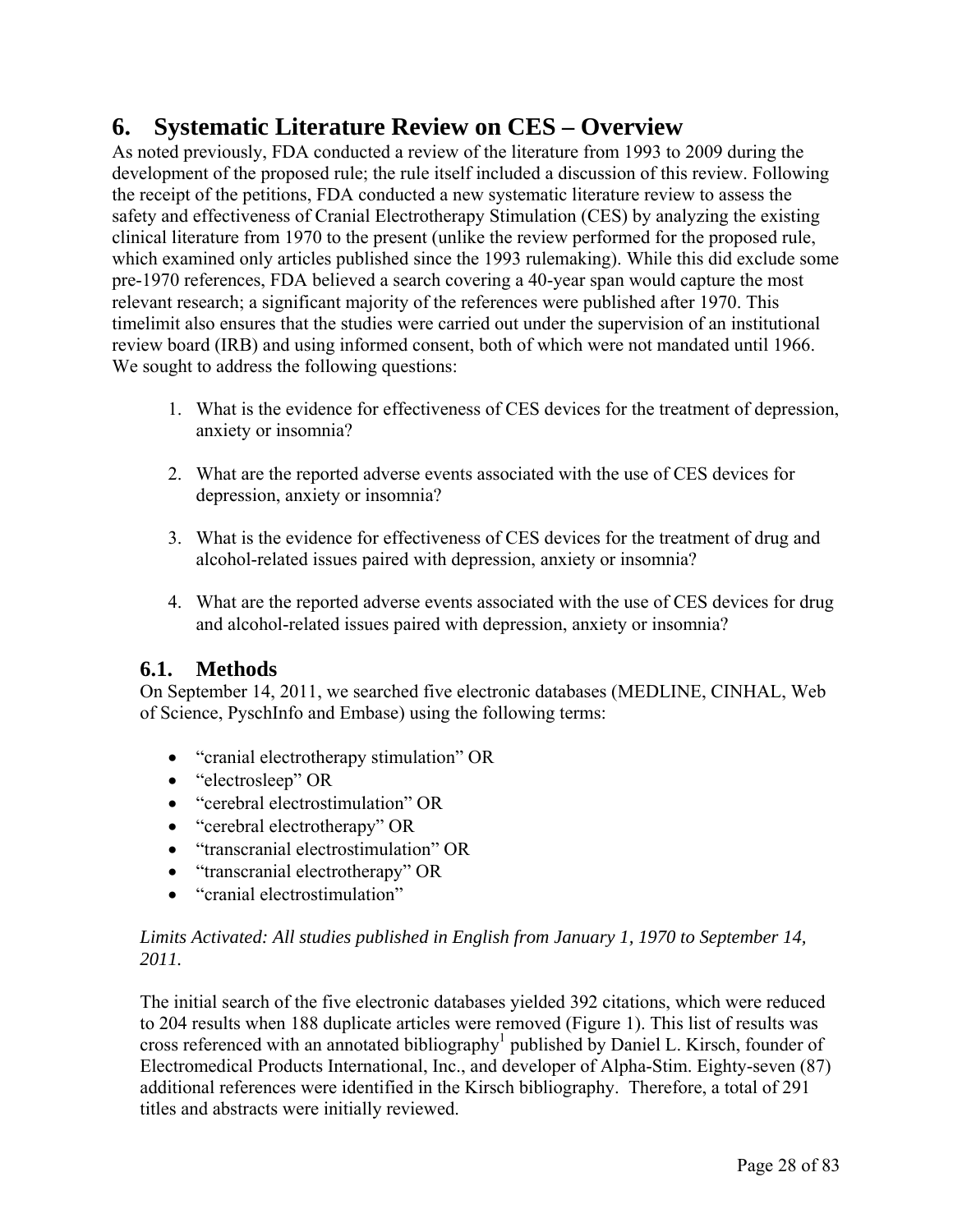# 6. Systematic Literature Review on CES – Overview

As noted previously, FDA conducted a review of the literature from 1993 to 2009 during the development of the proposed rule; the rule itself included a discussion of this review. Following the receipt of the petitions, FDA conducted a new systematic literature review to assess the safety and effectiveness of Cranial Electrotherapy Stimulation (CES) by analyzing the existing clinical literature from 1970 to the present (unlike the review performed for the proposed rule, which examined only articles published since the 1993 rulemaking). While this did exclude some pre-1970 references, FDA believed a search covering a 40-year span would capture the most relevant research; a significant majority of the references were published after 1970. This timelimit also ensures that the studies were carried out under the supervision of an institutional review board (IRB) and using informed consent, both of which were not mandated until 1966. We sought to address the following questions:

1. What is the evidence for effectiveness of CES devices for the treatment of depression, anxiety or insomnia?

2. What are the reported adverse events associated with the use of CES devices for depression, anxiety or insomnia?

3. What is the evidence for effectiveness of CES devices for the treatment of drug and alcohol-related issues paired with depression, anxiety or insomnia?

4. What are the reported adverse events associated with the use of CES devices for drug and alcohol-related issues paired with depression, anxiety or insomnia?

## 6.1. Methods

On September 14, 2011, we searched five electronic databases (MEDLINE, CINHAL, Web of Science, PyschInfo and Embase) using the following terms:

- "cranial electrotherapy stimulation" OR
- "electrosleep" OR
- "cerebral electrostimulation" OR
- "cerebral electrotherapy" OR
- "transcranial electrostimulation" OR
- "transcranial electrotherapy" OR
- "cranial electrostimulation"

*Limits Activated: All studies published in English from January 1, 1970 to September 14, 2011.*

The initial search of the five electronic databases yielded 392 citations, which were reduced to 204 results when 188 duplicate articles were removed (Figure 1). This list of results was cross referenced with an annotated bibliography[1] published by Daniel L. Kirsch, founder of Electromedical Products International, Inc., and developer of Alpha-Stim. Eighty-seven (87) additional references were identified in the Kirsch bibliography. Therefore, a total of 291 titles and abstracts were initially reviewed.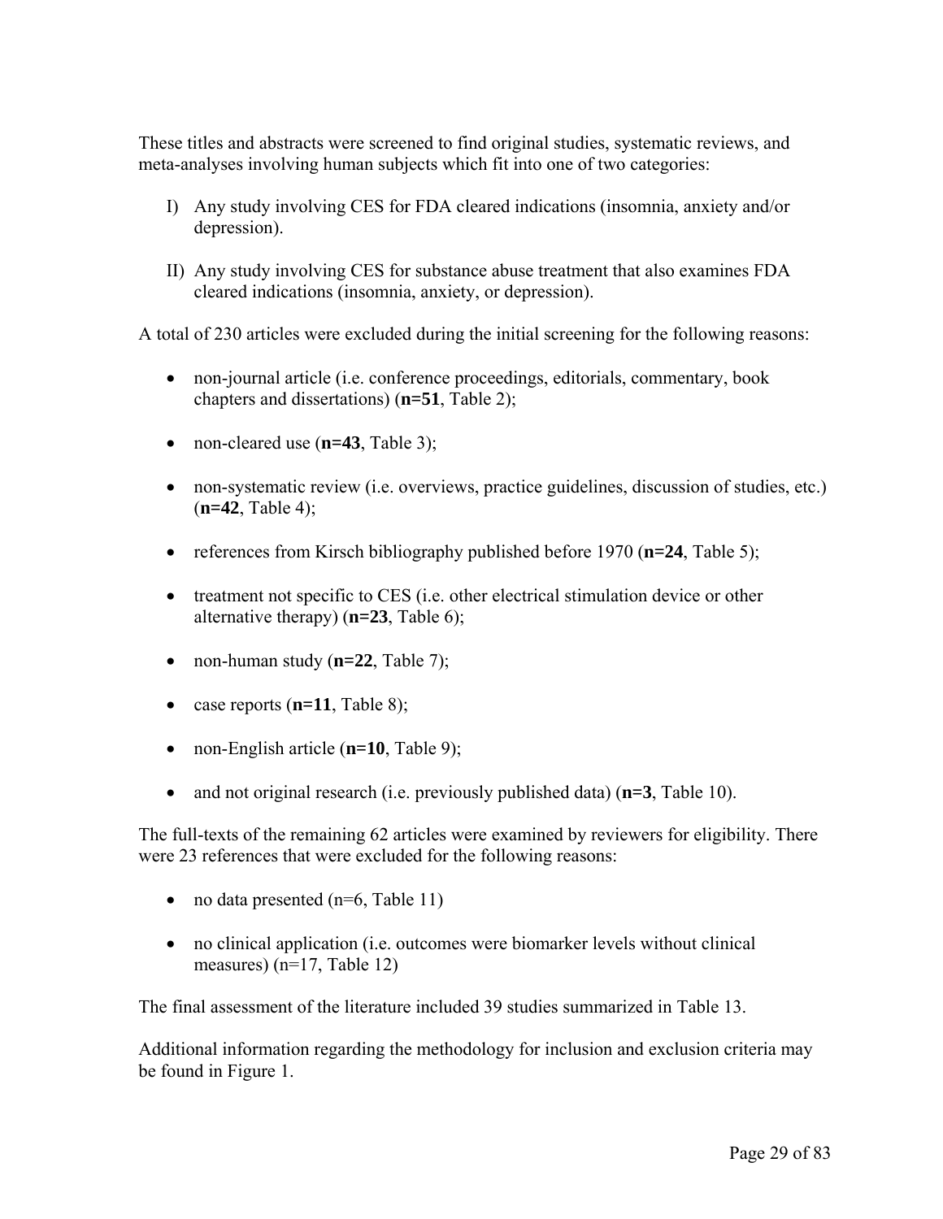These titles and abstracts were screened to find original studies, systematic reviews, and meta-analyses involving human subjects which fit into one of two categories:

I) Any study involving CES for FDA cleared indications (insomnia, anxiety and/or depression).

II) Any study involving CES for substance abuse treatment that also examines FDA cleared indications (insomnia, anxiety, or depression).

A total of 230 articles were excluded during the initial screening for the following reasons:

- non-journal article (i.e. conference proceedings, editorials, commentary, book chapters and dissertations) (**n=51**, Table 2);
- non-cleared use (**n=43**, Table 3);
- non-systematic review (i.e. overviews, practice guidelines, discussion of studies, etc.) (**n=42**, Table 4);
- references from Kirsch bibliography published before 1970 (**n=24**, Table 5);
- treatment not specific to CES (i.e. other electrical stimulation device or other alternative therapy) (**n=23**, Table 6);
- non-human study (**n=22**, Table 7);
- case reports (**n=11**, Table 8);
- non-English article (**n=10**, Table 9);
- and not original research (i.e. previously published data) (**n=3**, Table 10).

The full-texts of the remaining 62 articles were examined by reviewers for eligibility. There were 23 references that were excluded for the following reasons:

- no data presented (n=6, Table 11)
- no clinical application (i.e. outcomes were biomarker levels without clinical measures) (n=17, Table 12)

The final assessment of the literature included 39 studies summarized in Table 13.

Additional information regarding the methodology for inclusion and exclusion criteria may be found in Figure 1.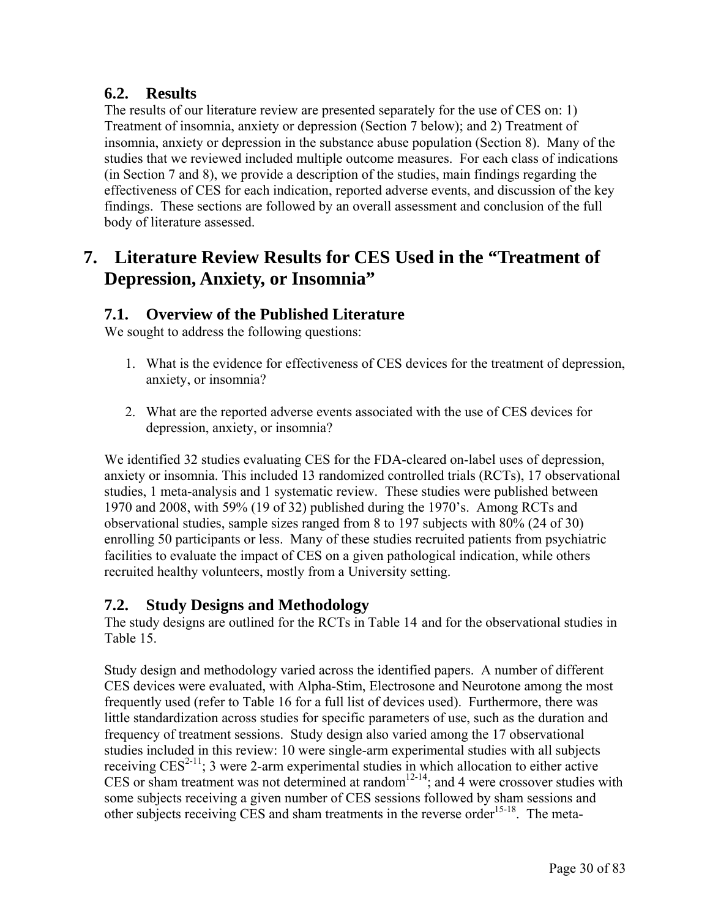### 6.2. Results

The results of our literature review are presented separately for the use of CES on: 1) Treatment of insomnia, anxiety or depression (Section 7 below); and 2) Treatment of insomnia, anxiety or depression in the substance abuse population (Section 8). Many of the studies that we reviewed included multiple outcome measures. For each class of indications (in Section 7 and 8), we provide a description of the studies, main findings regarding the effectiveness of CES for each indication, reported adverse events, and discussion of the key findings. These sections are followed by an overall assessment and conclusion of the full body of literature assessed.

## 7. Literature Review Results for CES Used in the "Treatment of Depression, Anxiety, or Insomnia"

### 7.1. Overview of the Published Literature

We sought to address the following questions:

1. What is the evidence for effectiveness of CES devices for the treatment of depression, anxiety, or insomnia?

2. What are the reported adverse events associated with the use of CES devices for depression, anxiety, or insomnia?

We identified 32 studies evaluating CES for the FDA-cleared on-label uses of depression, anxiety or insomnia. This included 13 randomized controlled trials (RCTs), 17 observational studies, 1 meta-analysis and 1 systematic review. These studies were published between 1970 and 2008, with 59% (19 of 32) published during the 1970's. Among RCTs and observational studies, sample sizes ranged from 8 to 197 subjects with 80% (24 of 30) enrolling 50 participants or less. Many of these studies recruited patients from psychiatric facilities to evaluate the impact of CES on a given pathological indication, while others recruited healthy volunteers, mostly from a University setting.

### 7.2. Study Designs and Methodology

The study designs are outlined for the RCTs in Table 14 and for the observational studies in Table 15.

Study design and methodology varied across the identified papers. A number of different CES devices were evaluated, with Alpha-Stim, Electrosone and Neurotone among the most frequently used (refer to Table 16 for a full list of devices used). Furthermore, there was little standardization across studies for specific parameters of use, such as the duration and frequency of treatment sessions. Study design also varied among the 17 observational studies included in this review: 10 were single-arm experimental studies with all subjects receiving CES[2-11]; 3 were 2-arm experimental studies in which allocation to either active CES or sham treatment was not determined at random[12-14]; and 4 were crossover studies with some subjects receiving a given number of CES sessions followed by sham sessions and other subjects receiving CES and sham treatments in the reverse order[15-18]. The meta-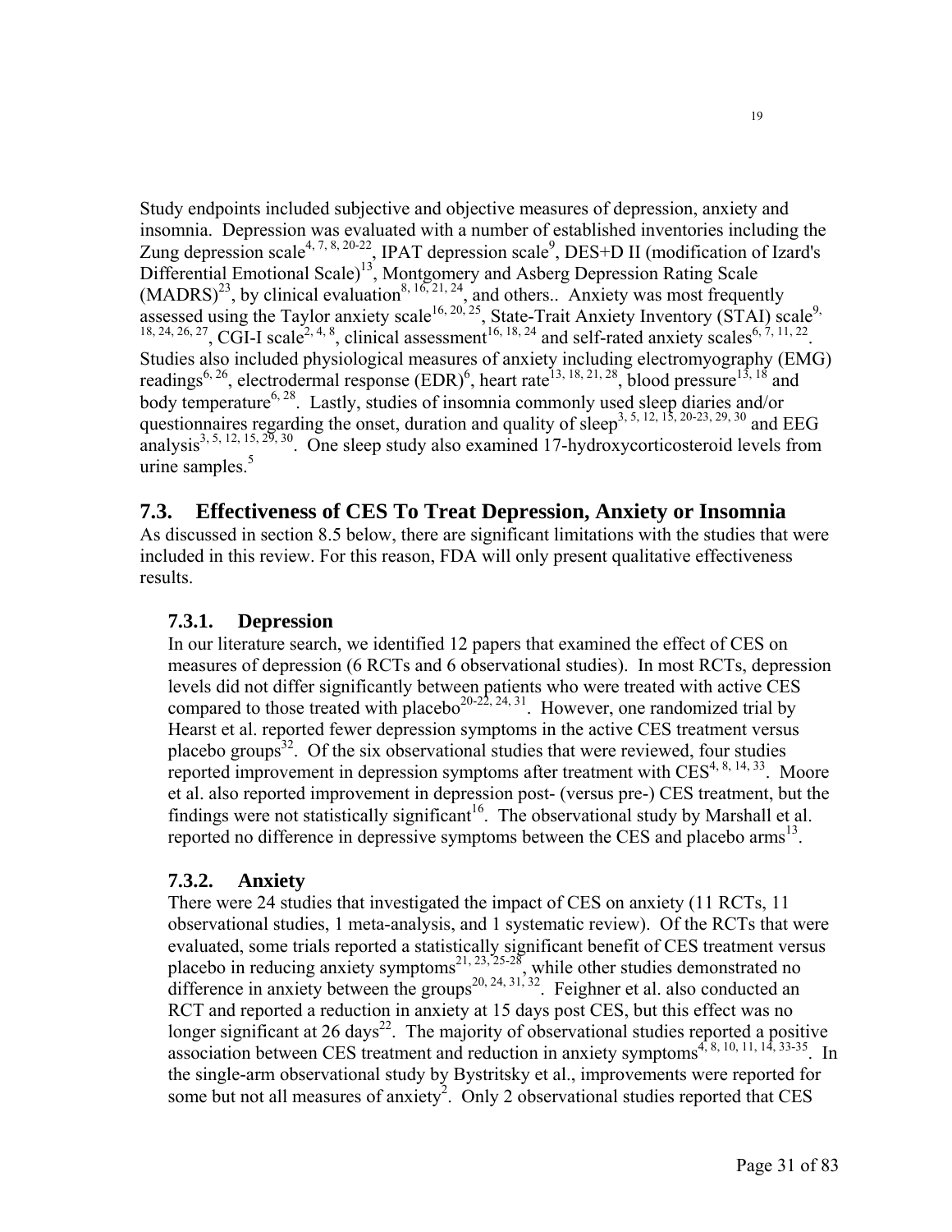Study endpoints included subjective and objective measures of depression, anxiety and insomnia. Depression was evaluated with a number of established inventories including the Zung depression scale[4, 7, 8, 20-22], IPAT depression scale[9], DES+D II (modification of Izard's Differential Emotional Scale)[13], Montgomery and Asberg Depression Rating Scale (MADRS)[23], by clinical evaluation[8, 16, 21, 24], and others.. Anxiety was most frequently assessed using the Taylor anxiety scale[16, 20, 25], State-Trait Anxiety Inventory (STAI) scale[9, 18, 24, 26, 27], CGI-I scale[2, 4, 8], clinical assessment[16, 18, 24] and self-rated anxiety scales[6, 7, 11, 22]. Studies also included physiological measures of anxiety including electromyography (EMG) readings[6, 26], electrodermal response (EDR)[6], heart rate[13, 18, 21, 28], blood pressure[13, 18] and body temperature[6, 28]. Lastly, studies of insomnia commonly used sleep diaries and/or questionnaires regarding the onset, duration and quality of sleep[3, 5, 12, 15, 20-23, 29, 30] and EEG analysis[3, 5, 12, 15, 29, 30]. One sleep study also examined 17-hydroxycorticosteroid levels from urine samples.[5]

## 7.3. Effectiveness of CES To Treat Depression, Anxiety or Insomnia

As discussed in section 8.5 below, there are significant limitations with the studies that were included in this review. For this reason, FDA will only present qualitative effectiveness results.

### 7.3.1. Depression

In our literature search, we identified 12 papers that examined the effect of CES on measures of depression (6 RCTs and 6 observational studies). In most RCTs, depression levels did not differ significantly between patients who were treated with active CES compared to those treated with placebo[20-22, 24, 31]. However, one randomized trial by Hearst et al. reported fewer depression symptoms in the active CES treatment versus placebo groups[32]. Of the six observational studies that were reviewed, four studies reported improvement in depression symptoms after treatment with CES[4, 8, 14, 33]. Moore et al. also reported improvement in depression post- (versus pre-) CES treatment, but the findings were not statistically significant[16]. The observational study by Marshall et al. reported no difference in depressive symptoms between the CES and placebo arms[13].

### 7.3.2. Anxiety

There were 24 studies that investigated the impact of CES on anxiety (11 RCTs, 11 observational studies, 1 meta-analysis, and 1 systematic review). Of the RCTs that were evaluated, some trials reported a statistically significant benefit of CES treatment versus placebo in reducing anxiety symptoms[21, 23, 25-28], while other studies demonstrated no difference in anxiety between the groups[20, 24, 31, 32]. Feighner et al. also conducted an RCT and reported a reduction in anxiety at 15 days post CES, but this effect was no longer significant at 26 days[22]. The majority of observational studies reported a positive association between CES treatment and reduction in anxiety symptoms[4, 8, 10, 11, 14, 33-35]. In the single-arm observational study by Bystritsky et al., improvements were reported for some but not all measures of anxiety[2]. Only 2 observational studies reported that CES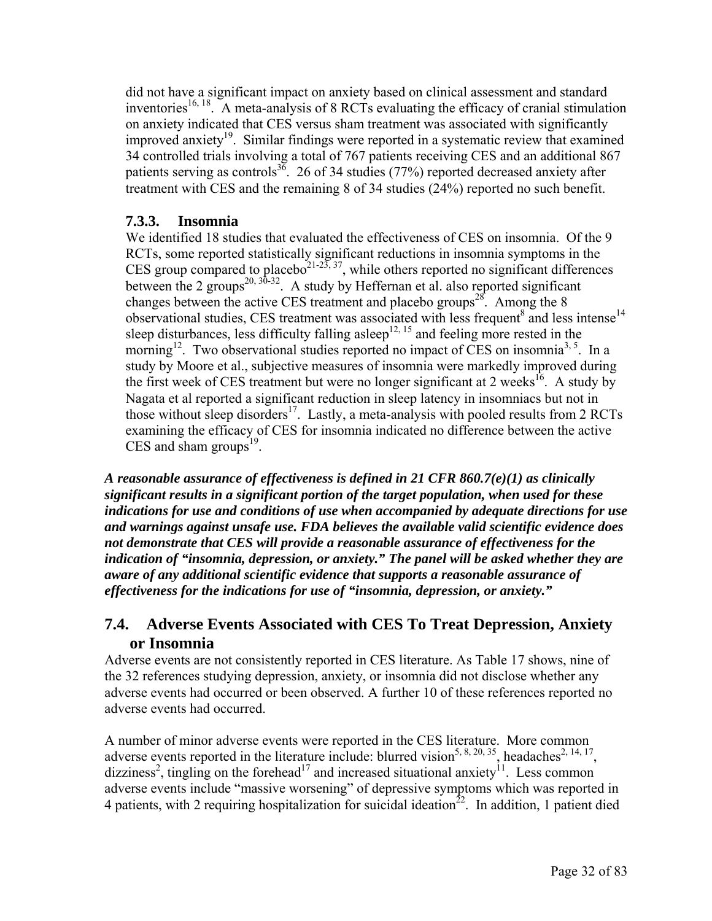did not have a significant impact on anxiety based on clinical assessment and standard inventories[16, 18]. A meta-analysis of 8 RCTs evaluating the efficacy of cranial stimulation on anxiety indicated that CES versus sham treatment was associated with significantly improved anxiety[19]. Similar findings were reported in a systematic review that examined 34 controlled trials involving a total of 767 patients receiving CES and an additional 867 patients serving as controls[36]. 26 of 34 studies (77%) reported decreased anxiety after treatment with CES and the remaining 8 of 34 studies (24%) reported no such benefit.

### 7.3.3. Insomnia

We identified 18 studies that evaluated the effectiveness of CES on insomnia. Of the 9 RCTs, some reported statistically significant reductions in insomnia symptoms in the CES group compared to placebo[21-23, 37], while others reported no significant differences between the 2 groups[20, 30-32]. A study by Heffernan et al. also reported significant changes between the active CES treatment and placebo groups[28]. Among the 8 observational studies, CES treatment was associated with less frequent[8] and less intense[14] sleep disturbances, less difficulty falling asleep[12, 15] and feeling more rested in the morning[12]. Two observational studies reported no impact of CES on insomnia[3, 5]. In a study by Moore et al., subjective measures of insomnia were markedly improved during the first week of CES treatment but were no longer significant at 2 weeks[16]. A study by Nagata et al reported a significant reduction in sleep latency in insomniacs but not in those without sleep disorders[17]. Lastly, a meta-analysis with pooled results from 2 RCTs examining the efficacy of CES for insomnia indicated no difference between the active CES and sham groups[19].

***A reasonable assurance of effectiveness is defined in 21 CFR 860.7(e)(1) as clinically significant results in a significant portion of the target population, when used for these indications for use and conditions of use when accompanied by adequate directions for use and warnings against unsafe use. FDA believes the available valid scientific evidence does not demonstrate that CES will provide a reasonable assurance of effectiveness for the indication of "insomnia, depression, or anxiety." The panel will be asked whether they are aware of any additional scientific evidence that supports a reasonable assurance of effectiveness for the indications for use of "insomnia, depression, or anxiety."***

## 7.4. Adverse Events Associated with CES To Treat Depression, Anxiety or Insomnia

Adverse events are not consistently reported in CES literature. As Table 17 shows, nine of the 32 references studying depression, anxiety, or insomnia did not disclose whether any adverse events had occurred or been observed. A further 10 of these references reported no adverse events had occurred.

A number of minor adverse events were reported in the CES literature. More common adverse events reported in the literature include: blurred vision[5, 8, 20, 35], headaches[2, 14, 17], dizziness[2], tingling on the forehead[17] and increased situational anxiety[11]. Less common adverse events include "massive worsening" of depressive symptoms which was reported in 4 patients, with 2 requiring hospitalization for suicidal ideation[22]. In addition, 1 patient died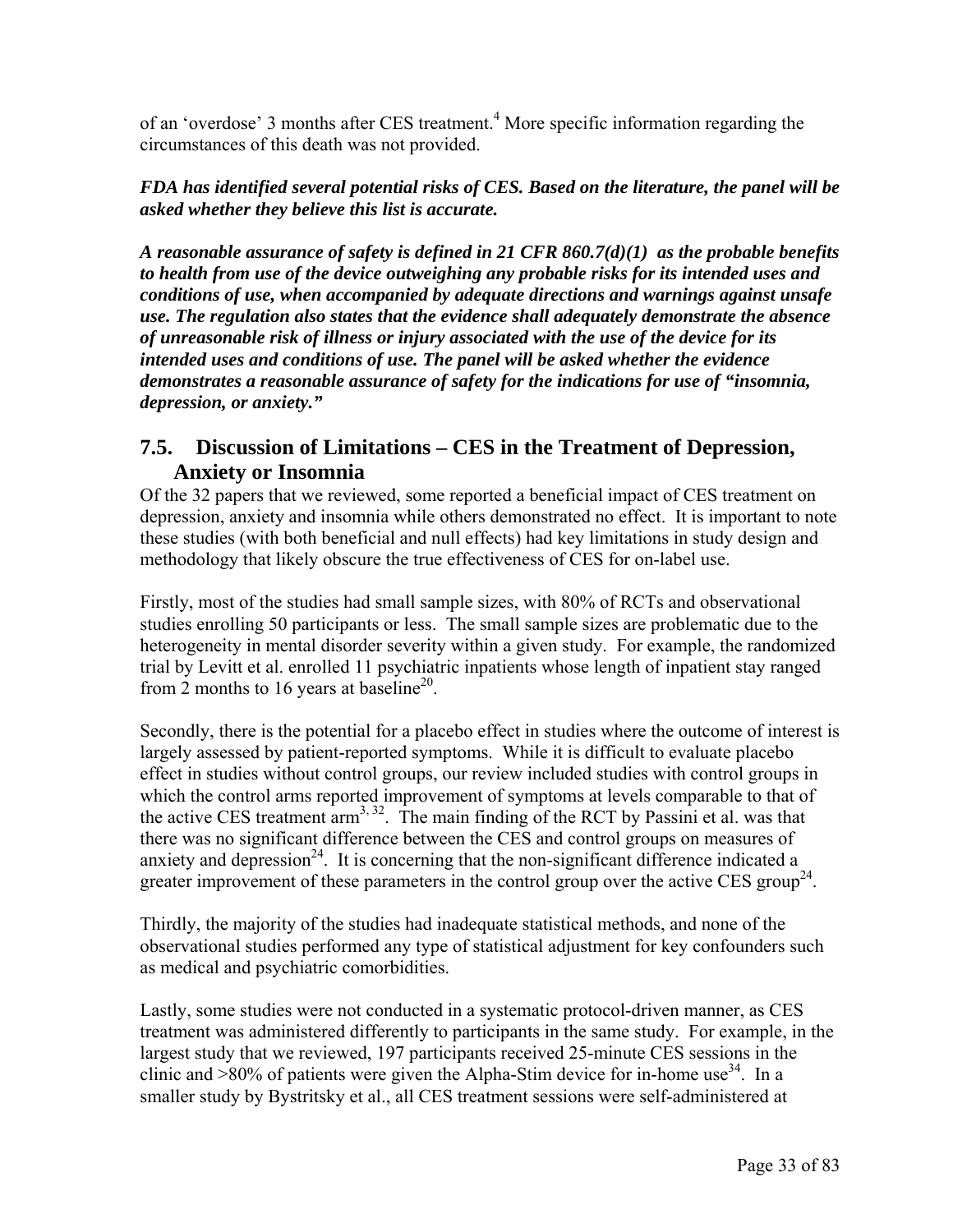of an 'overdose' 3 months after CES treatment.[4] More specific information regarding the circumstances of this death was not provided.

***FDA has identified several potential risks of CES. Based on the literature, the panel will be asked whether they believe this list is accurate.***

***A reasonable assurance of safety is defined in 21 CFR 860.7(d)(1) as the probable benefits to health from use of the device outweighing any probable risks for its intended uses and conditions of use, when accompanied by adequate directions and warnings against unsafe use. The regulation also states that the evidence shall adequately demonstrate the absence of unreasonable risk of illness or injury associated with the use of the device for its intended uses and conditions of use. The panel will be asked whether the evidence demonstrates a reasonable assurance of safety for the indications for use of "insomnia, depression, or anxiety."***

## 7.5. Discussion of Limitations – CES in the Treatment of Depression, Anxiety or Insomnia

Of the 32 papers that we reviewed, some reported a beneficial impact of CES treatment on depression, anxiety and insomnia while others demonstrated no effect. It is important to note these studies (with both beneficial and null effects) had key limitations in study design and methodology that likely obscure the true effectiveness of CES for on-label use.

Firstly, most of the studies had small sample sizes, with 80% of RCTs and observational studies enrolling 50 participants or less. The small sample sizes are problematic due to the heterogeneity in mental disorder severity within a given study. For example, the randomized trial by Levitt et al. enrolled 11 psychiatric inpatients whose length of inpatient stay ranged from 2 months to 16 years at baseline[20].

Secondly, there is the potential for a placebo effect in studies where the outcome of interest is largely assessed by patient-reported symptoms. While it is difficult to evaluate placebo effect in studies without control groups, our review included studies with control groups in which the control arms reported improvement of symptoms at levels comparable to that of the active CES treatment arm[3, 32]. The main finding of the RCT by Passini et al. was that there was no significant difference between the CES and control groups on measures of anxiety and depression[24]. It is concerning that the non-significant difference indicated a greater improvement of these parameters in the control group over the active CES group[24].

Thirdly, the majority of the studies had inadequate statistical methods, and none of the observational studies performed any type of statistical adjustment for key confounders such as medical and psychiatric comorbidities.

Lastly, some studies were not conducted in a systematic protocol-driven manner, as CES treatment was administered differently to participants in the same study. For example, in the largest study that we reviewed, 197 participants received 25-minute CES sessions in the clinic and >80% of patients were given the Alpha-Stim device for in-home use[34]. In a smaller study by Bystritsky et al., all CES treatment sessions were self-administered at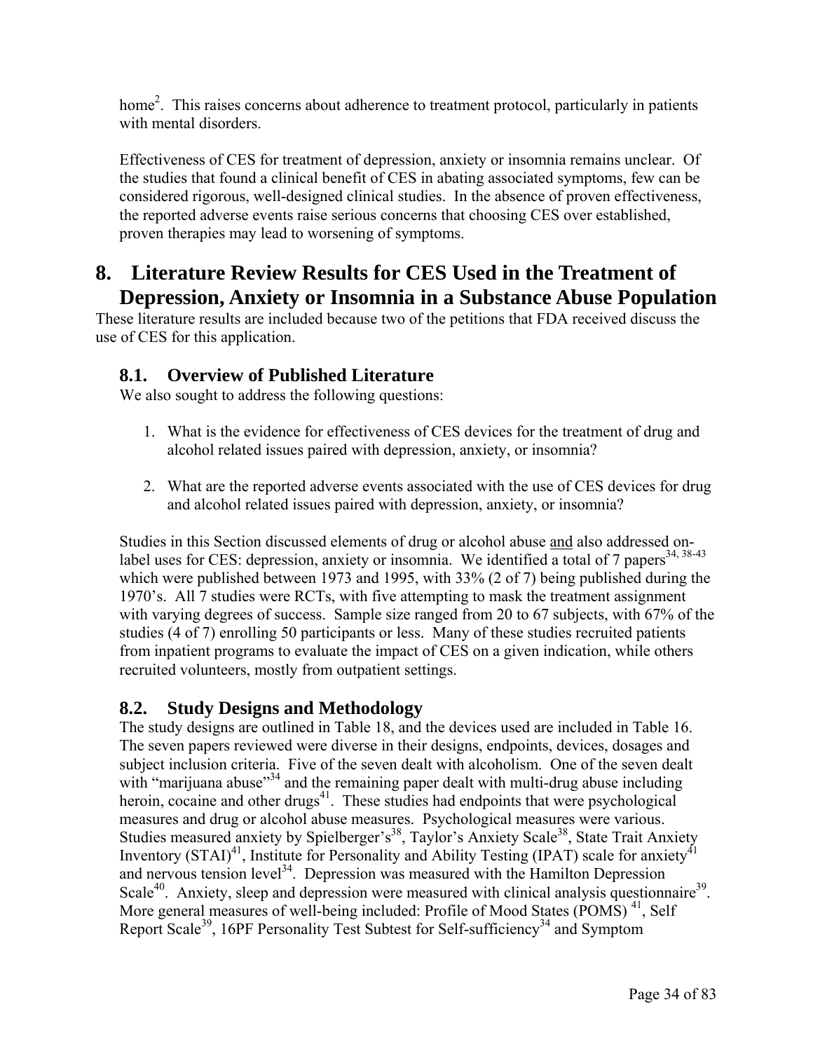home[2]. This raises concerns about adherence to treatment protocol, particularly in patients with mental disorders.

Effectiveness of CES for treatment of depression, anxiety or insomnia remains unclear. Of the studies that found a clinical benefit of CES in abating associated symptoms, few can be considered rigorous, well-designed clinical studies. In the absence of proven effectiveness, the reported adverse events raise serious concerns that choosing CES over established, proven therapies may lead to worsening of symptoms.

# 8. Literature Review Results for CES Used in the Treatment of Depression, Anxiety or Insomnia in a Substance Abuse Population

These literature results are included because two of the petitions that FDA received discuss the use of CES for this application.

## 8.1. Overview of Published Literature

We also sought to address the following questions:

1. What is the evidence for effectiveness of CES devices for the treatment of drug and alcohol related issues paired with depression, anxiety, or insomnia?

2. What are the reported adverse events associated with the use of CES devices for drug and alcohol related issues paired with depression, anxiety, or insomnia?

Studies in this Section discussed elements of drug or alcohol abuse <u>and</u> also addressed on-label uses for CES: depression, anxiety or insomnia. We identified a total of 7 papers[34, 38-43] which were published between 1973 and 1995, with 33% (2 of 7) being published during the 1970's. All 7 studies were RCTs, with five attempting to mask the treatment assignment with varying degrees of success. Sample size ranged from 20 to 67 subjects, with 67% of the studies (4 of 7) enrolling 50 participants or less. Many of these studies recruited patients from inpatient programs to evaluate the impact of CES on a given indication, while others recruited volunteers, mostly from outpatient settings.

## 8.2. Study Designs and Methodology

The study designs are outlined in Table 18, and the devices used are included in Table 16. The seven papers reviewed were diverse in their designs, endpoints, devices, dosages and subject inclusion criteria. Five of the seven dealt with alcoholism. One of the seven dealt with "marijuana abuse"[34] and the remaining paper dealt with multi-drug abuse including heroin, cocaine and other drugs[41]. These studies had endpoints that were psychological measures and drug or alcohol abuse measures. Psychological measures were various. Studies measured anxiety by Spielberger's[38], Taylor's Anxiety Scale[38], State Trait Anxiety Inventory (STAI)[41], Institute for Personality and Ability Testing (IPAT) scale for anxiety[41] and nervous tension level[34]. Depression was measured with the Hamilton Depression Scale[40]. Anxiety, sleep and depression were measured with clinical analysis questionnaire[39]. More general measures of well-being included: Profile of Mood States (POMS) [41], Self Report Scale[39], 16PF Personality Test Subtest for Self-sufficiency[34] and Symptom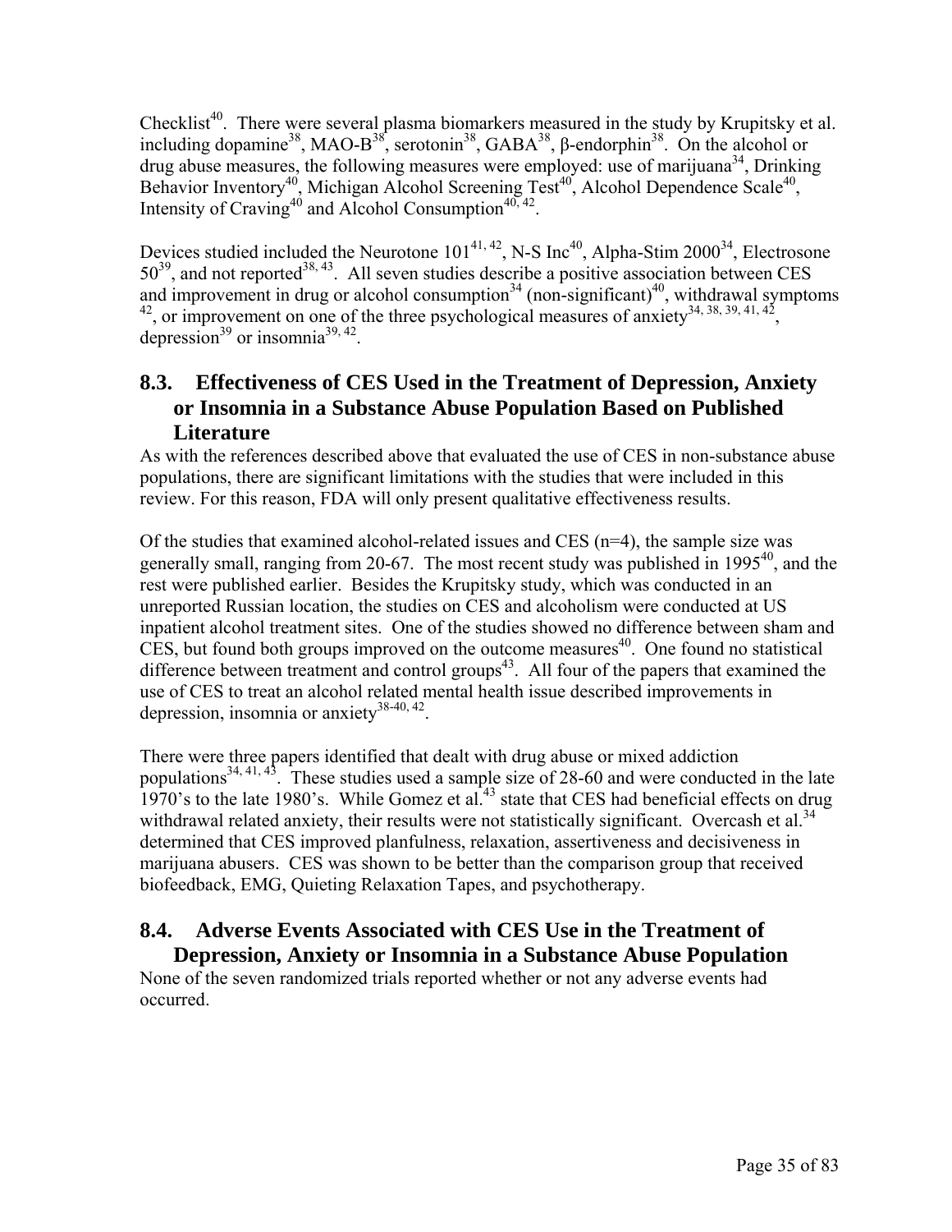Checklist[40]. There were several plasma biomarkers measured in the study by Krupitsky et al. including dopamine[38], MAO-B[38], serotonin[38], GABA[38], β-endorphin[38]. On the alcohol or drug abuse measures, the following measures were employed: use of marijuana[34], Drinking Behavior Inventory[40], Michigan Alcohol Screening Test[40], Alcohol Dependence Scale[40], Intensity of Craving[40] and Alcohol Consumption[40, 42].

Devices studied included the Neurotone 101[41, 42], N-S Inc[40], Alpha-Stim 2000[34], Electrosone 50[39], and not reported[38, 43]. All seven studies describe a positive association between CES and improvement in drug or alcohol consumption[34] (non-significant)[40], withdrawal symptoms [42], or improvement on one of the three psychological measures of anxiety[34, 38, 39, 41, 42], depression[39] or insomnia[39, 42].

## 8.3. Effectiveness of CES Used in the Treatment of Depression, Anxiety or Insomnia in a Substance Abuse Population Based on Published Literature

As with the references described above that evaluated the use of CES in non-substance abuse populations, there are significant limitations with the studies that were included in this review. For this reason, FDA will only present qualitative effectiveness results.

Of the studies that examined alcohol-related issues and CES (n=4), the sample size was generally small, ranging from 20-67. The most recent study was published in 1995[40], and the rest were published earlier. Besides the Krupitsky study, which was conducted in an unreported Russian location, the studies on CES and alcoholism were conducted at US inpatient alcohol treatment sites. One of the studies showed no difference between sham and CES, but found both groups improved on the outcome measures[40]. One found no statistical difference between treatment and control groups[43]. All four of the papers that examined the use of CES to treat an alcohol related mental health issue described improvements in depression, insomnia or anxiety[38-40, 42].

There were three papers identified that dealt with drug abuse or mixed addiction populations[34, 41, 43]. These studies used a sample size of 28-60 and were conducted in the late 1970's to the late 1980's. While Gomez et al.[43] state that CES had beneficial effects on drug withdrawal related anxiety, their results were not statistically significant. Overcash et al.[34] determined that CES improved planfulness, relaxation, assertiveness and decisiveness in marijuana abusers. CES was shown to be better than the comparison group that received biofeedback, EMG, Quieting Relaxation Tapes, and psychotherapy.

## 8.4. Adverse Events Associated with CES Use in the Treatment of Depression, Anxiety or Insomnia in a Substance Abuse Population

None of the seven randomized trials reported whether or not any adverse events had occurred.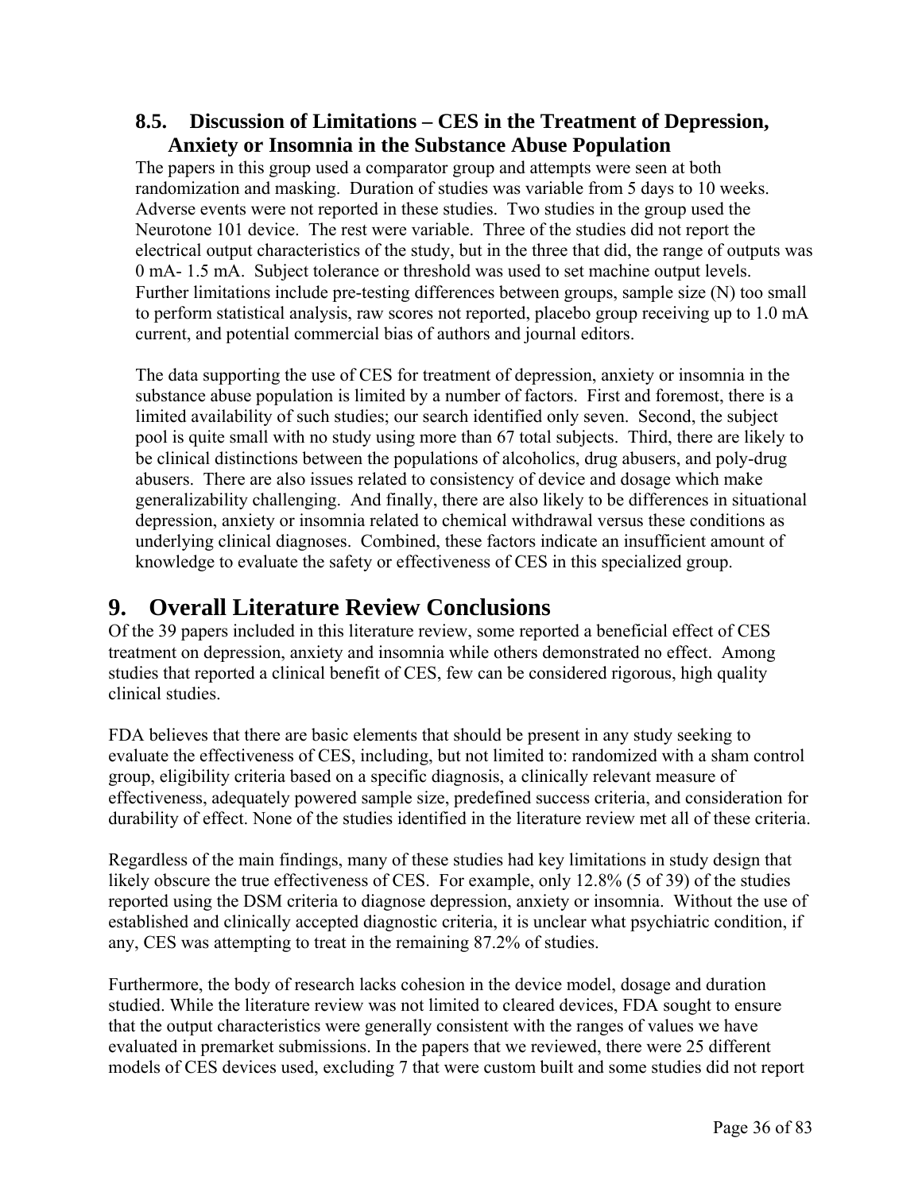### 8.5. Discussion of Limitations – CES in the Treatment of Depression, Anxiety or Insomnia in the Substance Abuse Population

The papers in this group used a comparator group and attempts were seen at both randomization and masking. Duration of studies was variable from 5 days to 10 weeks. Adverse events were not reported in these studies. Two studies in the group used the Neurotone 101 device. The rest were variable. Three of the studies did not report the electrical output characteristics of the study, but in the three that did, the range of outputs was 0 mA- 1.5 mA. Subject tolerance or threshold was used to set machine output levels. Further limitations include pre-testing differences between groups, sample size (N) too small to perform statistical analysis, raw scores not reported, placebo group receiving up to 1.0 mA current, and potential commercial bias of authors and journal editors.

The data supporting the use of CES for treatment of depression, anxiety or insomnia in the substance abuse population is limited by a number of factors. First and foremost, there is a limited availability of such studies; our search identified only seven. Second, the subject pool is quite small with no study using more than 67 total subjects. Third, there are likely to be clinical distinctions between the populations of alcoholics, drug abusers, and poly-drug abusers. There are also issues related to consistency of device and dosage which make generalizability challenging. And finally, there are also likely to be differences in situational depression, anxiety or insomnia related to chemical withdrawal versus these conditions as underlying clinical diagnoses. Combined, these factors indicate an insufficient amount of knowledge to evaluate the safety or effectiveness of CES in this specialized group.

## 9. Overall Literature Review Conclusions

Of the 39 papers included in this literature review, some reported a beneficial effect of CES treatment on depression, anxiety and insomnia while others demonstrated no effect. Among studies that reported a clinical benefit of CES, few can be considered rigorous, high quality clinical studies.

FDA believes that there are basic elements that should be present in any study seeking to evaluate the effectiveness of CES, including, but not limited to: randomized with a sham control group, eligibility criteria based on a specific diagnosis, a clinically relevant measure of effectiveness, adequately powered sample size, predefined success criteria, and consideration for durability of effect. None of the studies identified in the literature review met all of these criteria.

Regardless of the main findings, many of these studies had key limitations in study design that likely obscure the true effectiveness of CES. For example, only 12.8% (5 of 39) of the studies reported using the DSM criteria to diagnose depression, anxiety or insomnia. Without the use of established and clinically accepted diagnostic criteria, it is unclear what psychiatric condition, if any, CES was attempting to treat in the remaining 87.2% of studies.

Furthermore, the body of research lacks cohesion in the device model, dosage and duration studied. While the literature review was not limited to cleared devices, FDA sought to ensure that the output characteristics were generally consistent with the ranges of values we have evaluated in premarket submissions. In the papers that we reviewed, there were 25 different models of CES devices used, excluding 7 that were custom built and some studies did not report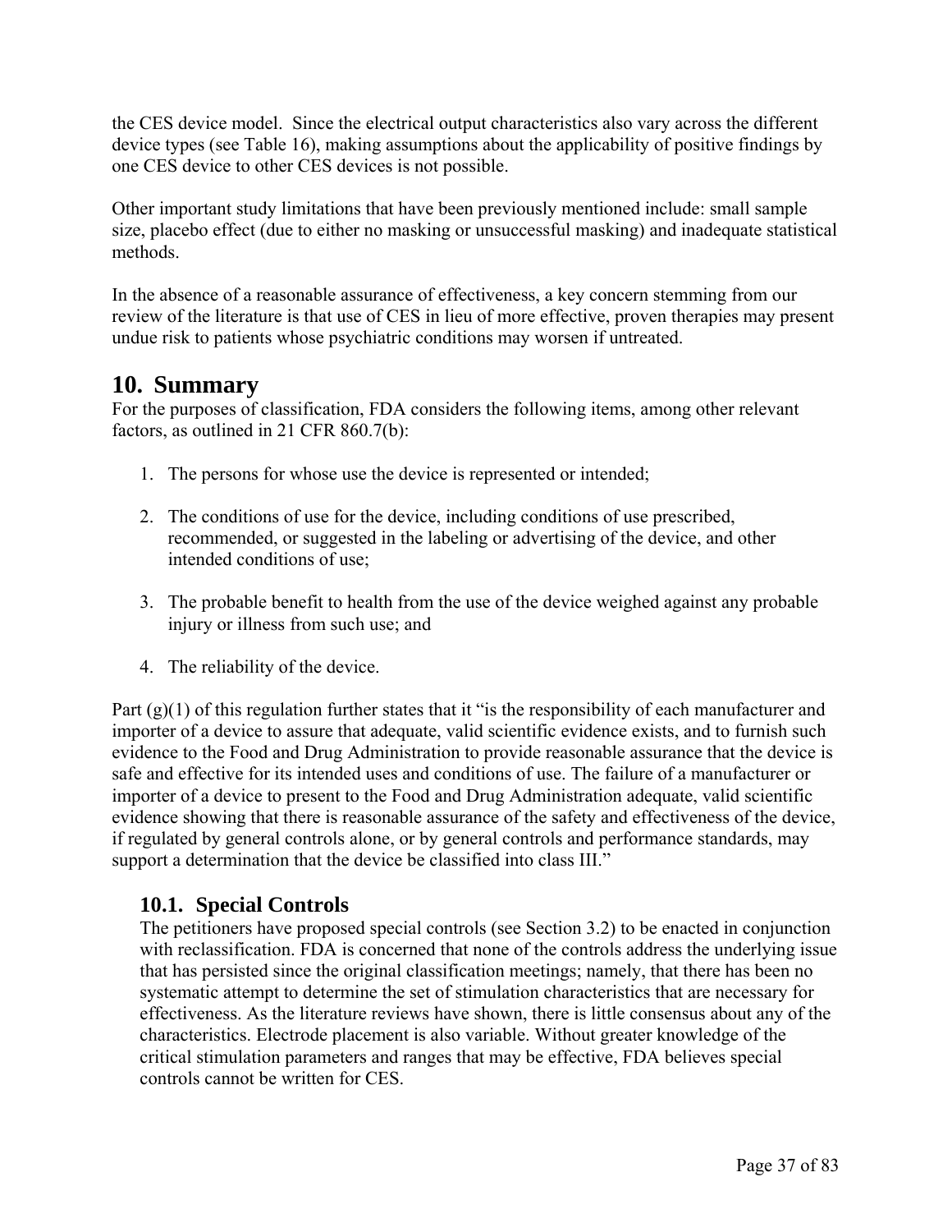the CES device model. Since the electrical output characteristics also vary across the different device types (see Table 16), making assumptions about the applicability of positive findings by one CES device to other CES devices is not possible.

Other important study limitations that have been previously mentioned include: small sample size, placebo effect (due to either no masking or unsuccessful masking) and inadequate statistical methods.

In the absence of a reasonable assurance of effectiveness, a key concern stemming from our review of the literature is that use of CES in lieu of more effective, proven therapies may present undue risk to patients whose psychiatric conditions may worsen if untreated.

# 10. Summary

For the purposes of classification, FDA considers the following items, among other relevant factors, as outlined in 21 CFR 860.7(b):

1. The persons for whose use the device is represented or intended;
2. The conditions of use for the device, including conditions of use prescribed, recommended, or suggested in the labeling or advertising of the device, and other intended conditions of use;
3. The probable benefit to health from the use of the device weighed against any probable injury or illness from such use; and
4. The reliability of the device.

Part (g)(1) of this regulation further states that it "is the responsibility of each manufacturer and importer of a device to assure that adequate, valid scientific evidence exists, and to furnish such evidence to the Food and Drug Administration to provide reasonable assurance that the device is safe and effective for its intended uses and conditions of use. The failure of a manufacturer or importer of a device to present to the Food and Drug Administration adequate, valid scientific evidence showing that there is reasonable assurance of the safety and effectiveness of the device, if regulated by general controls alone, or by general controls and performance standards, may support a determination that the device be classified into class III."

## 10.1. Special Controls

The petitioners have proposed special controls (see Section 3.2) to be enacted in conjunction with reclassification. FDA is concerned that none of the controls address the underlying issue that has persisted since the original classification meetings; namely, that there has been no systematic attempt to determine the set of stimulation characteristics that are necessary for effectiveness. As the literature reviews have shown, there is little consensus about any of the characteristics. Electrode placement is also variable. Without greater knowledge of the critical stimulation parameters and ranges that may be effective, FDA believes special controls cannot be written for CES.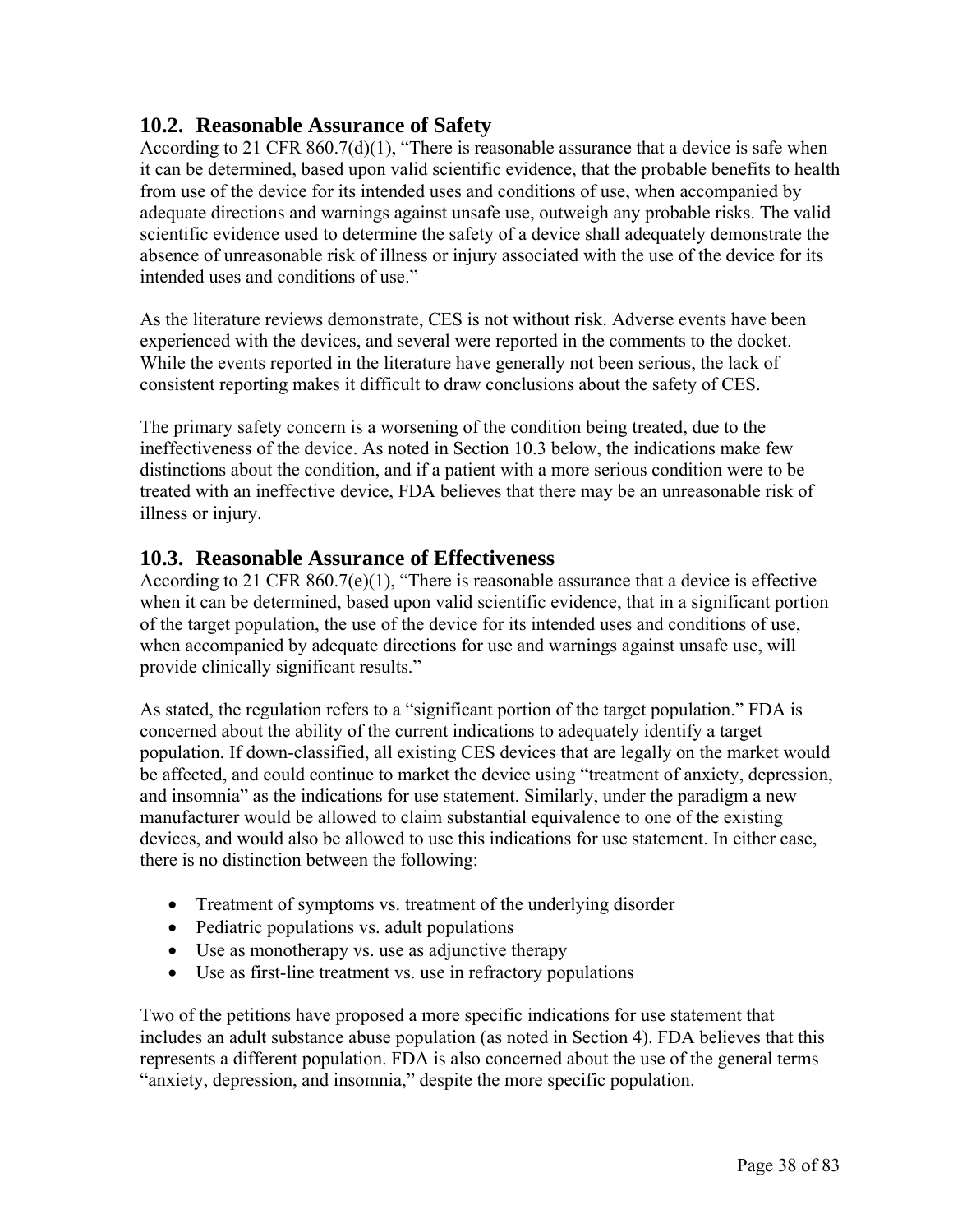## 10.2. Reasonable Assurance of Safety

According to 21 CFR 860.7(d)(1), "There is reasonable assurance that a device is safe when it can be determined, based upon valid scientific evidence, that the probable benefits to health from use of the device for its intended uses and conditions of use, when accompanied by adequate directions and warnings against unsafe use, outweigh any probable risks. The valid scientific evidence used to determine the safety of a device shall adequately demonstrate the absence of unreasonable risk of illness or injury associated with the use of the device for its intended uses and conditions of use."

As the literature reviews demonstrate, CES is not without risk. Adverse events have been experienced with the devices, and several were reported in the comments to the docket. While the events reported in the literature have generally not been serious, the lack of consistent reporting makes it difficult to draw conclusions about the safety of CES.

The primary safety concern is a worsening of the condition being treated, due to the ineffectiveness of the device. As noted in Section 10.3 below, the indications make few distinctions about the condition, and if a patient with a more serious condition were to be treated with an ineffective device, FDA believes that there may be an unreasonable risk of illness or injury.

## 10.3. Reasonable Assurance of Effectiveness

According to 21 CFR 860.7(e)(1), "There is reasonable assurance that a device is effective when it can be determined, based upon valid scientific evidence, that in a significant portion of the target population, the use of the device for its intended uses and conditions of use, when accompanied by adequate directions for use and warnings against unsafe use, will provide clinically significant results."

As stated, the regulation refers to a "significant portion of the target population." FDA is concerned about the ability of the current indications to adequately identify a target population. If down-classified, all existing CES devices that are legally on the market would be affected, and could continue to market the device using "treatment of anxiety, depression, and insomnia" as the indications for use statement. Similarly, under the paradigm a new manufacturer would be allowed to claim substantial equivalence to one of the existing devices, and would also be allowed to use this indications for use statement. In either case, there is no distinction between the following:

- Treatment of symptoms vs. treatment of the underlying disorder
- Pediatric populations vs. adult populations
- Use as monotherapy vs. use as adjunctive therapy
- Use as first-line treatment vs. use in refractory populations

Two of the petitions have proposed a more specific indications for use statement that includes an adult substance abuse population (as noted in Section 4). FDA believes that this represents a different population. FDA is also concerned about the use of the general terms "anxiety, depression, and insomnia," despite the more specific population.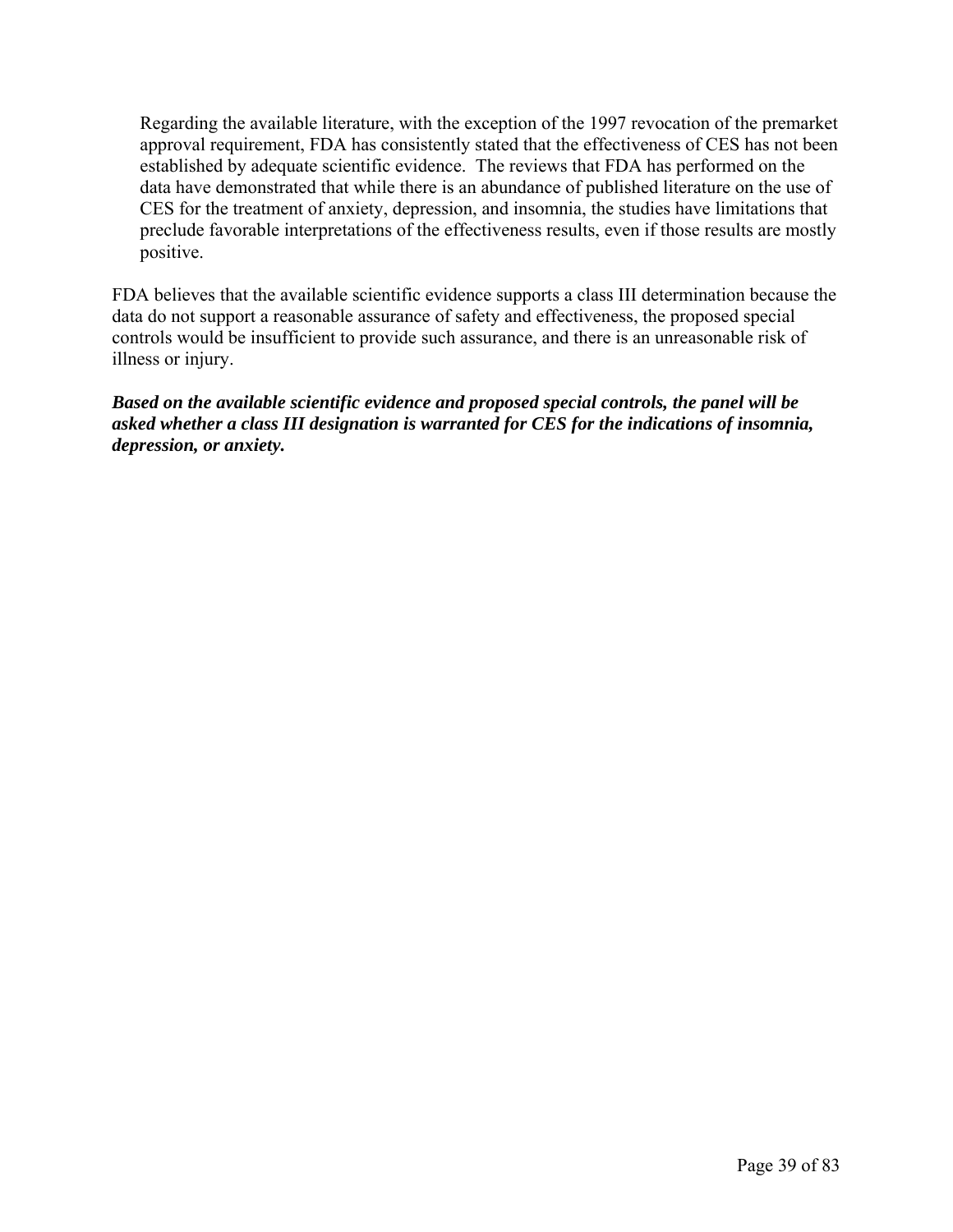> Regarding the available literature, with the exception of the 1997 revocation of the premarket approval requirement, FDA has consistently stated that the effectiveness of CES has not been established by adequate scientific evidence. The reviews that FDA has performed on the data have demonstrated that while there is an abundance of published literature on the use of CES for the treatment of anxiety, depression, and insomnia, the studies have limitations that preclude favorable interpretations of the effectiveness results, even if those results are mostly positive.

FDA believes that the available scientific evidence supports a class III determination because the data do not support a reasonable assurance of safety and effectiveness, the proposed special controls would be insufficient to provide such assurance, and there is an unreasonable risk of illness or injury.

***Based on the available scientific evidence and proposed special controls, the panel will be asked whether a class III designation is warranted for CES for the indications of insomnia, depression, or anxiety.***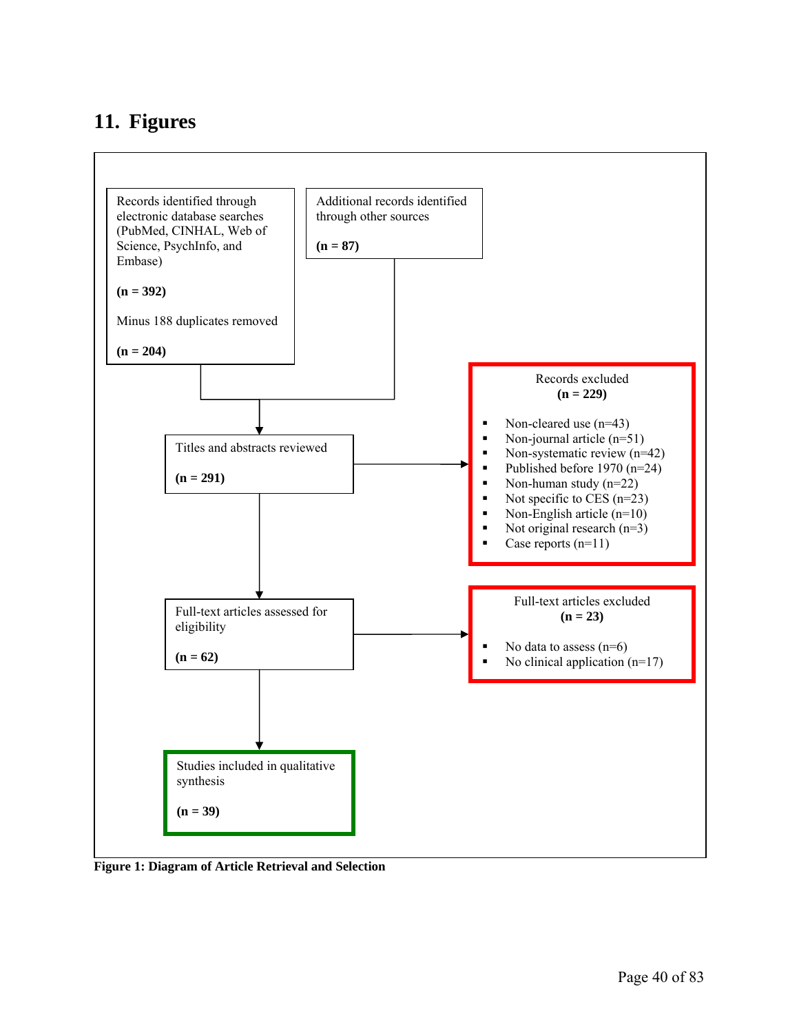## 11. Figures

Records identified through electronic database searches (PubMed, CINHAL, Web of Science, PsychInfo, and Embase)

**(n = 392)**

Minus 188 duplicates removed

**(n = 204)**

Additional records identified through other sources

**(n = 87)**

Titles and abstracts reviewed

**(n = 291)**

Records excluded
**(n = 229)**

- Non-cleared use (n=43)
- Non-journal article (n=51)
- Non-systematic review (n=42)
- Published before 1970 (n=24)
- Non-human study (n=22)
- Not specific to CES (n=23)
- Non-English article (n=10)
- Not original research (n=3)
- Case reports (n=11)

Full-text articles assessed for eligibility

**(n = 62)**

Full-text articles excluded
**(n = 23)**

- No data to assess (n=6)
- No clinical application (n=17)

Studies included in qualitative synthesis

**(n = 39)**

**Figure 1: Diagram of Article Retrieval and Selection**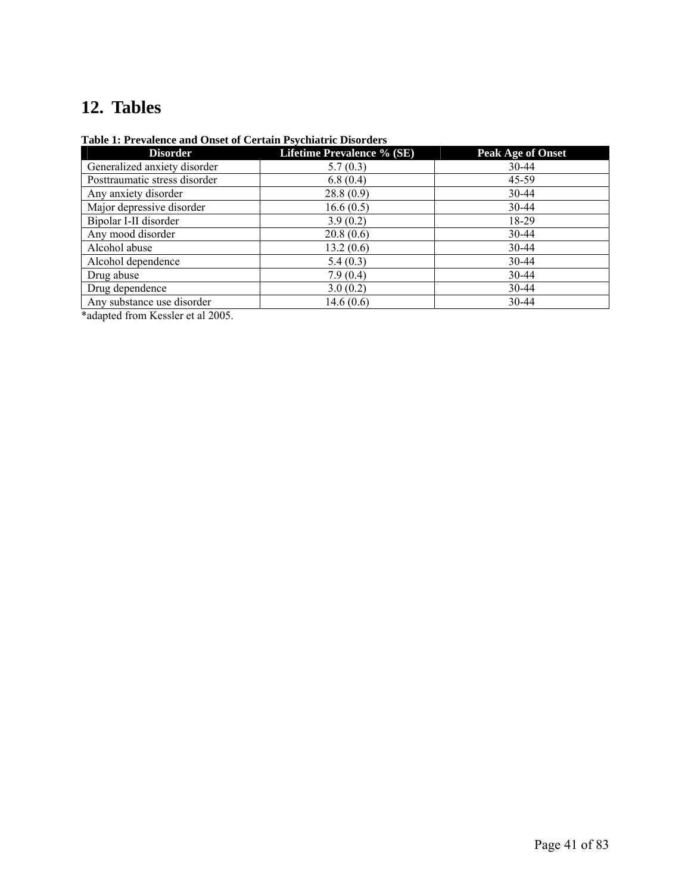## 12. Tables

**Table 1: Prevalence and Onset of Certain Psychiatric Disorders**

| Disorder | Lifetime Prevalence % (SE) | Peak Age of Onset |
|---|---|---|
| Generalized anxiety disorder | 5.7 (0.3) | 30-44 |
| Posttraumatic stress disorder | 6.8 (0.4) | 45-59 |
| Any anxiety disorder | 28.8 (0.9) | 30-44 |
| Major depressive disorder | 16.6 (0.5) | 30-44 |
| Bipolar I-II disorder | 3.9 (0.2) | 18-29 |
| Any mood disorder | 20.8 (0.6) | 30-44 |
| Alcohol abuse | 13.2 (0.6) | 30-44 |
| Alcohol dependence | 5.4 (0.3) | 30-44 |
| Drug abuse | 7.9 (0.4) | 30-44 |
| Drug dependence | 3.0 (0.2) | 30-44 |
| Any substance use disorder | 14.6 (0.6) | 30-44 |

*adapted from Kessler et al 2005.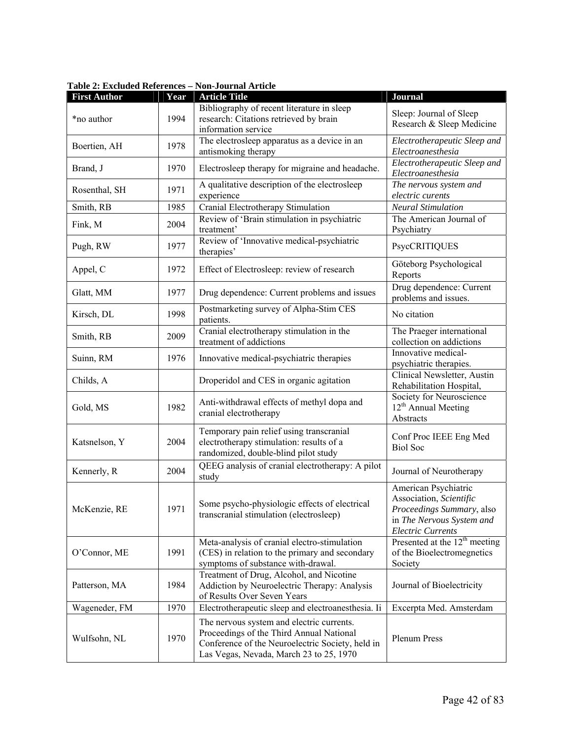**Table 2: Excluded References – Non-Journal Article**

| First Author | Year | Article Title | Journal |
|---|---|---|---|
| *no author | 1994 | Bibliography of recent literature in sleep research: Citations retrieved by brain information service | Sleep: Journal of Sleep Research & Sleep Medicine |
| Boertien, AH | 1978 | The electrosleep apparatus as a device in an antismoking therapy | *Electrotherapeutic Sleep and Electroanesthesia* |
| Brand, J | 1970 | Electrosleep therapy for migraine and headache. | *Electrotherapeutic Sleep and Electroanesthesia* |
| Rosenthal, SH | 1971 | A qualitative description of the electrosleep experience | *The nervous system and electric curents* |
| Smith, RB | 1985 | Cranial Electrotherapy Stimulation | *Neural Stimulation* |
| Fink, M | 2004 | Review of 'Brain stimulation in psychiatric treatment' | The American Journal of Psychiatry |
| Pugh, RW | 1977 | Review of 'Innovative medical-psychiatric therapies' | PsycCRITIQUES |
| Appel, C | 1972 | Effect of Electrosleep: review of research | Göteborg Psychological Reports |
| Glatt, MM | 1977 | Drug dependence: Current problems and issues | Drug dependence: Current problems and issues. |
| Kirsch, DL | 1998 | Postmarketing survey of Alpha-Stim CES patients. | No citation |
| Smith, RB | 2009 | Cranial electrotherapy stimulation in the treatment of addictions | The Praeger international collection on addictions |
| Suinn, RM | 1976 | Innovative medical-psychiatric therapies | Innovative medical-psychiatric therapies. |
| Childs, A | | Droperidol and CES in organic agitation | Clinical Newsletter, Austin Rehabilitation Hospital, |
| Gold, MS | 1982 | Anti-withdrawal effects of methyl dopa and cranial electrotherapy | Society for Neuroscience 12th Annual Meeting Abstracts |
| Katsnelson, Y | 2004 | Temporary pain relief using transcranial electrotherapy stimulation: results of a randomized, double-blind pilot study | Conf Proc IEEE Eng Med Biol Soc |
| Kennerly, R | 2004 | QEEG analysis of cranial electrotherapy: A pilot study | Journal of Neurotherapy |
| McKenzie, RE | 1971 | Some psycho-physiologic effects of electrical transcranial stimulation (electrosleep) | American Psychiatric Association, *Scientific Proceedings Summary*, also in *The Nervous System and Electric Currents* |
| O'Connor, ME | 1991 | Meta-analysis of cranial electro-stimulation (CES) in relation to the primary and secondary symptoms of substance with-drawal. | Presented at the 12th meeting of the Bioelectromegnetics Society |
| Patterson, MA | 1984 | Treatment of Drug, Alcohol, and Nicotine Addiction by Neuroelectric Therapy: Analysis of Results Over Seven Years | Journal of Bioelectricity |
| Wageneder, FM | 1970 | Electrotherapeutic sleep and electroanesthesia. Ii | Excerpta Med. Amsterdam |
| Wulfsohn, NL | 1970 | The nervous system and electric currents. Proceedings of the Third Annual National Conference of the Neuroelectric Society, held in Las Vegas, Nevada, March 23 to 25, 1970 | Plenum Press |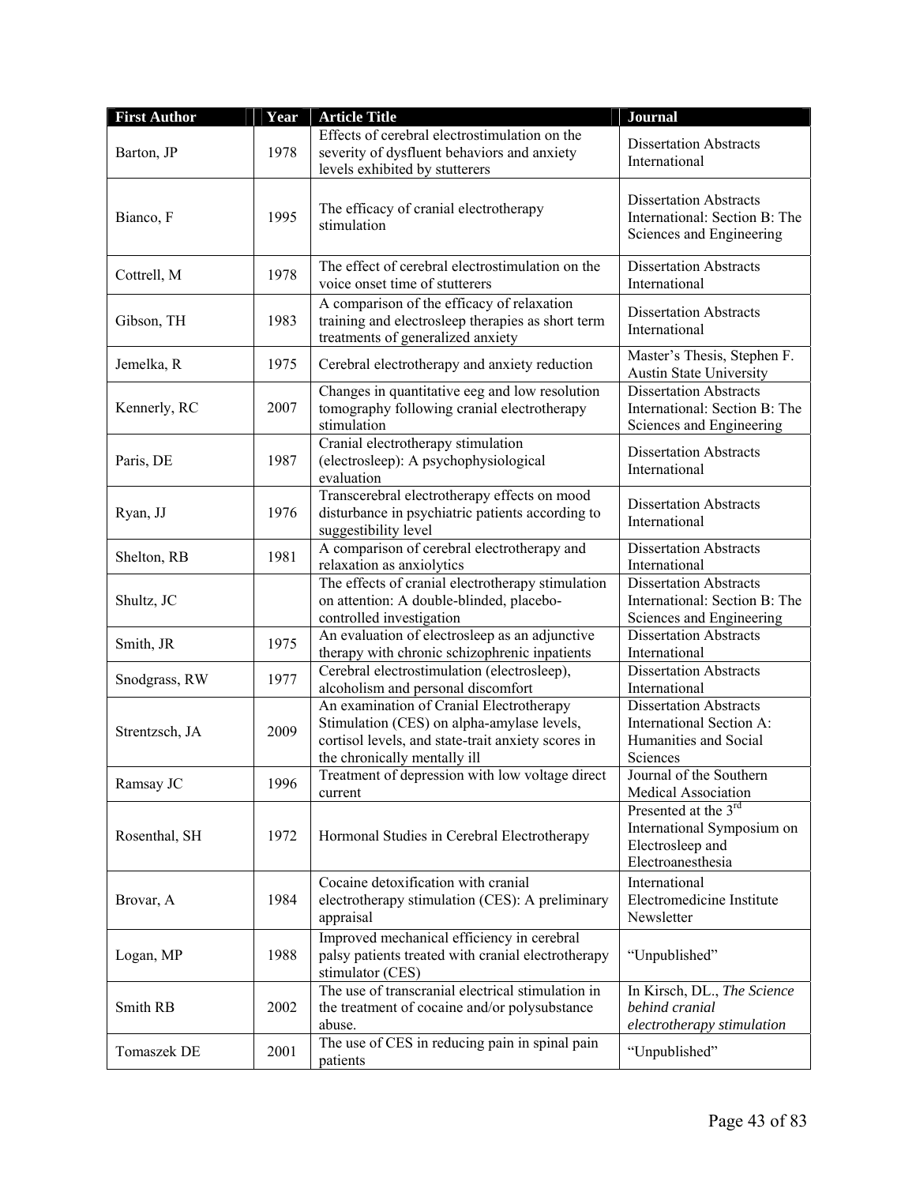| First Author | Year | Article Title | Journal |
|---|---|---|---|
| Barton, JP | 1978 | Effects of cerebral electrostimulation on the severity of dysfluent behaviors and anxiety levels exhibited by stutterers | Dissertation Abstracts International |
| Bianco, F | 1995 | The efficacy of cranial electrotherapy stimulation | Dissertation Abstracts International: Section B: The Sciences and Engineering |
| Cottrell, M | 1978 | The effect of cerebral electrostimulation on the voice onset time of stutterers | Dissertation Abstracts International |
| Gibson, TH | 1983 | A comparison of the efficacy of relaxation training and electrosleep therapies as short term treatments of generalized anxiety | Dissertation Abstracts International |
| Jemelka, R | 1975 | Cerebral electrotherapy and anxiety reduction | Master's Thesis, Stephen F. Austin State University |
| Kennerly, RC | 2007 | Changes in quantitative eeg and low resolution tomography following cranial electrotherapy stimulation | Dissertation Abstracts International: Section B: The Sciences and Engineering |
| Paris, DE | 1987 | Cranial electrotherapy stimulation (electrosleep): A psychophysiological evaluation | Dissertation Abstracts International |
| Ryan, JJ | 1976 | Transcerebral electrotherapy effects on mood disturbance in psychiatric patients according to suggestibility level | Dissertation Abstracts International |
| Shelton, RB | 1981 | A comparison of cerebral electrotherapy and relaxation as anxiolytics | Dissertation Abstracts International |
| Shultz, JC | | The effects of cranial electrotherapy stimulation on attention: A double-blinded, placebo-controlled investigation | Dissertation Abstracts International: Section B: The Sciences and Engineering |
| Smith, JR | 1975 | An evaluation of electrosleep as an adjunctive therapy with chronic schizophrenic inpatients | Dissertation Abstracts International |
| Snodgrass, RW | 1977 | Cerebral electrostimulation (electrosleep), alcoholism and personal discomfort | Dissertation Abstracts International |
| Strentzsch, JA | 2009 | An examination of Cranial Electrotherapy Stimulation (CES) on alpha-amylase levels, cortisol levels, and state-trait anxiety scores in the chronically mentally ill | Dissertation Abstracts International Section A: Humanities and Social Sciences |
| Ramsay JC | 1996 | Treatment of depression with low voltage direct current | Journal of the Southern Medical Association |
| Rosenthal, SH | 1972 | Hormonal Studies in Cerebral Electrotherapy | Presented at the 3rd International Symposium on Electrosleep and Electroanesthesia |
| Brovar, A | 1984 | Cocaine detoxification with cranial electrotherapy stimulation (CES): A preliminary appraisal | International Electromedicine Institute Newsletter |
| Logan, MP | 1988 | Improved mechanical efficiency in cerebral palsy patients treated with cranial electrotherapy stimulator (CES) | "Unpublished" |
| Smith RB | 2002 | The use of transcranial electrical stimulation in the treatment of cocaine and/or polysubstance abuse. | In Kirsch, DL., *The Science behind cranial electrotherapy stimulation* |
| Tomaszek DE | 2001 | The use of CES in reducing pain in spinal pain patients | "Unpublished" |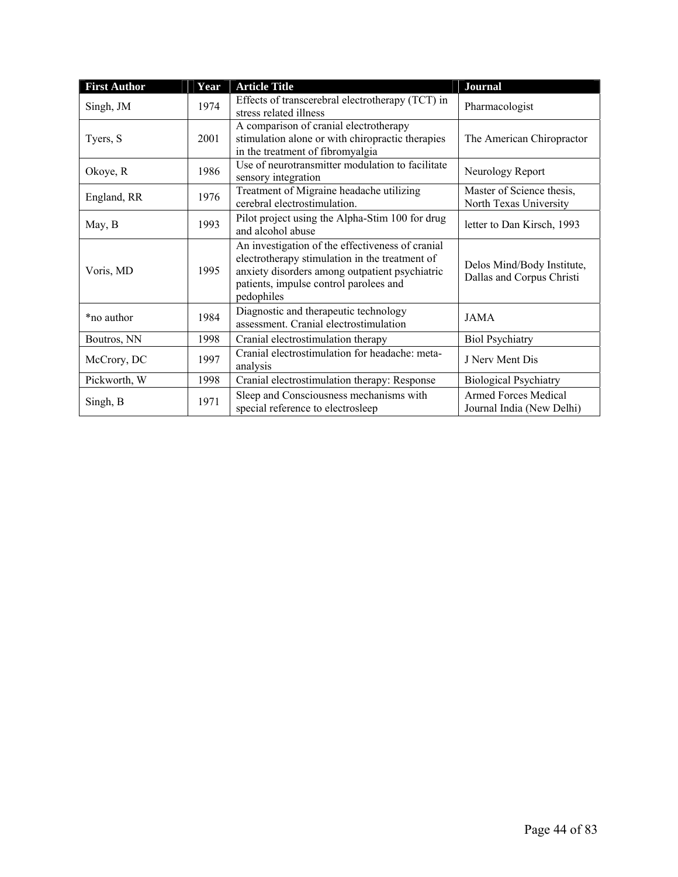| First Author | Year | Article Title | Journal |
|---|---|---|---|
| Singh, JM | 1974 | Effects of transcerebral electrotherapy (TCT) in stress related illness | Pharmacologist |
| Tyers, S | 2001 | A comparison of cranial electrotherapy stimulation alone or with chiropractic therapies in the treatment of fibromyalgia | The American Chiropractor |
| Okoye, R | 1986 | Use of neurotransmitter modulation to facilitate sensory integration | Neurology Report |
| England, RR | 1976 | Treatment of Migraine headache utilizing cerebral electrostimulation. | Master of Science thesis, North Texas University |
| May, B | 1993 | Pilot project using the Alpha-Stim 100 for drug and alcohol abuse | letter to Dan Kirsch, 1993 |
| Voris, MD | 1995 | An investigation of the effectiveness of cranial electrotherapy stimulation in the treatment of anxiety disorders among outpatient psychiatric patients, impulse control parolees and pedophiles | Delos Mind/Body Institute, Dallas and Corpus Christi |
| *no author | 1984 | Diagnostic and therapeutic technology assessment. Cranial electrostimulation | JAMA |
| Boutros, NN | 1998 | Cranial electrostimulation therapy | Biol Psychiatry |
| McCrory, DC | 1997 | Cranial electrostimulation for headache: meta-analysis | J Nerv Ment Dis |
| Pickworth, W | 1998 | Cranial electrostimulation therapy: Response | Biological Psychiatry |
| Singh, B | 1971 | Sleep and Consciousness mechanisms with special reference to electrosleep | Armed Forces Medical Journal India (New Delhi) |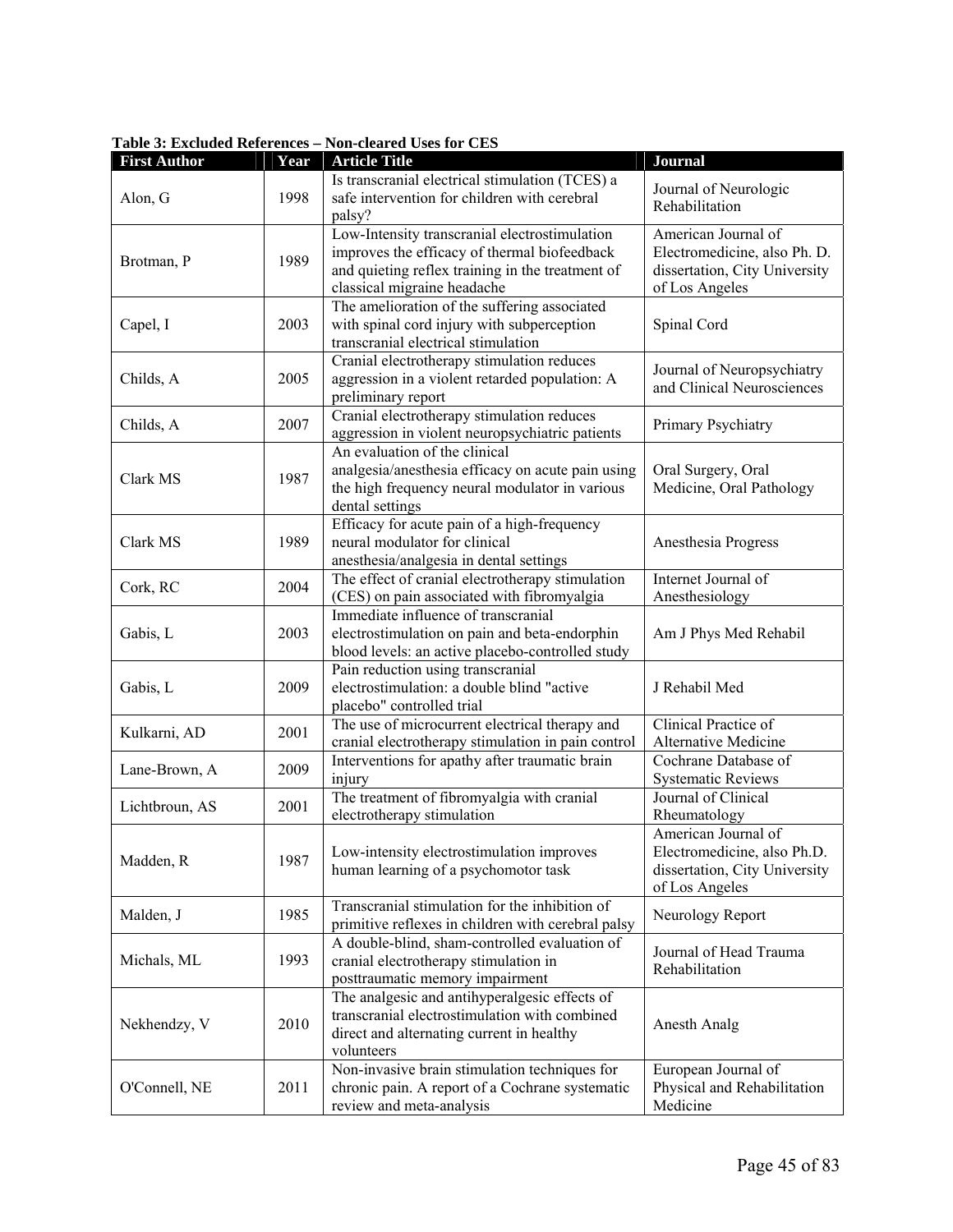**Table 3: Excluded References – Non-cleared Uses for CES**

| First Author | Year | Article Title | Journal |
|---|---|---|---|
| Alon, G | 1998 | Is transcranial electrical stimulation (TCES) a safe intervention for children with cerebral palsy? | Journal of Neurologic Rehabilitation |
| Brotman, P | 1989 | Low-Intensity transcranial electrostimulation improves the efficacy of thermal biofeedback and quieting reflex training in the treatment of classical migraine headache | American Journal of Electromedicine, also Ph. D. dissertation, City University of Los Angeles |
| Capel, I | 2003 | The amelioration of the suffering associated with spinal cord injury with subperception transcranial electrical stimulation | Spinal Cord |
| Childs, A | 2005 | Cranial electrotherapy stimulation reduces aggression in a violent retarded population: A preliminary report | Journal of Neuropsychiatry and Clinical Neurosciences |
| Childs, A | 2007 | Cranial electrotherapy stimulation reduces aggression in violent neuropsychiatric patients | Primary Psychiatry |
| Clark MS | 1987 | An evaluation of the clinical analgesia/anesthesia efficacy on acute pain using the high frequency neural modulator in various dental settings | Oral Surgery, Oral Medicine, Oral Pathology |
| Clark MS | 1989 | Efficacy for acute pain of a high-frequency neural modulator for clinical anesthesia/analgesia in dental settings | Anesthesia Progress |
| Cork, RC | 2004 | The effect of cranial electrotherapy stimulation (CES) on pain associated with fibromyalgia | Internet Journal of Anesthesiology |
| Gabis, L | 2003 | Immediate influence of transcranial electrostimulation on pain and beta-endorphin blood levels: an active placebo-controlled study | Am J Phys Med Rehabil |
| Gabis, L | 2009 | Pain reduction using transcranial electrostimulation: a double blind "active placebo" controlled trial | J Rehabil Med |
| Kulkarni, AD | 2001 | The use of microcurrent electrical therapy and cranial electrotherapy stimulation in pain control | Clinical Practice of Alternative Medicine |
| Lane-Brown, A | 2009 | Interventions for apathy after traumatic brain injury | Cochrane Database of Systematic Reviews |
| Lichtbroun, AS | 2001 | The treatment of fibromyalgia with cranial electrotherapy stimulation | Journal of Clinical Rheumatology |
| Madden, R | 1987 | Low-intensity electrostimulation improves human learning of a psychomotor task | American Journal of Electromedicine, also Ph.D. dissertation, City University of Los Angeles |
| Malden, J | 1985 | Transcranial stimulation for the inhibition of primitive reflexes in children with cerebral palsy | Neurology Report |
| Michals, ML | 1993 | A double-blind, sham-controlled evaluation of cranial electrotherapy stimulation in posttraumatic memory impairment | Journal of Head Trauma Rehabilitation |
| Nekhendzy, V | 2010 | The analgesic and antihyperalgesic effects of transcranial electrostimulation with combined direct and alternating current in healthy volunteers | Anesth Analg |
| O'Connell, NE | 2011 | Non-invasive brain stimulation techniques for chronic pain. A report of a Cochrane systematic review and meta-analysis | European Journal of Physical and Rehabilitation Medicine |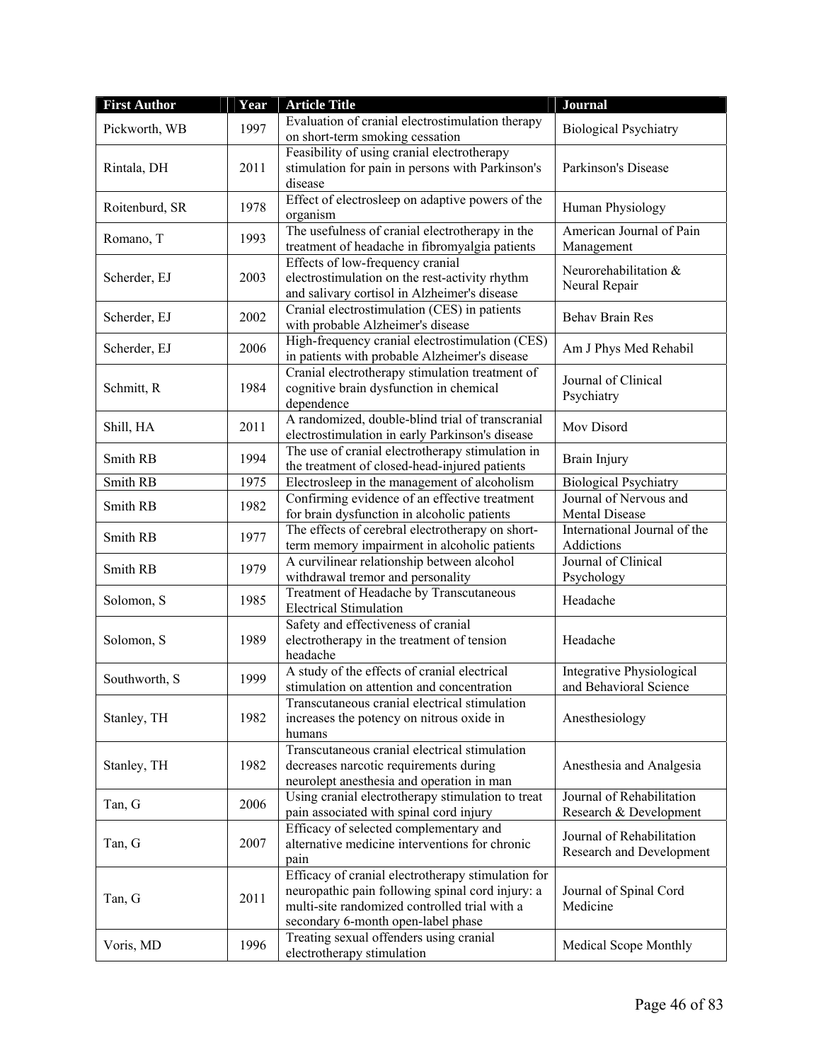| First Author | Year | Article Title | Journal |
|---|---|---|---|
| Pickworth, WB | 1997 | Evaluation of cranial electrostimulation therapy on short-term smoking cessation | Biological Psychiatry |
| Rintala, DH | 2011 | Feasibility of using cranial electrotherapy stimulation for pain in persons with Parkinson's disease | Parkinson's Disease |
| Roitenburd, SR | 1978 | Effect of electrosleep on adaptive powers of the organism | Human Physiology |
| Romano, T | 1993 | The usefulness of cranial electrotherapy in the treatment of headache in fibromyalgia patients | American Journal of Pain Management |
| Scherder, EJ | 2003 | Effects of low-frequency cranial electrostimulation on the rest-activity rhythm and salivary cortisol in Alzheimer's disease | Neurorehabilitation & Neural Repair |
| Scherder, EJ | 2002 | Cranial electrostimulation (CES) in patients with probable Alzheimer's disease | Behav Brain Res |
| Scherder, EJ | 2006 | High-frequency cranial electrostimulation (CES) in patients with probable Alzheimer's disease | Am J Phys Med Rehabil |
| Schmitt, R | 1984 | Cranial electrotherapy stimulation treatment of cognitive brain dysfunction in chemical dependence | Journal of Clinical Psychiatry |
| Shill, HA | 2011 | A randomized, double-blind trial of transcranial electrostimulation in early Parkinson's disease | Mov Disord |
| Smith RB | 1994 | The use of cranial electrotherapy stimulation in the treatment of closed-head-injured patients | Brain Injury |
| Smith RB | 1975 | Electrosleep in the management of alcoholism | Biological Psychiatry |
| Smith RB | 1982 | Confirming evidence of an effective treatment for brain dysfunction in alcoholic patients | Journal of Nervous and Mental Disease |
| Smith RB | 1977 | The effects of cerebral electrotherapy on short-term memory impairment in alcoholic patients | International Journal of the Addictions |
| Smith RB | 1979 | A curvilinear relationship between alcohol withdrawal tremor and personality | Journal of Clinical Psychology |
| Solomon, S | 1985 | Treatment of Headache by Transcutaneous Electrical Stimulation | Headache |
| Solomon, S | 1989 | Safety and effectiveness of cranial electrotherapy in the treatment of tension headache | Headache |
| Southworth, S | 1999 | A study of the effects of cranial electrical stimulation on attention and concentration | Integrative Physiological and Behavioral Science |
| Stanley, TH | 1982 | Transcutaneous cranial electrical stimulation increases the potency on nitrous oxide in humans | Anesthesiology |
| Stanley, TH | 1982 | Transcutaneous cranial electrical stimulation decreases narcotic requirements during neurolept anesthesia and operation in man | Anesthesia and Analgesia |
| Tan, G | 2006 | Using cranial electrotherapy stimulation to treat pain associated with spinal cord injury | Journal of Rehabilitation Research & Development |
| Tan, G | 2007 | Efficacy of selected complementary and alternative medicine interventions for chronic pain | Journal of Rehabilitation Research and Development |
| Tan, G | 2011 | Efficacy of cranial electrotherapy stimulation for neuropathic pain following spinal cord injury: a multi-site randomized controlled trial with a secondary 6-month open-label phase | Journal of Spinal Cord Medicine |
| Voris, MD | 1996 | Treating sexual offenders using cranial electrotherapy stimulation | Medical Scope Monthly |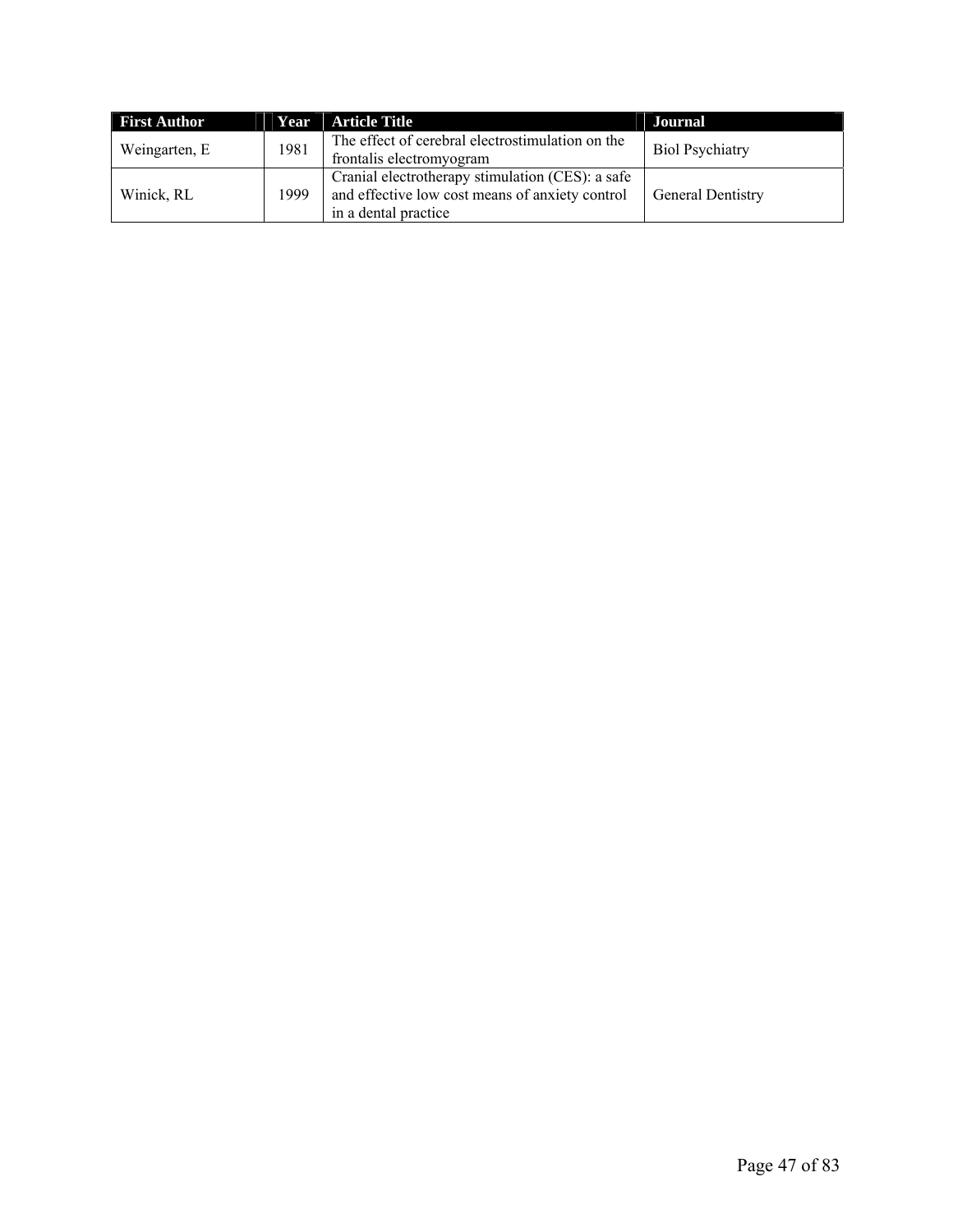| First Author | Year | Article Title | Journal |
|---|---|---|---|
| Weingarten, E | 1981 | The effect of cerebral electrostimulation on the frontalis electromyogram | Biol Psychiatry |
| Winick, RL | 1999 | Cranial electrotherapy stimulation (CES): a safe and effective low cost means of anxiety control in a dental practice | General Dentistry |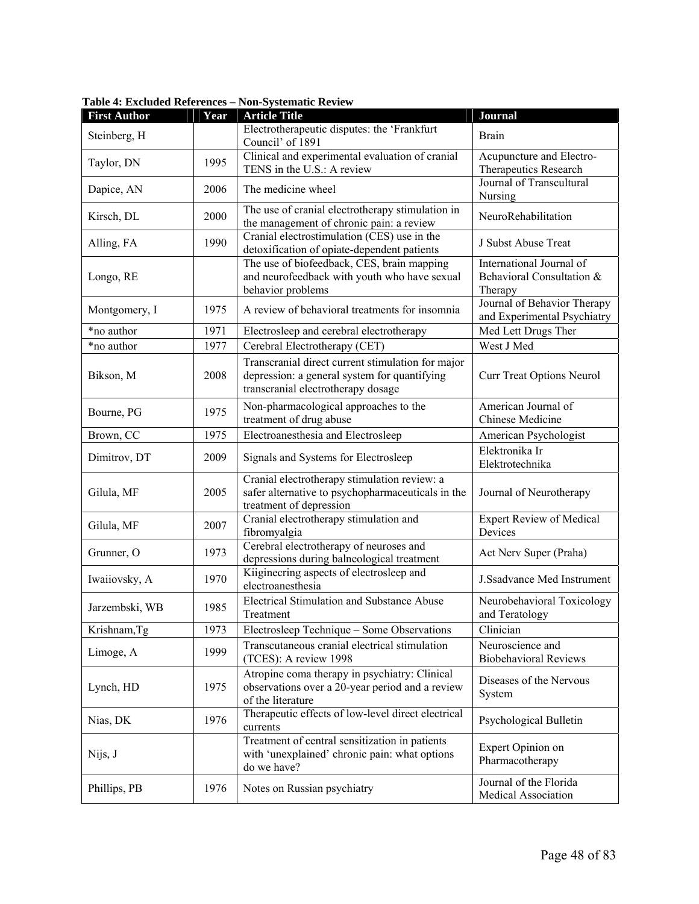**Table 4: Excluded References – Non-Systematic Review**

| First Author | Year | Article Title | Journal |
|---|---|---|---|
| Steinberg, H | | Electrotherapeutic disputes: the 'Frankfurt Council' of 1891 | Brain |
| Taylor, DN | 1995 | Clinical and experimental evaluation of cranial TENS in the U.S.: A review | Acupuncture and Electro-Therapeutics Research |
| Dapice, AN | 2006 | The medicine wheel | Journal of Transcultural Nursing |
| Kirsch, DL | 2000 | The use of cranial electrotherapy stimulation in the management of chronic pain: a review | NeuroRehabilitation |
| Alling, FA | 1990 | Cranial electrostimulation (CES) use in the detoxification of opiate-dependent patients | J Subst Abuse Treat |
| Longo, RE | | The use of biofeedback, CES, brain mapping and neurofeedback with youth who have sexual behavior problems | International Journal of Behavioral Consultation & Therapy |
| Montgomery, I | 1975 | A review of behavioral treatments for insomnia | Journal of Behavior Therapy and Experimental Psychiatry |
| *no author | 1971 | Electrosleep and cerebral electrotherapy | Med Lett Drugs Ther |
| *no author | 1977 | Cerebral Electrotherapy (CET) | West J Med |
| Bikson, M | 2008 | Transcranial direct current stimulation for major depression: a general system for quantifying transcranial electrotherapy dosage | Curr Treat Options Neurol |
| Bourne, PG | 1975 | Non-pharmacological approaches to the treatment of drug abuse | American Journal of Chinese Medicine |
| Brown, CC | 1975 | Electroanesthesia and Electrosleep | American Psychologist |
| Dimitrov, DT | 2009 | Signals and Systems for Electrosleep | Elektronika Ir Elektrotechnika |
| Gilula, MF | 2005 | Cranial electrotherapy stimulation review: a safer alternative to psychopharmaceuticals in the treatment of depression | Journal of Neurotherapy |
| Gilula, MF | 2007 | Cranial electrotherapy stimulation and fibromyalgia | Expert Review of Medical Devices |
| Grunner, O | 1973 | Cerebral electrotherapy of neuroses and depressions during balneological treatment | Act Nerv Super (Praha) |
| Iwaiiovsky, A | 1970 | Kiiginecring aspects of electrosleep and electroanesthesia | J.Ssadvance Med Instrument |
| Jarzembski, WB | 1985 | Electrical Stimulation and Substance Abuse Treatment | Neurobehavioral Toxicology and Teratology |
| Krishnam,Tg | 1973 | Electrosleep Technique – Some Observations | Clinician |
| Limoge, A | 1999 | Transcutaneous cranial electrical stimulation (TCES): A review 1998 | Neuroscience and Biobehavioral Reviews |
| Lynch, HD | 1975 | Atropine coma therapy in psychiatry: Clinical observations over a 20-year period and a review of the literature | Diseases of the Nervous System |
| Nias, DK | 1976 | Therapeutic effects of low-level direct electrical currents | Psychological Bulletin |
| Nijs, J | | Treatment of central sensitization in patients with 'unexplained' chronic pain: what options do we have? | Expert Opinion on Pharmacotherapy |
| Phillips, PB | 1976 | Notes on Russian psychiatry | Journal of the Florida Medical Association |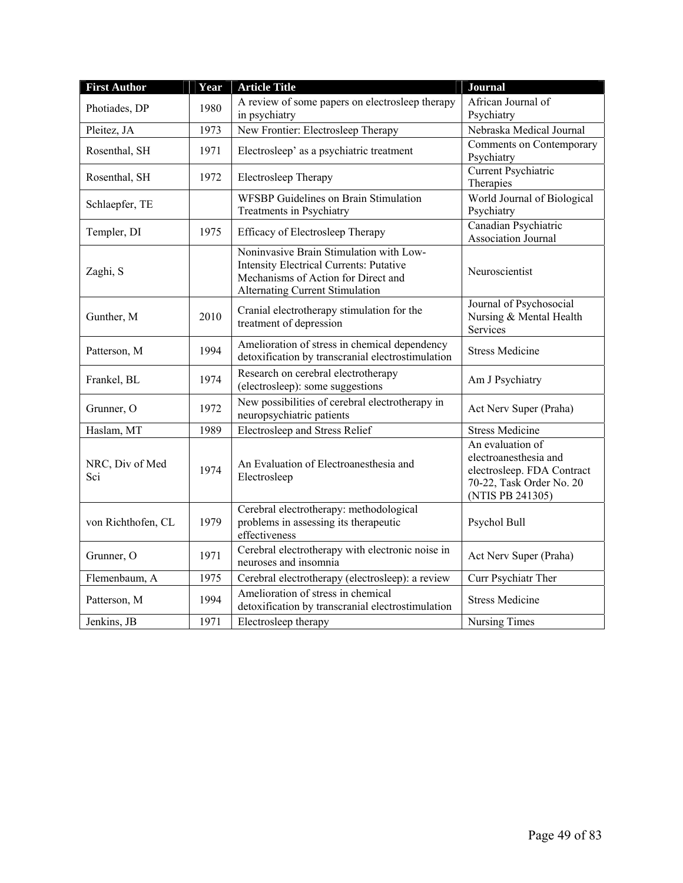| First Author | Year | Article Title | Journal |
|---|---|---|---|
| Photiades, DP | 1980 | A review of some papers on electrosleep therapy in psychiatry | African Journal of Psychiatry |
| Pleitez, JA | 1973 | New Frontier: Electrosleep Therapy | Nebraska Medical Journal |
| Rosenthal, SH | 1971 | Electrosleep' as a psychiatric treatment | Comments on Contemporary Psychiatry |
| Rosenthal, SH | 1972 | Electrosleep Therapy | Current Psychiatric Therapies |
| Schlaepfer, TE | | WFSBP Guidelines on Brain Stimulation Treatments in Psychiatry | World Journal of Biological Psychiatry |
| Templer, DI | 1975 | Efficacy of Electrosleep Therapy | Canadian Psychiatric Association Journal |
| Zaghi, S | | Noninvasive Brain Stimulation with Low-Intensity Electrical Currents: Putative Mechanisms of Action for Direct and Alternating Current Stimulation | Neuroscientist |
| Gunther, M | 2010 | Cranial electrotherapy stimulation for the treatment of depression | Journal of Psychosocial Nursing & Mental Health Services |
| Patterson, M | 1994 | Amelioration of stress in chemical dependency detoxification by transcranial electrostimulation | Stress Medicine |
| Frankel, BL | 1974 | Research on cerebral electrotherapy (electrosleep): some suggestions | Am J Psychiatry |
| Grunner, O | 1972 | New possibilities of cerebral electrotherapy in neuropsychiatric patients | Act Nerv Super (Praha) |
| Haslam, MT | 1989 | Electrosleep and Stress Relief | Stress Medicine |
| NRC, Div of Med Sci | 1974 | An Evaluation of Electroanesthesia and Electrosleep | An evaluation of electroanesthesia and electrosleep. FDA Contract 70-22, Task Order No. 20 (NTIS PB 241305) |
| von Richthofen, CL | 1979 | Cerebral electrotherapy: methodological problems in assessing its therapeutic effectiveness | Psychol Bull |
| Grunner, O | 1971 | Cerebral electrotherapy with electronic noise in neuroses and insomnia | Act Nerv Super (Praha) |
| Flemenbaum, A | 1975 | Cerebral electrotherapy (electrosleep): a review | Curr Psychiatr Ther |
| Patterson, M | 1994 | Amelioration of stress in chemical detoxification by transcranial electrostimulation | Stress Medicine |
| Jenkins, JB | 1971 | Electrosleep therapy | Nursing Times |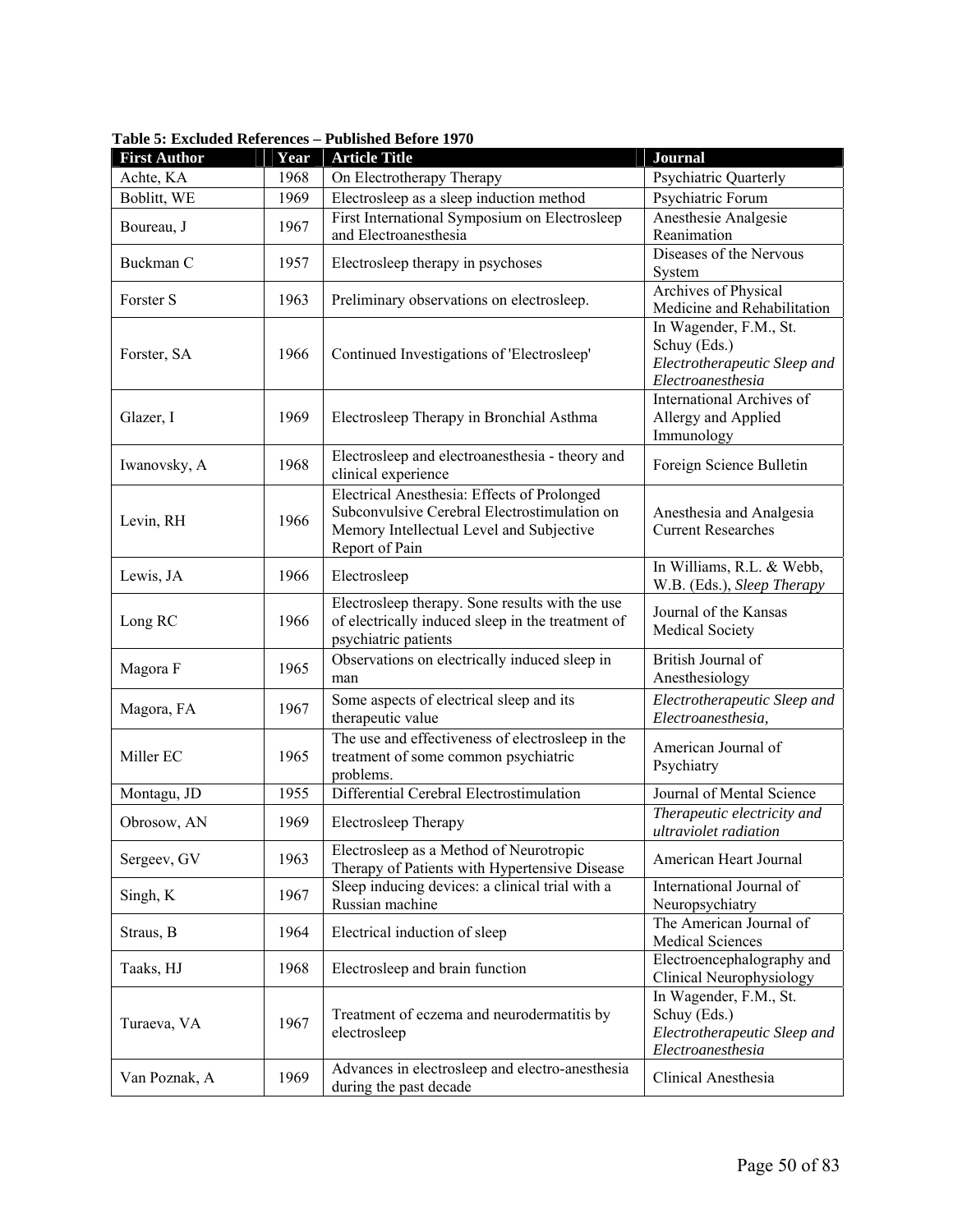**Table 5: Excluded References – Published Before 1970**

| First Author | Year | Article Title | Journal |
|---|---|---|---|
| Achte, KA | 1968 | On Electrotherapy Therapy | Psychiatric Quarterly |
| Boblitt, WE | 1969 | Electrosleep as a sleep induction method | Psychiatric Forum |
| Boureau, J | 1967 | First International Symposium on Electrosleep and Electroanesthesia | Anesthesie Analgesie Reanimation |
| Buckman C | 1957 | Electrosleep therapy in psychoses | Diseases of the Nervous System |
| Forster S | 1963 | Preliminary observations on electrosleep. | Archives of Physical Medicine and Rehabilitation |
| Forster, SA | 1966 | Continued Investigations of 'Electrosleep' | In Wagender, F.M., St. Schuy (Eds.) *Electrotherapeutic Sleep and Electroanesthesia* |
| Glazer, I | 1969 | Electrosleep Therapy in Bronchial Asthma | International Archives of Allergy and Applied Immunology |
| Iwanovsky, A | 1968 | Electrosleep and electroanesthesia - theory and clinical experience | Foreign Science Bulletin |
| Levin, RH | 1966 | Electrical Anesthesia: Effects of Prolonged Subconvulsive Cerebral Electrostimulation on Memory Intellectual Level and Subjective Report of Pain | Anesthesia and Analgesia Current Researches |
| Lewis, JA | 1966 | Electrosleep | In Williams, R.L. & Webb, W.B. (Eds.), *Sleep Therapy* |
| Long RC | 1966 | Electrosleep therapy. Sone results with the use of electrically induced sleep in the treatment of psychiatric patients | Journal of the Kansas Medical Society |
| Magora F | 1965 | Observations on electrically induced sleep in man | British Journal of Anesthesiology |
| Magora, FA | 1967 | Some aspects of electrical sleep and its therapeutic value | *Electrotherapeutic Sleep and Electroanesthesia,* |
| Miller EC | 1965 | The use and effectiveness of electrosleep in the treatment of some common psychiatric problems. | American Journal of Psychiatry |
| Montagu, JD | 1955 | Differential Cerebral Electrostimulation | Journal of Mental Science |
| Obrosow, AN | 1969 | Electrosleep Therapy | *Therapeutic electricity and ultraviolet radiation* |
| Sergeev, GV | 1963 | Electrosleep as a Method of Neurotropic Therapy of Patients with Hypertensive Disease | American Heart Journal |
| Singh, K | 1967 | Sleep inducing devices: a clinical trial with a Russian machine | International Journal of Neuropsychiatry |
| Straus, B | 1964 | Electrical induction of sleep | The American Journal of Medical Sciences |
| Taaks, HJ | 1968 | Electrosleep and brain function | Electroencephalography and Clinical Neurophysiology |
| Turaeva, VA | 1967 | Treatment of eczema and neurodermatitis by electrosleep | In Wagender, F.M., St. Schuy (Eds.) *Electrotherapeutic Sleep and Electroanesthesia* |
| Van Poznak, A | 1969 | Advances in electrosleep and electro-anesthesia during the past decade | Clinical Anesthesia |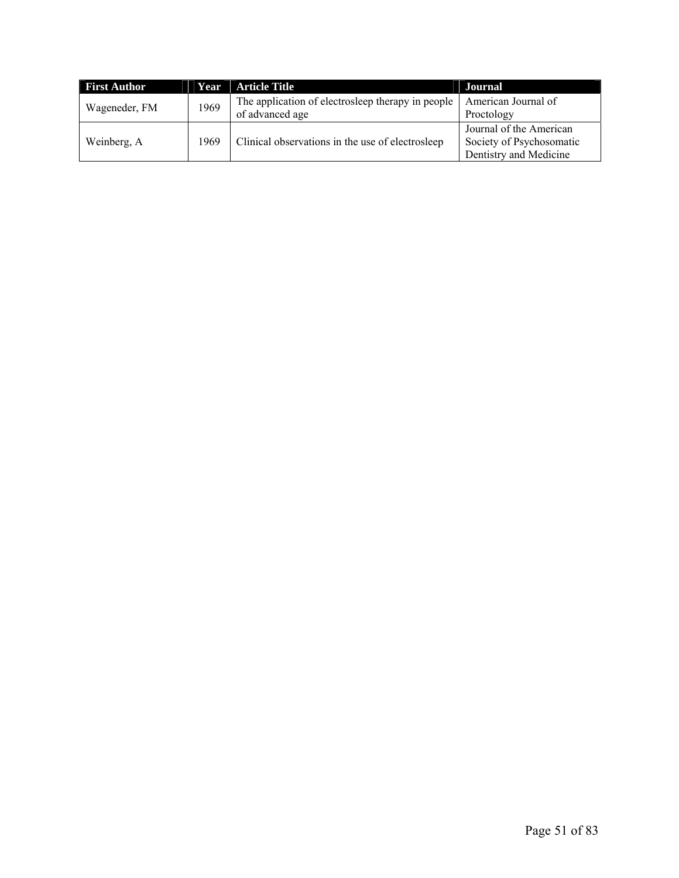| First Author | Year | Article Title | Journal |
|---|---|---|---|
| Wageneder, FM | 1969 | The application of electrosleep therapy in people of advanced age | American Journal of Proctology |
| Weinberg, A | 1969 | Clinical observations in the use of electrosleep | Journal of the American Society of Psychosomatic Dentistry and Medicine |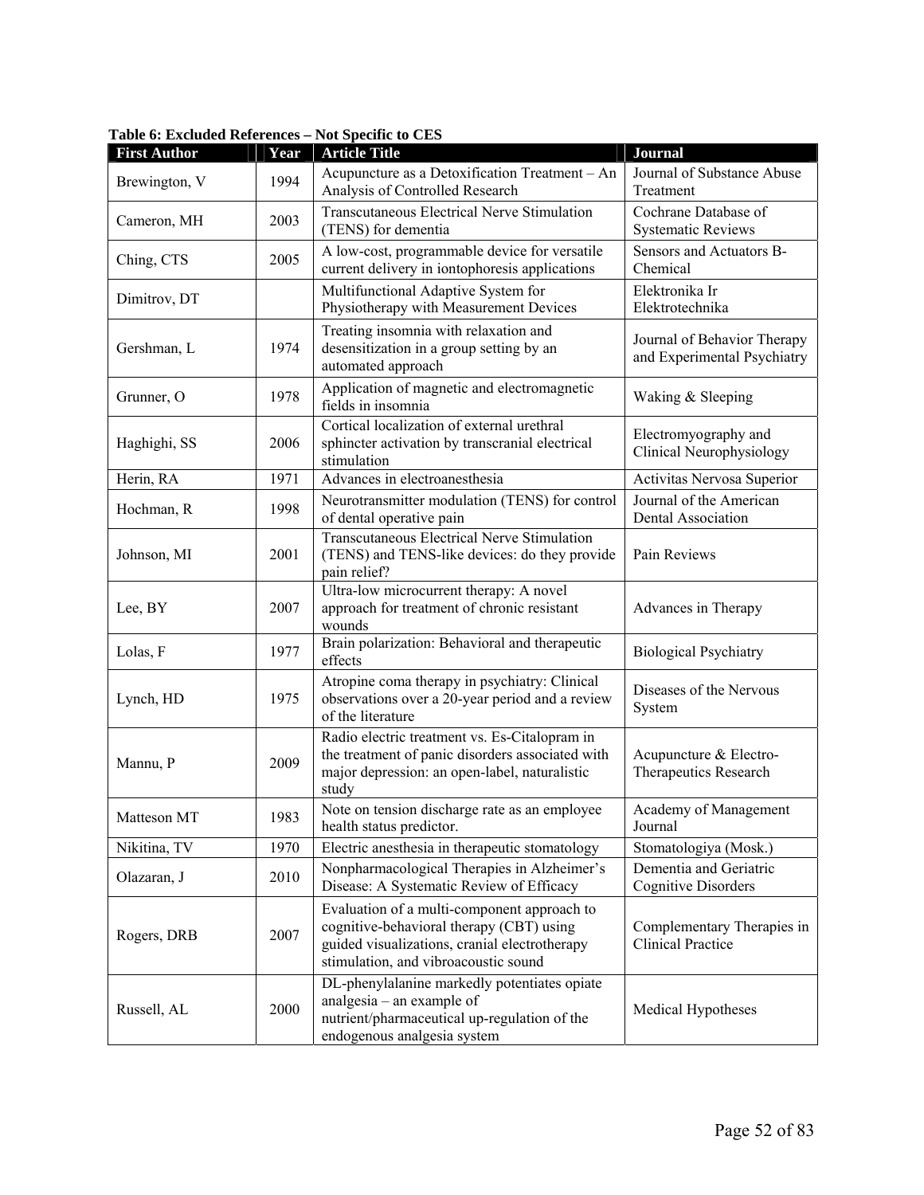**Table 6: Excluded References – Not Specific to CES**

| First Author | Year | Article Title | Journal |
|---|---|---|---|
| Brewington, V | 1994 | Acupuncture as a Detoxification Treatment – An Analysis of Controlled Research | Journal of Substance Abuse Treatment |
| Cameron, MH | 2003 | Transcutaneous Electrical Nerve Stimulation (TENS) for dementia | Cochrane Database of Systematic Reviews |
| Ching, CTS | 2005 | A low-cost, programmable device for versatile current delivery in iontophoresis applications | Sensors and Actuators B-Chemical |
| Dimitrov, DT | | Multifunctional Adaptive System for Physiotherapy with Measurement Devices | Elektronika Ir Elektrotechnika |
| Gershman, L | 1974 | Treating insomnia with relaxation and desensitization in a group setting by an automated approach | Journal of Behavior Therapy and Experimental Psychiatry |
| Grunner, O | 1978 | Application of magnetic and electromagnetic fields in insomnia | Waking & Sleeping |
| Haghighi, SS | 2006 | Cortical localization of external urethral sphincter activation by transcranial electrical stimulation | Electromyography and Clinical Neurophysiology |
| Herin, RA | 1971 | Advances in electroanesthesia | Activitas Nervosa Superior |
| Hochman, R | 1998 | Neurotransmitter modulation (TENS) for control of dental operative pain | Journal of the American Dental Association |
| Johnson, MI | 2001 | Transcutaneous Electrical Nerve Stimulation (TENS) and TENS-like devices: do they provide pain relief? | Pain Reviews |
| Lee, BY | 2007 | Ultra-low microcurrent therapy: A novel approach for treatment of chronic resistant wounds | Advances in Therapy |
| Lolas, F | 1977 | Brain polarization: Behavioral and therapeutic effects | Biological Psychiatry |
| Lynch, HD | 1975 | Atropine coma therapy in psychiatry: Clinical observations over a 20-year period and a review of the literature | Diseases of the Nervous System |
| Mannu, P | 2009 | Radio electric treatment vs. Es-Citalopram in the treatment of panic disorders associated with major depression: an open-label, naturalistic study | Acupuncture & Electro-Therapeutics Research |
| Matteson MT | 1983 | Note on tension discharge rate as an employee health status predictor. | Academy of Management Journal |
| Nikitina, TV | 1970 | Electric anesthesia in therapeutic stomatology | Stomatologiya (Mosk.) |
| Olazaran, J | 2010 | Nonpharmacological Therapies in Alzheimer's Disease: A Systematic Review of Efficacy | Dementia and Geriatric Cognitive Disorders |
| Rogers, DRB | 2007 | Evaluation of a multi-component approach to cognitive-behavioral therapy (CBT) using guided visualizations, cranial electrotherapy stimulation, and vibroacoustic sound | Complementary Therapies in Clinical Practice |
| Russell, AL | 2000 | DL-phenylalanine markedly potentiates opiate analgesia – an example of nutrient/pharmaceutical up-regulation of the endogenous analgesia system | Medical Hypotheses |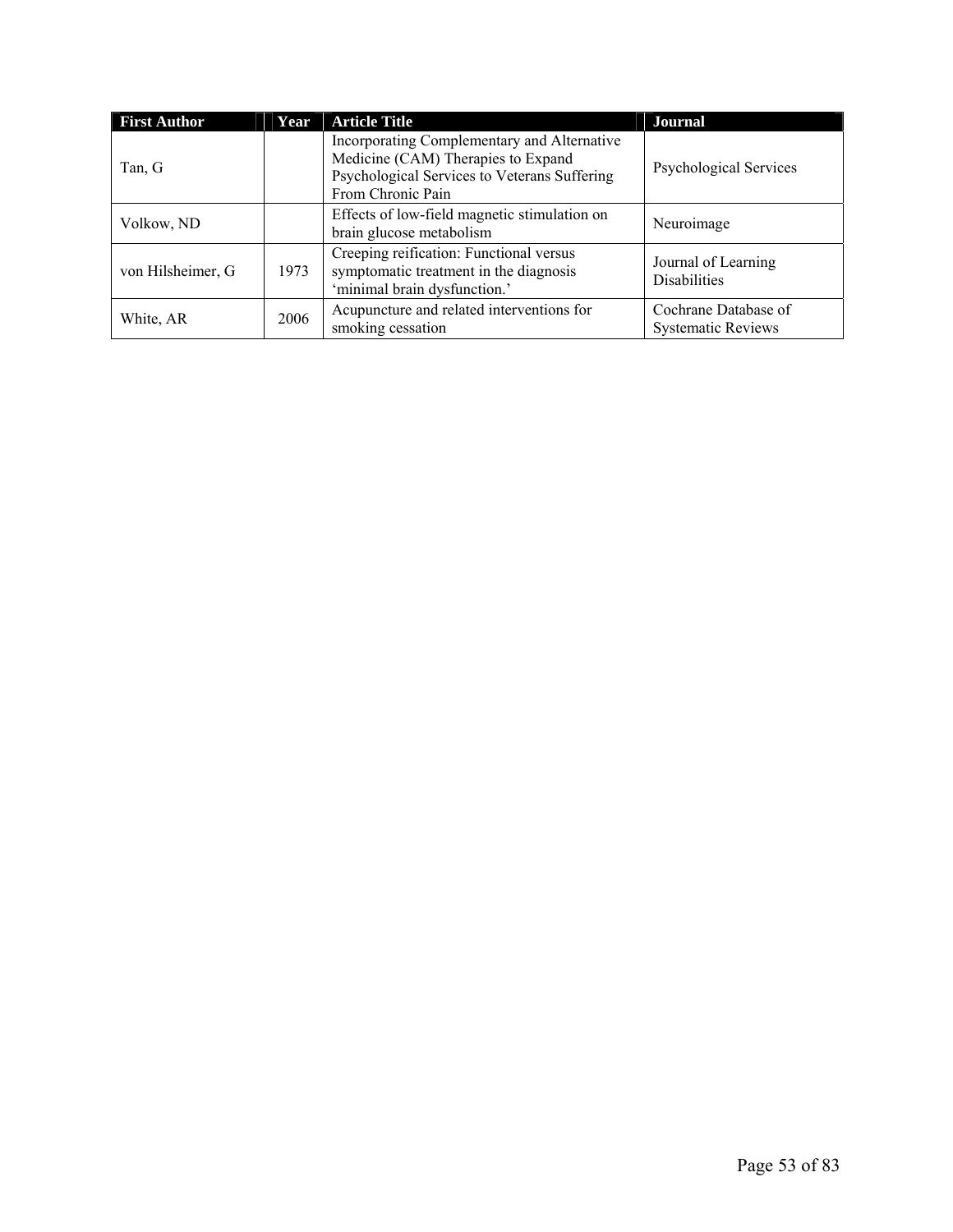| First Author | Year | Article Title | Journal |
|---|---|---|---|
| Tan, G | | Incorporating Complementary and Alternative Medicine (CAM) Therapies to Expand Psychological Services to Veterans Suffering From Chronic Pain | Psychological Services |
| Volkow, ND | | Effects of low-field magnetic stimulation on brain glucose metabolism | Neuroimage |
| von Hilsheimer, G | 1973 | Creeping reification: Functional versus symptomatic treatment in the diagnosis 'minimal brain dysfunction.' | Journal of Learning Disabilities |
| White, AR | 2006 | Acupuncture and related interventions for smoking cessation | Cochrane Database of Systematic Reviews |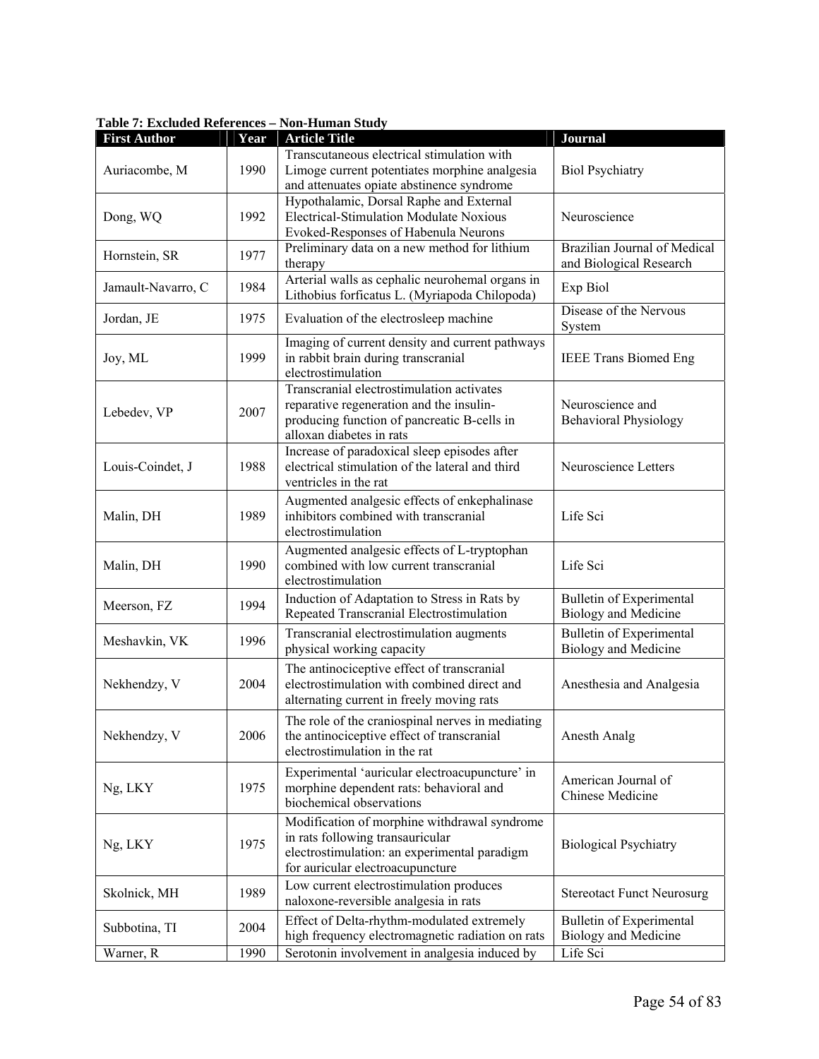**Table 7: Excluded References – Non-Human Study**

| First Author | Year | Article Title | Journal |
|---|---|---|---|
| Auriacombe, M | 1990 | Transcutaneous electrical stimulation with Limoge current potentiates morphine analgesia and attenuates opiate abstinence syndrome | Biol Psychiatry |
| Dong, WQ | 1992 | Hypothalamic, Dorsal Raphe and External Electrical-Stimulation Modulate Noxious Evoked-Responses of Habenula Neurons | Neuroscience |
| Hornstein, SR | 1977 | Preliminary data on a new method for lithium therapy | Brazilian Journal of Medical and Biological Research |
| Jamault-Navarro, C | 1984 | Arterial walls as cephalic neurohemal organs in Lithobius forficatus L. (Myriapoda Chilopoda) | Exp Biol |
| Jordan, JE | 1975 | Evaluation of the electrosleep machine | Disease of the Nervous System |
| Joy, ML | 1999 | Imaging of current density and current pathways in rabbit brain during transcranial electrostimulation | IEEE Trans Biomed Eng |
| Lebedev, VP | 2007 | Transcranial electrostimulation activates reparative regeneration and the insulin-producing function of pancreatic B-cells in alloxan diabetes in rats | Neuroscience and Behavioral Physiology |
| Louis-Coindet, J | 1988 | Increase of paradoxical sleep episodes after electrical stimulation of the lateral and third ventricles in the rat | Neuroscience Letters |
| Malin, DH | 1989 | Augmented analgesic effects of enkephalinase inhibitors combined with transcranial electrostimulation | Life Sci |
| Malin, DH | 1990 | Augmented analgesic effects of L-tryptophan combined with low current transcranial electrostimulation | Life Sci |
| Meerson, FZ | 1994 | Induction of Adaptation to Stress in Rats by Repeated Transcranial Electrostimulation | Bulletin of Experimental Biology and Medicine |
| Meshavkin, VK | 1996 | Transcranial electrostimulation augments physical working capacity | Bulletin of Experimental Biology and Medicine |
| Nekhendzy, V | 2004 | The antinociceptive effect of transcranial electrostimulation with combined direct and alternating current in freely moving rats | Anesthesia and Analgesia |
| Nekhendzy, V | 2006 | The role of the craniospinal nerves in mediating the antinociceptive effect of transcranial electrostimulation in the rat | Anesth Analg |
| Ng, LKY | 1975 | Experimental 'auricular electroacupuncture' in morphine dependent rats: behavioral and biochemical observations | American Journal of Chinese Medicine |
| Ng, LKY | 1975 | Modification of morphine withdrawal syndrome in rats following transauricular electrostimulation: an experimental paradigm for auricular electroacupuncture | Biological Psychiatry |
| Skolnick, MH | 1989 | Low current electrostimulation produces naloxone-reversible analgesia in rats | Stereotact Funct Neurosurg |
| Subbotina, TI | 2004 | Effect of Delta-rhythm-modulated extremely high frequency electromagnetic radiation on rats | Bulletin of Experimental Biology and Medicine |
| Warner, R | 1990 | Serotonin involvement in analgesia induced by | Life Sci |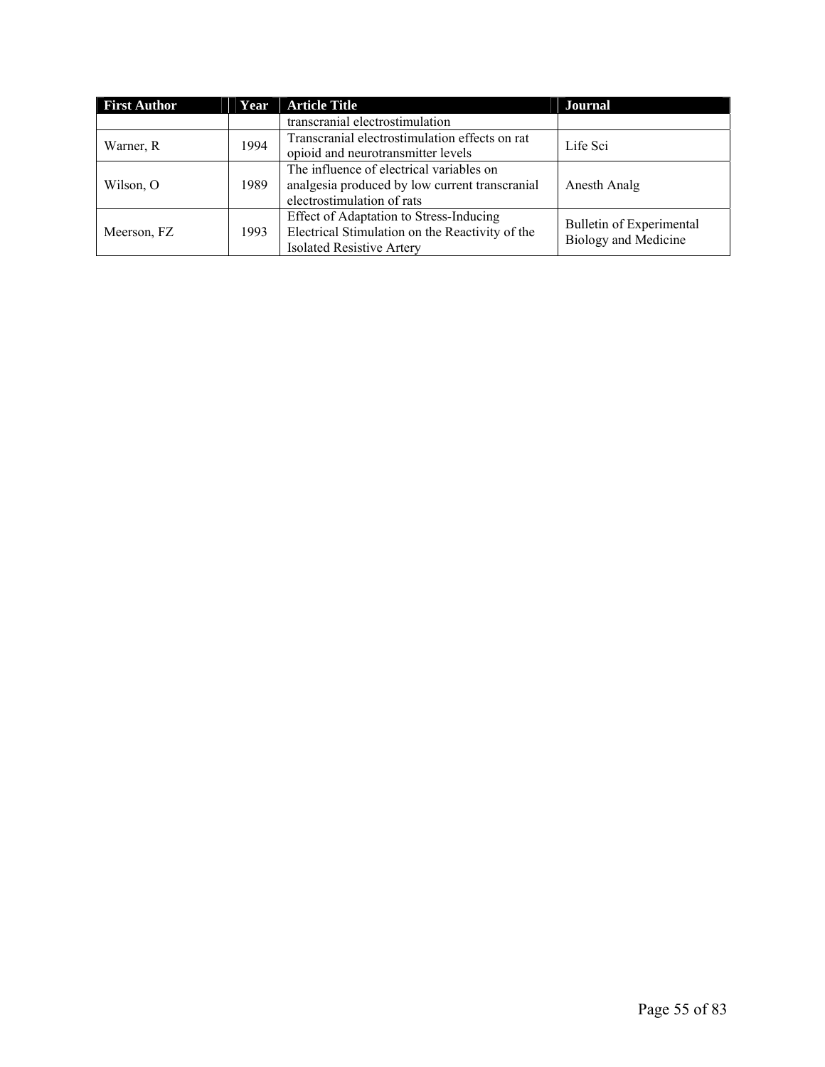| First Author | Year | Article Title | Journal |
|---|---|---|---|
| | | transcranial electrostimulation | |
| Warner, R | 1994 | Transcranial electrostimulation effects on rat opioid and neurotransmitter levels | Life Sci |
| Wilson, O | 1989 | The influence of electrical variables on analgesia produced by low current transcranial electrostimulation of rats | Anesth Analg |
| Meerson, FZ | 1993 | Effect of Adaptation to Stress-Inducing Electrical Stimulation on the Reactivity of the Isolated Resistive Artery | Bulletin of Experimental Biology and Medicine |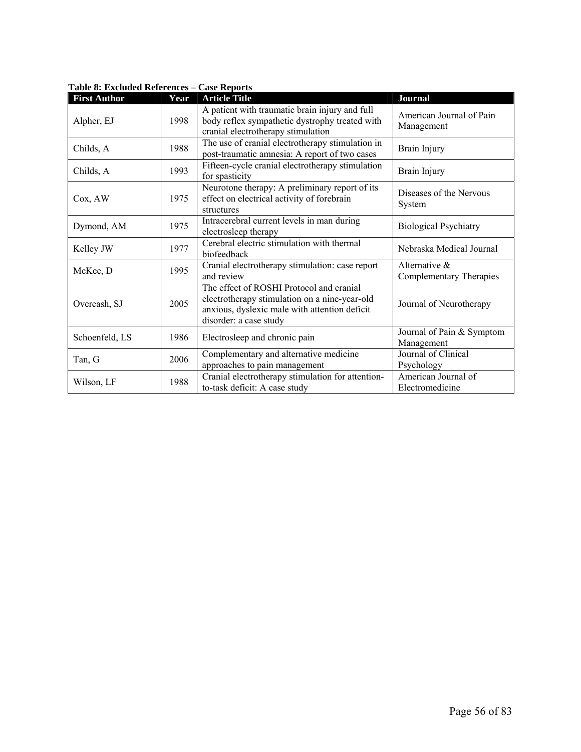**Table 8: Excluded References – Case Reports**

| First Author | Year | Article Title | Journal |
|---|---|---|---|
| Alpher, EJ | 1998 | A patient with traumatic brain injury and full body reflex sympathetic dystrophy treated with cranial electrotherapy stimulation | American Journal of Pain Management |
| Childs, A | 1988 | The use of cranial electrotherapy stimulation in post-traumatic amnesia: A report of two cases | Brain Injury |
| Childs, A | 1993 | Fifteen-cycle cranial electrotherapy stimulation for spasticity | Brain Injury |
| Cox, AW | 1975 | Neurotone therapy: A preliminary report of its effect on electrical activity of forebrain structures | Diseases of the Nervous System |
| Dymond, AM | 1975 | Intracerebral current levels in man during electrosleep therapy | Biological Psychiatry |
| Kelley JW | 1977 | Cerebral electric stimulation with thermal biofeedback | Nebraska Medical Journal |
| McKee, D | 1995 | Cranial electrotherapy stimulation: case report and review | Alternative & Complementary Therapies |
| Overcash, SJ | 2005 | The effect of ROSHI Protocol and cranial electrotherapy stimulation on a nine-year-old anxious, dyslexic male with attention deficit disorder: a case study | Journal of Neurotherapy |
| Schoenfeld, LS | 1986 | Electrosleep and chronic pain | Journal of Pain & Symptom Management |
| Tan, G | 2006 | Complementary and alternative medicine approaches to pain management | Journal of Clinical Psychology |
| Wilson, LF | 1988 | Cranial electrotherapy stimulation for attention-to-task deficit: A case study | American Journal of Electromedicine |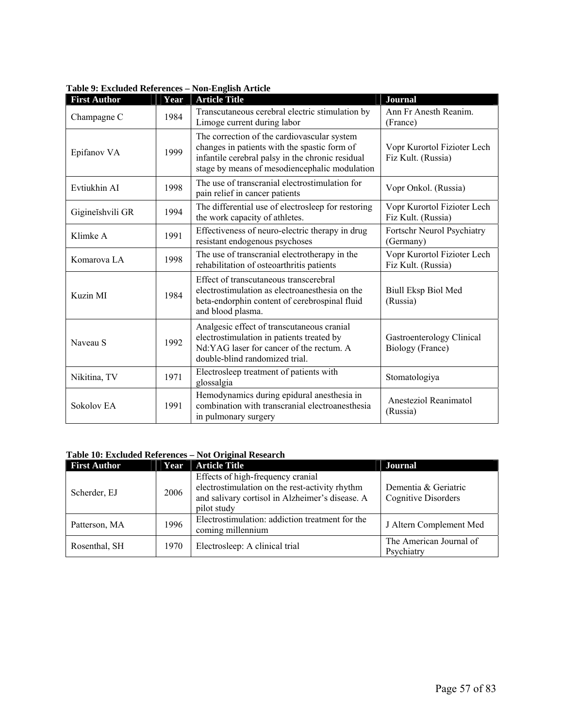**Table 9: Excluded References – Non-English Article**

| First Author | Year | Article Title | Journal |
|---|---|---|---|
| Champagne C | 1984 | Transcutaneous cerebral electric stimulation by Limoge current during labor | Ann Fr Anesth Reanim. (France) |
| Epifanov VA | 1999 | The correction of the cardiovascular system changes in patients with the spastic form of infantile cerebral palsy in the chronic residual stage by means of mesodiencephalic modulation | Vopr Kurortol Fizioter Lech Fiz Kult. (Russia) |
| Evtiukhin AI | 1998 | The use of transcranial electrostimulation for pain relief in cancer patients | Vopr Onkol. (Russia) |
| Gigineĭshvili GR | 1994 | The differential use of electrosleep for restoring the work capacity of athletes. | Vopr Kurortol Fizioter Lech Fiz Kult. (Russia) |
| Klimke A | 1991 | Effectiveness of neuro-electric therapy in drug resistant endogenous psychoses | Fortschr Neurol Psychiatry (Germany) |
| Komarova LA | 1998 | The use of transcranial electrotherapy in the rehabilitation of osteoarthritis patients | Vopr Kurortol Fizioter Lech Fiz Kult. (Russia) |
| Kuzin MI | 1984 | Effect of transcutaneous transcerebral electrostimulation as electroanesthesia on the beta-endorphin content of cerebrospinal fluid and blood plasma. | Biull Eksp Biol Med (Russia) |
| Naveau S | 1992 | Analgesic effect of transcutaneous cranial electrostimulation in patients treated by Nd:YAG laser for cancer of the rectum. A double-blind randomized trial. | Gastroenterology Clinical Biology (France) |
| Nikitina, TV | 1971 | Electrosleep treatment of patients with glossalgia | Stomatologiya |
| Sokolov EA | 1991 | Hemodynamics during epidural anesthesia in combination with transcranial electroanesthesia in pulmonary surgery | Anesteziol Reanimatol (Russia) |

**Table 10: Excluded References – Not Original Research**

| First Author | Year | Article Title | Journal |
|---|---|---|---|
| Scherder, EJ | 2006 | Effects of high-frequency cranial electrostimulation on the rest-activity rhythm and salivary cortisol in Alzheimer's disease. A pilot study | Dementia & Geriatric Cognitive Disorders |
| Patterson, MA | 1996 | Electrostimulation: addiction treatment for the coming millennium | J Altern Complement Med |
| Rosenthal, SH | 1970 | Electrosleep: A clinical trial | The American Journal of Psychiatry |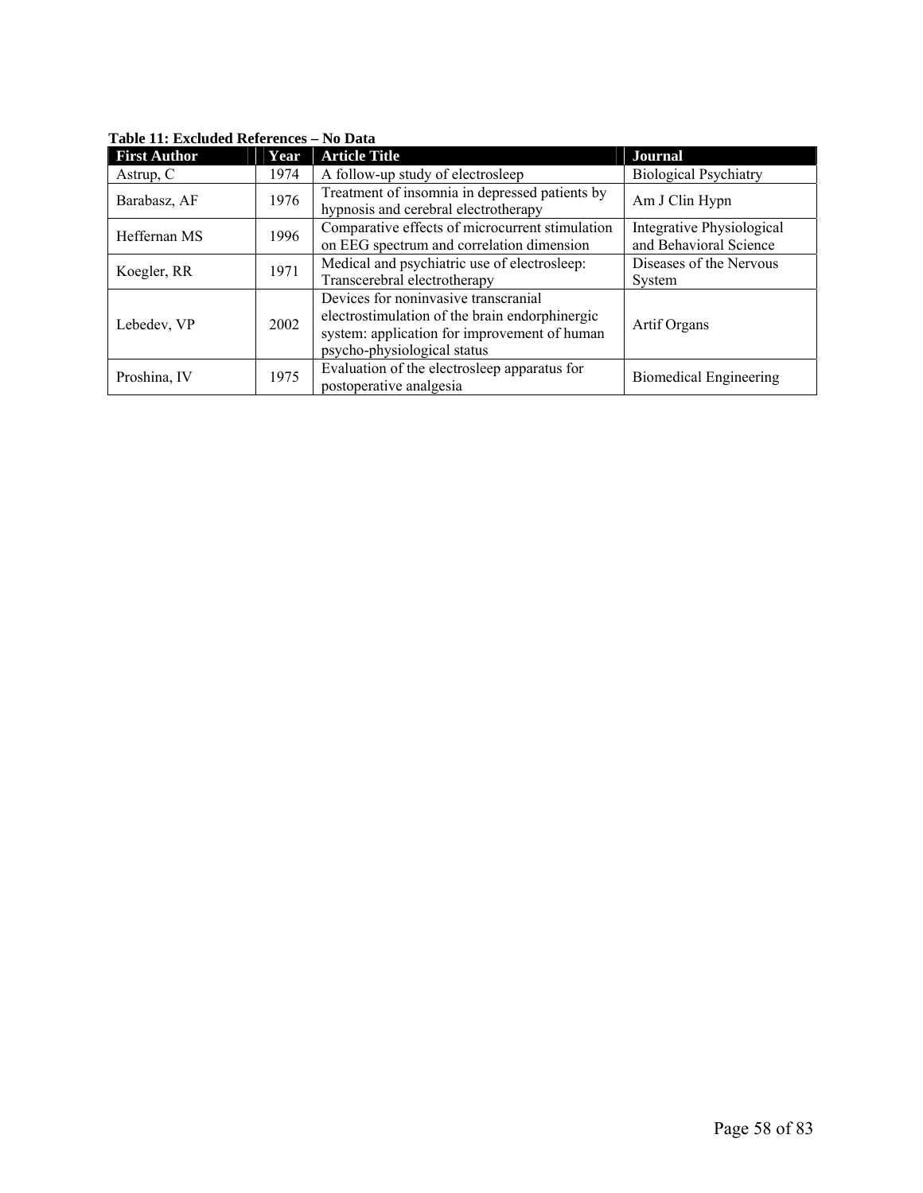**Table 11: Excluded References – No Data**

| First Author | Year | Article Title | Journal |
|---|---|---|---|
| Astrup, C | 1974 | A follow-up study of electrosleep | Biological Psychiatry |
| Barabasz, AF | 1976 | Treatment of insomnia in depressed patients by hypnosis and cerebral electrotherapy | Am J Clin Hypn |
| Heffernan MS | 1996 | Comparative effects of microcurrent stimulation on EEG spectrum and correlation dimension | Integrative Physiological and Behavioral Science |
| Koegler, RR | 1971 | Medical and psychiatric use of electrosleep: Transcerebral electrotherapy | Diseases of the Nervous System |
| Lebedev, VP | 2002 | Devices for noninvasive transcranial electrostimulation of the brain endorphinergic system: application for improvement of human psycho-physiological status | Artif Organs |
| Proshina, IV | 1975 | Evaluation of the electrosleep apparatus for postoperative analgesia | Biomedical Engineering |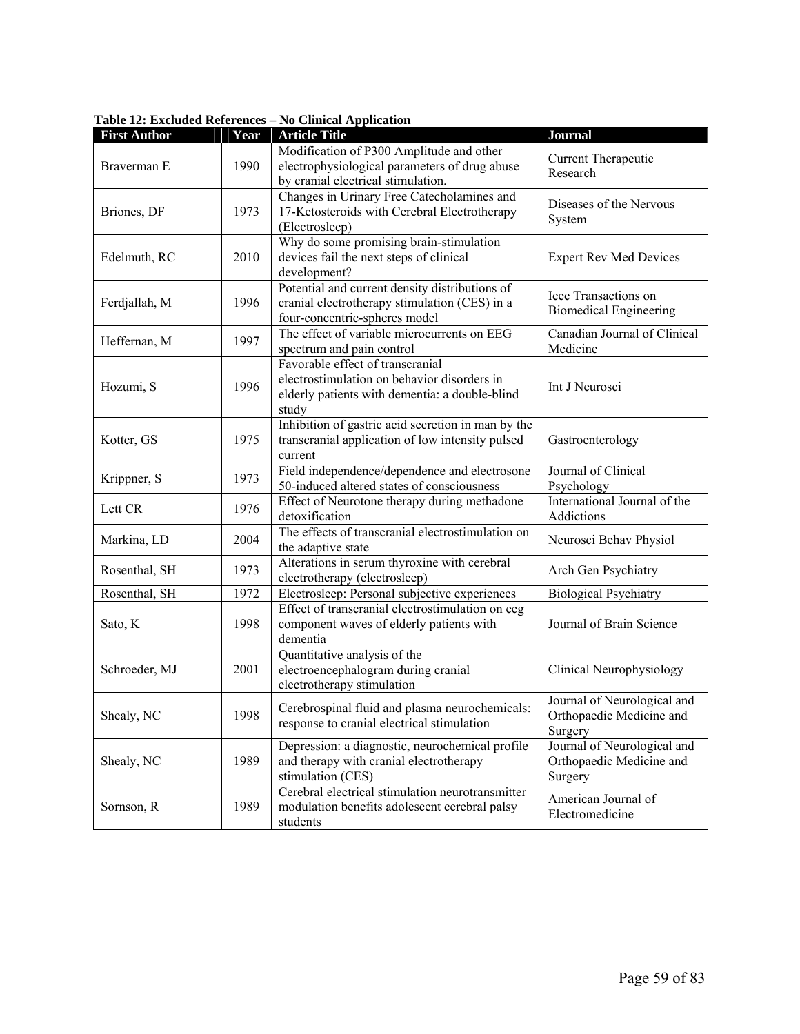**Table 12: Excluded References – No Clinical Application**

| First Author | Year | Article Title | Journal |
|---|---|---|---|
| Braverman E | 1990 | Modification of P300 Amplitude and other electrophysiological parameters of drug abuse by cranial electrical stimulation. | Current Therapeutic Research |
| Briones, DF | 1973 | Changes in Urinary Free Catecholamines and 17-Ketosteroids with Cerebral Electrotherapy (Electrosleep) | Diseases of the Nervous System |
| Edelmuth, RC | 2010 | Why do some promising brain-stimulation devices fail the next steps of clinical development? | Expert Rev Med Devices |
| Ferdjallah, M | 1996 | Potential and current density distributions of cranial electrotherapy stimulation (CES) in a four-concentric-spheres model | Ieee Transactions on Biomedical Engineering |
| Heffernan, M | 1997 | The effect of variable microcurrents on EEG spectrum and pain control | Canadian Journal of Clinical Medicine |
| Hozumi, S | 1996 | Favorable effect of transcranial electrostimulation on behavior disorders in elderly patients with dementia: a double-blind study | Int J Neurosci |
| Kotter, GS | 1975 | Inhibition of gastric acid secretion in man by the transcranial application of low intensity pulsed current | Gastroenterology |
| Krippner, S | 1973 | Field independence/dependence and electrosone 50-induced altered states of consciousness | Journal of Clinical Psychology |
| Lett CR | 1976 | Effect of Neurotone therapy during methadone detoxification | International Journal of the Addictions |
| Markina, LD | 2004 | The effects of transcranial electrostimulation on the adaptive state | Neurosci Behav Physiol |
| Rosenthal, SH | 1973 | Alterations in serum thyroxine with cerebral electrotherapy (electrosleep) | Arch Gen Psychiatry |
| Rosenthal, SH | 1972 | Electrosleep: Personal subjective experiences | Biological Psychiatry |
| Sato, K | 1998 | Effect of transcranial electrostimulation on eeg component waves of elderly patients with dementia | Journal of Brain Science |
| Schroeder, MJ | 2001 | Quantitative analysis of the electroencephalogram during cranial electrotherapy stimulation | Clinical Neurophysiology |
| Shealy, NC | 1998 | Cerebrospinal fluid and plasma neurochemicals: response to cranial electrical stimulation | Journal of Neurological and Orthopaedic Medicine and Surgery |
| Shealy, NC | 1989 | Depression: a diagnostic, neurochemical profile and therapy with cranial electrotherapy stimulation (CES) | Journal of Neurological and Orthopaedic Medicine and Surgery |
| Sornson, R | 1989 | Cerebral electrical stimulation neurotransmitter modulation benefits adolescent cerebral palsy students | American Journal of Electromedicine |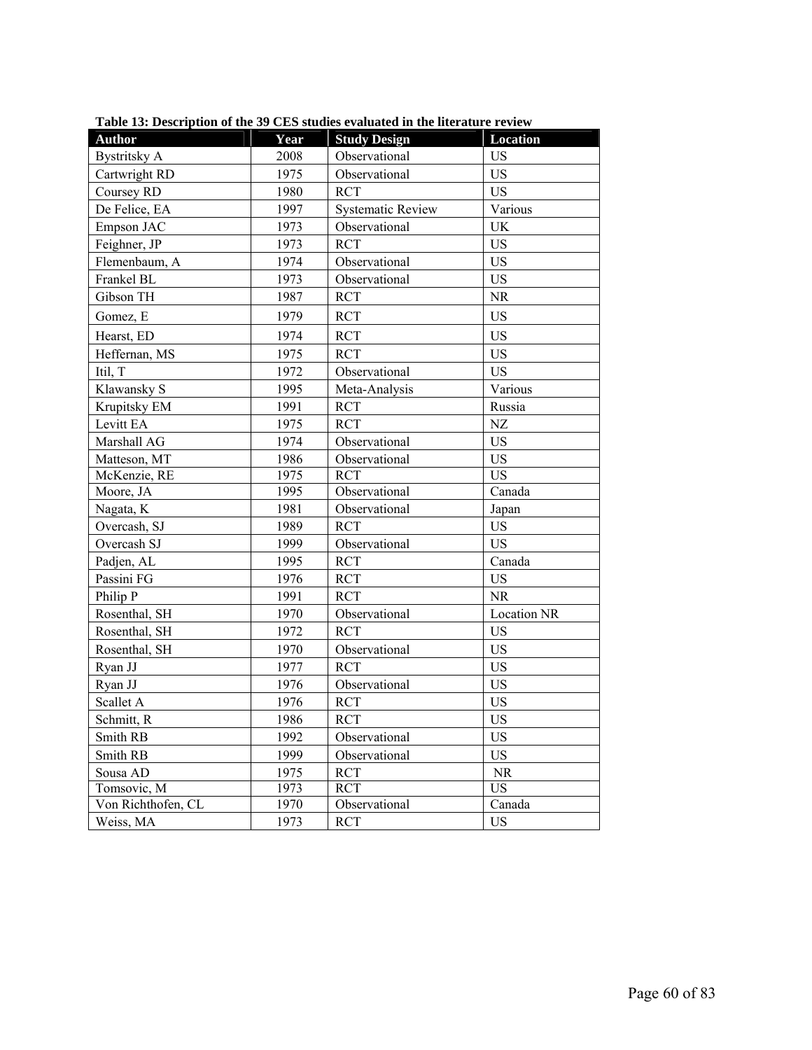**Table 13: Description of the 39 CES studies evaluated in the literature review**

| Author | Year | Study Design | Location |
|---|---|---|---|
| Bystritsky A | 2008 | Observational | US |
| Cartwright RD | 1975 | Observational | US |
| Coursey RD | 1980 | RCT | US |
| De Felice, EA | 1997 | Systematic Review | Various |
| Empson JAC | 1973 | Observational | UK |
| Feighner, JP | 1973 | RCT | US |
| Flemenbaum, A | 1974 | Observational | US |
| Frankel BL | 1973 | Observational | US |
| Gibson TH | 1987 | RCT | NR |
| Gomez, E | 1979 | RCT | US |
| Hearst, ED | 1974 | RCT | US |
| Heffernan, MS | 1975 | RCT | US |
| Itil, T | 1972 | Observational | US |
| Klawansky S | 1995 | Meta-Analysis | Various |
| Krupitsky EM | 1991 | RCT | Russia |
| Levitt EA | 1975 | RCT | NZ |
| Marshall AG | 1974 | Observational | US |
| Matteson, MT | 1986 | Observational | US |
| McKenzie, RE | 1975 | RCT | US |
| Moore, JA | 1995 | Observational | Canada |
| Nagata, K | 1981 | Observational | Japan |
| Overcash, SJ | 1989 | RCT | US |
| Overcash SJ | 1999 | Observational | US |
| Padjen, AL | 1995 | RCT | Canada |
| Passini FG | 1976 | RCT | US |
| Philip P | 1991 | RCT | NR |
| Rosenthal, SH | 1970 | Observational | Location NR |
| Rosenthal, SH | 1972 | RCT | US |
| Rosenthal, SH | 1970 | Observational | US |
| Ryan JJ | 1977 | RCT | US |
| Ryan JJ | 1976 | Observational | US |
| Scallet A | 1976 | RCT | US |
| Schmitt, R | 1986 | RCT | US |
| Smith RB | 1992 | Observational | US |
| Smith RB | 1999 | Observational | US |
| Sousa AD | 1975 | RCT | NR |
| Tomsovic, M | 1973 | RCT | US |
| Von Richthofen, CL | 1970 | Observational | Canada |
| Weiss, MA | 1973 | RCT | US |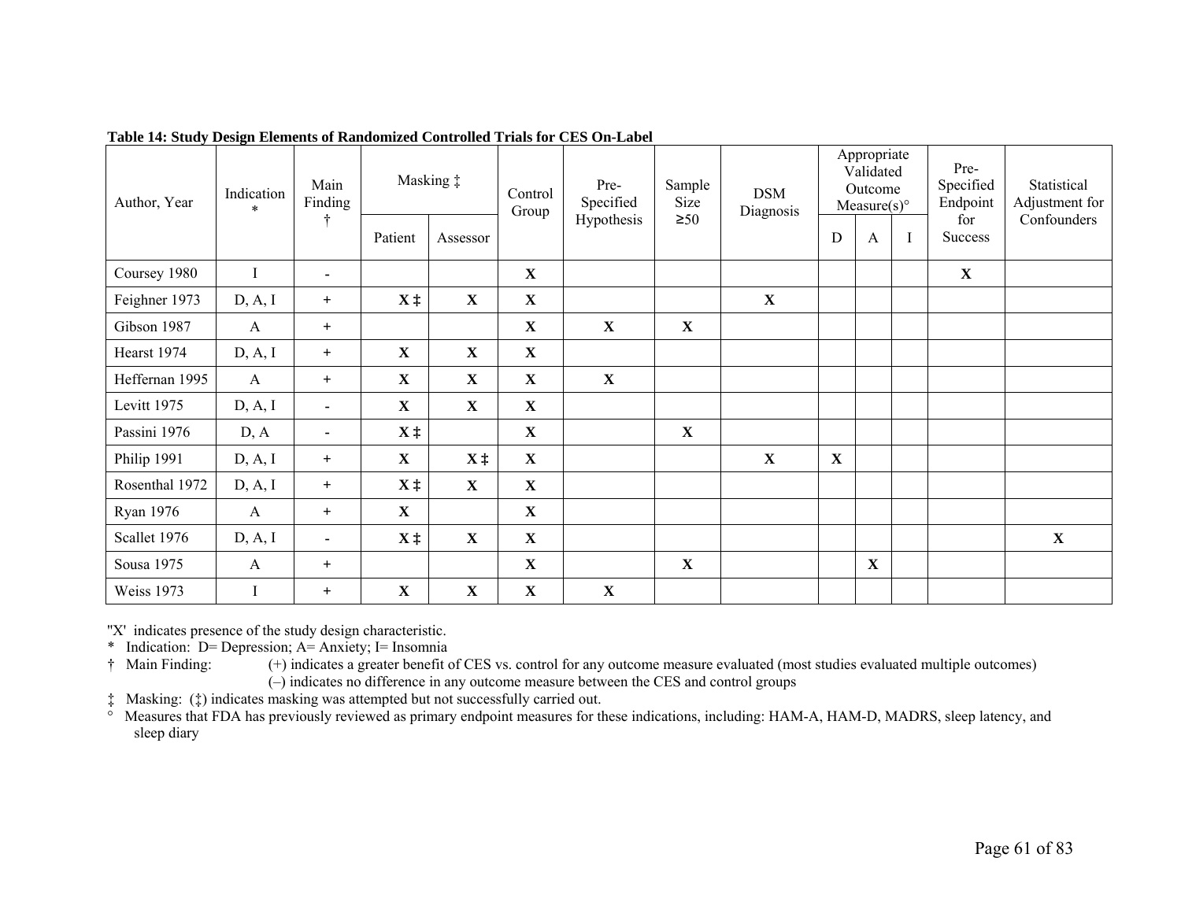**Table 14: Study Design Elements of Randomized Controlled Trials for CES On-Label**

| Author, Year | Indication * | Main Finding † | Masking ‡ | | Control Group | Pre-Specified Hypothesis | Sample Size ≥50 | DSM Diagnosis | Appropriate Validated Outcome Measure(s)° | | | Pre-Specified Endpoint for Success | Statistical Adjustment for Confounders |
|---|---|---|---|---|---|---|---|---|---|---|---|---|---|
| | | | Patient | Assessor | | | | | D | A | I | | |
| Coursey 1980 | I | - | | | **X** | | | | | | | **X** | |
| Feighner 1973 | D, A, I | + | **X ‡** | **X** | **X** | | | **X** | | | | | |
| Gibson 1987 | A | + | | | **X** | **X** | **X** | | | | | | |
| Hearst 1974 | D, A, I | + | **X** | **X** | **X** | | | | | | | | |
| Heffernan 1995 | A | + | **X** | **X** | **X** | **X** | | | | | | | |
| Levitt 1975 | D, A, I | - | **X** | **X** | **X** | | | | | | | | |
| Passini 1976 | D, A | - | **X ‡** | | **X** | | **X** | | | | | | |
| Philip 1991 | D, A, I | + | **X** | **X ‡** | **X** | | | **X** | **X** | | | | |
| Rosenthal 1972 | D, A, I | + | **X ‡** | **X** | **X** | | | | | | | | |
| Ryan 1976 | A | + | **X** | | **X** | | | | | | | | |
| Scallet 1976 | D, A, I | - | **X ‡** | **X** | **X** | | | | | | | | **X** |
| Sousa 1975 | A | + | | | **X** | | **X** | | | **X** | | | |
| Weiss 1973 | I | + | **X** | **X** | **X** | **X** | | | | | | | |

"X' indicates presence of the study design characteristic.

\* Indication: D= Depression; A= Anxiety; I= Insomnia

† Main Finding: (+) indicates a greater benefit of CES vs. control for any outcome measure evaluated (most studies evaluated multiple outcomes)
(–) indicates no difference in any outcome measure between the CES and control groups

‡ Masking: (‡) indicates masking was attempted but not successfully carried out.

° Measures that FDA has previously reviewed as primary endpoint measures for these indications, including: HAM-A, HAM-D, MADRS, sleep latency, and sleep diary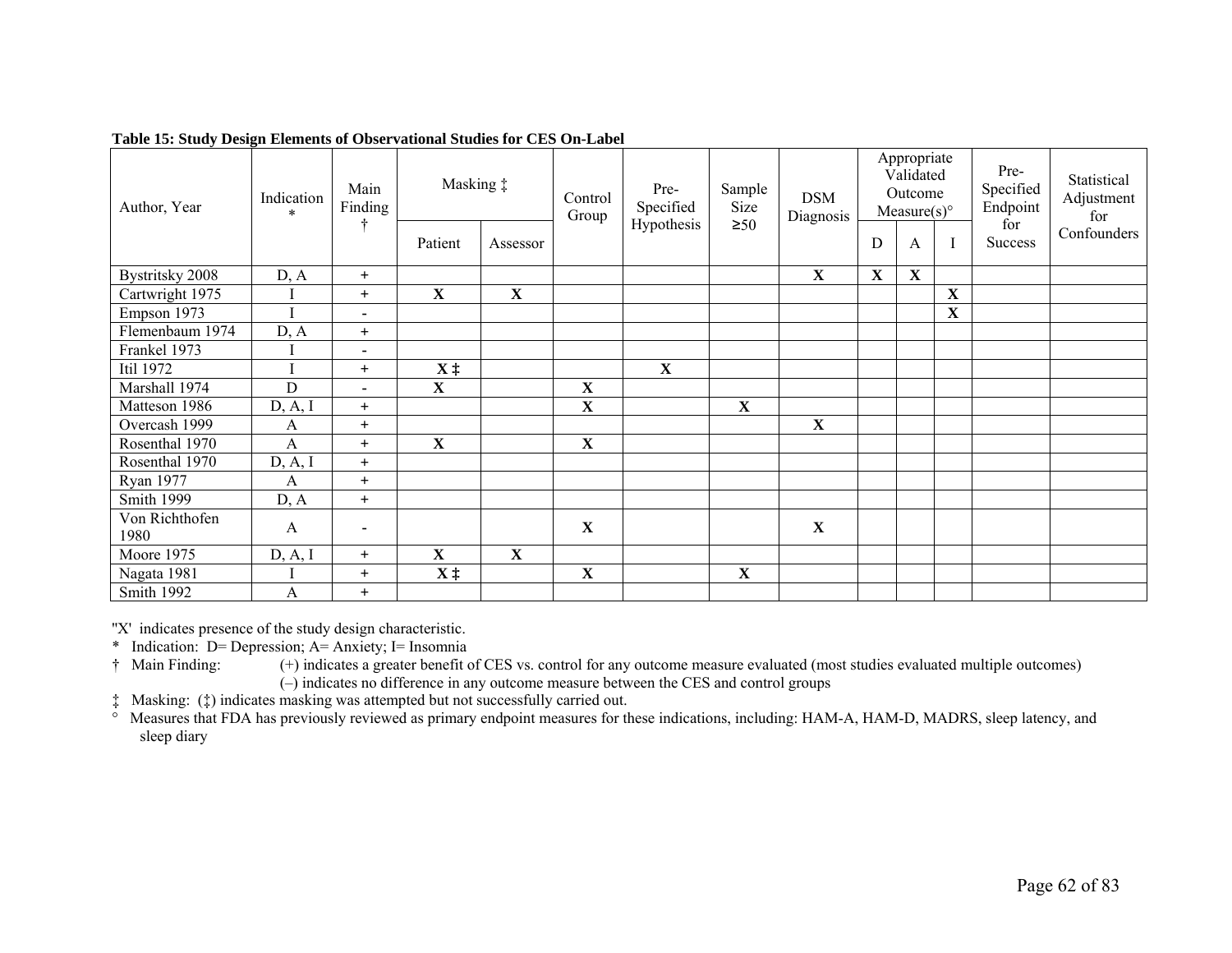**Table 15: Study Design Elements of Observational Studies for CES On-Label**

| Author, Year | Indication * | Main Finding † | Masking ‡ | | Control Group | Pre-Specified Hypothesis | Sample Size ≥50 | DSM Diagnosis | Appropriate Validated Outcome Measure(s)° | | | Pre-Specified Endpoint for Success | Statistical Adjustment for Confounders |
|---|---|---|---|---|---|---|---|---|---|---|---|---|---|
| | | | Patient | Assessor | | | | | D | A | I | | |
| Bystritsky 2008 | D, A | + | | | | | | **X** | **X** | **X** | | | |
| Cartwright 1975 | I | + | **X** | **X** | | | | | | | **X** | | |
| Empson 1973 | I | - | | | | | | | | | **X** | | |
| Flemenbaum 1974 | D, A | + | | | | | | | | | | | |
| Frankel 1973 | I | - | | | | | | | | | | | |
| Itil 1972 | I | + | **X ‡** | | | **X** | | | | | | | |
| Marshall 1974 | D | - | **X** | | **X** | | | | | | | | |
| Matteson 1986 | D, A, I | + | | | **X** | | **X** | | | | | | |
| Overcash 1999 | A | + | | | | | | **X** | | | | | |
| Rosenthal 1970 | A | + | **X** | | **X** | | | | | | | | |
| Rosenthal 1970 | D, A, I | + | | | | | | | | | | | |
| Ryan 1977 | A | + | | | | | | | | | | | |
| Smith 1999 | D, A | + | | | | | | | | | | | |
| Von Richthofen 1980 | A | - | | | **X** | | | **X** | | | | | |
| Moore 1975 | D, A, I | + | **X** | **X** | | | | | | | | | |
| Nagata 1981 | I | + | **X ‡** | | **X** | | **X** | | | | | | |
| Smith 1992 | A | + | | | | | | | | | | | |

"X' indicates presence of the study design characteristic.

\* Indication: D= Depression; A= Anxiety; I= Insomnia

† Main Finding: (+) indicates a greater benefit of CES vs. control for any outcome measure evaluated (most studies evaluated multiple outcomes)
(–) indicates no difference in any outcome measure between the CES and control groups

‡ Masking: (‡) indicates masking was attempted but not successfully carried out.

° Measures that FDA has previously reviewed as primary endpoint measures for these indications, including: HAM-A, HAM-D, MADRS, sleep latency, and sleep diary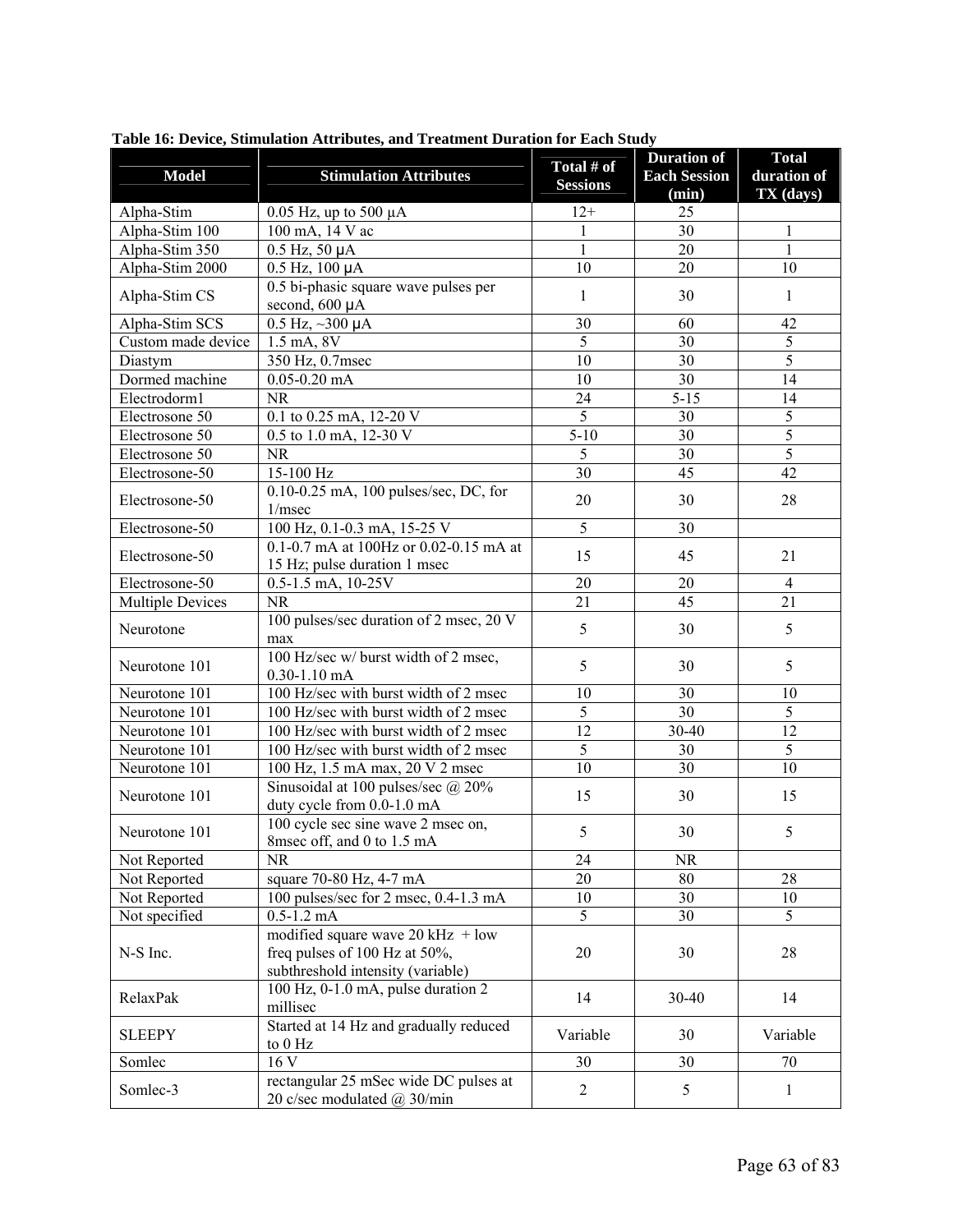**Table 16: Device, Stimulation Attributes, and Treatment Duration for Each Study**

| Model | Stimulation Attributes | Total # of Sessions | Duration of Each Session (min) | Total duration of TX (days) |
|---|---|---|---|---|
| Alpha-Stim | 0.05 Hz, up to 500 µA | 12+ | 25 | |
| Alpha-Stim 100 | 100 mA, 14 V ac | 1 | 30 | 1 |
| Alpha-Stim 350 | 0.5 Hz, 50 µA | 1 | 20 | 1 |
| Alpha-Stim 2000 | 0.5 Hz, 100 µA | 10 | 20 | 10 |
| Alpha-Stim CS | 0.5 bi-phasic square wave pulses per second, 600 µA | 1 | 30 | 1 |
| Alpha-Stim SCS | 0.5 Hz, ~300 µA | 30 | 60 | 42 |
| Custom made device | 1.5 mA, 8V | 5 | 30 | 5 |
| Diastym | 350 Hz, 0.7msec | 10 | 30 | 5 |
| Dormed machine | 0.05-0.20 mA | 10 | 30 | 14 |
| Electrodorm1 | NR | 24 | 5-15 | 14 |
| Electrosone 50 | 0.1 to 0.25 mA, 12-20 V | 5 | 30 | 5 |
| Electrosone 50 | 0.5 to 1.0 mA, 12-30 V | 5-10 | 30 | 5 |
| Electrosone 50 | NR | 5 | 30 | 5 |
| Electrosone-50 | 15-100 Hz | 30 | 45 | 42 |
| Electrosone-50 | 0.10-0.25 mA, 100 pulses/sec, DC, for 1/msec | 20 | 30 | 28 |
| Electrosone-50 | 100 Hz, 0.1-0.3 mA, 15-25 V | 5 | 30 | |
| Electrosone-50 | 0.1-0.7 mA at 100Hz or 0.02-0.15 mA at 15 Hz; pulse duration 1 msec | 15 | 45 | 21 |
| Electrosone-50 | 0.5-1.5 mA, 10-25V | 20 | 20 | 4 |
| Multiple Devices | NR | 21 | 45 | 21 |
| Neurotone | 100 pulses/sec duration of 2 msec, 20 V max | 5 | 30 | 5 |
| Neurotone 101 | 100 Hz/sec w/ burst width of 2 msec, 0.30-1.10 mA | 5 | 30 | 5 |
| Neurotone 101 | 100 Hz/sec with burst width of 2 msec | 10 | 30 | 10 |
| Neurotone 101 | 100 Hz/sec with burst width of 2 msec | 5 | 30 | 5 |
| Neurotone 101 | 100 Hz/sec with burst width of 2 msec | 12 | 30-40 | 12 |
| Neurotone 101 | 100 Hz/sec with burst width of 2 msec | 5 | 30 | 5 |
| Neurotone 101 | 100 Hz, 1.5 mA max, 20 V 2 msec | 10 | 30 | 10 |
| Neurotone 101 | Sinusoidal at 100 pulses/sec @ 20% duty cycle from 0.0-1.0 mA | 15 | 30 | 15 |
| Neurotone 101 | 100 cycle sec sine wave 2 msec on, 8msec off, and 0 to 1.5 mA | 5 | 30 | 5 |
| Not Reported | NR | 24 | NR | |
| Not Reported | square 70-80 Hz, 4-7 mA | 20 | 80 | 28 |
| Not Reported | 100 pulses/sec for 2 msec, 0.4-1.3 mA | 10 | 30 | 10 |
| Not specified | 0.5-1.2 mA | 5 | 30 | 5 |
| N-S Inc. | modified square wave 20 kHz + low freq pulses of 100 Hz at 50%, subthreshold intensity (variable) | 20 | 30 | 28 |
| RelaxPak | 100 Hz, 0-1.0 mA, pulse duration 2 millisec | 14 | 30-40 | 14 |
| SLEEPY | Started at 14 Hz and gradually reduced to 0 Hz | Variable | 30 | Variable |
| Somlec | 16 V | 30 | 30 | 70 |
| Somlec-3 | rectangular 25 mSec wide DC pulses at 20 c/sec modulated @ 30/min | 2 | 5 | 1 |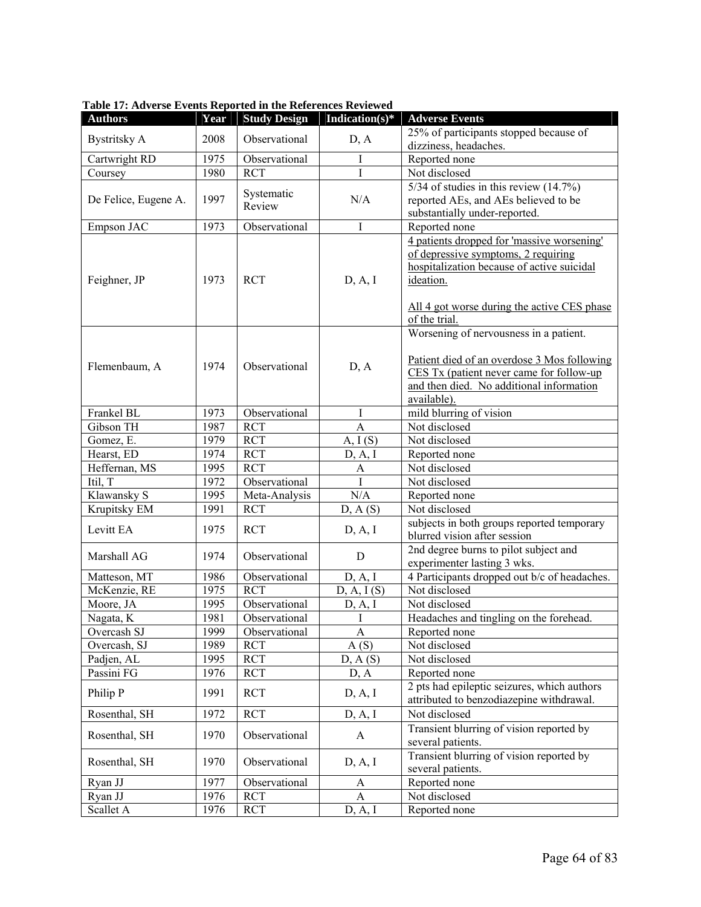**Table 17: Adverse Events Reported in the References Reviewed**

| Authors | Year | Study Design | Indication(s)* | Adverse Events |
|---|---|---|---|---|
| Bystritsky A | 2008 | Observational | D, A | 25% of participants stopped because of dizziness, headaches. |
| Cartwright RD | 1975 | Observational | I | Reported none |
| Coursey | 1980 | RCT | I | Not disclosed |
| De Felice, Eugene A. | 1997 | Systematic Review | N/A | 5/34 of studies in this review (14.7%) reported AEs, and AEs believed to be substantially under-reported. |
| Empson JAC | 1973 | Observational | I | Reported none |
| Feighner, JP | 1973 | RCT | D, A, I | 4 patients dropped for 'massive worsening' of depressive symptoms, 2 requiring hospitalization because of active suicidal ideation.<br><br>All 4 got worse during the active CES phase of the trial. |
| Flemenbaum, A | 1974 | Observational | D, A | Worsening of nervousness in a patient.<br><br>Patient died of an overdose 3 Mos following CES Tx (patient never came for follow-up and then died. No additional information available). |
| Frankel BL | 1973 | Observational | I | mild blurring of vision |
| Gibson TH | 1987 | RCT | A | Not disclosed |
| Gomez, E. | 1979 | RCT | A, I (S) | Not disclosed |
| Hearst, ED | 1974 | RCT | D, A, I | Reported none |
| Heffernan, MS | 1995 | RCT | A | Not disclosed |
| Itil, T | 1972 | Observational | I | Not disclosed |
| Klawansky S | 1995 | Meta-Analysis | N/A | Reported none |
| Krupitsky EM | 1991 | RCT | D, A (S) | Not disclosed |
| Levitt EA | 1975 | RCT | D, A, I | subjects in both groups reported temporary blurred vision after session |
| Marshall AG | 1974 | Observational | D | 2nd degree burns to pilot subject and experimenter lasting 3 wks. |
| Matteson, MT | 1986 | Observational | D, A, I | 4 Participants dropped out b/c of headaches. |
| McKenzie, RE | 1975 | RCT | D, A, I (S) | Not disclosed |
| Moore, JA | 1995 | Observational | D, A, I | Not disclosed |
| Nagata, K | 1981 | Observational | I | Headaches and tingling on the forehead. |
| Overcash SJ | 1999 | Observational | A | Reported none |
| Overcash, SJ | 1989 | RCT | A (S) | Not disclosed |
| Padjen, AL | 1995 | RCT | D, A (S) | Not disclosed |
| Passini FG | 1976 | RCT | D, A | Reported none |
| Philip P | 1991 | RCT | D, A, I | 2 pts had epileptic seizures, which authors attributed to benzodiazepine withdrawal. |
| Rosenthal, SH | 1972 | RCT | D, A, I | Not disclosed |
| Rosenthal, SH | 1970 | Observational | A | Transient blurring of vision reported by several patients. |
| Rosenthal, SH | 1970 | Observational | D, A, I | Transient blurring of vision reported by several patients. |
| Ryan JJ | 1977 | Observational | A | Reported none |
| Ryan JJ | 1976 | RCT | A | Not disclosed |
| Scallet A | 1976 | RCT | D, A, I | Reported none |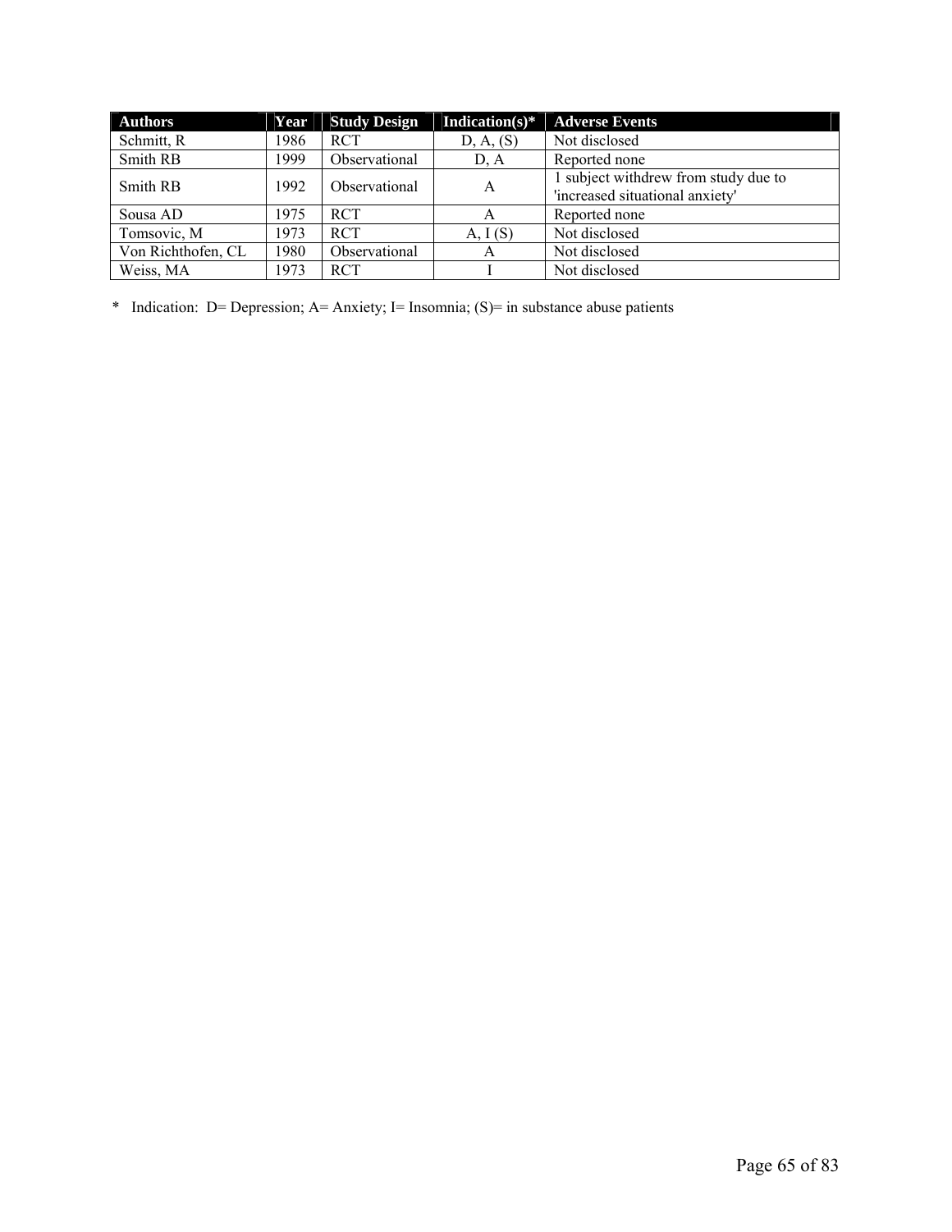| Authors | Year | Study Design | Indication(s)* | Adverse Events |
|---|---|---|---|---|
| Schmitt, R | 1986 | RCT | D, A, (S) | Not disclosed |
| Smith RB | 1999 | Observational | D, A | Reported none |
| Smith RB | 1992 | Observational | A | 1 subject withdrew from study due to 'increased situational anxiety' |
| Sousa AD | 1975 | RCT | A | Reported none |
| Tomsovic, M | 1973 | RCT | A, I (S) | Not disclosed |
| Von Richthofen, CL | 1980 | Observational | A | Not disclosed |
| Weiss, MA | 1973 | RCT | I | Not disclosed |

\* Indication: D= Depression; A= Anxiety; I= Insomnia; (S)= in substance abuse patients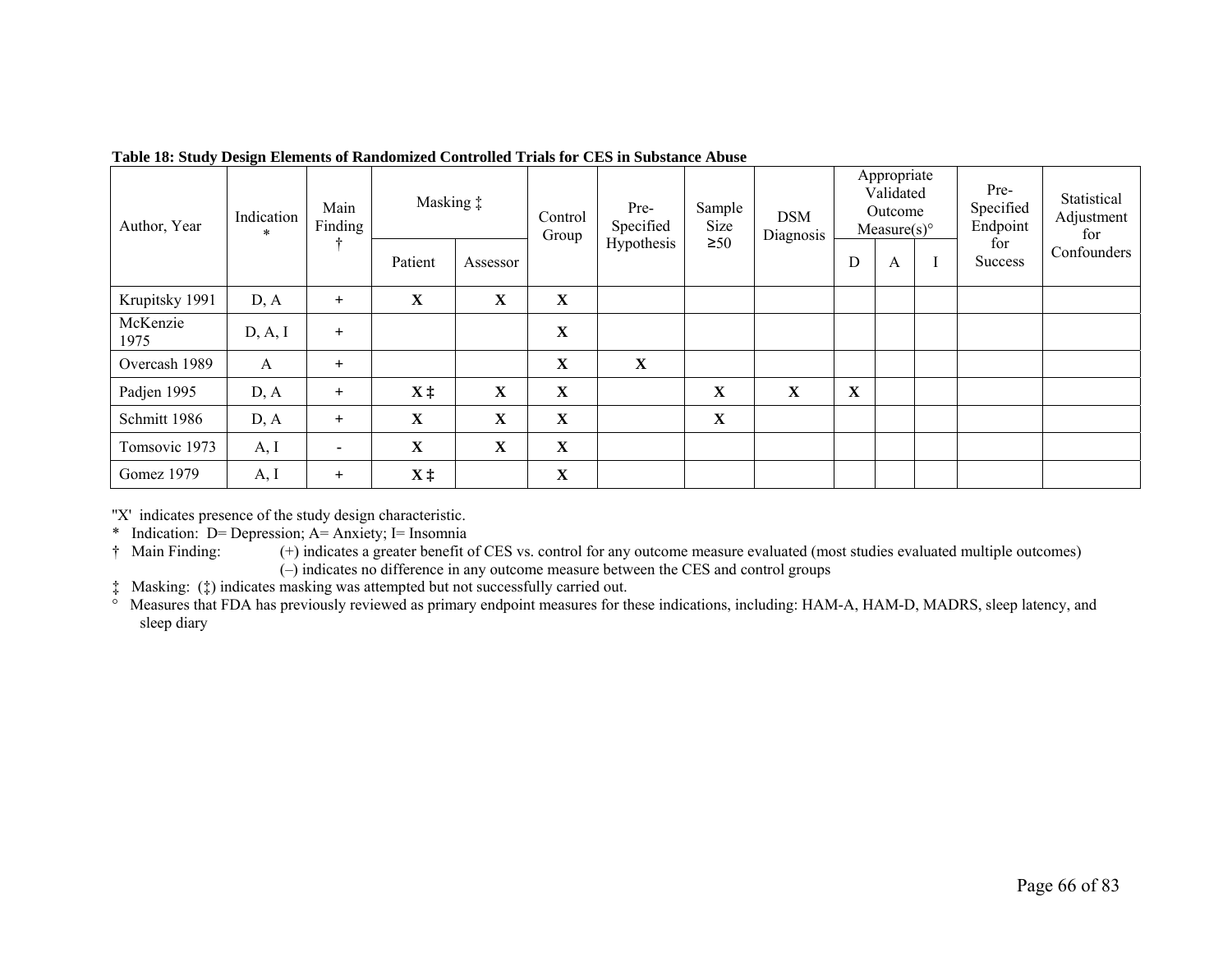**Table 18: Study Design Elements of Randomized Controlled Trials for CES in Substance Abuse**

| Author, Year | Indication * | Main Finding † | Masking ‡ | | Control Group | Pre-Specified Hypothesis | Sample Size ≥50 | DSM Diagnosis | Appropriate Validated Outcome Measure(s)° | | | Pre-Specified Endpoint for Success | Statistical Adjustment for Confounders |
|---|---|---|---|---|---|---|---|---|---|---|---|---|---|
| | | | Patient | Assessor | | | | | D | A | I | | |
| Krupitsky 1991 | D, A | + | **X** | **X** | **X** | | | | | | | | |
| McKenzie 1975 | D, A, I | + | | | **X** | | | | | | | | |
| Overcash 1989 | A | + | | | **X** | **X** | | | | | | | |
| Padjen 1995 | D, A | + | **X ‡** | **X** | **X** | | **X** | **X** | **X** | | | | |
| Schmitt 1986 | D, A | + | **X** | **X** | **X** | | **X** | | | | | | |
| Tomsovic 1973 | A, I | - | **X** | **X** | **X** | | | | | | | | |
| Gomez 1979 | A, I | + | **X ‡** | | **X** | | | | | | | | |

"X' indicates presence of the study design characteristic.

\* Indication: D= Depression; A= Anxiety; I= Insomnia

† Main Finding: (+) indicates a greater benefit of CES vs. control for any outcome measure evaluated (most studies evaluated multiple outcomes)
(–) indicates no difference in any outcome measure between the CES and control groups

‡ Masking: (‡) indicates masking was attempted but not successfully carried out.

° Measures that FDA has previously reviewed as primary endpoint measures for these indications, including: HAM-A, HAM-D, MADRS, sleep latency, and sleep diary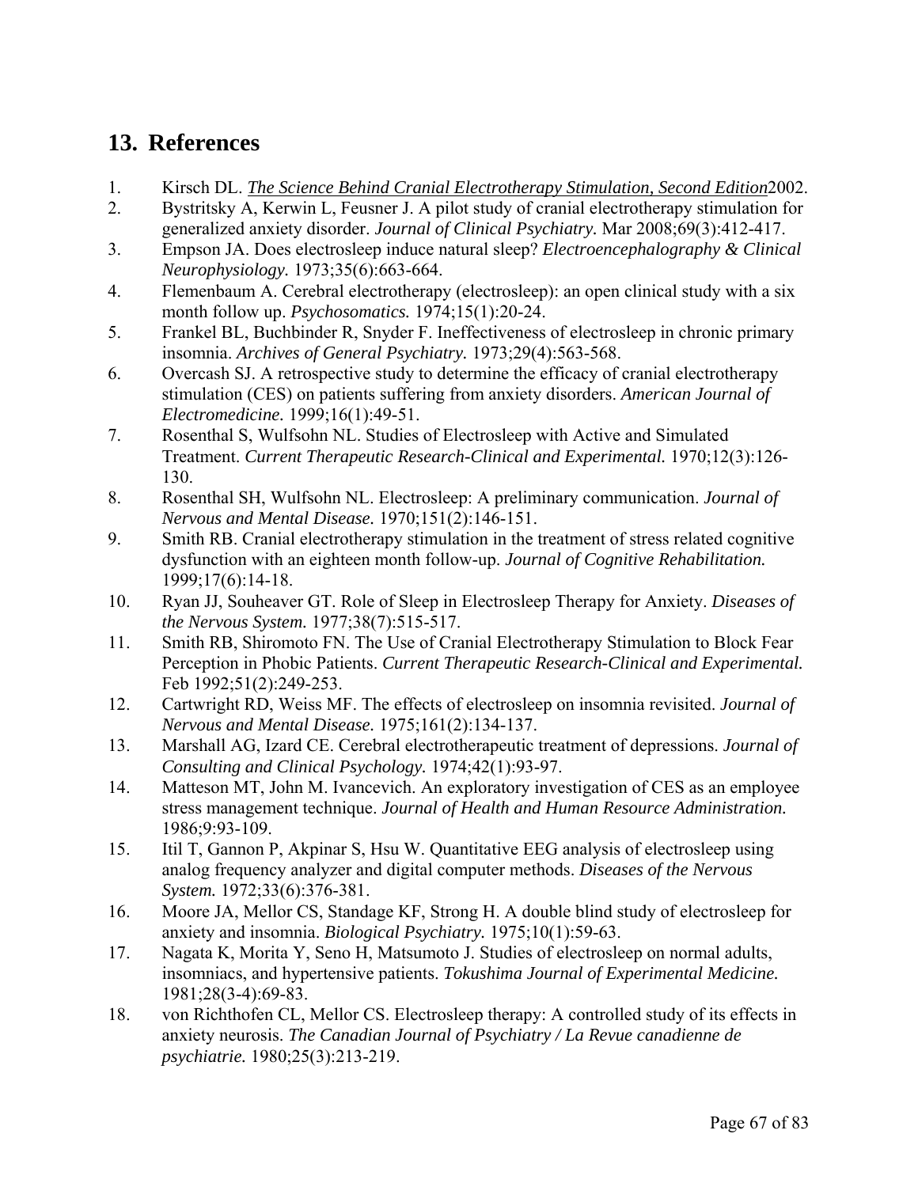## 13. References

1. Kirsch DL. *The Science Behind Cranial Electrotherapy Stimulation, Second Edition*2002.
2. Bystritsky A, Kerwin L, Feusner J. A pilot study of cranial electrotherapy stimulation for generalized anxiety disorder. *Journal of Clinical Psychiatry.* Mar 2008;69(3):412-417.
3. Empson JA. Does electrosleep induce natural sleep? *Electroencephalography & Clinical Neurophysiology.* 1973;35(6):663-664.
4. Flemenbaum A. Cerebral electrotherapy (electrosleep): an open clinical study with a six month follow up. *Psychosomatics.* 1974;15(1):20-24.
5. Frankel BL, Buchbinder R, Snyder F. Ineffectiveness of electrosleep in chronic primary insomnia. *Archives of General Psychiatry.* 1973;29(4):563-568.
6. Overcash SJ. A retrospective study to determine the efficacy of cranial electrotherapy stimulation (CES) on patients suffering from anxiety disorders. *American Journal of Electromedicine.* 1999;16(1):49-51.
7. Rosenthal S, Wulfsohn NL. Studies of Electrosleep with Active and Simulated Treatment. *Current Therapeutic Research-Clinical and Experimental.* 1970;12(3):126-130.
8. Rosenthal SH, Wulfsohn NL. Electrosleep: A preliminary communication. *Journal of Nervous and Mental Disease.* 1970;151(2):146-151.
9. Smith RB. Cranial electrotherapy stimulation in the treatment of stress related cognitive dysfunction with an eighteen month follow-up. *Journal of Cognitive Rehabilitation.* 1999;17(6):14-18.
10. Ryan JJ, Souheaver GT. Role of Sleep in Electrosleep Therapy for Anxiety. *Diseases of the Nervous System.* 1977;38(7):515-517.
11. Smith RB, Shiromoto FN. The Use of Cranial Electrotherapy Stimulation to Block Fear Perception in Phobic Patients. *Current Therapeutic Research-Clinical and Experimental.* Feb 1992;51(2):249-253.
12. Cartwright RD, Weiss MF. The effects of electrosleep on insomnia revisited. *Journal of Nervous and Mental Disease.* 1975;161(2):134-137.
13. Marshall AG, Izard CE. Cerebral electrotherapeutic treatment of depressions. *Journal of Consulting and Clinical Psychology.* 1974;42(1):93-97.
14. Matteson MT, John M. Ivancevich. An exploratory investigation of CES as an employee stress management technique. *Journal of Health and Human Resource Administration.* 1986;9:93-109.
15. Itil T, Gannon P, Akpinar S, Hsu W. Quantitative EEG analysis of electrosleep using analog frequency analyzer and digital computer methods. *Diseases of the Nervous System.* 1972;33(6):376-381.
16. Moore JA, Mellor CS, Standage KF, Strong H. A double blind study of electrosleep for anxiety and insomnia. *Biological Psychiatry.* 1975;10(1):59-63.
17. Nagata K, Morita Y, Seno H, Matsumoto J. Studies of electrosleep on normal adults, insomniacs, and hypertensive patients. *Tokushima Journal of Experimental Medicine.* 1981;28(3-4):69-83.
18. von Richthofen CL, Mellor CS. Electrosleep therapy: A controlled study of its effects in anxiety neurosis. *The Canadian Journal of Psychiatry / La Revue canadienne de psychiatrie.* 1980;25(3):213-219.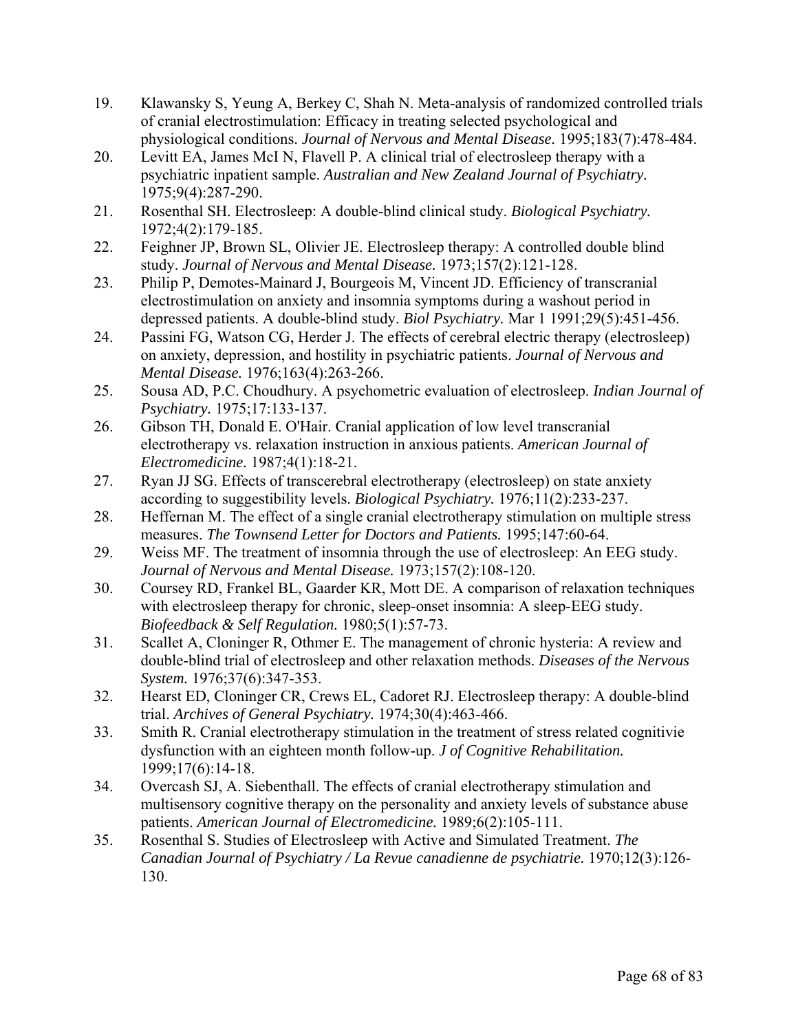19. Klawansky S, Yeung A, Berkey C, Shah N. Meta-analysis of randomized controlled trials of cranial electrostimulation: Efficacy in treating selected psychological and physiological conditions. *Journal of Nervous and Mental Disease.* 1995;183(7):478-484.
20. Levitt EA, James McI N, Flavell P. A clinical trial of electrosleep therapy with a psychiatric inpatient sample. *Australian and New Zealand Journal of Psychiatry.* 1975;9(4):287-290.
21. Rosenthal SH. Electrosleep: A double-blind clinical study. *Biological Psychiatry.* 1972;4(2):179-185.
22. Feighner JP, Brown SL, Olivier JE. Electrosleep therapy: A controlled double blind study. *Journal of Nervous and Mental Disease.* 1973;157(2):121-128.
23. Philip P, Demotes-Mainard J, Bourgeois M, Vincent JD. Efficiency of transcranial electrostimulation on anxiety and insomnia symptoms during a washout period in depressed patients. A double-blind study. *Biol Psychiatry.* Mar 1 1991;29(5):451-456.
24. Passini FG, Watson CG, Herder J. The effects of cerebral electric therapy (electrosleep) on anxiety, depression, and hostility in psychiatric patients. *Journal of Nervous and Mental Disease.* 1976;163(4):263-266.
25. Sousa AD, P.C. Choudhury. A psychometric evaluation of electrosleep. *Indian Journal of Psychiatry.* 1975;17:133-137.
26. Gibson TH, Donald E. O'Hair. Cranial application of low level transcranial electrotherapy vs. relaxation instruction in anxious patients. *American Journal of Electromedicine.* 1987;4(1):18-21.
27. Ryan JJ SG. Effects of transcerebral electrotherapy (electrosleep) on state anxiety according to suggestibility levels. *Biological Psychiatry.* 1976;11(2):233-237.
28. Heffernan M. The effect of a single cranial electrotherapy stimulation on multiple stress measures. *The Townsend Letter for Doctors and Patients.* 1995;147:60-64.
29. Weiss MF. The treatment of insomnia through the use of electrosleep: An EEG study. *Journal of Nervous and Mental Disease.* 1973;157(2):108-120.
30. Coursey RD, Frankel BL, Gaarder KR, Mott DE. A comparison of relaxation techniques with electrosleep therapy for chronic, sleep-onset insomnia: A sleep-EEG study. *Biofeedback & Self Regulation.* 1980;5(1):57-73.
31. Scallet A, Cloninger R, Othmer E. The management of chronic hysteria: A review and double-blind trial of electrosleep and other relaxation methods. *Diseases of the Nervous System.* 1976;37(6):347-353.
32. Hearst ED, Cloninger CR, Crews EL, Cadoret RJ. Electrosleep therapy: A double-blind trial. *Archives of General Psychiatry.* 1974;30(4):463-466.
33. Smith R. Cranial electrotherapy stimulation in the treatment of stress related cognitivie dysfunction with an eighteen month follow-up. *J of Cognitive Rehabilitation.* 1999;17(6):14-18.
34. Overcash SJ, A. Siebenthall. The effects of cranial electrotherapy stimulation and multisensory cognitive therapy on the personality and anxiety levels of substance abuse patients. *American Journal of Electromedicine.* 1989;6(2):105-111.
35. Rosenthal S. Studies of Electrosleep with Active and Simulated Treatment. *The Canadian Journal of Psychiatry / La Revue canadienne de psychiatrie.* 1970;12(3):126-130.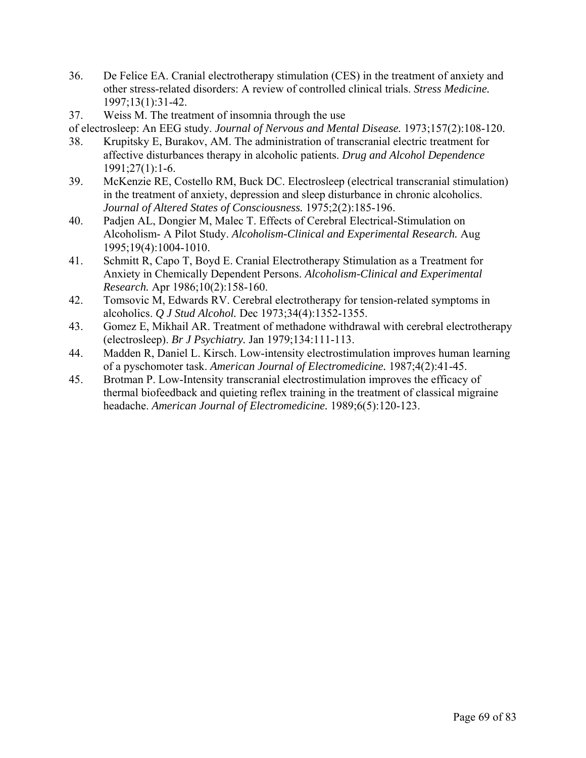36. De Felice EA. Cranial electrotherapy stimulation (CES) in the treatment of anxiety and other stress-related disorders: A review of controlled clinical trials. *Stress Medicine.* 1997;13(1):31-42.
37. Weiss M. The treatment of insomnia through the use of electrosleep: An EEG study. *Journal of Nervous and Mental Disease.* 1973;157(2):108-120.
38. Krupitsky E, Burakov, AM. The administration of transcranial electric treatment for affective disturbances therapy in alcoholic patients. *Drug and Alcohol Dependence* 1991;27(1):1-6.
39. McKenzie RE, Costello RM, Buck DC. Electrosleep (electrical transcranial stimulation) in the treatment of anxiety, depression and sleep disturbance in chronic alcoholics. *Journal of Altered States of Consciousness.* 1975;2(2):185-196.
40. Padjen AL, Dongier M, Malec T. Effects of Cerebral Electrical-Stimulation on Alcoholism- A Pilot Study. *Alcoholism-Clinical and Experimental Research.* Aug 1995;19(4):1004-1010.
41. Schmitt R, Capo T, Boyd E. Cranial Electrotherapy Stimulation as a Treatment for Anxiety in Chemically Dependent Persons. *Alcoholism-Clinical and Experimental Research.* Apr 1986;10(2):158-160.
42. Tomsovic M, Edwards RV. Cerebral electrotherapy for tension-related symptoms in alcoholics. *Q J Stud Alcohol.* Dec 1973;34(4):1352-1355.
43. Gomez E, Mikhail AR. Treatment of methadone withdrawal with cerebral electrotherapy (electrosleep). *Br J Psychiatry.* Jan 1979;134:111-113.
44. Madden R, Daniel L. Kirsch. Low-intensity electrostimulation improves human learning of a pyschomoter task. *American Journal of Electromedicine.* 1987;4(2):41-45.
45. Brotman P. Low-Intensity transcranial electrostimulation improves the efficacy of thermal biofeedback and quieting reflex training in the treatment of classical migraine headache. *American Journal of Electromedicine.* 1989;6(5):120-123.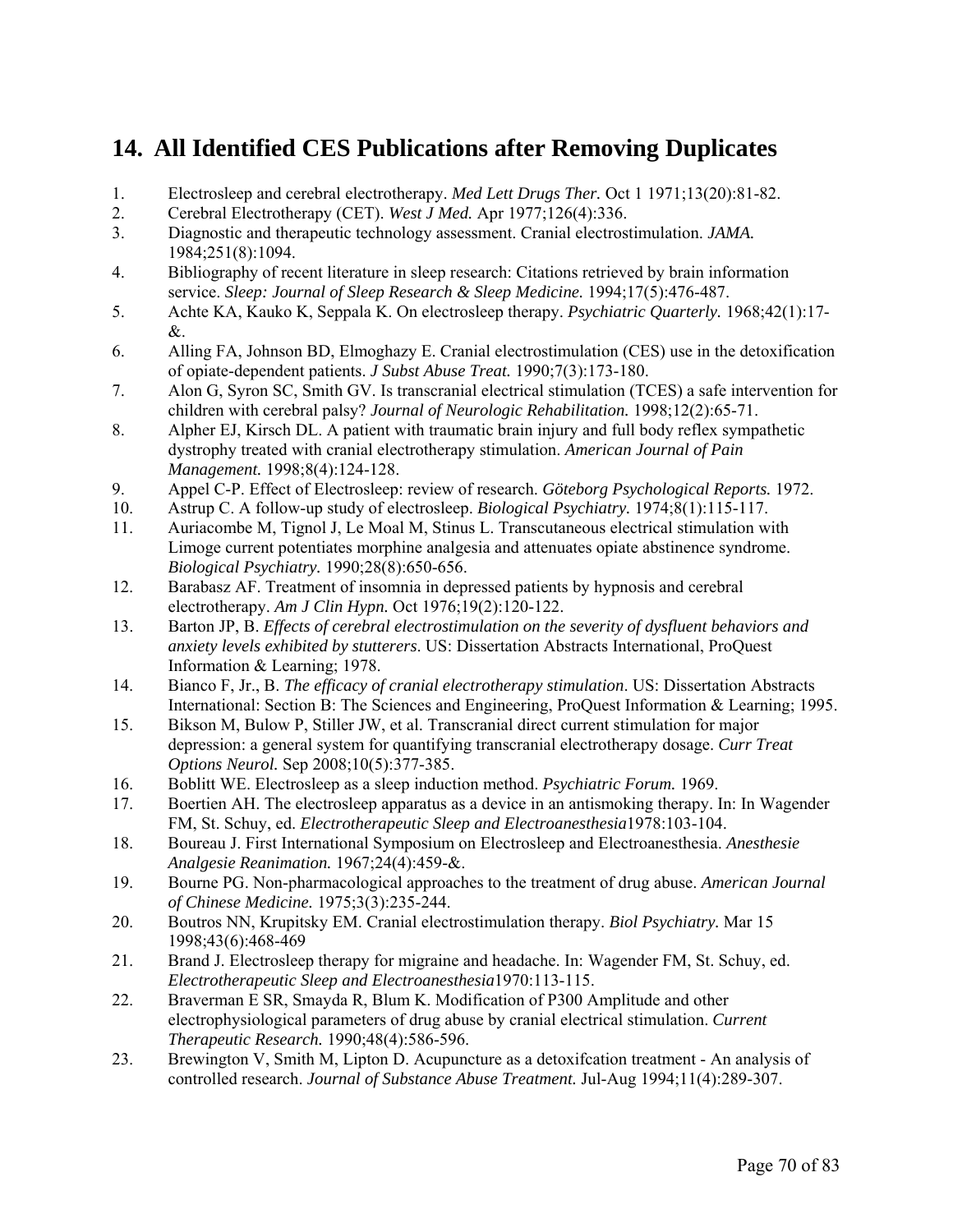## 14. All Identified CES Publications after Removing Duplicates

1. Electrosleep and cerebral electrotherapy. *Med Lett Drugs Ther.* Oct 1 1971;13(20):81-82.
2. Cerebral Electrotherapy (CET). *West J Med.* Apr 1977;126(4):336.
3. Diagnostic and therapeutic technology assessment. Cranial electrostimulation. *JAMA.* 1984;251(8):1094.
4. Bibliography of recent literature in sleep research: Citations retrieved by brain information service. *Sleep: Journal of Sleep Research & Sleep Medicine.* 1994;17(5):476-487.
5. Achte KA, Kauko K, Seppala K. On electrosleep therapy. *Psychiatric Quarterly.* 1968;42(1):17-&.
6. Alling FA, Johnson BD, Elmoghazy E. Cranial electrostimulation (CES) use in the detoxification of opiate-dependent patients. *J Subst Abuse Treat.* 1990;7(3):173-180.
7. Alon G, Syron SC, Smith GV. Is transcranial electrical stimulation (TCES) a safe intervention for children with cerebral palsy? *Journal of Neurologic Rehabilitation.* 1998;12(2):65-71.
8. Alpher EJ, Kirsch DL. A patient with traumatic brain injury and full body reflex sympathetic dystrophy treated with cranial electrotherapy stimulation. *American Journal of Pain Management.* 1998;8(4):124-128.
9. Appel C-P. Effect of Electrosleep: review of research. *Göteborg Psychological Reports.* 1972.
10. Astrup C. A follow-up study of electrosleep. *Biological Psychiatry.* 1974;8(1):115-117.
11. Auriacombe M, Tignol J, Le Moal M, Stinus L. Transcutaneous electrical stimulation with Limoge current potentiates morphine analgesia and attenuates opiate abstinence syndrome. *Biological Psychiatry.* 1990;28(8):650-656.
12. Barabasz AF. Treatment of insomnia in depressed patients by hypnosis and cerebral electrotherapy. *Am J Clin Hypn.* Oct 1976;19(2):120-122.
13. Barton JP, B. *Effects of cerebral electrostimulation on the severity of dysfluent behaviors and anxiety levels exhibited by stutterers*. US: Dissertation Abstracts International, ProQuest Information & Learning; 1978.
14. Bianco F, Jr., B. *The efficacy of cranial electrotherapy stimulation*. US: Dissertation Abstracts International: Section B: The Sciences and Engineering, ProQuest Information & Learning; 1995.
15. Bikson M, Bulow P, Stiller JW, et al. Transcranial direct current stimulation for major depression: a general system for quantifying transcranial electrotherapy dosage. *Curr Treat Options Neurol.* Sep 2008;10(5):377-385.
16. Boblitt WE. Electrosleep as a sleep induction method. *Psychiatric Forum.* 1969.
17. Boertien AH. The electrosleep apparatus as a device in an antismoking therapy. In: In Wagender FM, St. Schuy, ed. *Electrotherapeutic Sleep and Electroanesthesia*1978:103-104.
18. Boureau J. First International Symposium on Electrosleep and Electroanesthesia. *Anesthesie Analgesie Reanimation.* 1967;24(4):459-&.
19. Bourne PG. Non-pharmacological approaches to the treatment of drug abuse. *American Journal of Chinese Medicine.* 1975;3(3):235-244.
20. Boutros NN, Krupitsky EM. Cranial electrostimulation therapy. *Biol Psychiatry.* Mar 15 1998;43(6):468-469
21. Brand J. Electrosleep therapy for migraine and headache. In: Wagender FM, St. Schuy, ed. *Electrotherapeutic Sleep and Electroanesthesia*1970:113-115.
22. Braverman E SR, Smayda R, Blum K. Modification of P300 Amplitude and other electrophysiological parameters of drug abuse by cranial electrical stimulation. *Current Therapeutic Research.* 1990;48(4):586-596.
23. Brewington V, Smith M, Lipton D. Acupuncture as a detoxifcation treatment - An analysis of controlled research. *Journal of Substance Abuse Treatment.* Jul-Aug 1994;11(4):289-307.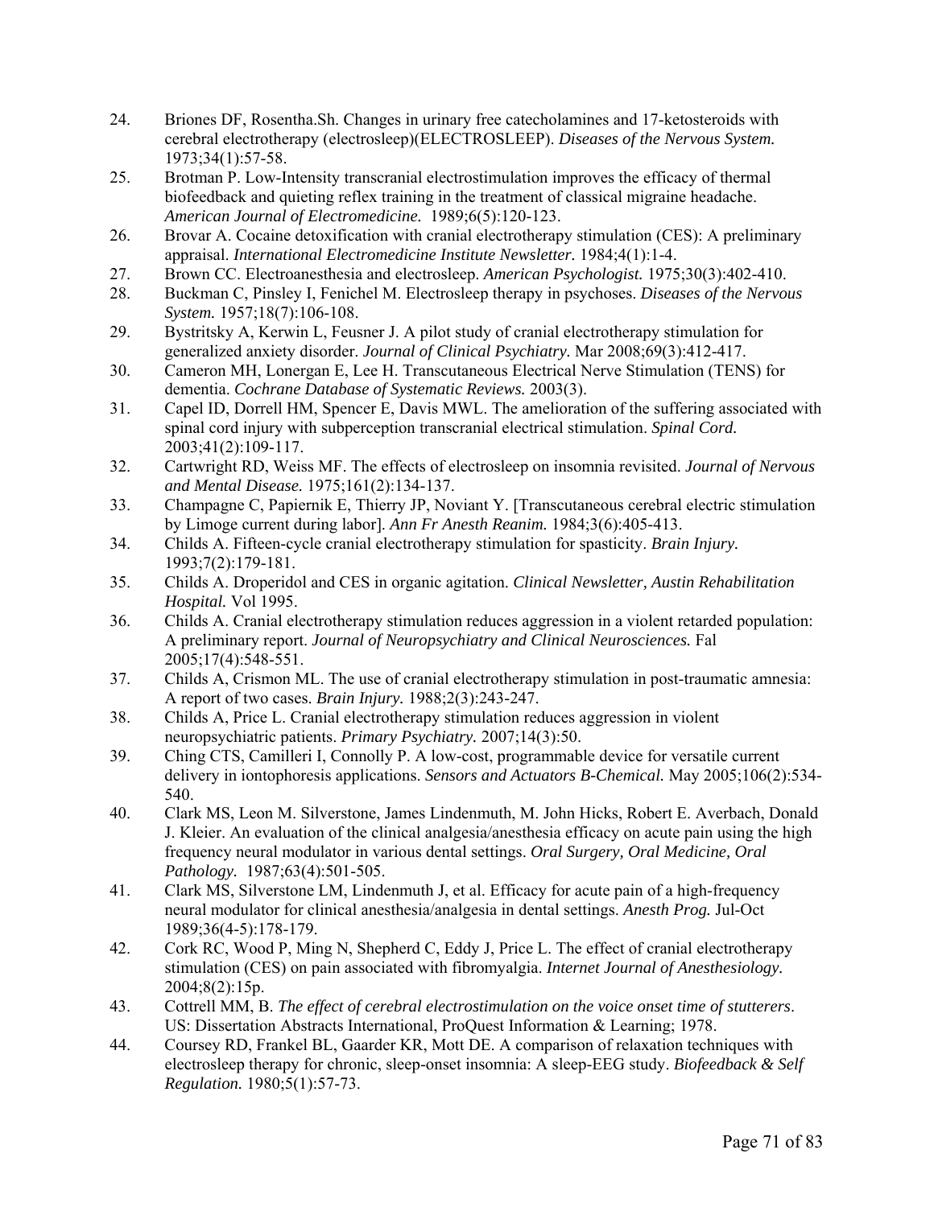24. Briones DF, Rosentha.Sh. Changes in urinary free catecholamines and 17-ketosteroids with cerebral electrotherapy (electrosleep)(ELECTROSLEEP). *Diseases of the Nervous System.* 1973;34(1):57-58.
25. Brotman P. Low-Intensity transcranial electrostimulation improves the efficacy of thermal biofeedback and quieting reflex training in the treatment of classical migraine headache. *American Journal of Electromedicine.* 1989;6(5):120-123.
26. Brovar A. Cocaine detoxification with cranial electrotherapy stimulation (CES): A preliminary appraisal. *International Electromedicine Institute Newsletter.* 1984;4(1):1-4.
27. Brown CC. Electroanesthesia and electrosleep. *American Psychologist.* 1975;30(3):402-410.
28. Buckman C, Pinsley I, Fenichel M. Electrosleep therapy in psychoses. *Diseases of the Nervous System.* 1957;18(7):106-108.
29. Bystritsky A, Kerwin L, Feusner J. A pilot study of cranial electrotherapy stimulation for generalized anxiety disorder. *Journal of Clinical Psychiatry.* Mar 2008;69(3):412-417.
30. Cameron MH, Lonergan E, Lee H. Transcutaneous Electrical Nerve Stimulation (TENS) for dementia. *Cochrane Database of Systematic Reviews.* 2003(3).
31. Capel ID, Dorrell HM, Spencer E, Davis MWL. The amelioration of the suffering associated with spinal cord injury with subperception transcranial electrical stimulation. *Spinal Cord.* 2003;41(2):109-117.
32. Cartwright RD, Weiss MF. The effects of electrosleep on insomnia revisited. *Journal of Nervous and Mental Disease.* 1975;161(2):134-137.
33. Champagne C, Papiernik E, Thierry JP, Noviant Y. [Transcutaneous cerebral electric stimulation by Limoge current during labor]. *Ann Fr Anesth Reanim.* 1984;3(6):405-413.
34. Childs A. Fifteen-cycle cranial electrotherapy stimulation for spasticity. *Brain Injury.* 1993;7(2):179-181.
35. Childs A. Droperidol and CES in organic agitation. *Clinical Newsletter, Austin Rehabilitation Hospital.* Vol 1995.
36. Childs A. Cranial electrotherapy stimulation reduces aggression in a violent retarded population: A preliminary report. *Journal of Neuropsychiatry and Clinical Neurosciences.* Fal 2005;17(4):548-551.
37. Childs A, Crismon ML. The use of cranial electrotherapy stimulation in post-traumatic amnesia: A report of two cases. *Brain Injury.* 1988;2(3):243-247.
38. Childs A, Price L. Cranial electrotherapy stimulation reduces aggression in violent neuropsychiatric patients. *Primary Psychiatry.* 2007;14(3):50.
39. Ching CTS, Camilleri I, Connolly P. A low-cost, programmable device for versatile current delivery in iontophoresis applications. *Sensors and Actuators B-Chemical.* May 2005;106(2):534-540.
40. Clark MS, Leon M. Silverstone, James Lindenmuth, M. John Hicks, Robert E. Averbach, Donald J. Kleier. An evaluation of the clinical analgesia/anesthesia efficacy on acute pain using the high frequency neural modulator in various dental settings. *Oral Surgery, Oral Medicine, Oral Pathology.* 1987;63(4):501-505.
41. Clark MS, Silverstone LM, Lindenmuth J, et al. Efficacy for acute pain of a high-frequency neural modulator for clinical anesthesia/analgesia in dental settings. *Anesth Prog.* Jul-Oct 1989;36(4-5):178-179.
42. Cork RC, Wood P, Ming N, Shepherd C, Eddy J, Price L. The effect of cranial electrotherapy stimulation (CES) on pain associated with fibromyalgia. *Internet Journal of Anesthesiology.* 2004;8(2):15p.
43. Cottrell MM, B. *The effect of cerebral electrostimulation on the voice onset time of stutterers*. US: Dissertation Abstracts International, ProQuest Information & Learning; 1978.
44. Coursey RD, Frankel BL, Gaarder KR, Mott DE. A comparison of relaxation techniques with electrosleep therapy for chronic, sleep-onset insomnia: A sleep-EEG study. *Biofeedback & Self Regulation.* 1980;5(1):57-73.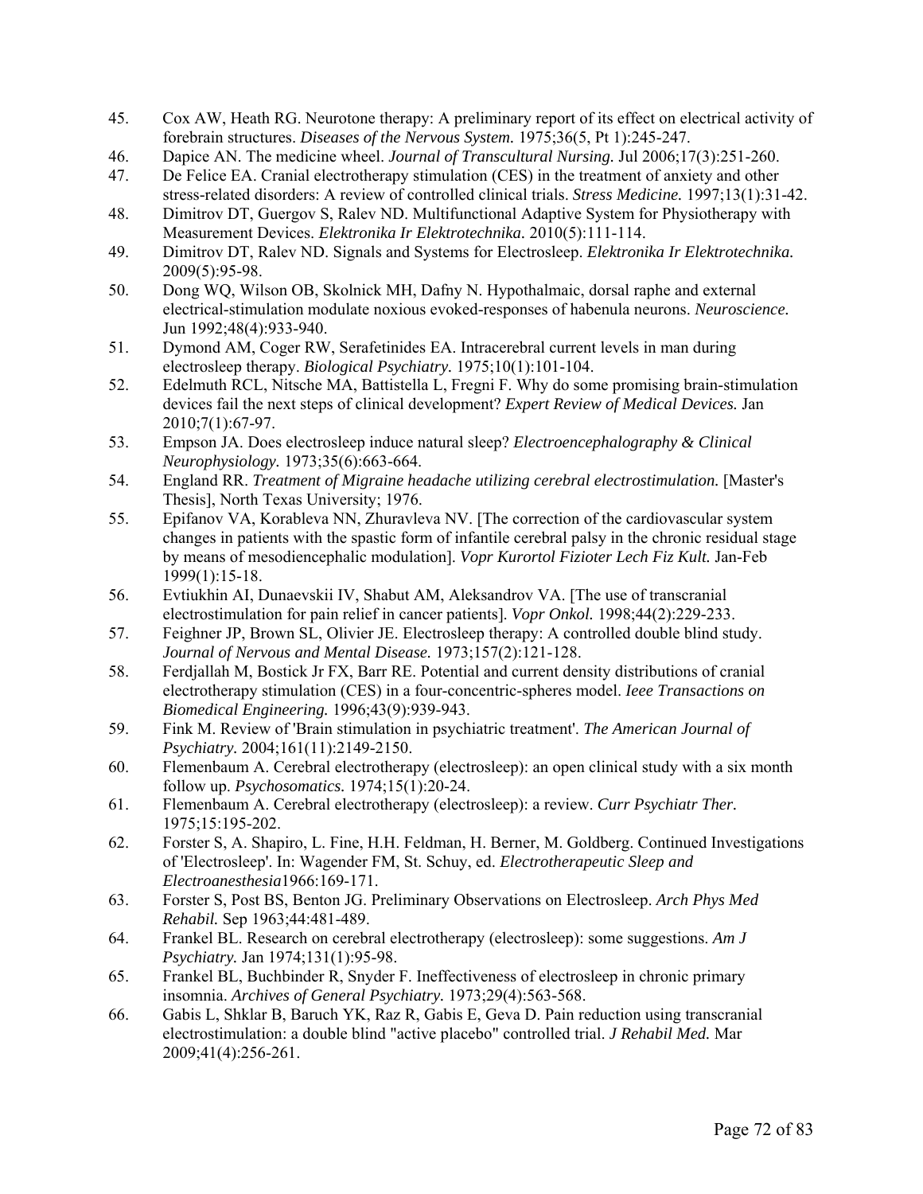45. Cox AW, Heath RG. Neurotone therapy: A preliminary report of its effect on electrical activity of forebrain structures. *Diseases of the Nervous System.* 1975;36(5, Pt 1):245-247.
46. Dapice AN. The medicine wheel. *Journal of Transcultural Nursing.* Jul 2006;17(3):251-260.
47. De Felice EA. Cranial electrotherapy stimulation (CES) in the treatment of anxiety and other stress-related disorders: A review of controlled clinical trials. *Stress Medicine.* 1997;13(1):31-42.
48. Dimitrov DT, Guergov S, Ralev ND. Multifunctional Adaptive System for Physiotherapy with Measurement Devices. *Elektronika Ir Elektrotechnika.* 2010(5):111-114.
49. Dimitrov DT, Ralev ND. Signals and Systems for Electrosleep. *Elektronika Ir Elektrotechnika.* 2009(5):95-98.
50. Dong WQ, Wilson OB, Skolnick MH, Dafny N. Hypothalmaic, dorsal raphe and external electrical-stimulation modulate noxious evoked-responses of habenula neurons. *Neuroscience.* Jun 1992;48(4):933-940.
51. Dymond AM, Coger RW, Serafetinides EA. Intracerebral current levels in man during electrosleep therapy. *Biological Psychiatry.* 1975;10(1):101-104.
52. Edelmuth RCL, Nitsche MA, Battistella L, Fregni F. Why do some promising brain-stimulation devices fail the next steps of clinical development? *Expert Review of Medical Devices.* Jan 2010;7(1):67-97.
53. Empson JA. Does electrosleep induce natural sleep? *Electroencephalography & Clinical Neurophysiology.* 1973;35(6):663-664.
54. England RR. *Treatment of Migraine headache utilizing cerebral electrostimulation.* [Master's Thesis], North Texas University; 1976.
55. Epifanov VA, Korableva NN, Zhuravleva NV. [The correction of the cardiovascular system changes in patients with the spastic form of infantile cerebral palsy in the chronic residual stage by means of mesodiencephalic modulation]. *Vopr Kurortol Fizioter Lech Fiz Kult.* Jan-Feb 1999(1):15-18.
56. Evtiukhin AI, Dunaevskii IV, Shabut AM, Aleksandrov VA. [The use of transcranial electrostimulation for pain relief in cancer patients]. *Vopr Onkol.* 1998;44(2):229-233.
57. Feighner JP, Brown SL, Olivier JE. Electrosleep therapy: A controlled double blind study. *Journal of Nervous and Mental Disease.* 1973;157(2):121-128.
58. Ferdjallah M, Bostick Jr FX, Barr RE. Potential and current density distributions of cranial electrotherapy stimulation (CES) in a four-concentric-spheres model. *Ieee Transactions on Biomedical Engineering.* 1996;43(9):939-943.
59. Fink M. Review of 'Brain stimulation in psychiatric treatment'. *The American Journal of Psychiatry.* 2004;161(11):2149-2150.
60. Flemenbaum A. Cerebral electrotherapy (electrosleep): an open clinical study with a six month follow up. *Psychosomatics.* 1974;15(1):20-24.
61. Flemenbaum A. Cerebral electrotherapy (electrosleep): a review. *Curr Psychiatr Ther.* 1975;15:195-202.
62. Forster S, A. Shapiro, L. Fine, H.H. Feldman, H. Berner, M. Goldberg. Continued Investigations of 'Electrosleep'. In: Wagender FM, St. Schuy, ed. *Electrotherapeutic Sleep and Electroanesthesia*1966:169-171.
63. Forster S, Post BS, Benton JG. Preliminary Observations on Electrosleep. *Arch Phys Med Rehabil.* Sep 1963;44:481-489.
64. Frankel BL. Research on cerebral electrotherapy (electrosleep): some suggestions. *Am J Psychiatry.* Jan 1974;131(1):95-98.
65. Frankel BL, Buchbinder R, Snyder F. Ineffectiveness of electrosleep in chronic primary insomnia. *Archives of General Psychiatry.* 1973;29(4):563-568.
66. Gabis L, Shklar B, Baruch YK, Raz R, Gabis E, Geva D. Pain reduction using transcranial electrostimulation: a double blind "active placebo" controlled trial. *J Rehabil Med.* Mar 2009;41(4):256-261.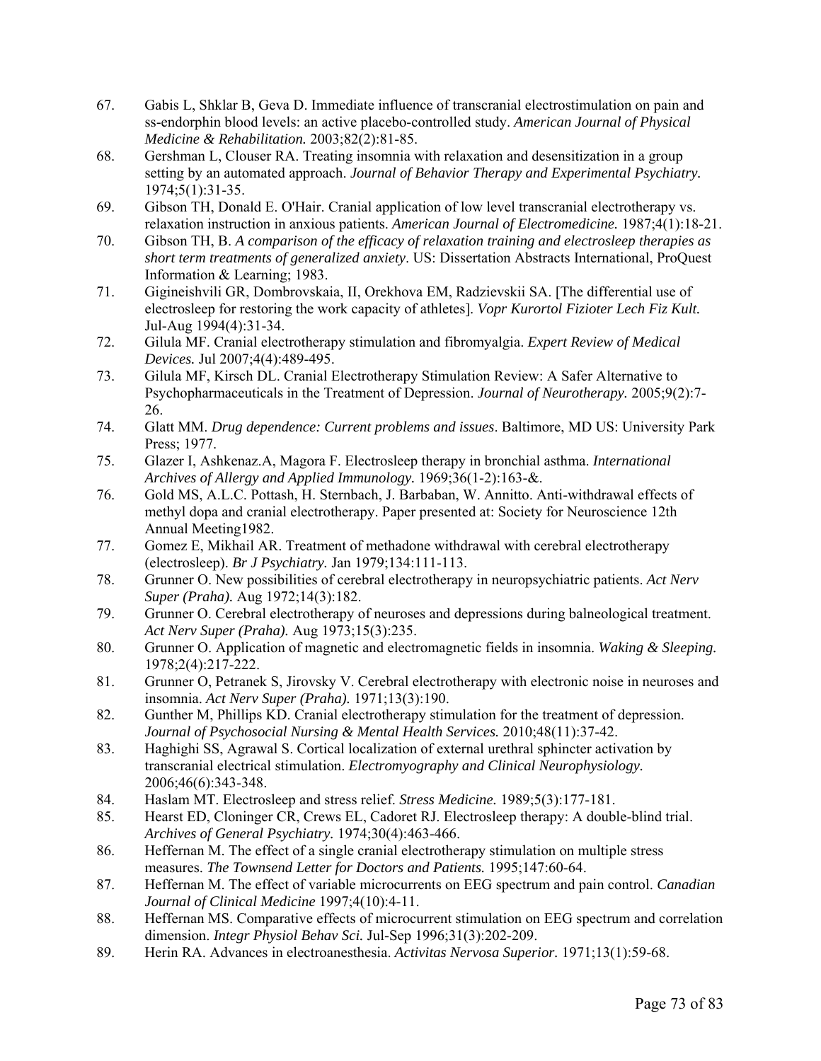67. Gabis L, Shklar B, Geva D. Immediate influence of transcranial electrostimulation on pain and ss-endorphin blood levels: an active placebo-controlled study. *American Journal of Physical Medicine & Rehabilitation.* 2003;82(2):81-85.
68. Gershman L, Clouser RA. Treating insomnia with relaxation and desensitization in a group setting by an automated approach. *Journal of Behavior Therapy and Experimental Psychiatry.* 1974;5(1):31-35.
69. Gibson TH, Donald E. O'Hair. Cranial application of low level transcranial electrotherapy vs. relaxation instruction in anxious patients. *American Journal of Electromedicine.* 1987;4(1):18-21.
70. Gibson TH, B. *A comparison of the efficacy of relaxation training and electrosleep therapies as short term treatments of generalized anxiety*. US: Dissertation Abstracts International, ProQuest Information & Learning; 1983.
71. Gigineishvili GR, Dombrovskaia, II, Orekhova EM, Radzievskii SA. [The differential use of electrosleep for restoring the work capacity of athletes]. *Vopr Kurortol Fizioter Lech Fiz Kult.* Jul-Aug 1994(4):31-34.
72. Gilula MF. Cranial electrotherapy stimulation and fibromyalgia. *Expert Review of Medical Devices.* Jul 2007;4(4):489-495.
73. Gilula MF, Kirsch DL. Cranial Electrotherapy Stimulation Review: A Safer Alternative to Psychopharmaceuticals in the Treatment of Depression. *Journal of Neurotherapy.* 2005;9(2):7-26.
74. Glatt MM. *Drug dependence: Current problems and issues*. Baltimore, MD US: University Park Press; 1977.
75. Glazer I, Ashkenaz.A, Magora F. Electrosleep therapy in bronchial asthma. *International Archives of Allergy and Applied Immunology.* 1969;36(1-2):163-&.
76. Gold MS, A.L.C. Pottash, H. Sternbach, J. Barbaban, W. Annitto. Anti-withdrawal effects of methyl dopa and cranial electrotherapy. Paper presented at: Society for Neuroscience 12th Annual Meeting1982.
77. Gomez E, Mikhail AR. Treatment of methadone withdrawal with cerebral electrotherapy (electrosleep). *Br J Psychiatry.* Jan 1979;134:111-113.
78. Grunner O. New possibilities of cerebral electrotherapy in neuropsychiatric patients. *Act Nerv Super (Praha).* Aug 1972;14(3):182.
79. Grunner O. Cerebral electrotherapy of neuroses and depressions during balneological treatment. *Act Nerv Super (Praha).* Aug 1973;15(3):235.
80. Grunner O. Application of magnetic and electromagnetic fields in insomnia. *Waking & Sleeping.* 1978;2(4):217-222.
81. Grunner O, Petranek S, Jirovsky V. Cerebral electrotherapy with electronic noise in neuroses and insomnia. *Act Nerv Super (Praha).* 1971;13(3):190.
82. Gunther M, Phillips KD. Cranial electrotherapy stimulation for the treatment of depression. *Journal of Psychosocial Nursing & Mental Health Services.* 2010;48(11):37-42.
83. Haghighi SS, Agrawal S. Cortical localization of external urethral sphincter activation by transcranial electrical stimulation. *Electromyography and Clinical Neurophysiology.* 2006;46(6):343-348.
84. Haslam MT. Electrosleep and stress relief. *Stress Medicine.* 1989;5(3):177-181.
85. Hearst ED, Cloninger CR, Crews EL, Cadoret RJ. Electrosleep therapy: A double-blind trial. *Archives of General Psychiatry.* 1974;30(4):463-466.
86. Heffernan M. The effect of a single cranial electrotherapy stimulation on multiple stress measures. *The Townsend Letter for Doctors and Patients.* 1995;147:60-64.
87. Heffernan M. The effect of variable microcurrents on EEG spectrum and pain control. *Canadian Journal of Clinical Medicine* 1997;4(10):4-11.
88. Heffernan MS. Comparative effects of microcurrent stimulation on EEG spectrum and correlation dimension. *Integr Physiol Behav Sci.* Jul-Sep 1996;31(3):202-209.
89. Herin RA. Advances in electroanesthesia. *Activitas Nervosa Superior.* 1971;13(1):59-68.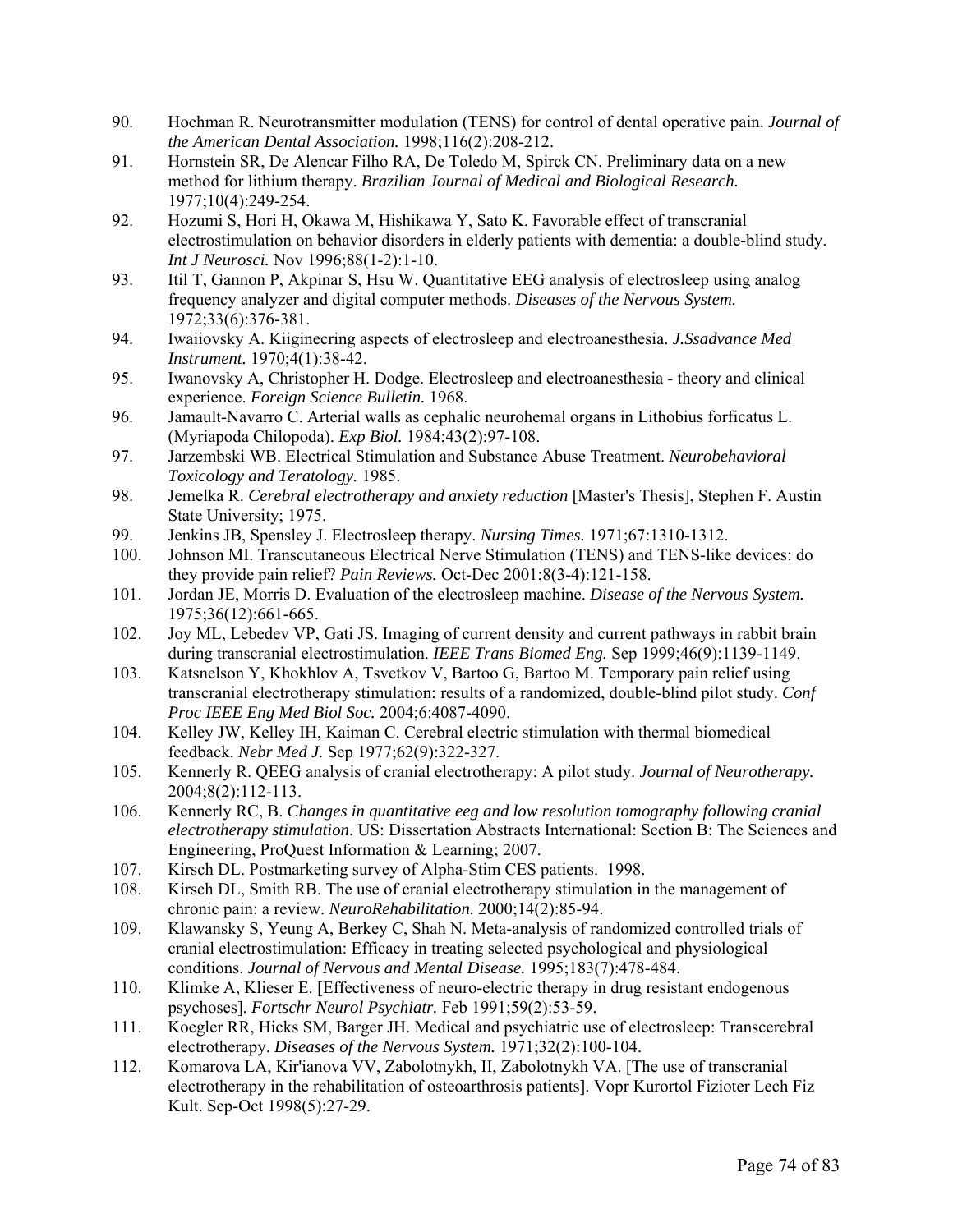90. Hochman R. Neurotransmitter modulation (TENS) for control of dental operative pain. *Journal of the American Dental Association.* 1998;116(2):208-212.
91. Hornstein SR, De Alencar Filho RA, De Toledo M, Spirck CN. Preliminary data on a new method for lithium therapy. *Brazilian Journal of Medical and Biological Research.* 1977;10(4):249-254.
92. Hozumi S, Hori H, Okawa M, Hishikawa Y, Sato K. Favorable effect of transcranial electrostimulation on behavior disorders in elderly patients with dementia: a double-blind study. *Int J Neurosci.* Nov 1996;88(1-2):1-10.
93. Itil T, Gannon P, Akpinar S, Hsu W. Quantitative EEG analysis of electrosleep using analog frequency analyzer and digital computer methods. *Diseases of the Nervous System.* 1972;33(6):376-381.
94. Iwaiiovsky A. Kiiginecring aspects of electrosleep and electroanesthesia. *J.Ssadvance Med Instrument.* 1970;4(1):38-42.
95. Iwanovsky A, Christopher H. Dodge. Electrosleep and electroanesthesia - theory and clinical experience. *Foreign Science Bulletin.* 1968.
96. Jamault-Navarro C. Arterial walls as cephalic neurohemal organs in Lithobius forficatus L. (Myriapoda Chilopoda). *Exp Biol.* 1984;43(2):97-108.
97. Jarzembski WB. Electrical Stimulation and Substance Abuse Treatment. *Neurobehavioral Toxicology and Teratology.* 1985.
98. Jemelka R. *Cerebral electrotherapy and anxiety reduction* [Master's Thesis], Stephen F. Austin State University; 1975.
99. Jenkins JB, Spensley J. Electrosleep therapy. *Nursing Times.* 1971;67:1310-1312.
100. Johnson MI. Transcutaneous Electrical Nerve Stimulation (TENS) and TENS-like devices: do they provide pain relief? *Pain Reviews.* Oct-Dec 2001;8(3-4):121-158.
101. Jordan JE, Morris D. Evaluation of the electrosleep machine. *Disease of the Nervous System.* 1975;36(12):661-665.
102. Joy ML, Lebedev VP, Gati JS. Imaging of current density and current pathways in rabbit brain during transcranial electrostimulation. *IEEE Trans Biomed Eng.* Sep 1999;46(9):1139-1149.
103. Katsnelson Y, Khokhlov A, Tsvetkov V, Bartoo G, Bartoo M. Temporary pain relief using transcranial electrotherapy stimulation: results of a randomized, double-blind pilot study. *Conf Proc IEEE Eng Med Biol Soc.* 2004;6:4087-4090.
104. Kelley JW, Kelley IH, Kaiman C. Cerebral electric stimulation with thermal biomedical feedback. *Nebr Med J.* Sep 1977;62(9):322-327.
105. Kennerly R. QEEG analysis of cranial electrotherapy: A pilot study. *Journal of Neurotherapy.* 2004;8(2):112-113.
106. Kennerly RC, B. *Changes in quantitative eeg and low resolution tomography following cranial electrotherapy stimulation*. US: Dissertation Abstracts International: Section B: The Sciences and Engineering, ProQuest Information & Learning; 2007.
107. Kirsch DL. Postmarketing survey of Alpha-Stim CES patients. 1998.
108. Kirsch DL, Smith RB. The use of cranial electrotherapy stimulation in the management of chronic pain: a review. *NeuroRehabilitation.* 2000;14(2):85-94.
109. Klawansky S, Yeung A, Berkey C, Shah N. Meta-analysis of randomized controlled trials of cranial electrostimulation: Efficacy in treating selected psychological and physiological conditions. *Journal of Nervous and Mental Disease.* 1995;183(7):478-484.
110. Klimke A, Klieser E. [Effectiveness of neuro-electric therapy in drug resistant endogenous psychoses]. *Fortschr Neurol Psychiatr.* Feb 1991;59(2):53-59.
111. Koegler RR, Hicks SM, Barger JH. Medical and psychiatric use of electrosleep: Transcerebral electrotherapy. *Diseases of the Nervous System.* 1971;32(2):100-104.
112. Komarova LA, Kir'ianova VV, Zabolotnykh, II, Zabolotnykh VA. [The use of transcranial electrotherapy in the rehabilitation of osteoarthrosis patients]. Vopr Kurortol Fizioter Lech Fiz Kult. Sep-Oct 1998(5):27-29.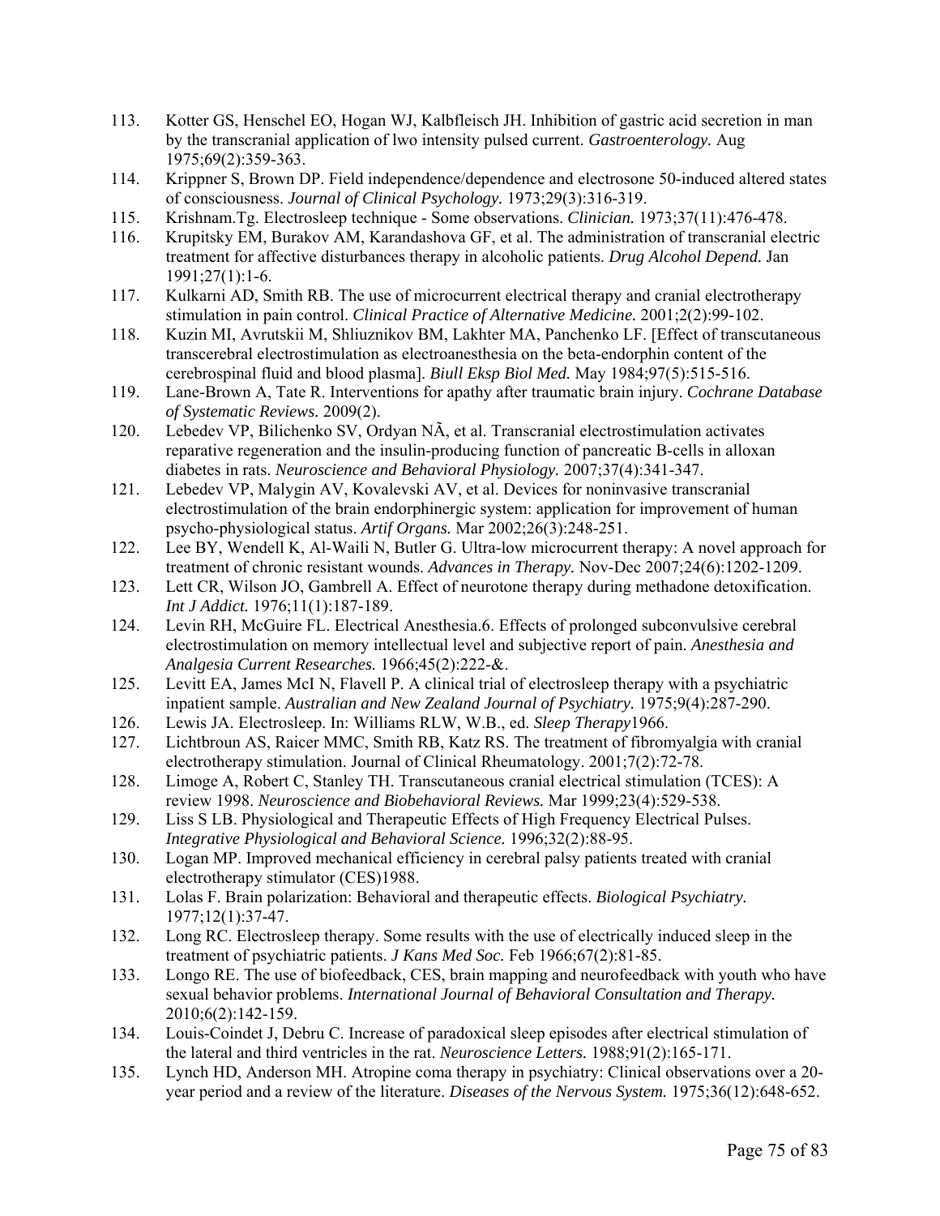113. Kotter GS, Henschel EO, Hogan WJ, Kalbfleisch JH. Inhibition of gastric acid secretion in man by the transcranial application of lwo intensity pulsed current. *Gastroenterology.* Aug 1975;69(2):359-363.
114. Krippner S, Brown DP. Field independence/dependence and electrosone 50-induced altered states of consciousness. *Journal of Clinical Psychology.* 1973;29(3):316-319.
115. Krishnam.Tg. Electrosleep technique - Some observations. *Clinician.* 1973;37(11):476-478.
116. Krupitsky EM, Burakov AM, Karandashova GF, et al. The administration of transcranial electric treatment for affective disturbances therapy in alcoholic patients. *Drug Alcohol Depend.* Jan 1991;27(1):1-6.
117. Kulkarni AD, Smith RB. The use of microcurrent electrical therapy and cranial electrotherapy stimulation in pain control. *Clinical Practice of Alternative Medicine.* 2001;2(2):99-102.
118. Kuzin MI, Avrutskii M, Shliuznikov BM, Lakhter MA, Panchenko LF. [Effect of transcutaneous transcerebral electrostimulation as electroanesthesia on the beta-endorphin content of the cerebrospinal fluid and blood plasma]. *Biull Eksp Biol Med.* May 1984;97(5):515-516.
119. Lane-Brown A, Tate R. Interventions for apathy after traumatic brain injury. *Cochrane Database of Systematic Reviews.* 2009(2).
120. Lebedev VP, Bilichenko SV, Ordyan NÃ, et al. Transcranial electrostimulation activates reparative regeneration and the insulin-producing function of pancreatic B-cells in alloxan diabetes in rats. *Neuroscience and Behavioral Physiology.* 2007;37(4):341-347.
121. Lebedev VP, Malygin AV, Kovalevski AV, et al. Devices for noninvasive transcranial electrostimulation of the brain endorphinergic system: application for improvement of human psycho-physiological status. *Artif Organs.* Mar 2002;26(3):248-251.
122. Lee BY, Wendell K, Al-Waili N, Butler G. Ultra-low microcurrent therapy: A novel approach for treatment of chronic resistant wounds. *Advances in Therapy.* Nov-Dec 2007;24(6):1202-1209.
123. Lett CR, Wilson JO, Gambrell A. Effect of neurotone therapy during methadone detoxification. *Int J Addict.* 1976;11(1):187-189.
124. Levin RH, McGuire FL. Electrical Anesthesia.6. Effects of prolonged subconvulsive cerebral electrostimulation on memory intellectual level and subjective report of pain. *Anesthesia and Analgesia Current Researches.* 1966;45(2):222-&.
125. Levitt EA, James McI N, Flavell P. A clinical trial of electrosleep therapy with a psychiatric inpatient sample. *Australian and New Zealand Journal of Psychiatry.* 1975;9(4):287-290.
126. Lewis JA. Electrosleep. In: Williams RLW, W.B., ed. *Sleep Therapy*1966.
127. Lichtbroun AS, Raicer MMC, Smith RB, Katz RS. The treatment of fibromyalgia with cranial electrotherapy stimulation. Journal of Clinical Rheumatology. 2001;7(2):72-78.
128. Limoge A, Robert C, Stanley TH. Transcutaneous cranial electrical stimulation (TCES): A review 1998. *Neuroscience and Biobehavioral Reviews.* Mar 1999;23(4):529-538.
129. Liss S LB. Physiological and Therapeutic Effects of High Frequency Electrical Pulses. *Integrative Physiological and Behavioral Science.* 1996;32(2):88-95.
130. Logan MP. Improved mechanical efficiency in cerebral palsy patients treated with cranial electrotherapy stimulator (CES)1988.
131. Lolas F. Brain polarization: Behavioral and therapeutic effects. *Biological Psychiatry.* 1977;12(1):37-47.
132. Long RC. Electrosleep therapy. Some results with the use of electrically induced sleep in the treatment of psychiatric patients. *J Kans Med Soc.* Feb 1966;67(2):81-85.
133. Longo RE. The use of biofeedback, CES, brain mapping and neurofeedback with youth who have sexual behavior problems. *International Journal of Behavioral Consultation and Therapy.* 2010;6(2):142-159.
134. Louis-Coindet J, Debru C. Increase of paradoxical sleep episodes after electrical stimulation of the lateral and third ventricles in the rat. *Neuroscience Letters.* 1988;91(2):165-171.
135. Lynch HD, Anderson MH. Atropine coma therapy in psychiatry: Clinical observations over a 20-year period and a review of the literature. *Diseases of the Nervous System.* 1975;36(12):648-652.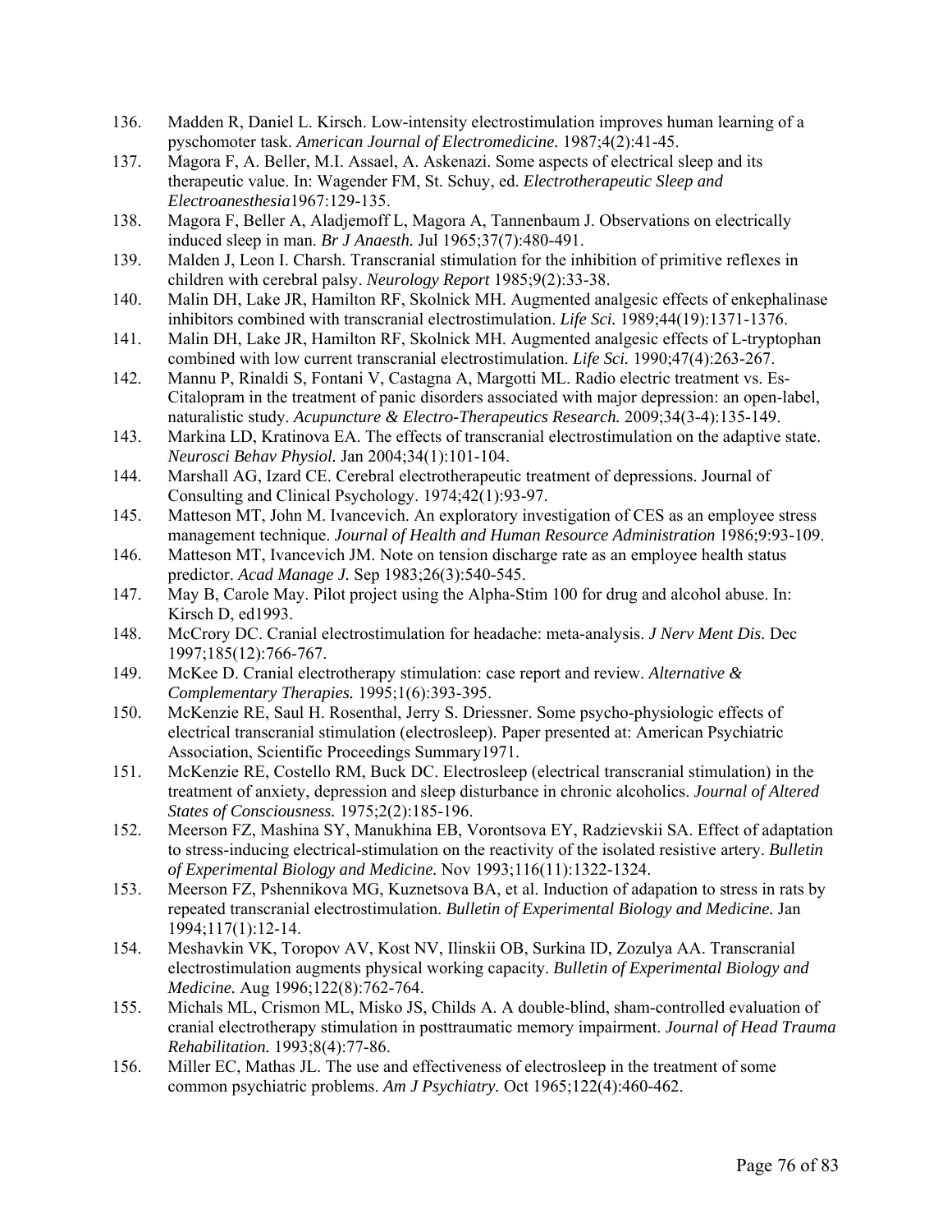136. Madden R, Daniel L. Kirsch. Low-intensity electrostimulation improves human learning of a pyschomoter task. *American Journal of Electromedicine.* 1987;4(2):41-45.
137. Magora F, A. Beller, M.I. Assael, A. Askenazi. Some aspects of electrical sleep and its therapeutic value. In: Wagender FM, St. Schuy, ed. *Electrotherapeutic Sleep and Electroanesthesia*1967:129-135.
138. Magora F, Beller A, Aladjemoff L, Magora A, Tannenbaum J. Observations on electrically induced sleep in man. *Br J Anaesth.* Jul 1965;37(7):480-491.
139. Malden J, Leon I. Charsh. Transcranial stimulation for the inhibition of primitive reflexes in children with cerebral palsy. *Neurology Report* 1985;9(2):33-38.
140. Malin DH, Lake JR, Hamilton RF, Skolnick MH. Augmented analgesic effects of enkephalinase inhibitors combined with transcranial electrostimulation. *Life Sci.* 1989;44(19):1371-1376.
141. Malin DH, Lake JR, Hamilton RF, Skolnick MH. Augmented analgesic effects of L-tryptophan combined with low current transcranial electrostimulation. *Life Sci.* 1990;47(4):263-267.
142. Mannu P, Rinaldi S, Fontani V, Castagna A, Margotti ML. Radio electric treatment vs. Es-Citalopram in the treatment of panic disorders associated with major depression: an open-label, naturalistic study. *Acupuncture & Electro-Therapeutics Research.* 2009;34(3-4):135-149.
143. Markina LD, Kratinova EA. The effects of transcranial electrostimulation on the adaptive state. *Neurosci Behav Physiol.* Jan 2004;34(1):101-104.
144. Marshall AG, Izard CE. Cerebral electrotherapeutic treatment of depressions. Journal of Consulting and Clinical Psychology. 1974;42(1):93-97.
145. Matteson MT, John M. Ivancevich. An exploratory investigation of CES as an employee stress management technique. *Journal of Health and Human Resource Administration* 1986;9:93-109.
146. Matteson MT, Ivancevich JM. Note on tension discharge rate as an employee health status predictor. *Acad Manage J.* Sep 1983;26(3):540-545.
147. May B, Carole May. Pilot project using the Alpha-Stim 100 for drug and alcohol abuse. In: Kirsch D, ed1993.
148. McCrory DC. Cranial electrostimulation for headache: meta-analysis. *J Nerv Ment Dis.* Dec 1997;185(12):766-767.
149. McKee D. Cranial electrotherapy stimulation: case report and review. *Alternative & Complementary Therapies.* 1995;1(6):393-395.
150. McKenzie RE, Saul H. Rosenthal, Jerry S. Driessner. Some psycho-physiologic effects of electrical transcranial stimulation (electrosleep). Paper presented at: American Psychiatric Association, Scientific Proceedings Summary1971.
151. McKenzie RE, Costello RM, Buck DC. Electrosleep (electrical transcranial stimulation) in the treatment of anxiety, depression and sleep disturbance in chronic alcoholics. *Journal of Altered States of Consciousness.* 1975;2(2):185-196.
152. Meerson FZ, Mashina SY, Manukhina EB, Vorontsova EY, Radzievskii SA. Effect of adaptation to stress-inducing electrical-stimulation on the reactivity of the isolated resistive artery. *Bulletin of Experimental Biology and Medicine.* Nov 1993;116(11):1322-1324.
153. Meerson FZ, Pshennikova MG, Kuznetsova BA, et al. Induction of adapation to stress in rats by repeated transcranial electrostimulation. *Bulletin of Experimental Biology and Medicine.* Jan 1994;117(1):12-14.
154. Meshavkin VK, Toropov AV, Kost NV, Ilinskii OB, Surkina ID, Zozulya AA. Transcranial electrostimulation augments physical working capacity. *Bulletin of Experimental Biology and Medicine.* Aug 1996;122(8):762-764.
155. Michals ML, Crismon ML, Misko JS, Childs A. A double-blind, sham-controlled evaluation of cranial electrotherapy stimulation in posttraumatic memory impairment. *Journal of Head Trauma Rehabilitation.* 1993;8(4):77-86.
156. Miller EC, Mathas JL. The use and effectiveness of electrosleep in the treatment of some common psychiatric problems. *Am J Psychiatry.* Oct 1965;122(4):460-462.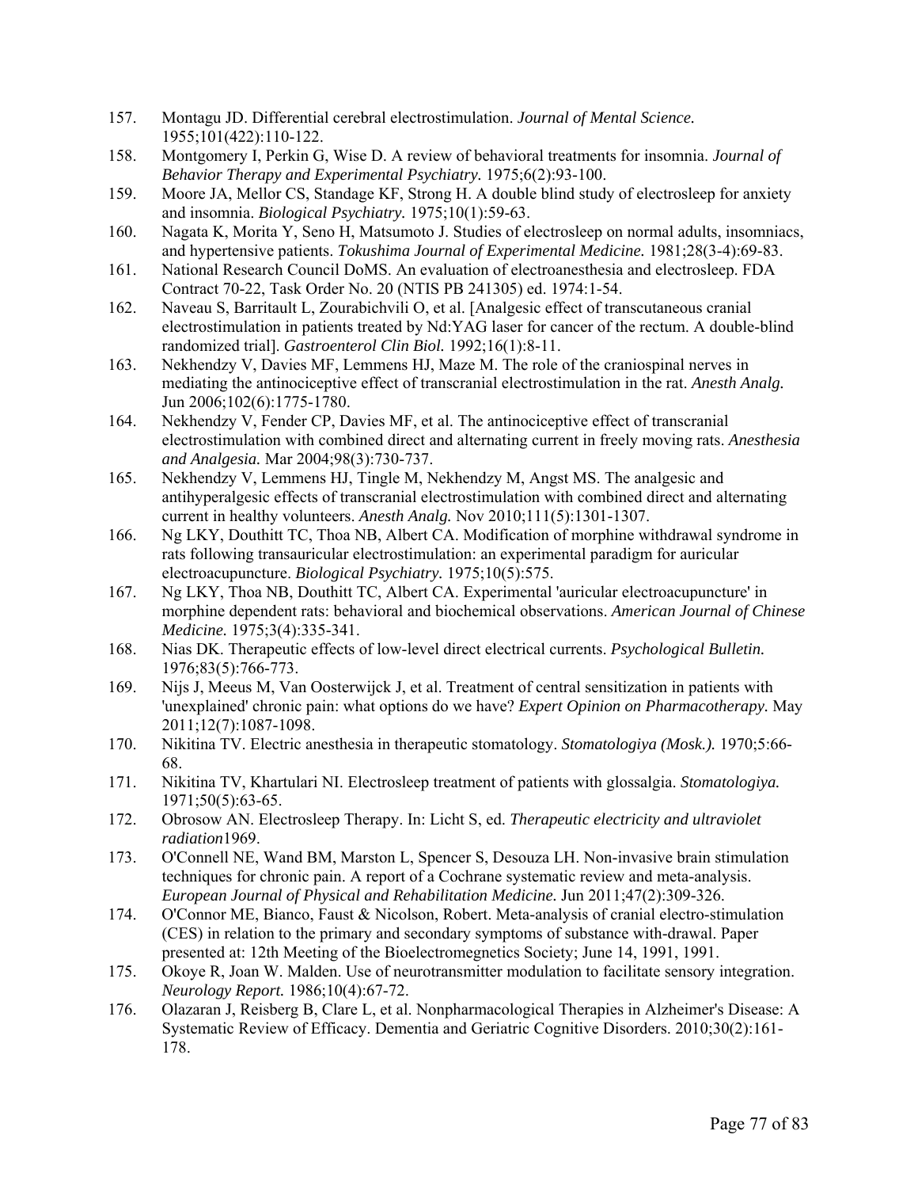157. Montagu JD. Differential cerebral electrostimulation. *Journal of Mental Science.* 1955;101(422):110-122.
158. Montgomery I, Perkin G, Wise D. A review of behavioral treatments for insomnia. *Journal of Behavior Therapy and Experimental Psychiatry.* 1975;6(2):93-100.
159. Moore JA, Mellor CS, Standage KF, Strong H. A double blind study of electrosleep for anxiety and insomnia. *Biological Psychiatry.* 1975;10(1):59-63.
160. Nagata K, Morita Y, Seno H, Matsumoto J. Studies of electrosleep on normal adults, insomniacs, and hypertensive patients. *Tokushima Journal of Experimental Medicine.* 1981;28(3-4):69-83.
161. National Research Council DoMS. An evaluation of electroanesthesia and electrosleep. FDA Contract 70-22, Task Order No. 20 (NTIS PB 241305) ed. 1974:1-54.
162. Naveau S, Barritault L, Zourabichvili O, et al. [Analgesic effect of transcutaneous cranial electrostimulation in patients treated by Nd:YAG laser for cancer of the rectum. A double-blind randomized trial]. *Gastroenterol Clin Biol.* 1992;16(1):8-11.
163. Nekhendzy V, Davies MF, Lemmens HJ, Maze M. The role of the craniospinal nerves in mediating the antinociceptive effect of transcranial electrostimulation in the rat. *Anesth Analg.* Jun 2006;102(6):1775-1780.
164. Nekhendzy V, Fender CP, Davies MF, et al. The antinociceptive effect of transcranial electrostimulation with combined direct and alternating current in freely moving rats. *Anesthesia and Analgesia.* Mar 2004;98(3):730-737.
165. Nekhendzy V, Lemmens HJ, Tingle M, Nekhendzy M, Angst MS. The analgesic and antihyperalgesic effects of transcranial electrostimulation with combined direct and alternating current in healthy volunteers. *Anesth Analg.* Nov 2010;111(5):1301-1307.
166. Ng LKY, Douthitt TC, Thoa NB, Albert CA. Modification of morphine withdrawal syndrome in rats following transauricular electrostimulation: an experimental paradigm for auricular electroacupuncture. *Biological Psychiatry.* 1975;10(5):575.
167. Ng LKY, Thoa NB, Douthitt TC, Albert CA. Experimental 'auricular electroacupuncture' in morphine dependent rats: behavioral and biochemical observations. *American Journal of Chinese Medicine.* 1975;3(4):335-341.
168. Nias DK. Therapeutic effects of low-level direct electrical currents. *Psychological Bulletin.* 1976;83(5):766-773.
169. Nijs J, Meeus M, Van Oosterwijck J, et al. Treatment of central sensitization in patients with 'unexplained' chronic pain: what options do we have? *Expert Opinion on Pharmacotherapy.* May 2011;12(7):1087-1098.
170. Nikitina TV. Electric anesthesia in therapeutic stomatology. *Stomatologiya (Mosk.).* 1970;5:66-68.
171. Nikitina TV, Khartulari NI. Electrosleep treatment of patients with glossalgia. *Stomatologiya.* 1971;50(5):63-65.
172. Obrosow AN. Electrosleep Therapy. In: Licht S, ed. *Therapeutic electricity and ultraviolet radiation*1969.
173. O'Connell NE, Wand BM, Marston L, Spencer S, Desouza LH. Non-invasive brain stimulation techniques for chronic pain. A report of a Cochrane systematic review and meta-analysis. *European Journal of Physical and Rehabilitation Medicine.* Jun 2011;47(2):309-326.
174. O'Connor ME, Bianco, Faust & Nicolson, Robert. Meta-analysis of cranial electro-stimulation (CES) in relation to the primary and secondary symptoms of substance with-drawal. Paper presented at: 12th Meeting of the Bioelectromegnetics Society; June 14, 1991, 1991.
175. Okoye R, Joan W. Malden. Use of neurotransmitter modulation to facilitate sensory integration. *Neurology Report.* 1986;10(4):67-72.
176. Olazaran J, Reisberg B, Clare L, et al. Nonpharmacological Therapies in Alzheimer's Disease: A Systematic Review of Efficacy. Dementia and Geriatric Cognitive Disorders. 2010;30(2):161-178.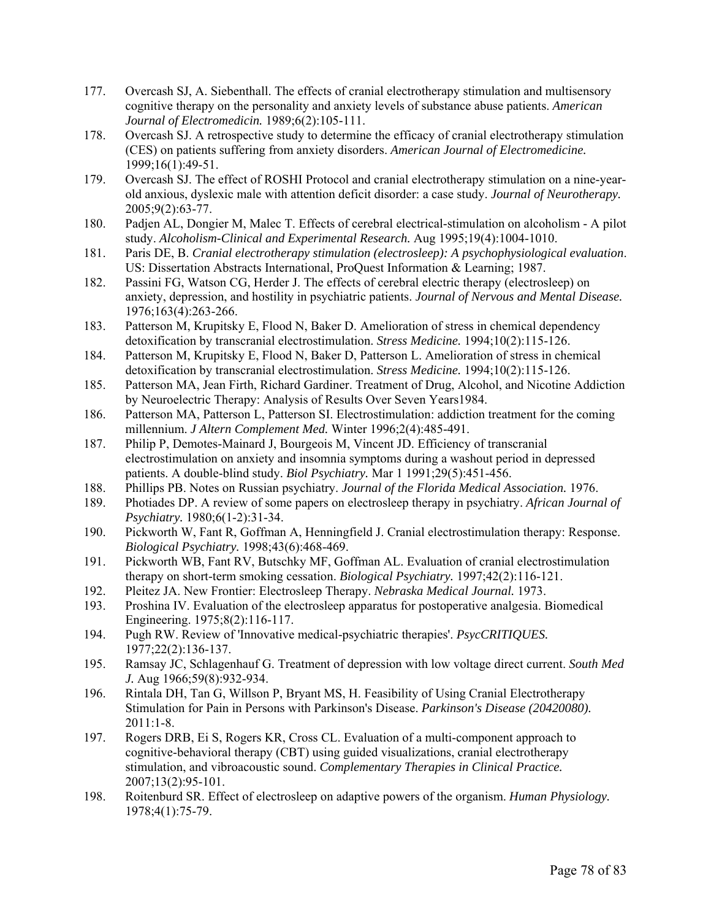177. Overcash SJ, A. Siebenthall. The effects of cranial electrotherapy stimulation and multisensory cognitive therapy on the personality and anxiety levels of substance abuse patients. *American Journal of Electromedicin.* 1989;6(2):105-111.
178. Overcash SJ. A retrospective study to determine the efficacy of cranial electrotherapy stimulation (CES) on patients suffering from anxiety disorders. *American Journal of Electromedicine.* 1999;16(1):49-51.
179. Overcash SJ. The effect of ROSHI Protocol and cranial electrotherapy stimulation on a nine-year-old anxious, dyslexic male with attention deficit disorder: a case study. *Journal of Neurotherapy.* 2005;9(2):63-77.
180. Padjen AL, Dongier M, Malec T. Effects of cerebral electrical-stimulation on alcoholism - A pilot study. *Alcoholism-Clinical and Experimental Research.* Aug 1995;19(4):1004-1010.
181. Paris DE, B. *Cranial electrotherapy stimulation (electrosleep): A psychophysiological evaluation*. US: Dissertation Abstracts International, ProQuest Information & Learning; 1987.
182. Passini FG, Watson CG, Herder J. The effects of cerebral electric therapy (electrosleep) on anxiety, depression, and hostility in psychiatric patients. *Journal of Nervous and Mental Disease.* 1976;163(4):263-266.
183. Patterson M, Krupitsky E, Flood N, Baker D. Amelioration of stress in chemical dependency detoxification by transcranial electrostimulation. *Stress Medicine.* 1994;10(2):115-126.
184. Patterson M, Krupitsky E, Flood N, Baker D, Patterson L. Amelioration of stress in chemical detoxification by transcranial electrostimulation. *Stress Medicine.* 1994;10(2):115-126.
185. Patterson MA, Jean Firth, Richard Gardiner. Treatment of Drug, Alcohol, and Nicotine Addiction by Neuroelectric Therapy: Analysis of Results Over Seven Years1984.
186. Patterson MA, Patterson L, Patterson SI. Electrostimulation: addiction treatment for the coming millennium. *J Altern Complement Med.* Winter 1996;2(4):485-491.
187. Philip P, Demotes-Mainard J, Bourgeois M, Vincent JD. Efficiency of transcranial electrostimulation on anxiety and insomnia symptoms during a washout period in depressed patients. A double-blind study. *Biol Psychiatry.* Mar 1 1991;29(5):451-456.
188. Phillips PB. Notes on Russian psychiatry. *Journal of the Florida Medical Association.* 1976.
189. Photiades DP. A review of some papers on electrosleep therapy in psychiatry. *African Journal of Psychiatry.* 1980;6(1-2):31-34.
190. Pickworth W, Fant R, Goffman A, Henningfield J. Cranial electrostimulation therapy: Response. *Biological Psychiatry.* 1998;43(6):468-469.
191. Pickworth WB, Fant RV, Butschky MF, Goffman AL. Evaluation of cranial electrostimulation therapy on short-term smoking cessation. *Biological Psychiatry.* 1997;42(2):116-121.
192. Pleitez JA. New Frontier: Electrosleep Therapy. *Nebraska Medical Journal.* 1973.
193. Proshina IV. Evaluation of the electrosleep apparatus for postoperative analgesia. Biomedical Engineering. 1975;8(2):116-117.
194. Pugh RW. Review of 'Innovative medical-psychiatric therapies'. *PsycCRITIQUES.* 1977;22(2):136-137.
195. Ramsay JC, Schlagenhauf G. Treatment of depression with low voltage direct current. *South Med J.* Aug 1966;59(8):932-934.
196. Rintala DH, Tan G, Willson P, Bryant MS, H. Feasibility of Using Cranial Electrotherapy Stimulation for Pain in Persons with Parkinson's Disease. *Parkinson's Disease (20420080).* 2011:1-8.
197. Rogers DRB, Ei S, Rogers KR, Cross CL. Evaluation of a multi-component approach to cognitive-behavioral therapy (CBT) using guided visualizations, cranial electrotherapy stimulation, and vibroacoustic sound. *Complementary Therapies in Clinical Practice.* 2007;13(2):95-101.
198. Roitenburd SR. Effect of electrosleep on adaptive powers of the organism. *Human Physiology.* 1978;4(1):75-79.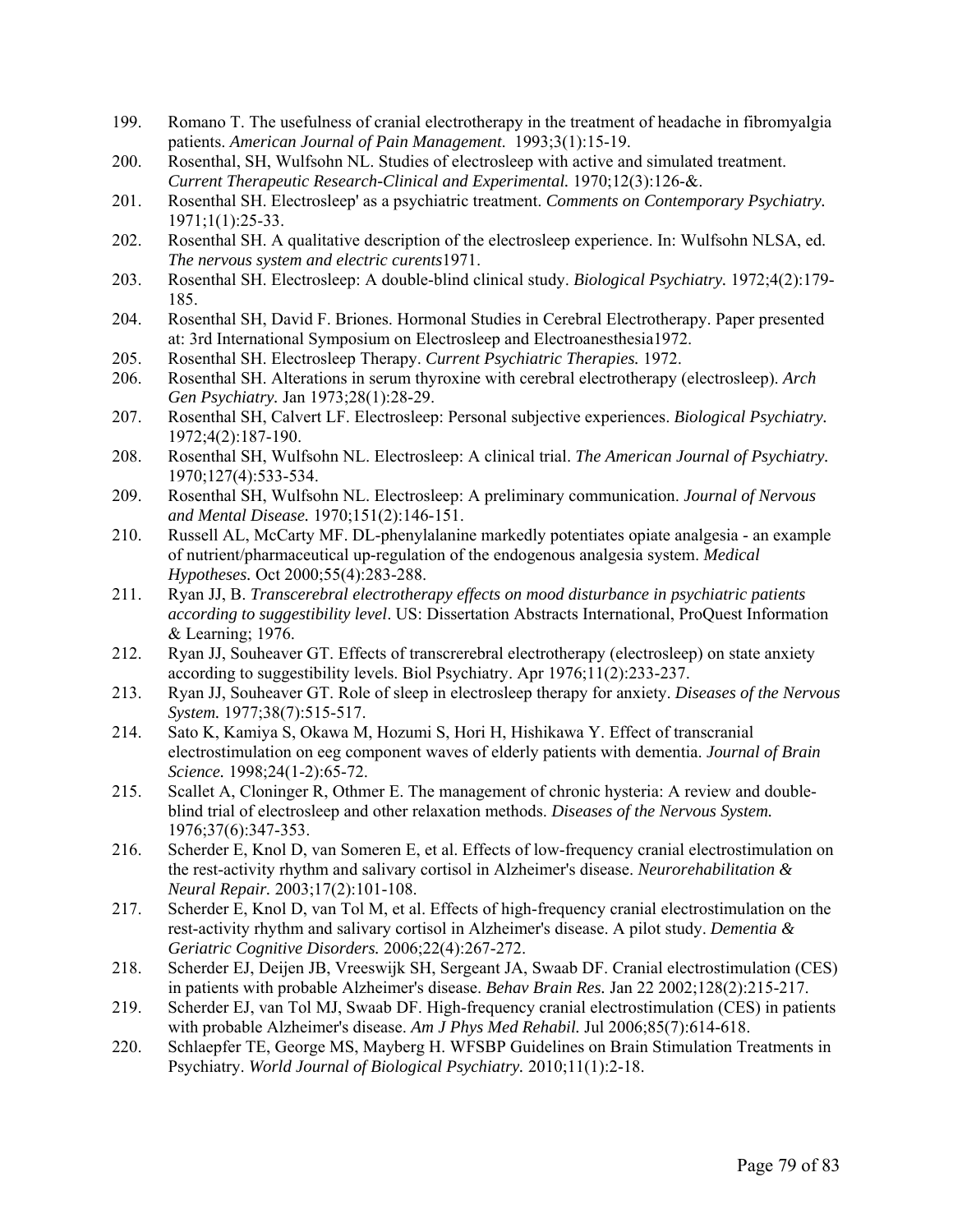199. Romano T. The usefulness of cranial electrotherapy in the treatment of headache in fibromyalgia patients. *American Journal of Pain Management.* 1993;3(1):15-19.
200. Rosenthal, SH, Wulfsohn NL. Studies of electrosleep with active and simulated treatment. *Current Therapeutic Research-Clinical and Experimental.* 1970;12(3):126-&.
201. Rosenthal SH. Electrosleep' as a psychiatric treatment. *Comments on Contemporary Psychiatry.* 1971;1(1):25-33.
202. Rosenthal SH. A qualitative description of the electrosleep experience. In: Wulfsohn NLSA, ed. *The nervous system and electric curents*1971.
203. Rosenthal SH. Electrosleep: A double-blind clinical study. *Biological Psychiatry.* 1972;4(2):179-185.
204. Rosenthal SH, David F. Briones. Hormonal Studies in Cerebral Electrotherapy. Paper presented at: 3rd International Symposium on Electrosleep and Electroanesthesia1972.
205. Rosenthal SH. Electrosleep Therapy. *Current Psychiatric Therapies.* 1972.
206. Rosenthal SH. Alterations in serum thyroxine with cerebral electrotherapy (electrosleep). *Arch Gen Psychiatry.* Jan 1973;28(1):28-29.
207. Rosenthal SH, Calvert LF. Electrosleep: Personal subjective experiences. *Biological Psychiatry.* 1972;4(2):187-190.
208. Rosenthal SH, Wulfsohn NL. Electrosleep: A clinical trial. *The American Journal of Psychiatry.* 1970;127(4):533-534.
209. Rosenthal SH, Wulfsohn NL. Electrosleep: A preliminary communication. *Journal of Nervous and Mental Disease.* 1970;151(2):146-151.
210. Russell AL, McCarty MF. DL-phenylalanine markedly potentiates opiate analgesia - an example of nutrient/pharmaceutical up-regulation of the endogenous analgesia system. *Medical Hypotheses.* Oct 2000;55(4):283-288.
211. Ryan JJ, B. *Transcerebral electrotherapy effects on mood disturbance in psychiatric patients according to suggestibility level*. US: Dissertation Abstracts International, ProQuest Information & Learning; 1976.
212. Ryan JJ, Souheaver GT. Effects of transcrerebral electrotherapy (electrosleep) on state anxiety according to suggestibility levels. Biol Psychiatry. Apr 1976;11(2):233-237.
213. Ryan JJ, Souheaver GT. Role of sleep in electrosleep therapy for anxiety. *Diseases of the Nervous System.* 1977;38(7):515-517.
214. Sato K, Kamiya S, Okawa M, Hozumi S, Hori H, Hishikawa Y. Effect of transcranial electrostimulation on eeg component waves of elderly patients with dementia. *Journal of Brain Science.* 1998;24(1-2):65-72.
215. Scallet A, Cloninger R, Othmer E. The management of chronic hysteria: A review and double-blind trial of electrosleep and other relaxation methods. *Diseases of the Nervous System.* 1976;37(6):347-353.
216. Scherder E, Knol D, van Someren E, et al. Effects of low-frequency cranial electrostimulation on the rest-activity rhythm and salivary cortisol in Alzheimer's disease. *Neurorehabilitation & Neural Repair.* 2003;17(2):101-108.
217. Scherder E, Knol D, van Tol M, et al. Effects of high-frequency cranial electrostimulation on the rest-activity rhythm and salivary cortisol in Alzheimer's disease. A pilot study. *Dementia & Geriatric Cognitive Disorders.* 2006;22(4):267-272.
218. Scherder EJ, Deijen JB, Vreeswijk SH, Sergeant JA, Swaab DF. Cranial electrostimulation (CES) in patients with probable Alzheimer's disease. *Behav Brain Res.* Jan 22 2002;128(2):215-217.
219. Scherder EJ, van Tol MJ, Swaab DF. High-frequency cranial electrostimulation (CES) in patients with probable Alzheimer's disease. *Am J Phys Med Rehabil.* Jul 2006;85(7):614-618.
220. Schlaepfer TE, George MS, Mayberg H. WFSBP Guidelines on Brain Stimulation Treatments in Psychiatry. *World Journal of Biological Psychiatry.* 2010;11(1):2-18.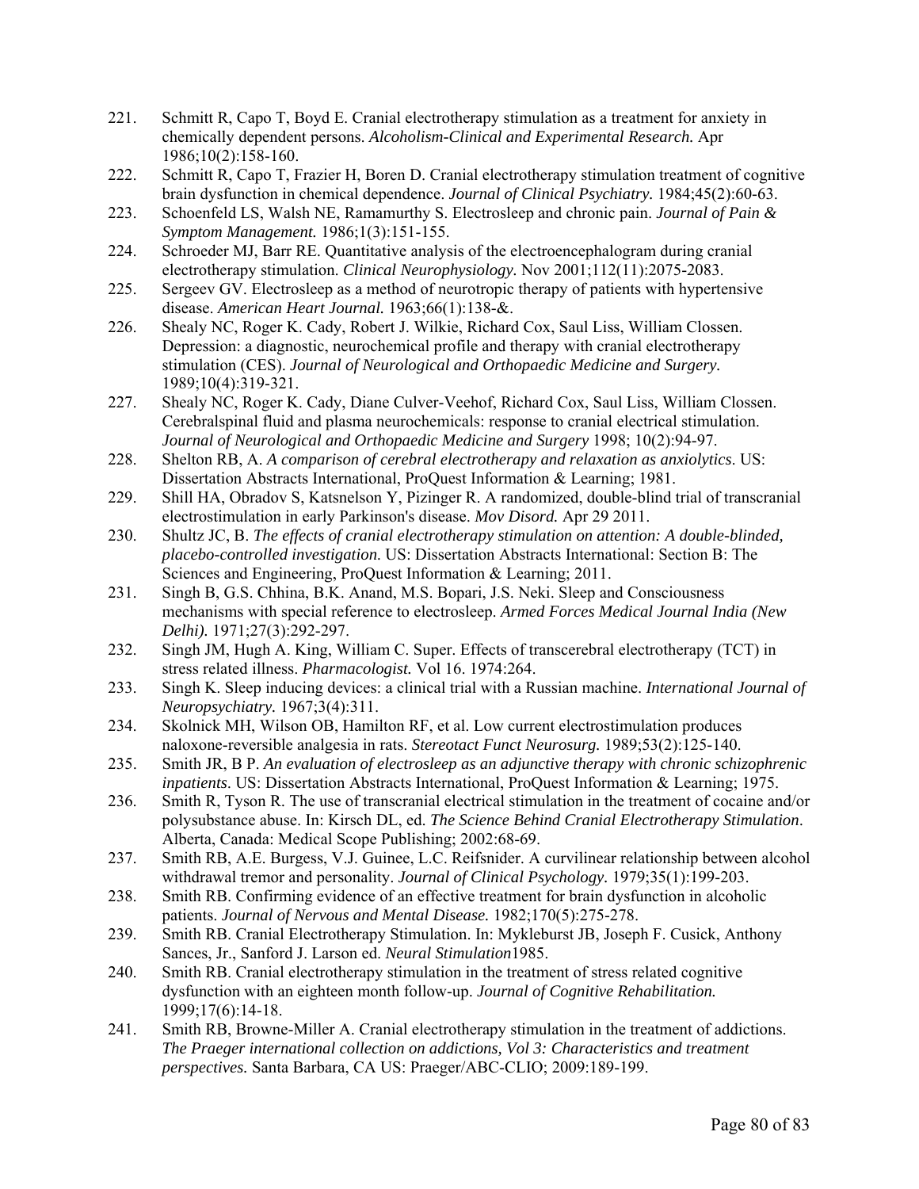221. Schmitt R, Capo T, Boyd E. Cranial electrotherapy stimulation as a treatment for anxiety in chemically dependent persons. *Alcoholism-Clinical and Experimental Research.* Apr 1986;10(2):158-160.
222. Schmitt R, Capo T, Frazier H, Boren D. Cranial electrotherapy stimulation treatment of cognitive brain dysfunction in chemical dependence. *Journal of Clinical Psychiatry.* 1984;45(2):60-63.
223. Schoenfeld LS, Walsh NE, Ramamurthy S. Electrosleep and chronic pain. *Journal of Pain & Symptom Management.* 1986;1(3):151-155.
224. Schroeder MJ, Barr RE. Quantitative analysis of the electroencephalogram during cranial electrotherapy stimulation. *Clinical Neurophysiology.* Nov 2001;112(11):2075-2083.
225. Sergeev GV. Electrosleep as a method of neurotropic therapy of patients with hypertensive disease. *American Heart Journal.* 1963;66(1):138-&.
226. Shealy NC, Roger K. Cady, Robert J. Wilkie, Richard Cox, Saul Liss, William Clossen. Depression: a diagnostic, neurochemical profile and therapy with cranial electrotherapy stimulation (CES). *Journal of Neurological and Orthopaedic Medicine and Surgery.* 1989;10(4):319-321.
227. Shealy NC, Roger K. Cady, Diane Culver-Veehof, Richard Cox, Saul Liss, William Clossen. Cerebralspinal fluid and plasma neurochemicals: response to cranial electrical stimulation. *Journal of Neurological and Orthopaedic Medicine and Surgery* 1998; 10(2):94-97.
228. Shelton RB, A. *A comparison of cerebral electrotherapy and relaxation as anxiolytics*. US: Dissertation Abstracts International, ProQuest Information & Learning; 1981.
229. Shill HA, Obradov S, Katsnelson Y, Pizinger R. A randomized, double-blind trial of transcranial electrostimulation in early Parkinson's disease. *Mov Disord.* Apr 29 2011.
230. Shultz JC, B. *The effects of cranial electrotherapy stimulation on attention: A double-blinded, placebo-controlled investigation.* US: Dissertation Abstracts International: Section B: The Sciences and Engineering, ProQuest Information & Learning; 2011.
231. Singh B, G.S. Chhina, B.K. Anand, M.S. Bopari, J.S. Neki. Sleep and Consciousness mechanisms with special reference to electrosleep. *Armed Forces Medical Journal India (New Delhi).* 1971;27(3):292-297.
232. Singh JM, Hugh A. King, William C. Super. Effects of transcerebral electrotherapy (TCT) in stress related illness. *Pharmacologist.* Vol 16. 1974:264.
233. Singh K. Sleep inducing devices: a clinical trial with a Russian machine. *International Journal of Neuropsychiatry.* 1967;3(4):311.
234. Skolnick MH, Wilson OB, Hamilton RF, et al. Low current electrostimulation produces naloxone-reversible analgesia in rats. *Stereotact Funct Neurosurg.* 1989;53(2):125-140.
235. Smith JR, B P. *An evaluation of electrosleep as an adjunctive therapy with chronic schizophrenic inpatients*. US: Dissertation Abstracts International, ProQuest Information & Learning; 1975.
236. Smith R, Tyson R. The use of transcranial electrical stimulation in the treatment of cocaine and/or polysubstance abuse. In: Kirsch DL, ed. *The Science Behind Cranial Electrotherapy Stimulation*. Alberta, Canada: Medical Scope Publishing; 2002:68-69.
237. Smith RB, A.E. Burgess, V.J. Guinee, L.C. Reifsnider. A curvilinear relationship between alcohol withdrawal tremor and personality. *Journal of Clinical Psychology.* 1979;35(1):199-203.
238. Smith RB. Confirming evidence of an effective treatment for brain dysfunction in alcoholic patients. *Journal of Nervous and Mental Disease.* 1982;170(5):275-278.
239. Smith RB. Cranial Electrotherapy Stimulation. In: Mykleburst JB, Joseph F. Cusick, Anthony Sances, Jr., Sanford J. Larson ed. *Neural Stimulation*1985.
240. Smith RB. Cranial electrotherapy stimulation in the treatment of stress related cognitive dysfunction with an eighteen month follow-up. *Journal of Cognitive Rehabilitation.* 1999;17(6):14-18.
241. Smith RB, Browne-Miller A. Cranial electrotherapy stimulation in the treatment of addictions. *The Praeger international collection on addictions, Vol 3: Characteristics and treatment perspectives.* Santa Barbara, CA US: Praeger/ABC-CLIO; 2009:189-199.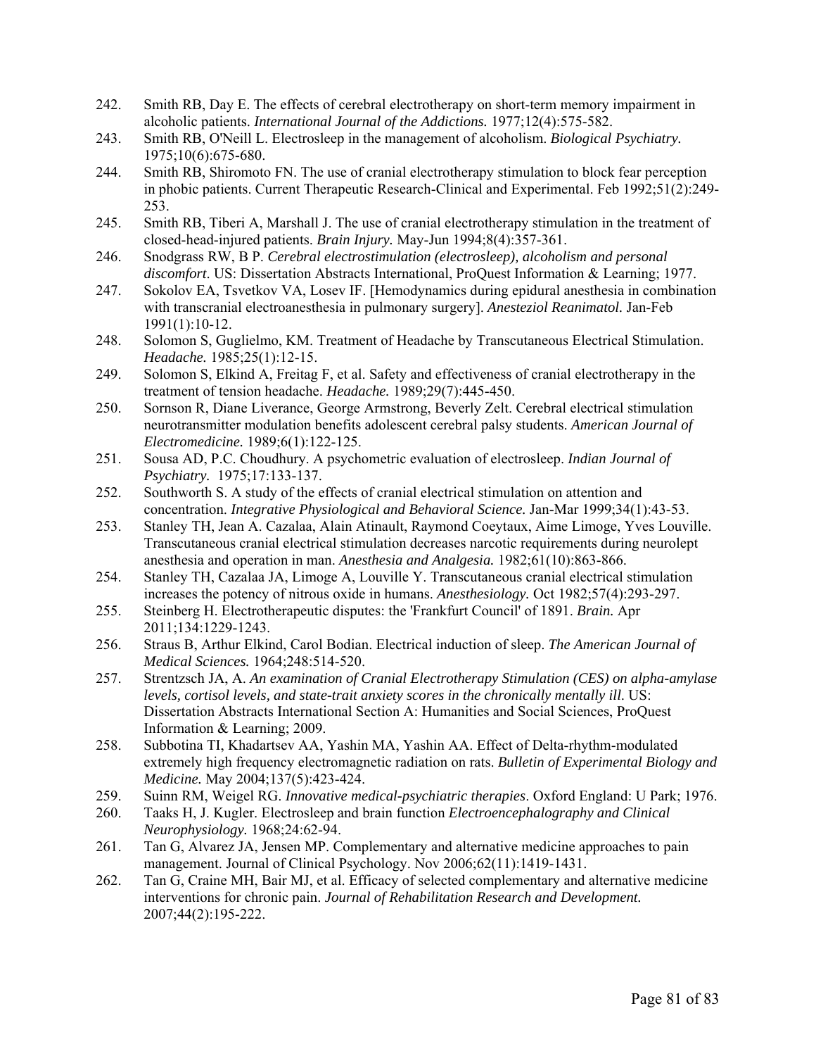242. Smith RB, Day E. The effects of cerebral electrotherapy on short-term memory impairment in alcoholic patients. *International Journal of the Addictions.* 1977;12(4):575-582.
243. Smith RB, O'Neill L. Electrosleep in the management of alcoholism. *Biological Psychiatry.* 1975;10(6):675-680.
244. Smith RB, Shiromoto FN. The use of cranial electrotherapy stimulation to block fear perception in phobic patients. Current Therapeutic Research-Clinical and Experimental. Feb 1992;51(2):249-253.
245. Smith RB, Tiberi A, Marshall J. The use of cranial electrotherapy stimulation in the treatment of closed-head-injured patients. *Brain Injury.* May-Jun 1994;8(4):357-361.
246. Snodgrass RW, B P. *Cerebral electrostimulation (electrosleep), alcoholism and personal discomfort*. US: Dissertation Abstracts International, ProQuest Information & Learning; 1977.
247. Sokolov EA, Tsvetkov VA, Losev IF. [Hemodynamics during epidural anesthesia in combination with transcranial electroanesthesia in pulmonary surgery]. *Anesteziol Reanimatol.* Jan-Feb 1991(1):10-12.
248. Solomon S, Guglielmo, KM. Treatment of Headache by Transcutaneous Electrical Stimulation. *Headache.* 1985;25(1):12-15.
249. Solomon S, Elkind A, Freitag F, et al. Safety and effectiveness of cranial electrotherapy in the treatment of tension headache. *Headache.* 1989;29(7):445-450.
250. Sornson R, Diane Liverance, George Armstrong, Beverly Zelt. Cerebral electrical stimulation neurotransmitter modulation benefits adolescent cerebral palsy students. *American Journal of Electromedicine.* 1989;6(1):122-125.
251. Sousa AD, P.C. Choudhury. A psychometric evaluation of electrosleep. *Indian Journal of Psychiatry.* 1975;17:133-137.
252. Southworth S. A study of the effects of cranial electrical stimulation on attention and concentration. *Integrative Physiological and Behavioral Science.* Jan-Mar 1999;34(1):43-53.
253. Stanley TH, Jean A. Cazalaa, Alain Atinault, Raymond Coeytaux, Aime Limoge, Yves Louville. Transcutaneous cranial electrical stimulation decreases narcotic requirements during neurolept anesthesia and operation in man. *Anesthesia and Analgesia.* 1982;61(10):863-866.
254. Stanley TH, Cazalaa JA, Limoge A, Louville Y. Transcutaneous cranial electrical stimulation increases the potency of nitrous oxide in humans. *Anesthesiology.* Oct 1982;57(4):293-297.
255. Steinberg H. Electrotherapeutic disputes: the 'Frankfurt Council' of 1891. *Brain.* Apr 2011;134:1229-1243.
256. Straus B, Arthur Elkind, Carol Bodian. Electrical induction of sleep. *The American Journal of Medical Sciences.* 1964;248:514-520.
257. Strentzsch JA, A. *An examination of Cranial Electrotherapy Stimulation (CES) on alpha-amylase levels, cortisol levels, and state-trait anxiety scores in the chronically mentally ill*. US: Dissertation Abstracts International Section A: Humanities and Social Sciences, ProQuest Information & Learning; 2009.
258. Subbotina TI, Khadartsev AA, Yashin MA, Yashin AA. Effect of Delta-rhythm-modulated extremely high frequency electromagnetic radiation on rats. *Bulletin of Experimental Biology and Medicine.* May 2004;137(5):423-424.
259. Suinn RM, Weigel RG. *Innovative medical-psychiatric therapies*. Oxford England: U Park; 1976.
260. Taaks H, J. Kugler. Electrosleep and brain function *Electroencephalography and Clinical Neurophysiology.* 1968;24:62-94.
261. Tan G, Alvarez JA, Jensen MP. Complementary and alternative medicine approaches to pain management. Journal of Clinical Psychology. Nov 2006;62(11):1419-1431.
262. Tan G, Craine MH, Bair MJ, et al. Efficacy of selected complementary and alternative medicine interventions for chronic pain. *Journal of Rehabilitation Research and Development.* 2007;44(2):195-222.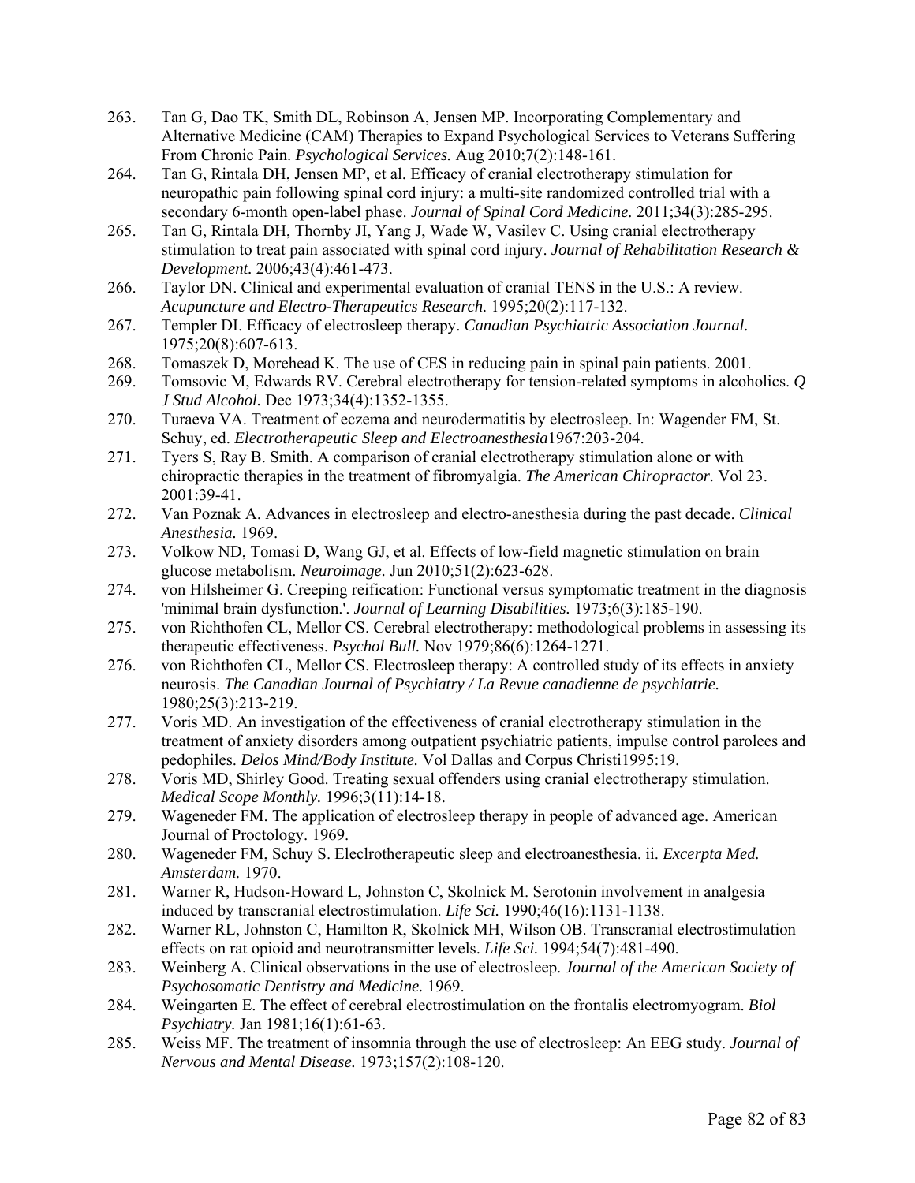263. Tan G, Dao TK, Smith DL, Robinson A, Jensen MP. Incorporating Complementary and Alternative Medicine (CAM) Therapies to Expand Psychological Services to Veterans Suffering From Chronic Pain. *Psychological Services.* Aug 2010;7(2):148-161.
264. Tan G, Rintala DH, Jensen MP, et al. Efficacy of cranial electrotherapy stimulation for neuropathic pain following spinal cord injury: a multi-site randomized controlled trial with a secondary 6-month open-label phase. *Journal of Spinal Cord Medicine.* 2011;34(3):285-295.
265. Tan G, Rintala DH, Thornby JI, Yang J, Wade W, Vasilev C. Using cranial electrotherapy stimulation to treat pain associated with spinal cord injury. *Journal of Rehabilitation Research & Development.* 2006;43(4):461-473.
266. Taylor DN. Clinical and experimental evaluation of cranial TENS in the U.S.: A review. *Acupuncture and Electro-Therapeutics Research.* 1995;20(2):117-132.
267. Templer DI. Efficacy of electrosleep therapy. *Canadian Psychiatric Association Journal.* 1975;20(8):607-613.
268. Tomaszek D, Morehead K. The use of CES in reducing pain in spinal pain patients. 2001.
269. Tomsovic M, Edwards RV. Cerebral electrotherapy for tension-related symptoms in alcoholics. *Q J Stud Alcohol.* Dec 1973;34(4):1352-1355.
270. Turaeva VA. Treatment of eczema and neurodermatitis by electrosleep. In: Wagender FM, St. Schuy, ed. *Electrotherapeutic Sleep and Electroanesthesia*1967:203-204.
271. Tyers S, Ray B. Smith. A comparison of cranial electrotherapy stimulation alone or with chiropractic therapies in the treatment of fibromyalgia. *The American Chiropractor.* Vol 23. 2001:39-41.
272. Van Poznak A. Advances in electrosleep and electro-anesthesia during the past decade. *Clinical Anesthesia.* 1969.
273. Volkow ND, Tomasi D, Wang GJ, et al. Effects of low-field magnetic stimulation on brain glucose metabolism. *Neuroimage.* Jun 2010;51(2):623-628.
274. von Hilsheimer G. Creeping reification: Functional versus symptomatic treatment in the diagnosis 'minimal brain dysfunction.'. *Journal of Learning Disabilities.* 1973;6(3):185-190.
275. von Richthofen CL, Mellor CS. Cerebral electrotherapy: methodological problems in assessing its therapeutic effectiveness. *Psychol Bull.* Nov 1979;86(6):1264-1271.
276. von Richthofen CL, Mellor CS. Electrosleep therapy: A controlled study of its effects in anxiety neurosis. *The Canadian Journal of Psychiatry / La Revue canadienne de psychiatrie.* 1980;25(3):213-219.
277. Voris MD. An investigation of the effectiveness of cranial electrotherapy stimulation in the treatment of anxiety disorders among outpatient psychiatric patients, impulse control parolees and pedophiles. *Delos Mind/Body Institute.* Vol Dallas and Corpus Christi1995:19.
278. Voris MD, Shirley Good. Treating sexual offenders using cranial electrotherapy stimulation. *Medical Scope Monthly.* 1996;3(11):14-18.
279. Wageneder FM. The application of electrosleep therapy in people of advanced age. American Journal of Proctology. 1969.
280. Wageneder FM, Schuy S. Eleclrotherapeutic sleep and electroanesthesia. ii. *Excerpta Med. Amsterdam.* 1970.
281. Warner R, Hudson-Howard L, Johnston C, Skolnick M. Serotonin involvement in analgesia induced by transcranial electrostimulation. *Life Sci.* 1990;46(16):1131-1138.
282. Warner RL, Johnston C, Hamilton R, Skolnick MH, Wilson OB. Transcranial electrostimulation effects on rat opioid and neurotransmitter levels. *Life Sci.* 1994;54(7):481-490.
283. Weinberg A. Clinical observations in the use of electrosleep. *Journal of the American Society of Psychosomatic Dentistry and Medicine.* 1969.
284. Weingarten E. The effect of cerebral electrostimulation on the frontalis electromyogram. *Biol Psychiatry.* Jan 1981;16(1):61-63.
285. Weiss MF. The treatment of insomnia through the use of electrosleep: An EEG study. *Journal of Nervous and Mental Disease.* 1973;157(2):108-120.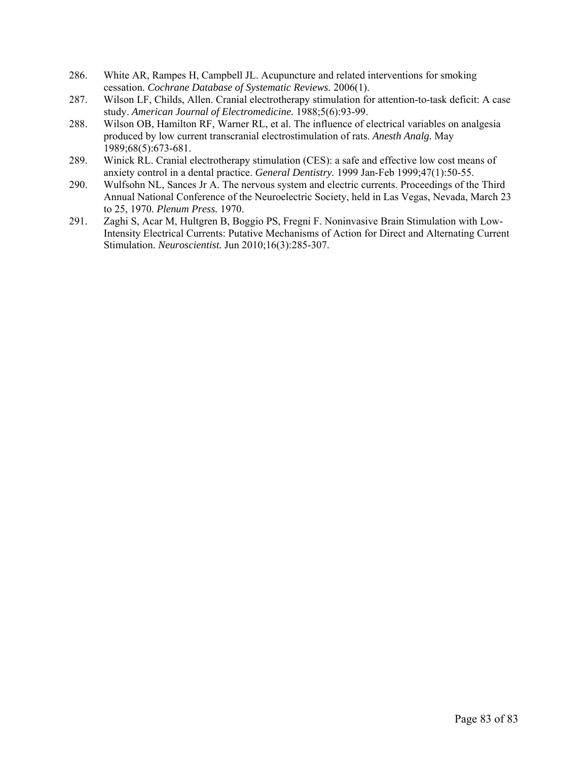286. White AR, Rampes H, Campbell JL. Acupuncture and related interventions for smoking cessation. *Cochrane Database of Systematic Reviews.* 2006(1).
287. Wilson LF, Childs, Allen. Cranial electrotherapy stimulation for attention-to-task deficit: A case study. *American Journal of Electromedicine.* 1988;5(6):93-99.
288. Wilson OB, Hamilton RF, Warner RL, et al. The influence of electrical variables on analgesia produced by low current transcranial electrostimulation of rats. *Anesth Analg.* May 1989;68(5):673-681.
289. Winick RL. Cranial electrotherapy stimulation (CES): a safe and effective low cost means of anxiety control in a dental practice. *General Dentistry.* 1999 Jan-Feb 1999;47(1):50-55.
290. Wulfsohn NL, Sances Jr A. The nervous system and electric currents. Proceedings of the Third Annual National Conference of the Neuroelectric Society, held in Las Vegas, Nevada, March 23 to 25, 1970. *Plenum Press.* 1970.
291. Zaghi S, Acar M, Hultgren B, Boggio PS, Fregni F. Noninvasive Brain Stimulation with Low-Intensity Electrical Currents: Putative Mechanisms of Action for Direct and Alternating Current Stimulation. *Neuroscientist.* Jun 2010;16(3):285-307.